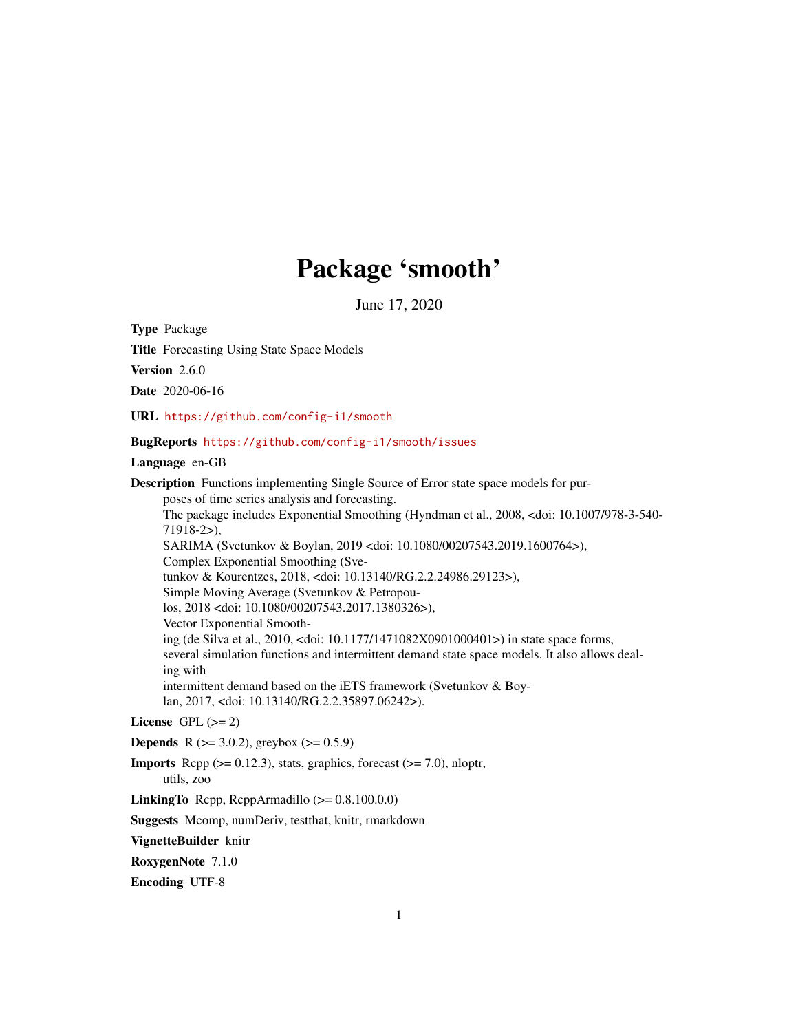# Package 'smooth'

June 17, 2020

**Type** Package

**Title** Forecasting Using State Space Models

**Version** 2.6.0

**Date** 2020-06-16

**URL** https://github.com/config-i1/smooth

**BugReports** https://github.com/config-i1/smooth/issues

**Language** en-GB

**Description** Functions implementing Single Source of Error state space models for purposes of time series analysis and forecasting.
The package includes Exponential Smoothing (Hyndman et al., 2008, <doi: 10.1007/978-3-540-71918-2>),
SARIMA (Svetunkov & Boylan, 2019 <doi: 10.1080/00207543.2019.1600764>),
Complex Exponential Smoothing (Svetunkov & Kourentzes, 2018, <doi: 10.13140/RG.2.2.24986.29123>),
Simple Moving Average (Svetunkov & Petropoulos, 2018 <doi: 10.1080/00207543.2017.1380326>),
Vector Exponential Smoothing (de Silva et al., 2010, <doi: 10.1177/1471082X0901000401>) in state space forms,
several simulation functions and intermittent demand state space models. It also allows dealing with
intermittent demand based on the iETS framework (Svetunkov & Boylan, 2017, <doi: 10.13140/RG.2.2.35897.06242>).

**License** GPL (>= 2)

**Depends** R (>= 3.0.2), greybox (>= 0.5.9)

**Imports** Rcpp (>= 0.12.3), stats, graphics, forecast (>= 7.0), nloptr, utils, zoo

**LinkingTo** Rcpp, RcppArmadillo (>= 0.8.100.0.0)

**Suggests** Mcomp, numDeriv, testthat, knitr, rmarkdown

**VignetteBuilder** knitr

**RoxygenNote** 7.1.0

**Encoding** UTF-8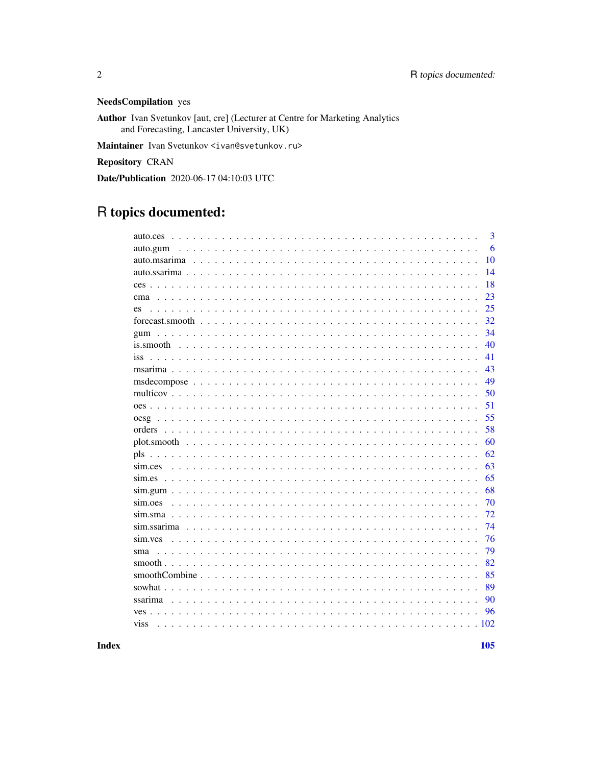**NeedsCompilation** yes

**Author** Ivan Svetunkov [aut, cre] (Lecturer at Centre for Marketing Analytics and Forecasting, Lancaster University, UK)

**Maintainer** Ivan Svetunkov <ivan@svetunkov.ru>

**Repository** CRAN

**Date/Publication** 2020-06-17 04:10:03 UTC

# R topics documented:

| | |
|---|---|
| auto.ces | 3 |
| auto.gum | 6 |
| auto.msarima | 10 |
| auto.ssarima | 14 |
| ces | 18 |
| cma | 23 |
| es | 25 |
| forecast.smooth | 32 |
| gum | 34 |
| is.smooth | 40 |
| iss | 41 |
| msarima | 43 |
| msdecompose | 49 |
| multicov | 50 |
| oes | 51 |
| oesg | 55 |
| orders | 58 |
| plot.smooth | 60 |
| pls | 62 |
| sim.ces | 63 |
| sim.es | 65 |
| sim.gum | 68 |
| sim.oes | 70 |
| sim.sma | 72 |
| sim.ssarima | 74 |
| sim.ves | 76 |
| sma | 79 |
| smooth | 82 |
| smoothCombine | 85 |
| sowhat | 89 |
| ssarima | 90 |
| ves | 96 |
| viss | 102 |

**Index** **105**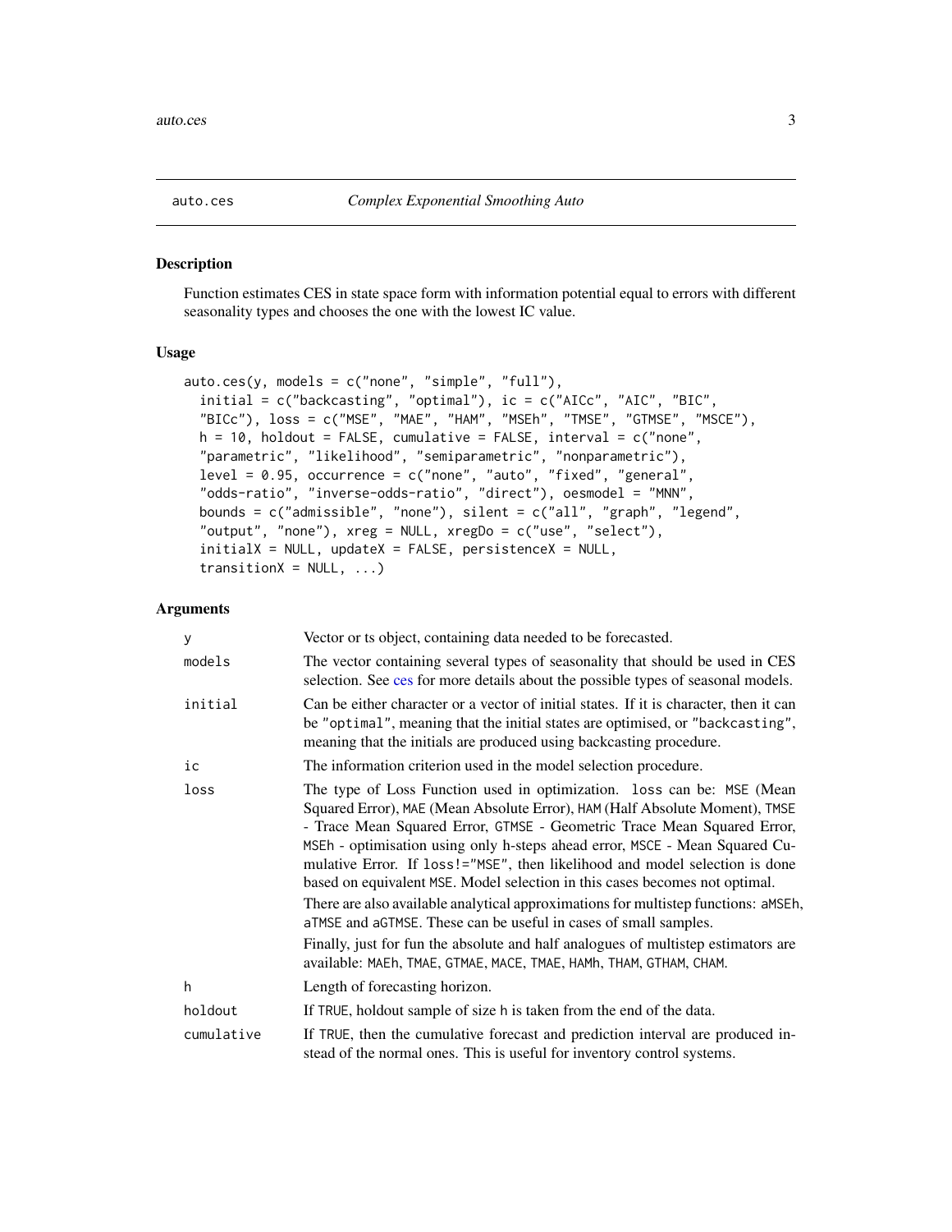# auto.ces — *Complex Exponential Smoothing Auto*

## Description

Function estimates CES in state space form with information potential equal to errors with different seasonality types and chooses the one with the lowest IC value.

## Usage

```
auto.ces(y, models = c("none", "simple", "full"),
  initial = c("backcasting", "optimal"), ic = c("AICc", "AIC", "BIC",
  "BICc"), loss = c("MSE", "MAE", "HAM", "MSEh", "TMSE", "GTMSE", "MSCE"),
  h = 10, holdout = FALSE, cumulative = FALSE, interval = c("none",
  "parametric", "likelihood", "semiparametric", "nonparametric"),
  level = 0.95, occurrence = c("none", "auto", "fixed", "general",
  "odds-ratio", "inverse-odds-ratio", "direct"), oesmodel = "MNN",
  bounds = c("admissible", "none"), silent = c("all", "graph", "legend",
  "output", "none"), xreg = NULL, xregDo = c("use", "select"),
  initialX = NULL, updateX = FALSE, persistenceX = NULL,
  transitionX = NULL, ...)
```

## Arguments

| | |
|---|---|
| `y` | Vector or ts object, containing data needed to be forecasted. |
| `models` | The vector containing several types of seasonality that should be used in CES selection. See ces for more details about the possible types of seasonal models. |
| `initial` | Can be either character or a vector of initial states. If it is character, then it can be `"optimal"`, meaning that the initial states are optimised, or `"backcasting"`, meaning that the initials are produced using backcasting procedure. |
| `ic` | The information criterion used in the model selection procedure. |
| `loss` | The type of Loss Function used in optimization. `loss` can be: `MSE` (Mean Squared Error), `MAE` (Mean Absolute Error), `HAM` (Half Absolute Moment), `TMSE` - Trace Mean Squared Error, `GTMSE` - Geometric Trace Mean Squared Error, `MSEh` - optimisation using only h-steps ahead error, `MSCE` - Mean Squared Cumulative Error. If `loss!="MSE"`, then likelihood and model selection is done based on equivalent `MSE`. Model selection in this cases becomes not optimal. <br><br> There are also available analytical approximations for multistep functions: `aMSEh`, `aTMSE` and `aGTMSE`. These can be useful in cases of small samples. <br><br> Finally, just for fun the absolute and half analogues of multistep estimators are available: `MAEh`, `TMAE`, `GTMAE`, `MACE`, `TMAE`, `HAMh`, `THAM`, `GTHAM`, `CHAM`. |
| `h` | Length of forecasting horizon. |
| `holdout` | If `TRUE`, holdout sample of size `h` is taken from the end of the data. |
| `cumulative` | If `TRUE`, then the cumulative forecast and prediction interval are produced instead of the normal ones. This is useful for inventory control systems. |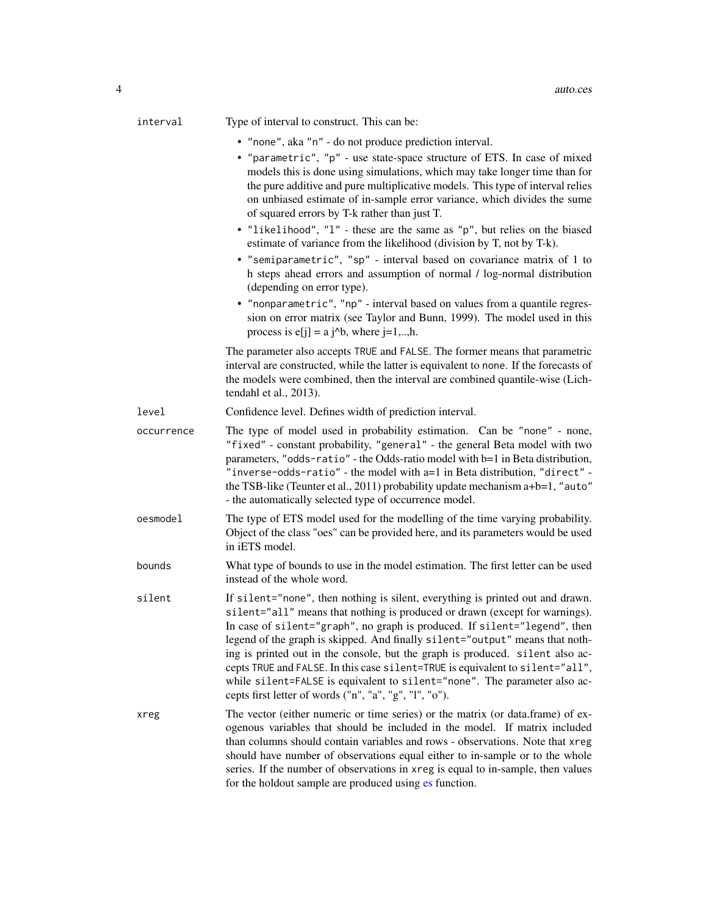`interval`
: Type of interval to construct. This can be:

- "none", aka "n" - do not produce prediction interval.
- "parametric", "p" - use state-space structure of ETS. In case of mixed models this is done using simulations, which may take longer time than for the pure additive and pure multiplicative models. This type of interval relies on unbiased estimate of in-sample error variance, which divides the sume of squared errors by T-k rather than just T.
- "likelihood", "l" - these are the same as "p", but relies on the biased estimate of variance from the likelihood (division by T, not by T-k).
- "semiparametric", "sp" - interval based on covariance matrix of 1 to h steps ahead errors and assumption of normal / log-normal distribution (depending on error type).
- "nonparametric", "np" - interval based on values from a quantile regression on error matrix (see Taylor and Bunn, 1999). The model used in this process is e[j] = a j^b, where j=1,..,h.

The parameter also accepts TRUE and FALSE. The former means that parametric interval are constructed, while the latter is equivalent to none. If the forecasts of the models were combined, then the interval are combined quantile-wise (Lichtendahl et al., 2013).

`level`
: Confidence level. Defines width of prediction interval.

`occurrence`
: The type of model used in probability estimation. Can be "none" - none, "fixed" - constant probability, "general" - the general Beta model with two parameters, "odds-ratio" - the Odds-ratio model with b=1 in Beta distribution, "inverse-odds-ratio" - the model with a=1 in Beta distribution, "direct" - the TSB-like (Teunter et al., 2011) probability update mechanism a+b=1, "auto" - the automatically selected type of occurrence model.

`oesmodel`
: The type of ETS model used for the modelling of the time varying probability. Object of the class "oes" can be provided here, and its parameters would be used in iETS model.

`bounds`
: What type of bounds to use in the model estimation. The first letter can be used instead of the whole word.

`silent`
: If silent="none", then nothing is silent, everything is printed out and drawn. silent="all" means that nothing is produced or drawn (except for warnings). In case of silent="graph", no graph is produced. If silent="legend", then legend of the graph is skipped. And finally silent="output" means that nothing is printed out in the console, but the graph is produced. silent also accepts TRUE and FALSE. In this case silent=TRUE is equivalent to silent="all", while silent=FALSE is equivalent to silent="none". The parameter also accepts first letter of words ("n", "a", "g", "l", "o").

`xreg`
: The vector (either numeric or time series) or the matrix (or data.frame) of exogenous variables that should be included in the model. If matrix included than columns should contain variables and rows - observations. Note that xreg should have number of observations equal either to in-sample or to the whole series. If the number of observations in xreg is equal to in-sample, then values for the holdout sample are produced using es function.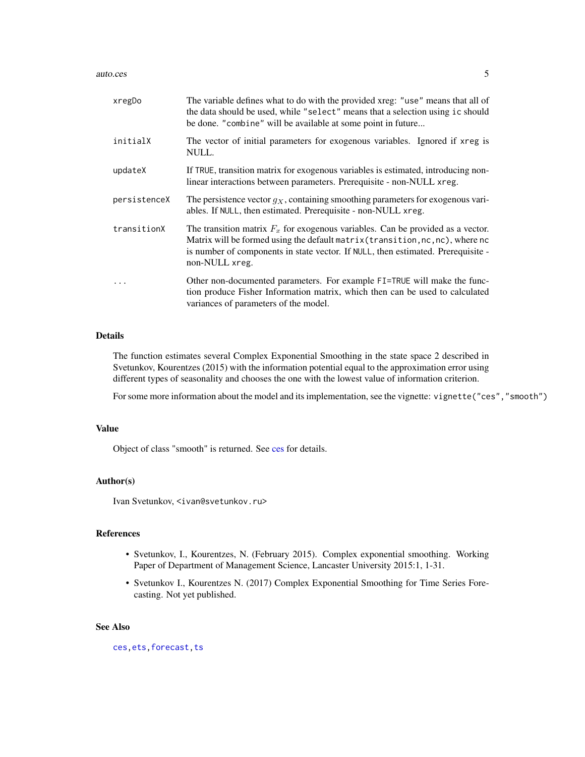| | |
|---|---|
| `xregDo` | The variable defines what to do with the provided xreg: `"use"` means that all of the data should be used, while `"select"` means that a selection using `ic` should be done. `"combine"` will be available at some point in future... |
| `initialX` | The vector of initial parameters for exogenous variables. Ignored if `xreg` is NULL. |
| `updateX` | If `TRUE`, transition matrix for exogenous variables is estimated, introducing non-linear interactions between parameters. Prerequisite - non-NULL `xreg`. |
| `persistenceX` | The persistence vector $g_X$, containing smoothing parameters for exogenous variables. If `NULL`, then estimated. Prerequisite - non-NULL `xreg`. |
| `transitionX` | The transition matrix $F_x$ for exogenous variables. Can be provided as a vector. Matrix will be formed using the default `matrix(transition,nc,nc)`, where `nc` is number of components in state vector. If `NULL`, then estimated. Prerequisite - non-NULL `xreg`. |
| `...` | Other non-documented parameters. For example `FI=TRUE` will make the function produce Fisher Information matrix, which then can be used to calculated variances of parameters of the model. |

## Details

The function estimates several Complex Exponential Smoothing in the state space 2 described in Svetunkov, Kourentzes (2015) with the information potential equal to the approximation error using different types of seasonality and chooses the one with the lowest value of information criterion.

For some more information about the model and its implementation, see the vignette: `vignette("ces","smooth")`

## Value

Object of class "smooth" is returned. See ces for details.

## Author(s)

Ivan Svetunkov, <ivan@svetunkov.ru>

## References

- Svetunkov, I., Kourentzes, N. (February 2015). Complex exponential smoothing. Working Paper of Department of Management Science, Lancaster University 2015:1, 1-31.
- Svetunkov I., Kourentzes N. (2017) Complex Exponential Smoothing for Time Series Forecasting. Not yet published.

## See Also

`ces`, `ets`, `forecast`, `ts`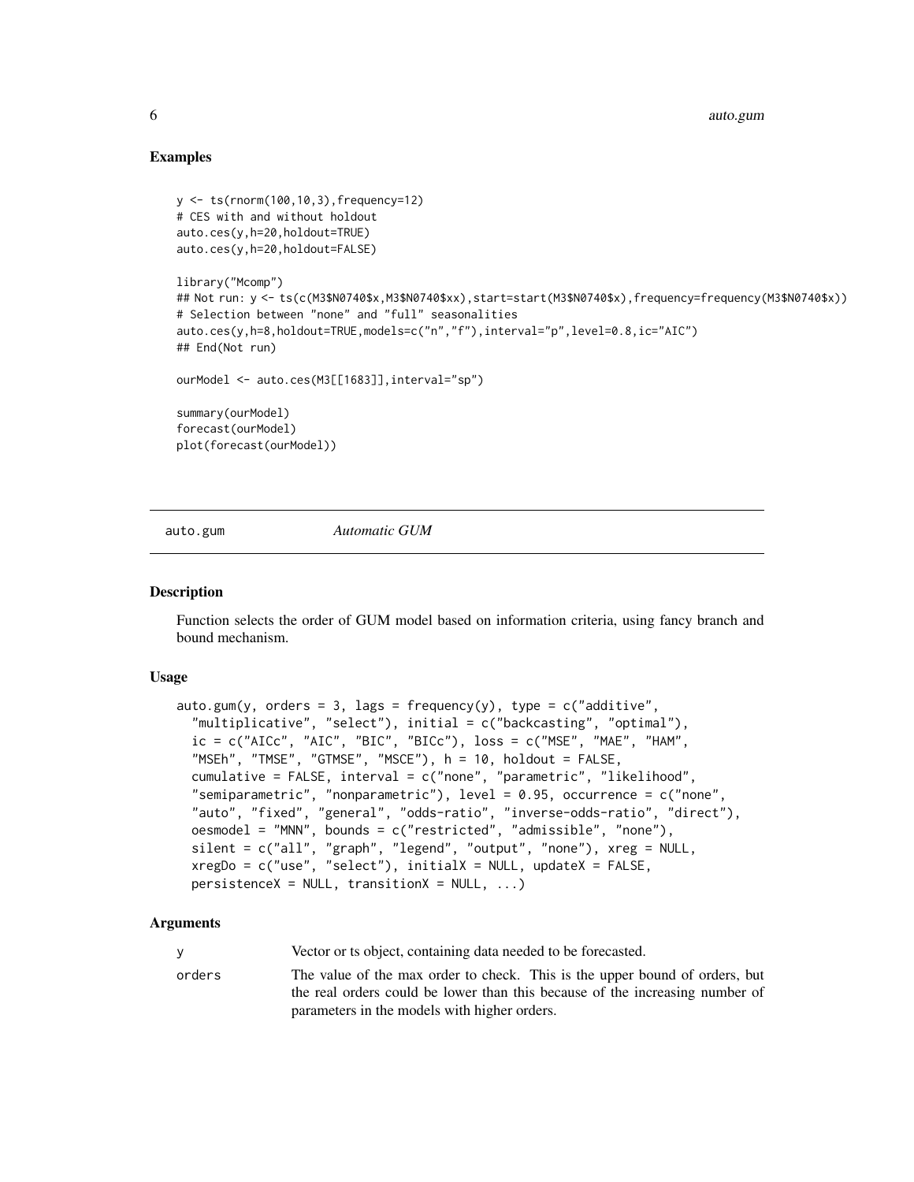## Examples

```
y <- ts(rnorm(100,10,3),frequency=12)
# CES with and without holdout
auto.ces(y,h=20,holdout=TRUE)
auto.ces(y,h=20,holdout=FALSE)

library("Mcomp")
## Not run: y <- ts(c(M3$N0740$x,M3$N0740$xx),start=start(M3$N0740$x),frequency=frequency(M3$N0740$x))
# Selection between "none" and "full" seasonalities
auto.ces(y,h=8,holdout=TRUE,models=c("n","f"),interval="p",level=0.8,ic="AIC")
## End(Not run)

ourModel <- auto.ces(M3[[1683]],interval="sp")

summary(ourModel)
forecast(ourModel)
plot(forecast(ourModel))
```

---

auto.gum *Automatic GUM*

---

## Description

Function selects the order of GUM model based on information criteria, using fancy branch and bound mechanism.

## Usage

```
auto.gum(y, orders = 3, lags = frequency(y), type = c("additive",
  "multiplicative", "select"), initial = c("backcasting", "optimal"),
  ic = c("AICc", "AIC", "BIC", "BICc"), loss = c("MSE", "MAE", "HAM",
  "MSEh", "TMSE", "GTMSE", "MSCE"), h = 10, holdout = FALSE,
  cumulative = FALSE, interval = c("none", "parametric", "likelihood",
  "semiparametric", "nonparametric"), level = 0.95, occurrence = c("none",
  "auto", "fixed", "general", "odds-ratio", "inverse-odds-ratio", "direct"),
  oesmodel = "MNN", bounds = c("restricted", "admissible", "none"),
  silent = c("all", "graph", "legend", "output", "none"), xreg = NULL,
  xregDo = c("use", "select"), initialX = NULL, updateX = FALSE,
  persistenceX = NULL, transitionX = NULL, ...)
```

## Arguments

| | |
|---|---|
| y | Vector or ts object, containing data needed to be forecasted. |
| orders | The value of the max order to check. This is the upper bound of orders, but the real orders could be lower than this because of the increasing number of parameters in the models with higher orders. |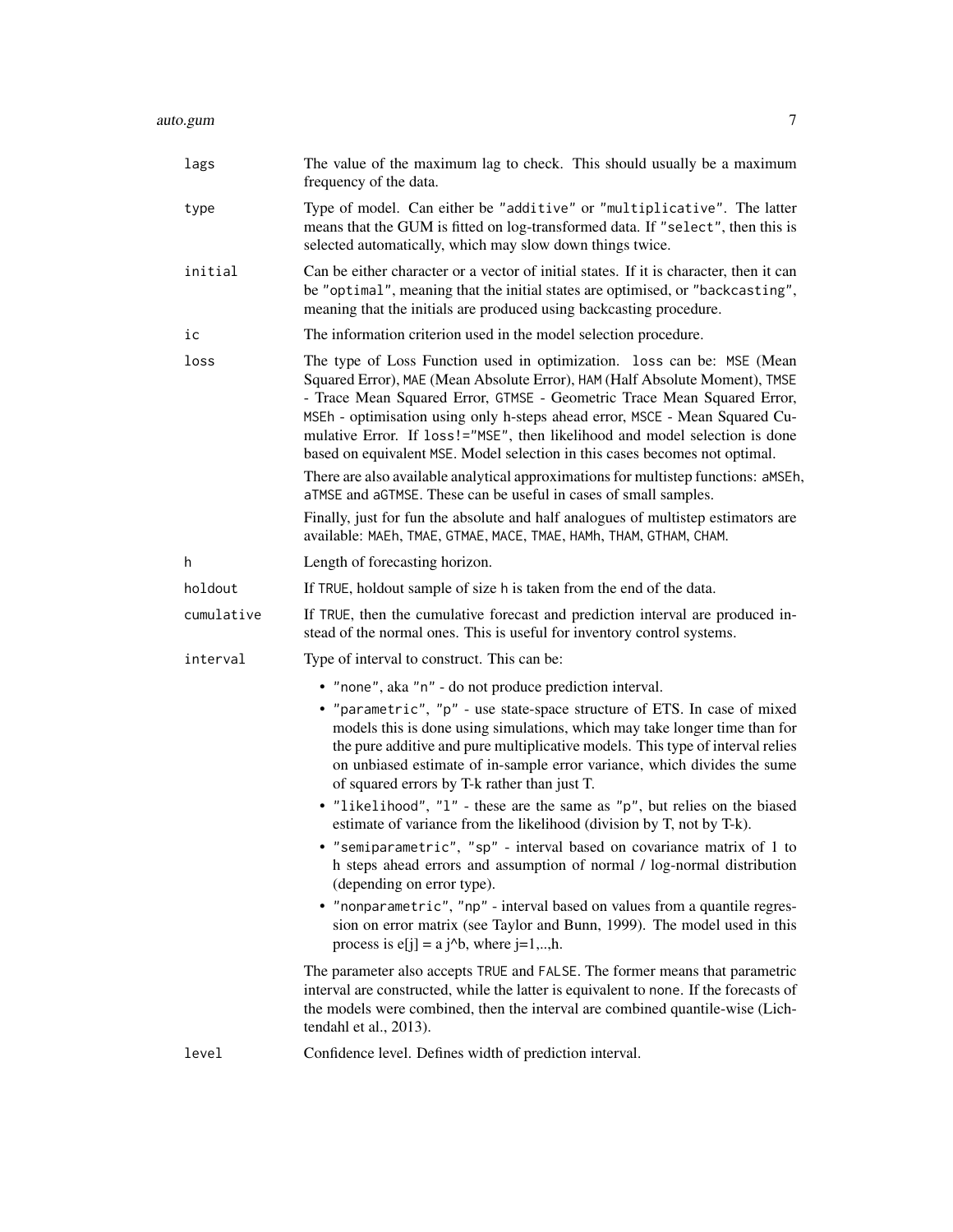| | |
|---|---|
| `lags` | The value of the maximum lag to check. This should usually be a maximum frequency of the data. |
| `type` | Type of model. Can either be "additive" or "multiplicative". The latter means that the GUM is fitted on log-transformed data. If "select", then this is selected automatically, which may slow down things twice. |
| `initial` | Can be either character or a vector of initial states. If it is character, then it can be "optimal", meaning that the initial states are optimised, or "backcasting", meaning that the initials are produced using backcasting procedure. |
| `ic` | The information criterion used in the model selection procedure. |
| `loss` | The type of Loss Function used in optimization. `loss` can be: MSE (Mean Squared Error), MAE (Mean Absolute Error), HAM (Half Absolute Moment), TMSE - Trace Mean Squared Error, GTMSE - Geometric Trace Mean Squared Error, MSEh - optimisation using only h-steps ahead error, MSCE - Mean Squared Cumulative Error. If `loss!="MSE"`, then likelihood and model selection is done based on equivalent MSE. Model selection in this cases becomes not optimal.<br><br>There are also available analytical approximations for multistep functions: aMSEh, aTMSE and aGTMSE. These can be useful in cases of small samples.<br><br>Finally, just for fun the absolute and half analogues of multistep estimators are available: MAEh, TMAE, GTMAE, MACE, TMAE, HAMh, THAM, GTHAM, CHAM. |
| `h` | Length of forecasting horizon. |
| `holdout` | If TRUE, holdout sample of size h is taken from the end of the data. |
| `cumulative` | If TRUE, then the cumulative forecast and prediction interval are produced instead of the normal ones. This is useful for inventory control systems. |
| `interval` | Type of interval to construct. This can be:<br><br>• "none", aka "n" - do not produce prediction interval.<br>• "parametric", "p" - use state-space structure of ETS. In case of mixed models this is done using simulations, which may take longer time than for the pure additive and pure multiplicative models. This type of interval relies on unbiased estimate of in-sample error variance, which divides the sume of squared errors by T-k rather than just T.<br>• "likelihood", "l" - these are the same as "p", but relies on the biased estimate of variance from the likelihood (division by T, not by T-k).<br>• "semiparametric", "sp" - interval based on covariance matrix of 1 to h steps ahead errors and assumption of normal / log-normal distribution (depending on error type).<br>• "nonparametric", "np" - interval based on values from a quantile regression on error matrix (see Taylor and Bunn, 1999). The model used in this process is e[j] = a j^b, where j=1,..,h.<br><br>The parameter also accepts TRUE and FALSE. The former means that parametric interval are constructed, while the latter is equivalent to none. If the forecasts of the models were combined, then the interval are combined quantile-wise (Lichtendahl et al., 2013). |
| `level` | Confidence level. Defines width of prediction interval. |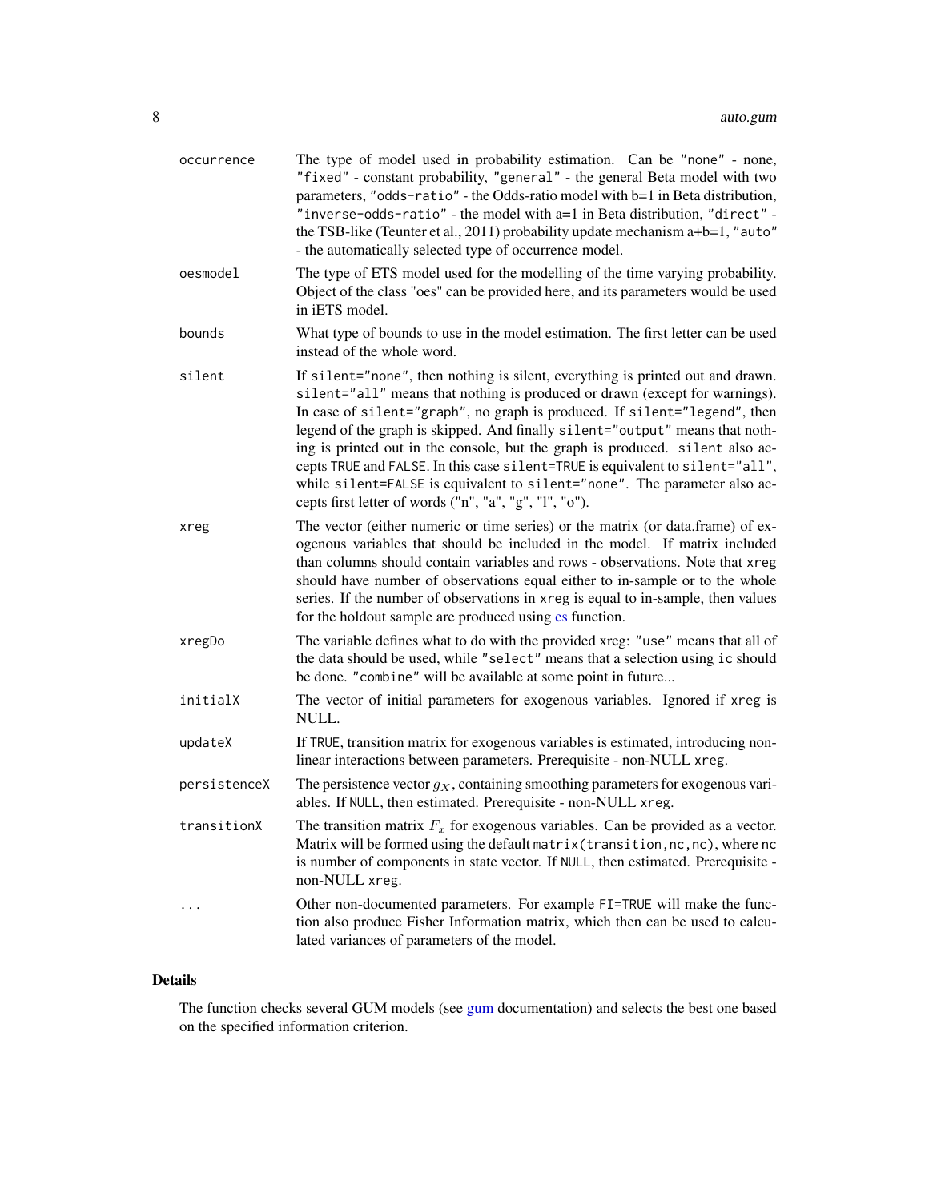| | |
|---|---|
| `occurrence` | The type of model used in probability estimation. Can be `"none"` - none, `"fixed"` - constant probability, `"general"` - the general Beta model with two parameters, `"odds-ratio"` - the Odds-ratio model with b=1 in Beta distribution, `"inverse-odds-ratio"` - the model with a=1 in Beta distribution, `"direct"` - the TSB-like (Teunter et al., 2011) probability update mechanism a+b=1, `"auto"` - the automatically selected type of occurrence model. |
| `oesmodel` | The type of ETS model used for the modelling of the time varying probability. Object of the class "oes" can be provided here, and its parameters would be used in iETS model. |
| `bounds` | What type of bounds to use in the model estimation. The first letter can be used instead of the whole word. |
| `silent` | If `silent="none"`, then nothing is silent, everything is printed out and drawn. `silent="all"` means that nothing is produced or drawn (except for warnings). In case of `silent="graph"`, no graph is produced. If `silent="legend"`, then legend of the graph is skipped. And finally `silent="output"` means that nothing is printed out in the console, but the graph is produced. `silent` also accepts `TRUE` and `FALSE`. In this case `silent=TRUE` is equivalent to `silent="all"`, while `silent=FALSE` is equivalent to `silent="none"`. The parameter also accepts first letter of words ("n", "a", "g", "l", "o"). |
| `xreg` | The vector (either numeric or time series) or the matrix (or data.frame) of exogenous variables that should be included in the model. If matrix included than columns should contain variables and rows - observations. Note that `xreg` should have number of observations equal either to in-sample or to the whole series. If the number of observations in `xreg` is equal to in-sample, then values for the holdout sample are produced using es function. |
| `xregDo` | The variable defines what to do with the provided xreg: `"use"` means that all of the data should be used, while `"select"` means that a selection using `ic` should be done. `"combine"` will be available at some point in future... |
| `initialX` | The vector of initial parameters for exogenous variables. Ignored if `xreg` is NULL. |
| `updateX` | If `TRUE`, transition matrix for exogenous variables is estimated, introducing non-linear interactions between parameters. Prerequisite - non-NULL `xreg`. |
| `persistenceX` | The persistence vector $g_X$, containing smoothing parameters for exogenous variables. If `NULL`, then estimated. Prerequisite - non-NULL `xreg`. |
| `transitionX` | The transition matrix $F_x$ for exogenous variables. Can be provided as a vector. Matrix will be formed using the default `matrix(transition,nc,nc)`, where `nc` is number of components in state vector. If `NULL`, then estimated. Prerequisite - non-NULL `xreg`. |
| `...` | Other non-documented parameters. For example `FI=TRUE` will make the function also produce Fisher Information matrix, which then can be used to calculated variances of parameters of the model. |

## Details

The function checks several GUM models (see gum documentation) and selects the best one based on the specified information criterion.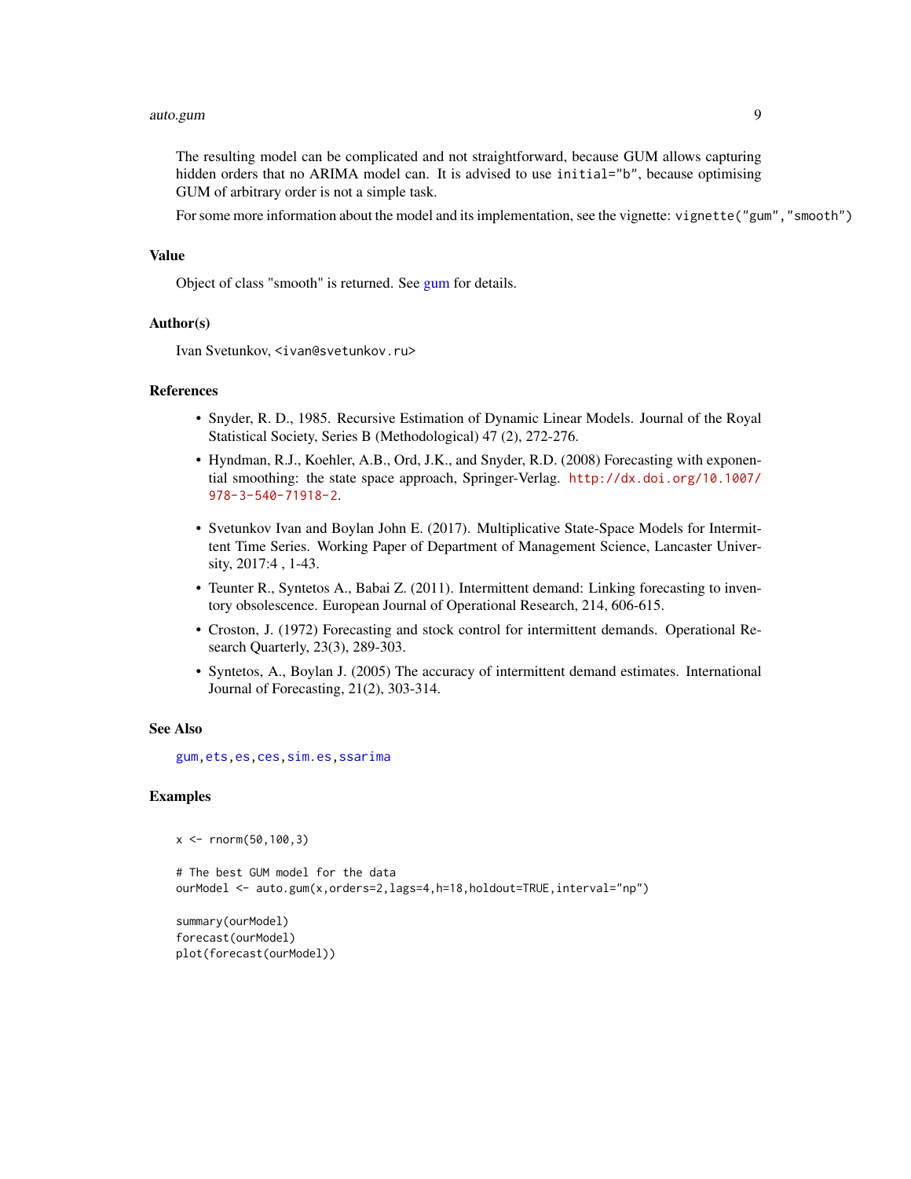The resulting model can be complicated and not straightforward, because GUM allows capturing hidden orders that no ARIMA model can. It is advised to use `initial="b"`, because optimising GUM of arbitrary order is not a simple task.

For some more information about the model and its implementation, see the vignette: `vignette("gum","smooth")`

## Value

Object of class "smooth" is returned. See gum for details.

## Author(s)

Ivan Svetunkov, <ivan@svetunkov.ru>

## References

- Snyder, R. D., 1985. Recursive Estimation of Dynamic Linear Models. Journal of the Royal Statistical Society, Series B (Methodological) 47 (2), 272-276.
- Hyndman, R.J., Koehler, A.B., Ord, J.K., and Snyder, R.D. (2008) Forecasting with exponential smoothing: the state space approach, Springer-Verlag. http://dx.doi.org/10.1007/978-3-540-71918-2.
- Svetunkov Ivan and Boylan John E. (2017). Multiplicative State-Space Models for Intermittent Time Series. Working Paper of Department of Management Science, Lancaster University, 2017:4 , 1-43.
- Teunter R., Syntetos A., Babai Z. (2011). Intermittent demand: Linking forecasting to inventory obsolescence. European Journal of Operational Research, 214, 606-615.
- Croston, J. (1972) Forecasting and stock control for intermittent demands. Operational Research Quarterly, 23(3), 289-303.
- Syntetos, A., Boylan J. (2005) The accuracy of intermittent demand estimates. International Journal of Forecasting, 21(2), 303-314.

## See Also

gum, ets, es, ces, sim.es, ssarima

## Examples

```
x <- rnorm(50,100,3)

# The best GUM model for the data
ourModel <- auto.gum(x,orders=2,lags=4,h=18,holdout=TRUE,interval="np")

summary(ourModel)
forecast(ourModel)
plot(forecast(ourModel))
```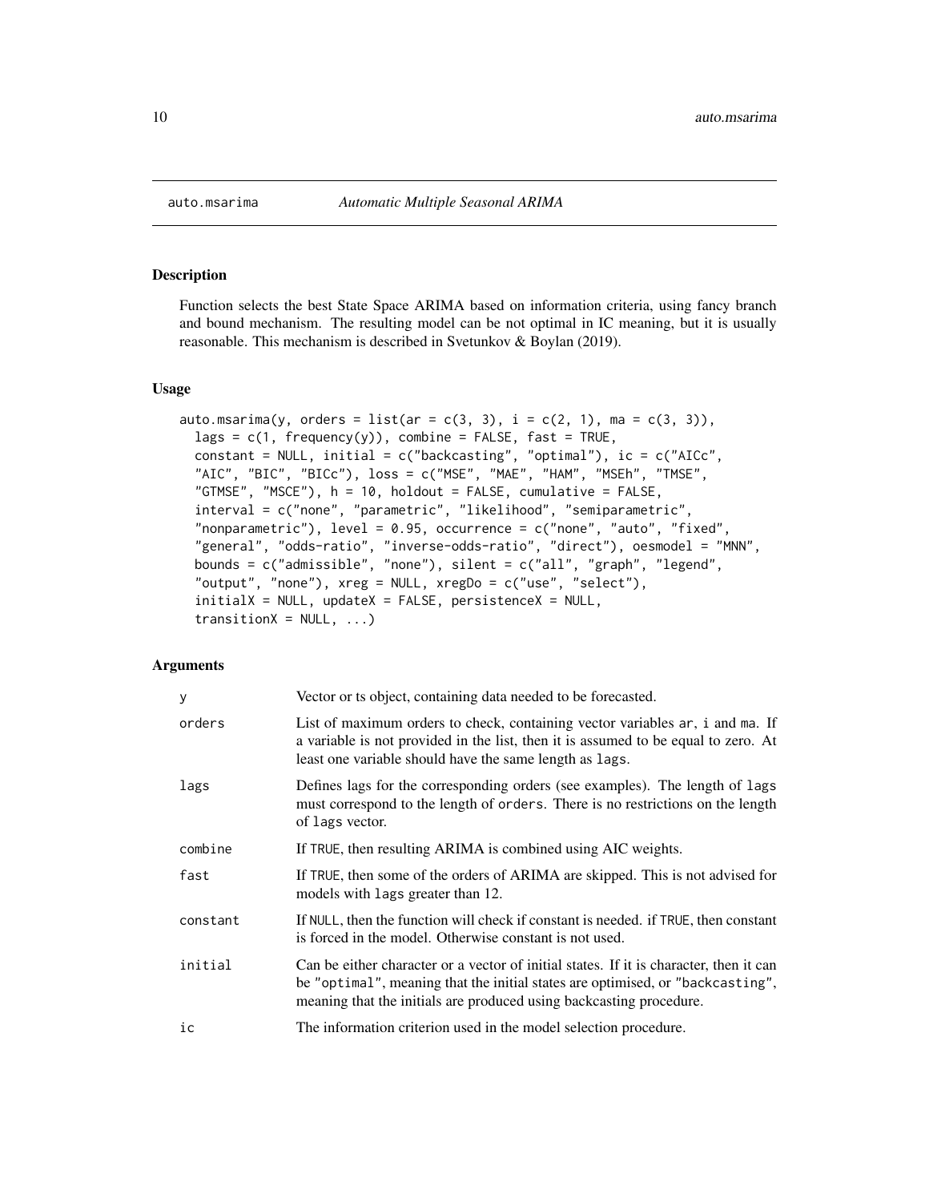auto.msarima — *Automatic Multiple Seasonal ARIMA*

## Description

Function selects the best State Space ARIMA based on information criteria, using fancy branch and bound mechanism. The resulting model can be not optimal in IC meaning, but it is usually reasonable. This mechanism is described in Svetunkov & Boylan (2019).

## Usage

```
auto.msarima(y, orders = list(ar = c(3, 3), i = c(2, 1), ma = c(3, 3)),
  lags = c(1, frequency(y)), combine = FALSE, fast = TRUE,
  constant = NULL, initial = c("backcasting", "optimal"), ic = c("AICc",
  "AIC", "BIC", "BICc"), loss = c("MSE", "MAE", "HAM", "MSEh", "TMSE",
  "GTMSE", "MSCE"), h = 10, holdout = FALSE, cumulative = FALSE,
  interval = c("none", "parametric", "likelihood", "semiparametric",
  "nonparametric"), level = 0.95, occurrence = c("none", "auto", "fixed",
  "general", "odds-ratio", "inverse-odds-ratio", "direct"), oesmodel = "MNN",
  bounds = c("admissible", "none"), silent = c("all", "graph", "legend",
  "output", "none"), xreg = NULL, xregDo = c("use", "select"),
  initialX = NULL, updateX = FALSE, persistenceX = NULL,
  transitionX = NULL, ...)
```

## Arguments

| | |
|---|---|
| `y` | Vector or ts object, containing data needed to be forecasted. |
| `orders` | List of maximum orders to check, containing vector variables `ar`, `i` and `ma`. If a variable is not provided in the list, then it is assumed to be equal to zero. At least one variable should have the same length as `lags`. |
| `lags` | Defines lags for the corresponding orders (see examples). The length of `lags` must correspond to the length of `orders`. There is no restrictions on the length of `lags` vector. |
| `combine` | If `TRUE`, then resulting ARIMA is combined using AIC weights. |
| `fast` | If `TRUE`, then some of the orders of ARIMA are skipped. This is not advised for models with `lags` greater than 12. |
| `constant` | If `NULL`, then the function will check if constant is needed. if `TRUE`, then constant is forced in the model. Otherwise constant is not used. |
| `initial` | Can be either character or a vector of initial states. If it is character, then it can be `"optimal"`, meaning that the initial states are optimised, or `"backcasting"`, meaning that the initials are produced using backcasting procedure. |
| `ic` | The information criterion used in the model selection procedure. |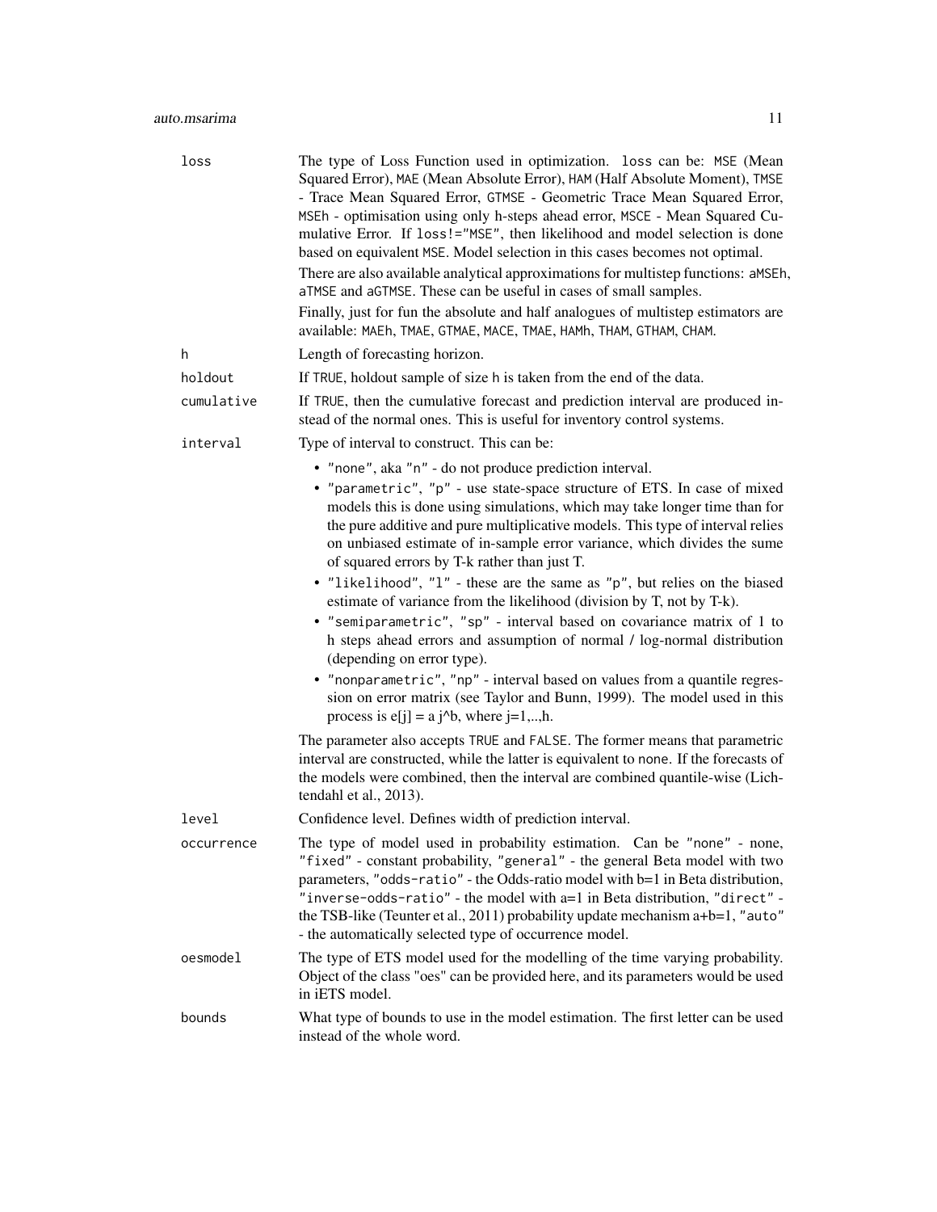loss
: The type of Loss Function used in optimization. `loss` can be: `MSE` (Mean Squared Error), `MAE` (Mean Absolute Error), `HAM` (Half Absolute Moment), `TMSE` - Trace Mean Squared Error, `GTMSE` - Geometric Trace Mean Squared Error, `MSEh` - optimisation using only h-steps ahead error, `MSCE` - Mean Squared Cumulative Error. If `loss!="MSE"`, then likelihood and model selection is done based on equivalent `MSE`. Model selection in this cases becomes not optimal.

  There are also available analytical approximations for multistep functions: `aMSEh`, `aTMSE` and `aGTMSE`. These can be useful in cases of small samples.

  Finally, just for fun the absolute and half analogues of multistep estimators are available: `MAEh`, `TMAE`, `GTMAE`, `MACE`, `TMAE`, `HAMh`, `THAM`, `GTHAM`, `CHAM`.

h
: Length of forecasting horizon.

holdout
: If `TRUE`, holdout sample of size `h` is taken from the end of the data.

cumulative
: If `TRUE`, then the cumulative forecast and prediction interval are produced instead of the normal ones. This is useful for inventory control systems.

interval
: Type of interval to construct. This can be:

  - `"none"`, aka `"n"` - do not produce prediction interval.
  - `"parametric"`, `"p"` - use state-space structure of ETS. In case of mixed models this is done using simulations, which may take longer time than for the pure additive and pure multiplicative models. This type of interval relies on unbiased estimate of in-sample error variance, which divides the sume of squared errors by T-k rather than just T.
  - `"likelihood"`, `"l"` - these are the same as `"p"`, but relies on the biased estimate of variance from the likelihood (division by T, not by T-k).
  - `"semiparametric"`, `"sp"` - interval based on covariance matrix of 1 to h steps ahead errors and assumption of normal / log-normal distribution (depending on error type).
  - `"nonparametric"`, `"np"` - interval based on values from a quantile regression on error matrix (see Taylor and Bunn, 1999). The model used in this process is e[j] = a j^b, where j=1,..,h.

  The parameter also accepts `TRUE` and `FALSE`. The former means that parametric interval are constructed, while the latter is equivalent to `none`. If the forecasts of the models were combined, then the interval are combined quantile-wise (Lichtendahl et al., 2013).

level
: Confidence level. Defines width of prediction interval.

occurrence
: The type of model used in probability estimation. Can be `"none"` - none, `"fixed"` - constant probability, `"general"` - the general Beta model with two parameters, `"odds-ratio"` - the Odds-ratio model with b=1 in Beta distribution, `"inverse-odds-ratio"` - the model with a=1 in Beta distribution, `"direct"` - the TSB-like (Teunter et al., 2011) probability update mechanism a+b=1, `"auto"` - the automatically selected type of occurrence model.

oesmodel
: The type of ETS model used for the modelling of the time varying probability. Object of the class "oes" can be provided here, and its parameters would be used in iETS model.

bounds
: What type of bounds to use in the model estimation. The first letter can be used instead of the whole word.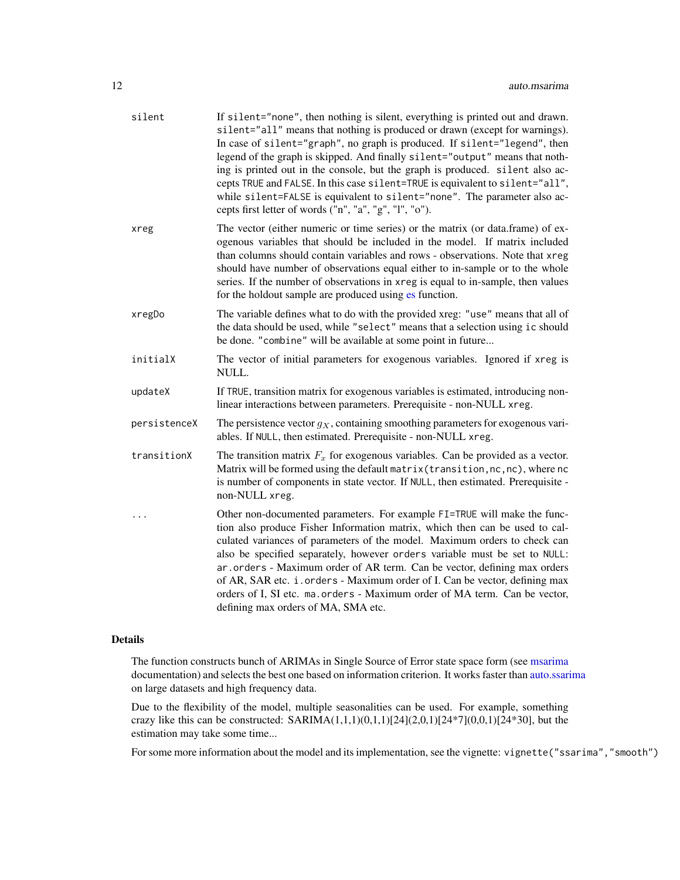| | |
|---|---|
| silent | If `silent="none"`, then nothing is silent, everything is printed out and drawn. `silent="all"` means that nothing is produced or drawn (except for warnings). In case of `silent="graph"`, no graph is produced. If `silent="legend"`, then legend of the graph is skipped. And finally `silent="output"` means that nothing is printed out in the console, but the graph is produced. `silent` also accepts `TRUE` and `FALSE`. In this case `silent=TRUE` is equivalent to `silent="all"`, while `silent=FALSE` is equivalent to `silent="none"`. The parameter also accepts first letter of words ("n", "a", "g", "l", "o"). |
| xreg | The vector (either numeric or time series) or the matrix (or data.frame) of exogenous variables that should be included in the model. If matrix included than columns should contain variables and rows - observations. Note that `xreg` should have number of observations equal either to in-sample or to the whole series. If the number of observations in `xreg` is equal to in-sample, then values for the holdout sample are produced using es function. |
| xregDo | The variable defines what to do with the provided xreg: `"use"` means that all of the data should be used, while `"select"` means that a selection using `ic` should be done. `"combine"` will be available at some point in future... |
| initialX | The vector of initial parameters for exogenous variables. Ignored if `xreg` is NULL. |
| updateX | If `TRUE`, transition matrix for exogenous variables is estimated, introducing non-linear interactions between parameters. Prerequisite - non-NULL `xreg`. |
| persistenceX | The persistence vector $g_X$, containing smoothing parameters for exogenous variables. If `NULL`, then estimated. Prerequisite - non-NULL `xreg`. |
| transitionX | The transition matrix $F_x$ for exogenous variables. Can be provided as a vector. Matrix will be formed using the default `matrix(transition,nc,nc)`, where `nc` is number of components in state vector. If `NULL`, then estimated. Prerequisite - non-NULL `xreg`. |
| ... | Other non-documented parameters. For example `FI=TRUE` will make the function also produce Fisher Information matrix, which then can be used to calculated variances of parameters of the model. Maximum orders to check can also be specified separately, however `orders` variable must be set to `NULL`: `ar.orders` - Maximum order of AR term. Can be vector, defining max orders of AR, SAR etc. `i.orders` - Maximum order of I. Can be vector, defining max orders of I, SI etc. `ma.orders` - Maximum order of MA term. Can be vector, defining max orders of MA, SMA etc. |

## Details

The function constructs bunch of ARIMAs in Single Source of Error state space form (see msarima documentation) and selects the best one based on information criterion. It works faster than auto.ssarima on large datasets and high frequency data.

Due to the flexibility of the model, multiple seasonalities can be used. For example, something crazy like this can be constructed: SARIMA(1,1,1)(0,1,1)[24](2,0,1)[24*7](0,0,1)[24*30], but the estimation may take some time...

For some more information about the model and its implementation, see the vignette: `vignette("ssarima","smooth")`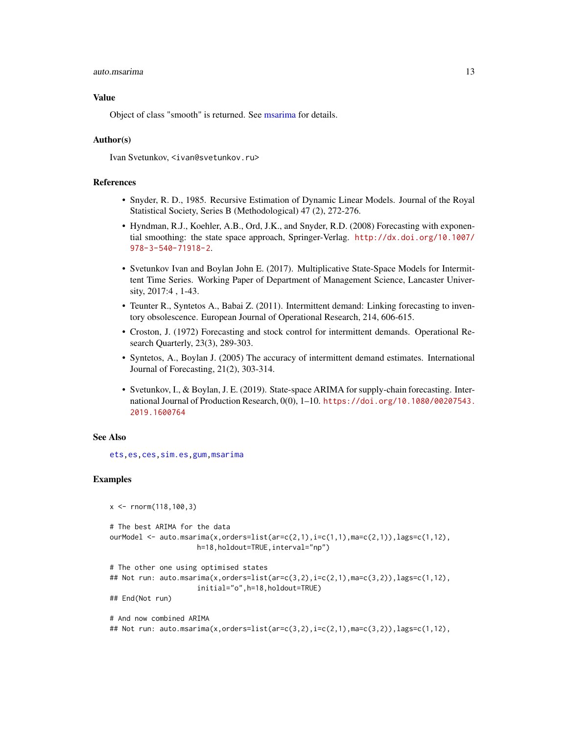### Value

Object of class "smooth" is returned. See msarima for details.

### Author(s)

Ivan Svetunkov, <ivan@svetunkov.ru>

### References

- Snyder, R. D., 1985. Recursive Estimation of Dynamic Linear Models. Journal of the Royal Statistical Society, Series B (Methodological) 47 (2), 272-276.
- Hyndman, R.J., Koehler, A.B., Ord, J.K., and Snyder, R.D. (2008) Forecasting with exponential smoothing: the state space approach, Springer-Verlag. http://dx.doi.org/10.1007/978-3-540-71918-2.
- Svetunkov Ivan and Boylan John E. (2017). Multiplicative State-Space Models for Intermittent Time Series. Working Paper of Department of Management Science, Lancaster University, 2017:4 , 1-43.
- Teunter R., Syntetos A., Babai Z. (2011). Intermittent demand: Linking forecasting to inventory obsolescence. European Journal of Operational Research, 214, 606-615.
- Croston, J. (1972) Forecasting and stock control for intermittent demands. Operational Research Quarterly, 23(3), 289-303.
- Syntetos, A., Boylan J. (2005) The accuracy of intermittent demand estimates. International Journal of Forecasting, 21(2), 303-314.
- Svetunkov, I., & Boylan, J. E. (2019). State-space ARIMA for supply-chain forecasting. International Journal of Production Research, 0(0), 1–10. https://doi.org/10.1080/00207543.2019.1600764

### See Also

ets, es, ces, sim.es, gum, msarima

### Examples

```
x <- rnorm(118,100,3)

# The best ARIMA for the data
ourModel <- auto.msarima(x,orders=list(ar=c(2,1),i=c(1,1),ma=c(2,1)),lags=c(1,12),
                     h=18,holdout=TRUE,interval="np")

# The other one using optimised states
## Not run: auto.msarima(x,orders=list(ar=c(3,2),i=c(2,1),ma=c(3,2)),lags=c(1,12),
                     initial="o",h=18,holdout=TRUE)
## End(Not run)

# And now combined ARIMA
## Not run: auto.msarima(x,orders=list(ar=c(3,2),i=c(2,1),ma=c(3,2)),lags=c(1,12),
```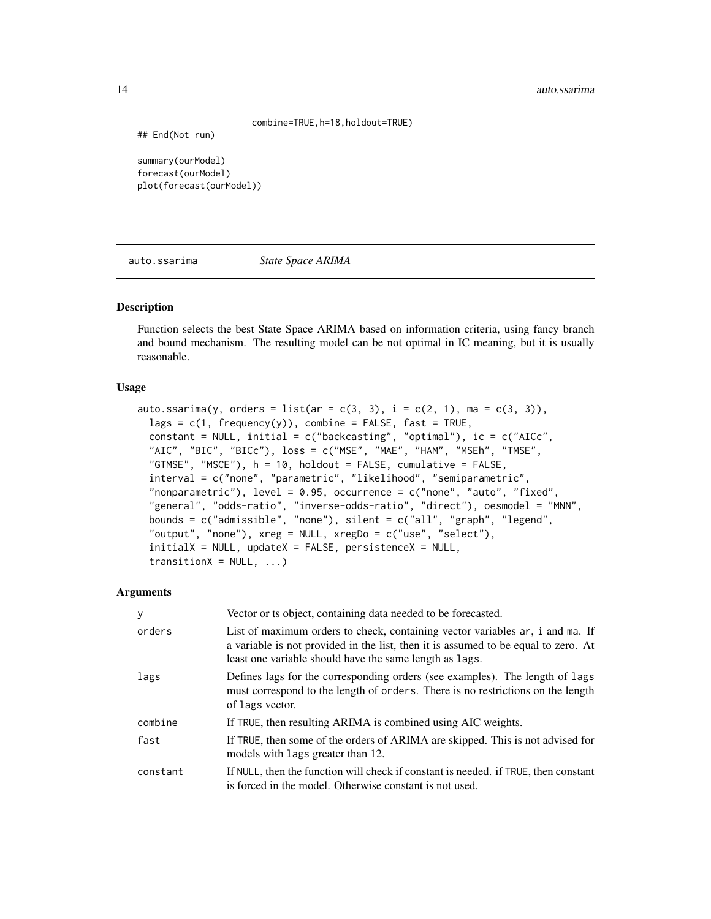```
                    combine=TRUE,h=18,holdout=TRUE)
## End(Not run)

summary(ourModel)
forecast(ourModel)
plot(forecast(ourModel))
```

## auto.ssarima *State Space ARIMA*

### Description

Function selects the best State Space ARIMA based on information criteria, using fancy branch and bound mechanism. The resulting model can be not optimal in IC meaning, but it is usually reasonable.

### Usage

```
auto.ssarima(y, orders = list(ar = c(3, 3), i = c(2, 1), ma = c(3, 3)),
  lags = c(1, frequency(y)), combine = FALSE, fast = TRUE,
  constant = NULL, initial = c("backcasting", "optimal"), ic = c("AICc",
  "AIC", "BIC", "BICc"), loss = c("MSE", "MAE", "HAM", "MSEh", "TMSE",
  "GTMSE", "MSCE"), h = 10, holdout = FALSE, cumulative = FALSE,
  interval = c("none", "parametric", "likelihood", "semiparametric",
  "nonparametric"), level = 0.95, occurrence = c("none", "auto", "fixed",
  "general", "odds-ratio", "inverse-odds-ratio", "direct"), oesmodel = "MNN",
  bounds = c("admissible", "none"), silent = c("all", "graph", "legend",
  "output", "none"), xreg = NULL, xregDo = c("use", "select"),
  initialX = NULL, updateX = FALSE, persistenceX = NULL,
  transitionX = NULL, ...)
```

### Arguments

| | |
|---|---|
| y | Vector or ts object, containing data needed to be forecasted. |
| orders | List of maximum orders to check, containing vector variables ar, i and ma. If a variable is not provided in the list, then it is assumed to be equal to zero. At least one variable should have the same length as lags. |
| lags | Defines lags for the corresponding orders (see examples). The length of lags must correspond to the length of orders. There is no restrictions on the length of lags vector. |
| combine | If TRUE, then resulting ARIMA is combined using AIC weights. |
| fast | If TRUE, then some of the orders of ARIMA are skipped. This is not advised for models with lags greater than 12. |
| constant | If NULL, then the function will check if constant is needed. if TRUE, then constant is forced in the model. Otherwise constant is not used. |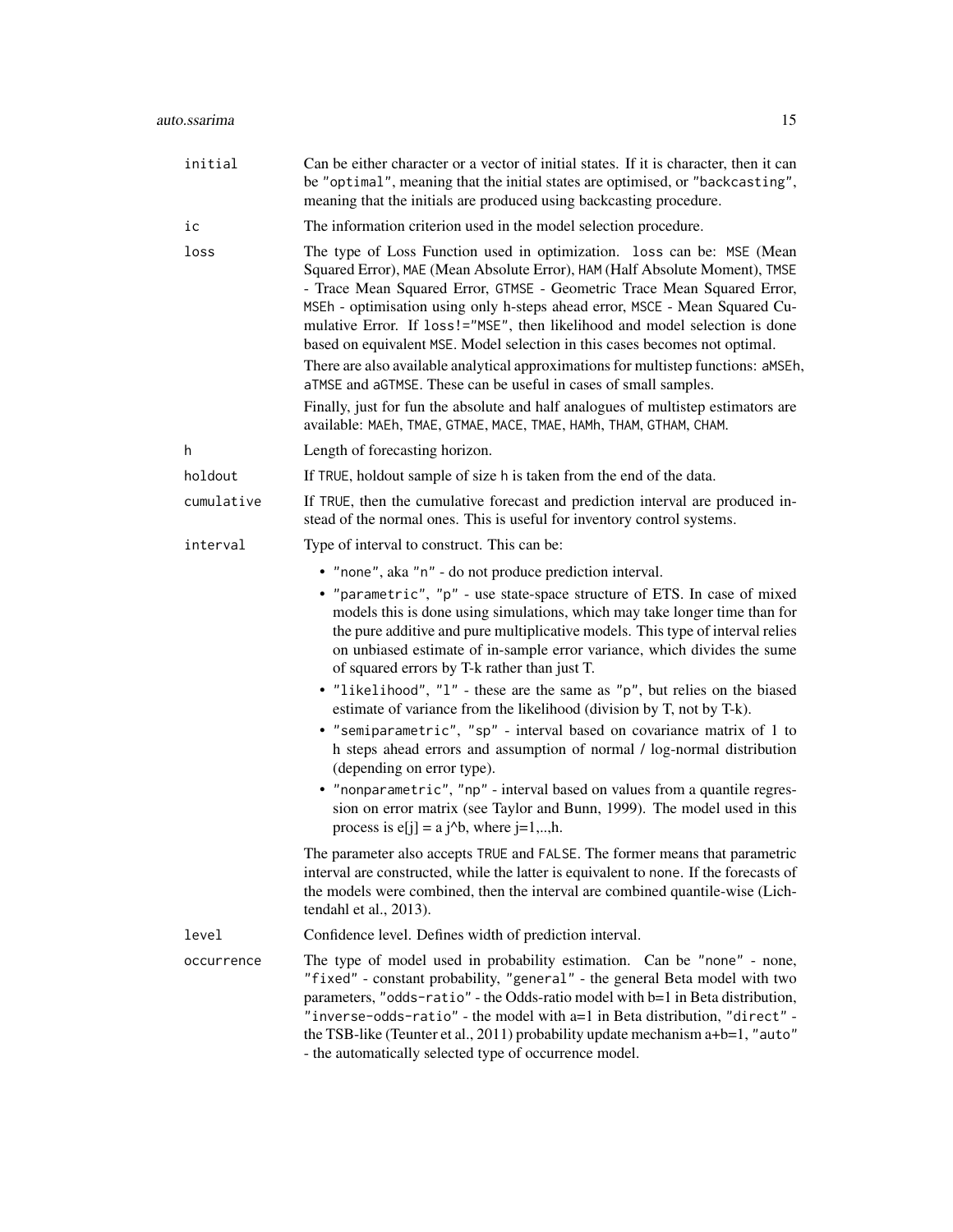**initial** Can be either character or a vector of initial states. If it is character, then it can be `"optimal"`, meaning that the initial states are optimised, or `"backcasting"`, meaning that the initials are produced using backcasting procedure.

**ic** The information criterion used in the model selection procedure.

**loss** The type of Loss Function used in optimization. `loss` can be: `MSE` (Mean Squared Error), `MAE` (Mean Absolute Error), `HAM` (Half Absolute Moment), `TMSE` - Trace Mean Squared Error, `GTMSE` - Geometric Trace Mean Squared Error, `MSEh` - optimisation using only h-steps ahead error, `MSCE` - Mean Squared Cumulative Error. If `loss!="MSE"`, then likelihood and model selection is done based on equivalent `MSE`. Model selection in this cases becomes not optimal.

There are also available analytical approximations for multistep functions: `aMSEh`, `aTMSE` and `aGTMSE`. These can be useful in cases of small samples.

Finally, just for fun the absolute and half analogues of multistep estimators are available: `MAEh`, `TMAE`, `GTMAE`, `MACE`, `TMAE`, `HAMh`, `THAM`, `GTHAM`, `CHAM`.

**h** Length of forecasting horizon.

**holdout** If `TRUE`, holdout sample of size `h` is taken from the end of the data.

**cumulative** If `TRUE`, then the cumulative forecast and prediction interval are produced instead of the normal ones. This is useful for inventory control systems.

**interval** Type of interval to construct. This can be:

- `"none"`, aka `"n"` - do not produce prediction interval.
- `"parametric"`, `"p"` - use state-space structure of ETS. In case of mixed models this is done using simulations, which may take longer time than for the pure additive and pure multiplicative models. This type of interval relies on unbiased estimate of in-sample error variance, which divides the sume of squared errors by T-k rather than just T.
- `"likelihood"`, `"l"` - these are the same as `"p"`, but relies on the biased estimate of variance from the likelihood (division by T, not by T-k).
- `"semiparametric"`, `"sp"` - interval based on covariance matrix of 1 to h steps ahead errors and assumption of normal / log-normal distribution (depending on error type).
- `"nonparametric"`, `"np"` - interval based on values from a quantile regression on error matrix (see Taylor and Bunn, 1999). The model used in this process is e[j] = a j^b, where j=1,..,h.

The parameter also accepts `TRUE` and `FALSE`. The former means that parametric interval are constructed, while the latter is equivalent to `none`. If the forecasts of the models were combined, then the interval are combined quantile-wise (Lichtendahl et al., 2013).

**level** Confidence level. Defines width of prediction interval.

**occurrence** The type of model used in probability estimation. Can be `"none"` - none, `"fixed"` - constant probability, `"general"` - the general Beta model with two parameters, `"odds-ratio"` - the Odds-ratio model with b=1 in Beta distribution, `"inverse-odds-ratio"` - the model with a=1 in Beta distribution, `"direct"` - the TSB-like (Teunter et al., 2011) probability update mechanism a+b=1, `"auto"` - the automatically selected type of occurrence model.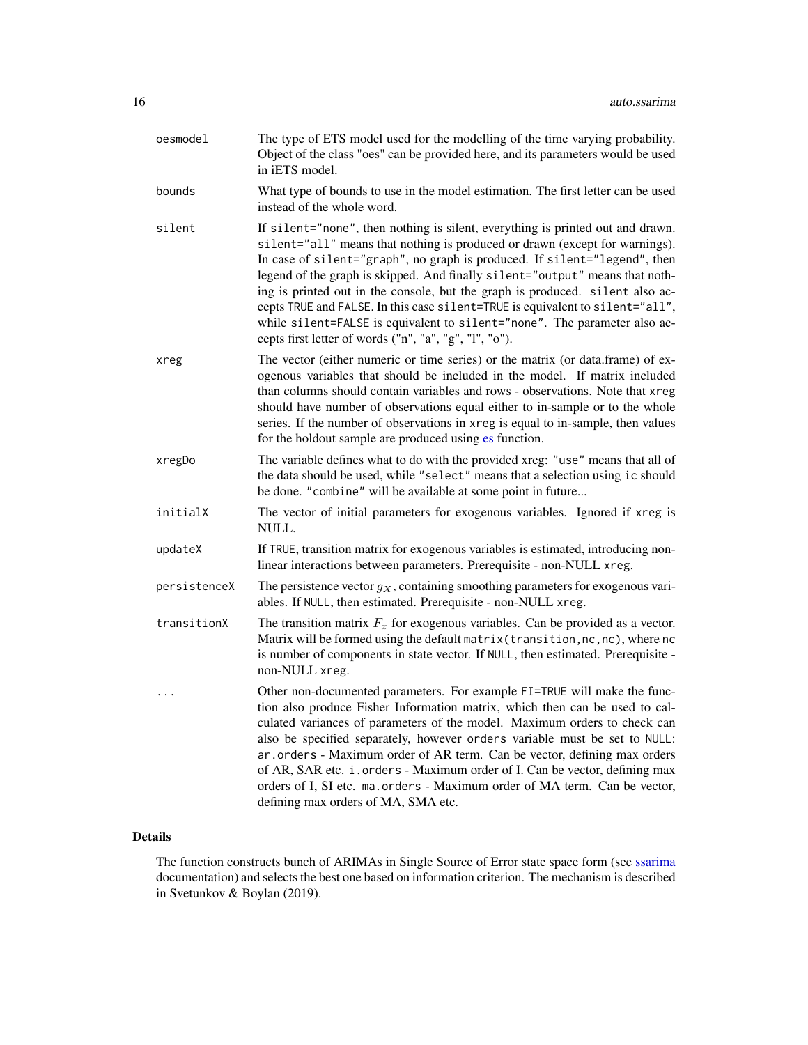| | |
|---|---|
| `oesmodel` | The type of ETS model used for the modelling of the time varying probability. Object of the class "oes" can be provided here, and its parameters would be used in iETS model. |
| `bounds` | What type of bounds to use in the model estimation. The first letter can be used instead of the whole word. |
| `silent` | If `silent="none"`, then nothing is silent, everything is printed out and drawn. `silent="all"` means that nothing is produced or drawn (except for warnings). In case of `silent="graph"`, no graph is produced. If `silent="legend"`, then legend of the graph is skipped. And finally `silent="output"` means that nothing is printed out in the console, but the graph is produced. `silent` also accepts `TRUE` and `FALSE`. In this case `silent=TRUE` is equivalent to `silent="all"`, while `silent=FALSE` is equivalent to `silent="none"`. The parameter also accepts first letter of words ("n", "a", "g", "l", "o"). |
| `xreg` | The vector (either numeric or time series) or the matrix (or data.frame) of exogenous variables that should be included in the model. If matrix included than columns should contain variables and rows - observations. Note that `xreg` should have number of observations equal either to in-sample or to the whole series. If the number of observations in `xreg` is equal to in-sample, then values for the holdout sample are produced using es function. |
| `xregDo` | The variable defines what to do with the provided xreg: `"use"` means that all of the data should be used, while `"select"` means that a selection using `ic` should be done. `"combine"` will be available at some point in future... |
| `initialX` | The vector of initial parameters for exogenous variables. Ignored if `xreg` is NULL. |
| `updateX` | If `TRUE`, transition matrix for exogenous variables is estimated, introducing non-linear interactions between parameters. Prerequisite - non-NULL `xreg`. |
| `persistenceX` | The persistence vector $g_X$, containing smoothing parameters for exogenous variables. If `NULL`, then estimated. Prerequisite - non-NULL `xreg`. |
| `transitionX` | The transition matrix $F_x$ for exogenous variables. Can be provided as a vector. Matrix will be formed using the default `matrix(transition,nc,nc)`, where `nc` is number of components in state vector. If `NULL`, then estimated. Prerequisite - non-NULL `xreg`. |
| `...` | Other non-documented parameters. For example `FI=TRUE` will make the function also produce Fisher Information matrix, which then can be used to calculated variances of parameters of the model. Maximum orders to check can also be specified separately, however `orders` variable must be set to `NULL`: `ar.orders` - Maximum order of AR term. Can be vector, defining max orders of AR, SAR etc. `i.orders` - Maximum order of I. Can be vector, defining max orders of I, SI etc. `ma.orders` - Maximum order of MA term. Can be vector, defining max orders of MA, SMA etc. |

## Details

The function constructs bunch of ARIMAs in Single Source of Error state space form (see ssarima documentation) and selects the best one based on information criterion. The mechanism is described in Svetunkov & Boylan (2019).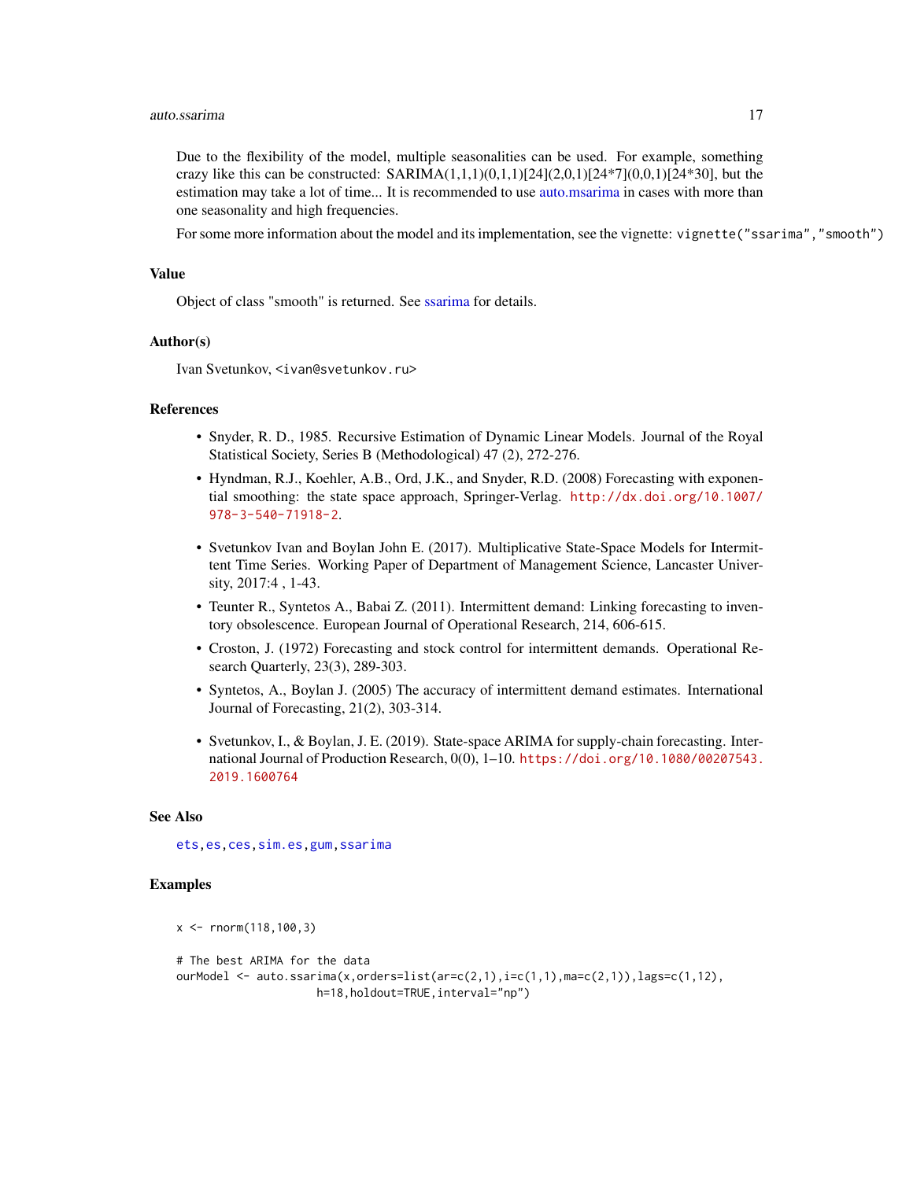Due to the flexibility of the model, multiple seasonalities can be used. For example, something crazy like this can be constructed: SARIMA(1,1,1)(0,1,1)[24](2,0,1)[24*7](0,0,1)[24*30], but the estimation may take a lot of time... It is recommended to use auto.msarima in cases with more than one seasonality and high frequencies.

For some more information about the model and its implementation, see the vignette: `vignette("ssarima","smooth")`

## Value

Object of class "smooth" is returned. See ssarima for details.

## Author(s)

Ivan Svetunkov, <ivan@svetunkov.ru>

## References

- Snyder, R. D., 1985. Recursive Estimation of Dynamic Linear Models. Journal of the Royal Statistical Society, Series B (Methodological) 47 (2), 272-276.
- Hyndman, R.J., Koehler, A.B., Ord, J.K., and Snyder, R.D. (2008) Forecasting with exponential smoothing: the state space approach, Springer-Verlag. http://dx.doi.org/10.1007/978-3-540-71918-2.
- Svetunkov Ivan and Boylan John E. (2017). Multiplicative State-Space Models for Intermittent Time Series. Working Paper of Department of Management Science, Lancaster University, 2017:4 , 1-43.
- Teunter R., Syntetos A., Babai Z. (2011). Intermittent demand: Linking forecasting to inventory obsolescence. European Journal of Operational Research, 214, 606-615.
- Croston, J. (1972) Forecasting and stock control for intermittent demands. Operational Research Quarterly, 23(3), 289-303.
- Syntetos, A., Boylan J. (2005) The accuracy of intermittent demand estimates. International Journal of Forecasting, 21(2), 303-314.
- Svetunkov, I., & Boylan, J. E. (2019). State-space ARIMA for supply-chain forecasting. International Journal of Production Research, 0(0), 1–10. https://doi.org/10.1080/00207543.2019.1600764

## See Also

`ets`, `es`, `ces`, `sim.es`, `gum`, `ssarima`

## Examples

```
x <- rnorm(118,100,3)

# The best ARIMA for the data
ourModel <- auto.ssarima(x,orders=list(ar=c(2,1),i=c(1,1),ma=c(2,1)),lags=c(1,12),
                     h=18,holdout=TRUE,interval="np")
```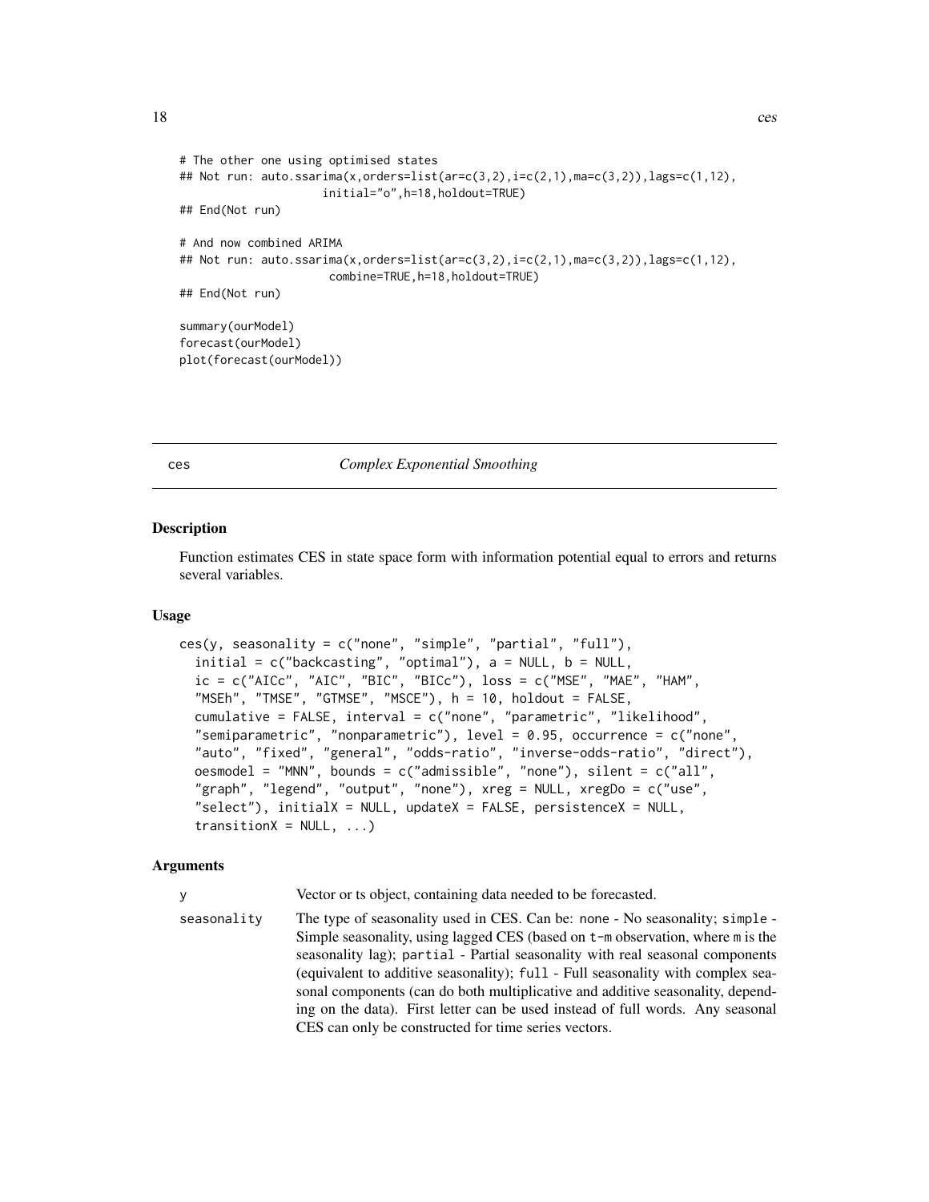```
# The other one using optimised states
## Not run: auto.ssarima(x,orders=list(ar=c(3,2),i=c(2,1),ma=c(3,2)),lags=c(1,12),
                     initial="o",h=18,holdout=TRUE)
## End(Not run)

# And now combined ARIMA
## Not run: auto.ssarima(x,orders=list(ar=c(3,2),i=c(2,1),ma=c(3,2)),lags=c(1,12),
                      combine=TRUE,h=18,holdout=TRUE)
## End(Not run)

summary(ourModel)
forecast(ourModel)
plot(forecast(ourModel))
```

## ces — *Complex Exponential Smoothing*

### Description

Function estimates CES in state space form with information potential equal to errors and returns several variables.

### Usage

```
ces(y, seasonality = c("none", "simple", "partial", "full"),
  initial = c("backcasting", "optimal"), a = NULL, b = NULL,
  ic = c("AICc", "AIC", "BIC", "BICc"), loss = c("MSE", "MAE", "HAM",
  "MSEh", "TMSE", "GTMSE", "MSCE"), h = 10, holdout = FALSE,
  cumulative = FALSE, interval = c("none", "parametric", "likelihood",
  "semiparametric", "nonparametric"), level = 0.95, occurrence = c("none",
  "auto", "fixed", "general", "odds-ratio", "inverse-odds-ratio", "direct"),
  oesmodel = "MNN", bounds = c("admissible", "none"), silent = c("all",
  "graph", "legend", "output", "none"), xreg = NULL, xregDo = c("use",
  "select"), initialX = NULL, updateX = FALSE, persistenceX = NULL,
  transitionX = NULL, ...)
```

### Arguments

`y` — Vector or ts object, containing data needed to be forecasted.

`seasonality` — The type of seasonality used in CES. Can be: `none` - No seasonality; `simple` - Simple seasonality, using lagged CES (based on `t-m` observation, where `m` is the seasonality lag); `partial` - Partial seasonality with real seasonal components (equivalent to additive seasonality); `full` - Full seasonality with complex seasonal components (can do both multiplicative and additive seasonality, depending on the data). First letter can be used instead of full words. Any seasonal CES can only be constructed for time series vectors.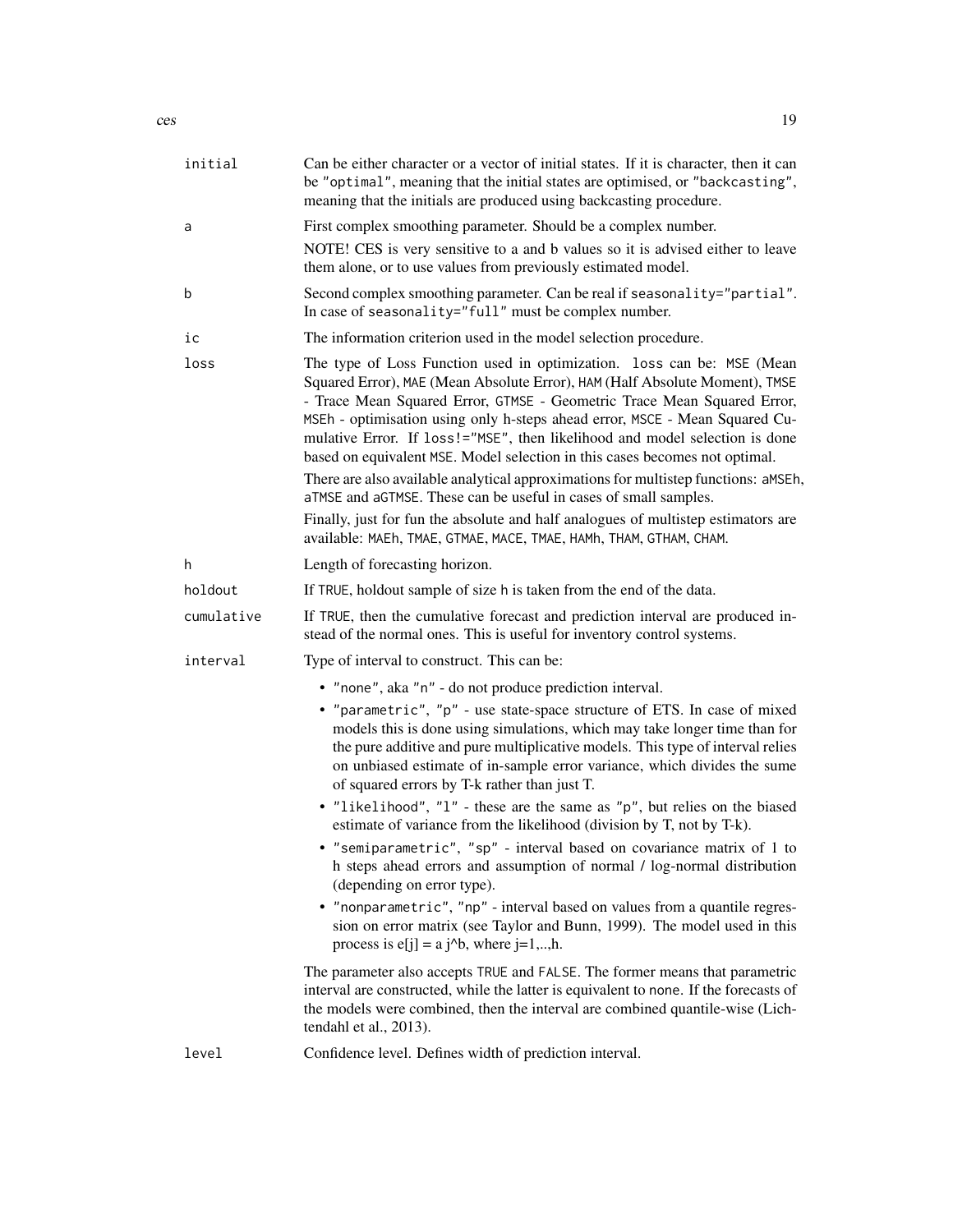| | |
|---|---|
| `initial` | Can be either character or a vector of initial states. If it is character, then it can be `"optimal"`, meaning that the initial states are optimised, or `"backcasting"`, meaning that the initials are produced using backcasting procedure. |
| `a` | First complex smoothing parameter. Should be a complex number. NOTE! CES is very sensitive to a and b values so it is advised either to leave them alone, or to use values from previously estimated model. |
| `b` | Second complex smoothing parameter. Can be real if `seasonality="partial"`. In case of `seasonality="full"` must be complex number. |
| `ic` | The information criterion used in the model selection procedure. |
| `loss` | The type of Loss Function used in optimization. `loss` can be: `MSE` (Mean Squared Error), `MAE` (Mean Absolute Error), `HAM` (Half Absolute Moment), `TMSE` - Trace Mean Squared Error, `GTMSE` - Geometric Trace Mean Squared Error, `MSEh` - optimisation using only h-steps ahead error, `MSCE` - Mean Squared Cumulative Error. If `loss!="MSE"`, then likelihood and model selection is done based on equivalent `MSE`. Model selection in this cases becomes not optimal. There are also available analytical approximations for multistep functions: `aMSEh`, `aTMSE` and `aGTMSE`. These can be useful in cases of small samples. Finally, just for fun the absolute and half analogues of multistep estimators are available: `MAEh`, `TMAE`, `GTMAE`, `MACE`, `TMAE`, `HAMh`, `THAM`, `GTHAM`, `CHAM`. |
| `h` | Length of forecasting horizon. |
| `holdout` | If `TRUE`, holdout sample of size `h` is taken from the end of the data. |
| `cumulative` | If `TRUE`, then the cumulative forecast and prediction interval are produced instead of the normal ones. This is useful for inventory control systems. |
| `interval` | Type of interval to construct. This can be: <br>• `"none"`, aka `"n"` - do not produce prediction interval. <br>• `"parametric"`, `"p"` - use state-space structure of ETS. In case of mixed models this is done using simulations, which may take longer time than for the pure additive and pure multiplicative models. This type of interval relies on unbiased estimate of in-sample error variance, which divides the sume of squared errors by T-k rather than just T. <br>• `"likelihood"`, `"l"` - these are the same as `"p"`, but relies on the biased estimate of variance from the likelihood (division by T, not by T-k). <br>• `"semiparametric"`, `"sp"` - interval based on covariance matrix of 1 to h steps ahead errors and assumption of normal / log-normal distribution (depending on error type). <br>• `"nonparametric"`, `"np"` - interval based on values from a quantile regression on error matrix (see Taylor and Bunn, 1999). The model used in this process is e[j] = a j^b, where j=1,..,h. <br><br>The parameter also accepts `TRUE` and `FALSE`. The former means that parametric interval are constructed, while the latter is equivalent to `none`. If the forecasts of the models were combined, then the interval are combined quantile-wise (Lichtendahl et al., 2013). |
| `level` | Confidence level. Defines width of prediction interval. |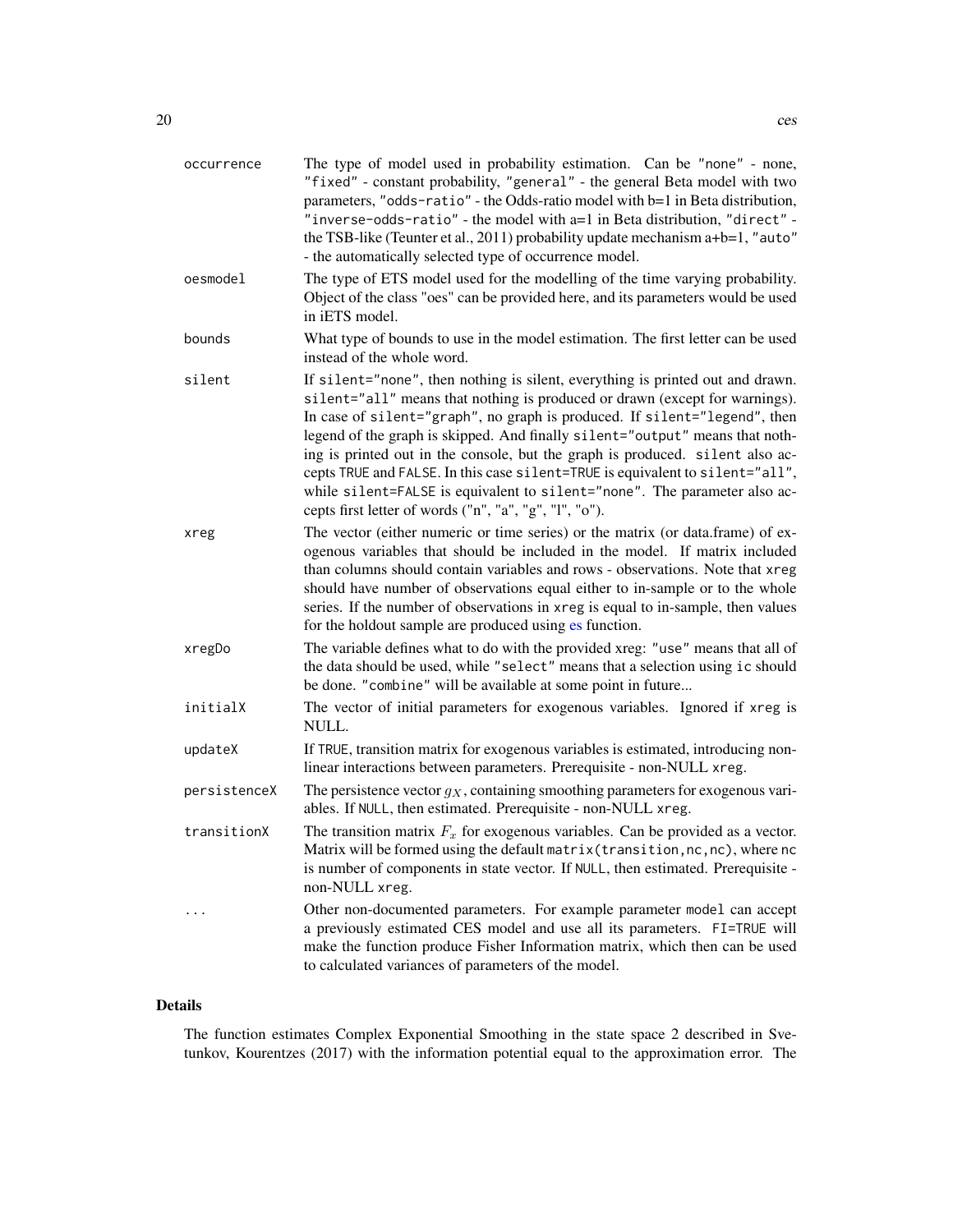| | |
|---|---|
| `occurrence` | The type of model used in probability estimation. Can be "none" - none, "fixed" - constant probability, "general" - the general Beta model with two parameters, "odds-ratio" - the Odds-ratio model with b=1 in Beta distribution, "inverse-odds-ratio" - the model with a=1 in Beta distribution, "direct" - the TSB-like (Teunter et al., 2011) probability update mechanism a+b=1, "auto" - the automatically selected type of occurrence model. |
| `oesmodel` | The type of ETS model used for the modelling of the time varying probability. Object of the class "oes" can be provided here, and its parameters would be used in iETS model. |
| `bounds` | What type of bounds to use in the model estimation. The first letter can be used instead of the whole word. |
| `silent` | If `silent="none"`, then nothing is silent, everything is printed out and drawn. `silent="all"` means that nothing is produced or drawn (except for warnings). In case of `silent="graph"`, no graph is produced. If `silent="legend"`, then legend of the graph is skipped. And finally `silent="output"` means that nothing is printed out in the console, but the graph is produced. `silent` also accepts TRUE and FALSE. In this case `silent=TRUE` is equivalent to `silent="all"`, while `silent=FALSE` is equivalent to `silent="none"`. The parameter also accepts first letter of words ("n", "a", "g", "l", "o"). |
| `xreg` | The vector (either numeric or time series) or the matrix (or data.frame) of exogenous variables that should be included in the model. If matrix included than columns should contain variables and rows - observations. Note that `xreg` should have number of observations equal either to in-sample or to the whole series. If the number of observations in `xreg` is equal to in-sample, then values for the holdout sample are produced using es function. |
| `xregDo` | The variable defines what to do with the provided xreg: "use" means that all of the data should be used, while "select" means that a selection using `ic` should be done. "combine" will be available at some point in future... |
| `initialX` | The vector of initial parameters for exogenous variables. Ignored if `xreg` is NULL. |
| `updateX` | If TRUE, transition matrix for exogenous variables is estimated, introducing non-linear interactions between parameters. Prerequisite - non-NULL `xreg`. |
| `persistenceX` | The persistence vector $g_X$, containing smoothing parameters for exogenous variables. If NULL, then estimated. Prerequisite - non-NULL `xreg`. |
| `transitionX` | The transition matrix $F_x$ for exogenous variables. Can be provided as a vector. Matrix will be formed using the default `matrix(transition,nc,nc)`, where `nc` is number of components in state vector. If NULL, then estimated. Prerequisite - non-NULL `xreg`. |
| `...` | Other non-documented parameters. For example parameter `model` can accept a previously estimated CES model and use all its parameters. `FI=TRUE` will make the function produce Fisher Information matrix, which then can be used to calculated variances of parameters of the model. |

## Details

The function estimates Complex Exponential Smoothing in the state space 2 described in Svetunkov, Kourentzes (2017) with the information potential equal to the approximation error. The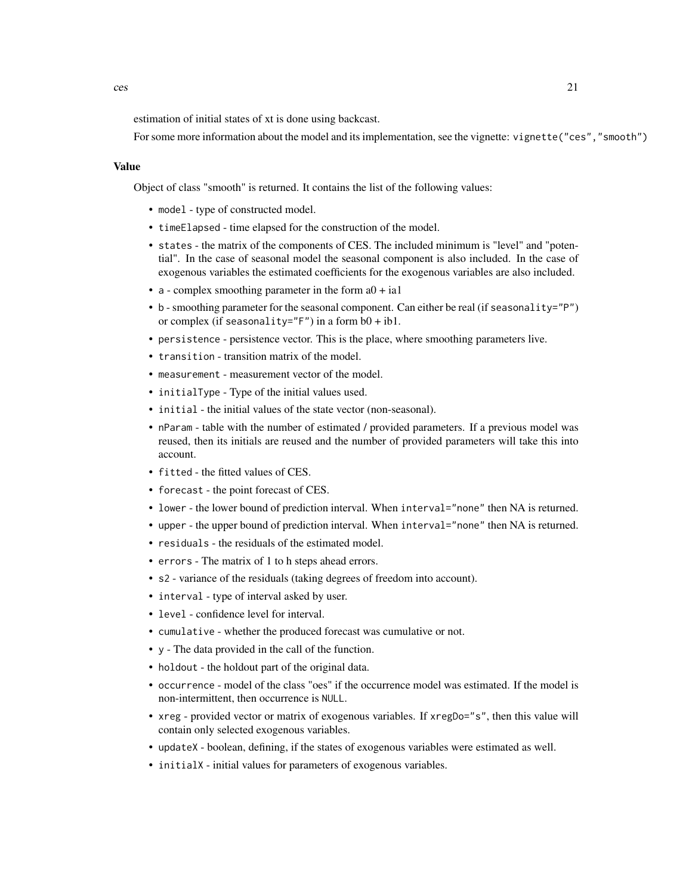estimation of initial states of xt is done using backcast.

For some more information about the model and its implementation, see the vignette: `vignette("ces","smooth")`

### Value

Object of class "smooth" is returned. It contains the list of the following values:

- `model` - type of constructed model.
- `timeElapsed` - time elapsed for the construction of the model.
- `states` - the matrix of the components of CES. The included minimum is "level" and "potential". In the case of seasonal model the seasonal component is also included. In the case of exogenous variables the estimated coefficients for the exogenous variables are also included.
- `a` - complex smoothing parameter in the form a0 + ia1
- `b` - smoothing parameter for the seasonal component. Can either be real (if `seasonality="P"`) or complex (if `seasonality="F"`) in a form b0 + ib1.
- `persistence` - persistence vector. This is the place, where smoothing parameters live.
- `transition` - transition matrix of the model.
- `measurement` - measurement vector of the model.
- `initialType` - Type of the initial values used.
- `initial` - the initial values of the state vector (non-seasonal).
- `nParam` - table with the number of estimated / provided parameters. If a previous model was reused, then its initials are reused and the number of provided parameters will take this into account.
- `fitted` - the fitted values of CES.
- `forecast` - the point forecast of CES.
- `lower` - the lower bound of prediction interval. When `interval="none"` then NA is returned.
- `upper` - the upper bound of prediction interval. When `interval="none"` then NA is returned.
- `residuals` - the residuals of the estimated model.
- `errors` - The matrix of 1 to h steps ahead errors.
- `s2` - variance of the residuals (taking degrees of freedom into account).
- `interval` - type of interval asked by user.
- `level` - confidence level for interval.
- `cumulative` - whether the produced forecast was cumulative or not.
- `y` - The data provided in the call of the function.
- `holdout` - the holdout part of the original data.
- `occurrence` - model of the class "oes" if the occurrence model was estimated. If the model is non-intermittent, then occurrence is `NULL`.
- `xreg` - provided vector or matrix of exogenous variables. If `xregDo="s"`, then this value will contain only selected exogenous variables.
- `updateX` - boolean, defining, if the states of exogenous variables were estimated as well.
- `initialX` - initial values for parameters of exogenous variables.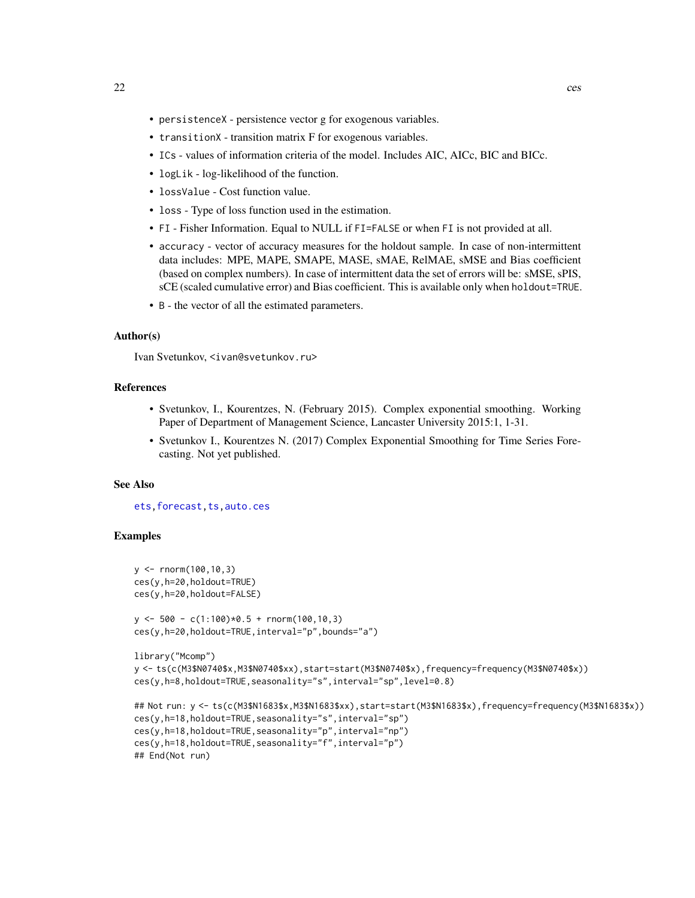- `persistenceX` - persistence vector g for exogenous variables.
- `transitionX` - transition matrix F for exogenous variables.
- `ICs` - values of information criteria of the model. Includes AIC, AICc, BIC and BICc.
- `logLik` - log-likelihood of the function.
- `lossValue` - Cost function value.
- `loss` - Type of loss function used in the estimation.
- `FI` - Fisher Information. Equal to NULL if `FI=FALSE` or when `FI` is not provided at all.
- `accuracy` - vector of accuracy measures for the holdout sample. In case of non-intermittent data includes: MPE, MAPE, SMAPE, MASE, sMAE, RelMAE, sMSE and Bias coefficient (based on complex numbers). In case of intermittent data the set of errors will be: sMSE, sPIS, sCE (scaled cumulative error) and Bias coefficient. This is available only when `holdout=TRUE`.
- `B` - the vector of all the estimated parameters.

### Author(s)

Ivan Svetunkov, <ivan@svetunkov.ru>

### References

- Svetunkov, I., Kourentzes, N. (February 2015). Complex exponential smoothing. Working Paper of Department of Management Science, Lancaster University 2015:1, 1-31.
- Svetunkov I., Kourentzes N. (2017) Complex Exponential Smoothing for Time Series Forecasting. Not yet published.

### See Also

`ets`, `forecast`, `ts`, `auto.ces`

### Examples

```
y <- rnorm(100,10,3)
ces(y,h=20,holdout=TRUE)
ces(y,h=20,holdout=FALSE)

y <- 500 - c(1:100)*0.5 + rnorm(100,10,3)
ces(y,h=20,holdout=TRUE,interval="p",bounds="a")

library("Mcomp")
y <- ts(c(M3$N0740$x,M3$N0740$xx),start=start(M3$N0740$x),frequency=frequency(M3$N0740$x))
ces(y,h=8,holdout=TRUE,seasonality="s",interval="sp",level=0.8)

## Not run: y <- ts(c(M3$N1683$x,M3$N1683$xx),start=start(M3$N1683$x),frequency=frequency(M3$N1683$x))
ces(y,h=18,holdout=TRUE,seasonality="s",interval="sp")
ces(y,h=18,holdout=TRUE,seasonality="p",interval="np")
ces(y,h=18,holdout=TRUE,seasonality="f",interval="p")
## End(Not run)
```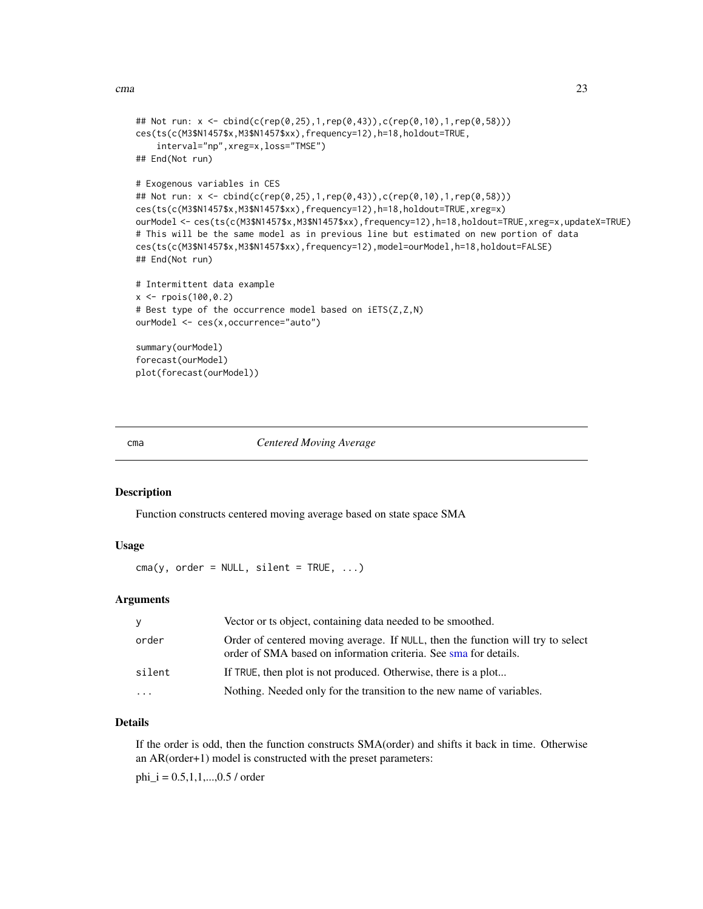```
## Not run: x <- cbind(c(rep(0,25),1,rep(0,43)),c(rep(0,10),1,rep(0,58)))
ces(ts(c(M3$N1457$x,M3$N1457$xx),frequency=12),h=18,holdout=TRUE,
    interval="np",xreg=x,loss="TMSE")
## End(Not run)

# Exogenous variables in CES
## Not run: x <- cbind(c(rep(0,25),1,rep(0,43)),c(rep(0,10),1,rep(0,58)))
ces(ts(c(M3$N1457$x,M3$N1457$xx),frequency=12),h=18,holdout=TRUE,xreg=x)
ourModel <- ces(ts(c(M3$N1457$x,M3$N1457$xx),frequency=12),h=18,holdout=TRUE,xreg=x,updateX=TRUE)
# This will be the same model as in previous line but estimated on new portion of data
ces(ts(c(M3$N1457$x,M3$N1457$xx),frequency=12),model=ourModel,h=18,holdout=FALSE)
## End(Not run)

# Intermittent data example
x <- rpois(100,0.2)
# Best type of the occurrence model based on iETS(Z,Z,N)
ourModel <- ces(x,occurrence="auto")

summary(ourModel)
forecast(ourModel)
plot(forecast(ourModel))
```

---

## cma — *Centered Moving Average*

### Description

Function constructs centered moving average based on state space SMA

### Usage

```
cma(y, order = NULL, silent = TRUE, ...)
```

### Arguments

| Argument | Description |
|---|---|
| y | Vector or ts object, containing data needed to be smoothed. |
| order | Order of centered moving average. If NULL, then the function will try to select order of SMA based on information criteria. See sma for details. |
| silent | If TRUE, then plot is not produced. Otherwise, there is a plot... |
| ... | Nothing. Needed only for the transition to the new name of variables. |

### Details

If the order is odd, then the function constructs SMA(order) and shifts it back in time. Otherwise an AR(order+1) model is constructed with the preset parameters:

$\phi_i = 0.5,1,1,...,0.5 / order$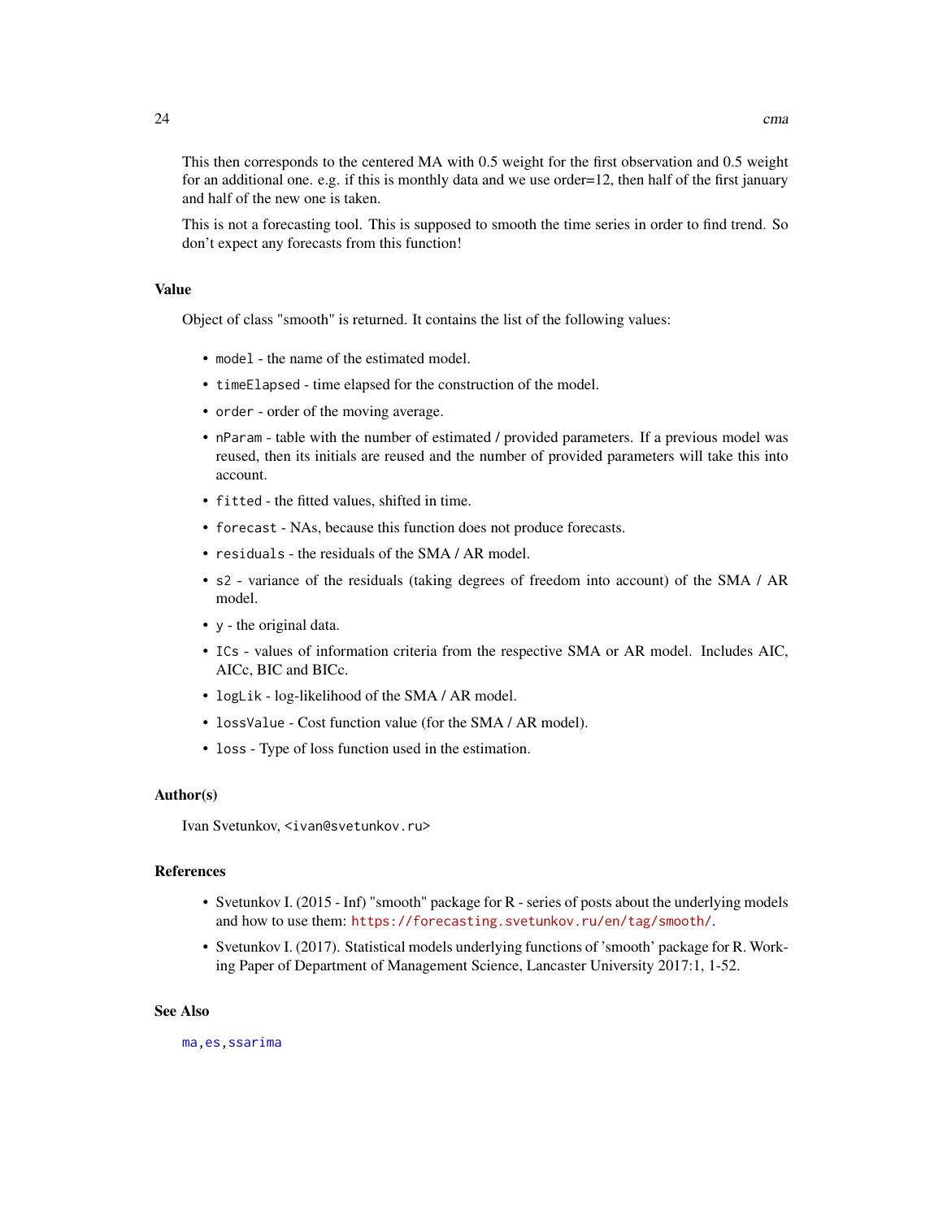This then corresponds to the centered MA with 0.5 weight for the first observation and 0.5 weight for an additional one. e.g. if this is monthly data and we use order=12, then half of the first january and half of the new one is taken.

This is not a forecasting tool. This is supposed to smooth the time series in order to find trend. So don't expect any forecasts from this function!

### Value

Object of class "smooth" is returned. It contains the list of the following values:

- `model` - the name of the estimated model.
- `timeElapsed` - time elapsed for the construction of the model.
- `order` - order of the moving average.
- `nParam` - table with the number of estimated / provided parameters. If a previous model was reused, then its initials are reused and the number of provided parameters will take this into account.
- `fitted` - the fitted values, shifted in time.
- `forecast` - NAs, because this function does not produce forecasts.
- `residuals` - the residuals of the SMA / AR model.
- `s2` - variance of the residuals (taking degrees of freedom into account) of the SMA / AR model.
- `y` - the original data.
- `ICs` - values of information criteria from the respective SMA or AR model. Includes AIC, AICc, BIC and BICc.
- `logLik` - log-likelihood of the SMA / AR model.
- `lossValue` - Cost function value (for the SMA / AR model).
- `loss` - Type of loss function used in the estimation.

### Author(s)

Ivan Svetunkov, <ivan@svetunkov.ru>

### References

- Svetunkov I. (2015 - Inf) "smooth" package for R - series of posts about the underlying models and how to use them: https://forecasting.svetunkov.ru/en/tag/smooth/.
- Svetunkov I. (2017). Statistical models underlying functions of 'smooth' package for R. Working Paper of Department of Management Science, Lancaster University 2017:1, 1-52.

### See Also

ma, es, ssarima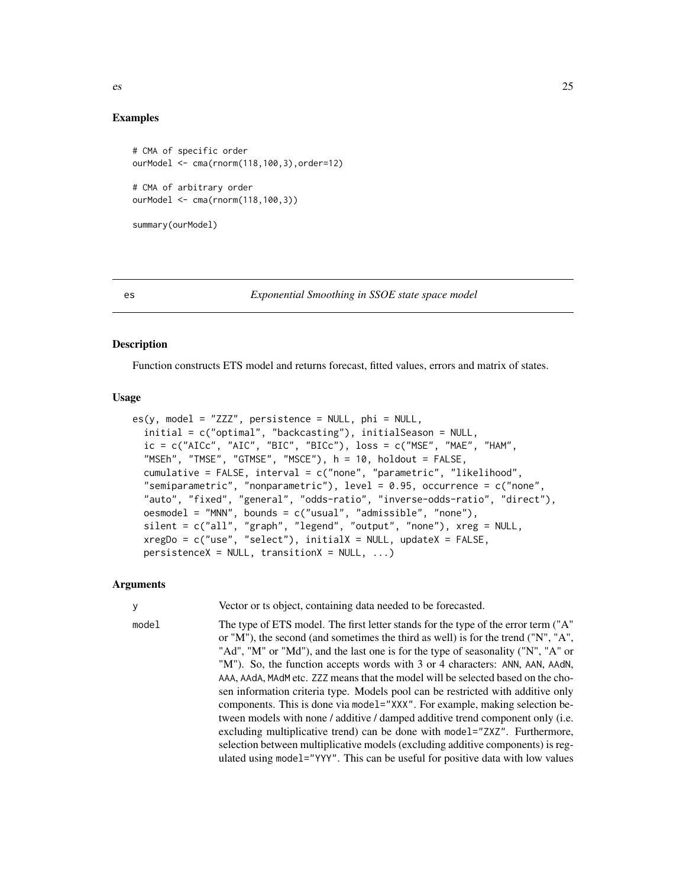## Examples

```
# CMA of specific order
ourModel <- cma(rnorm(118,100,3),order=12)

# CMA of arbitrary order
ourModel <- cma(rnorm(118,100,3))

summary(ourModel)
```

---

# es — *Exponential Smoothing in SSOE state space model*

## Description

Function constructs ETS model and returns forecast, fitted values, errors and matrix of states.

## Usage

```
es(y, model = "ZZZ", persistence = NULL, phi = NULL,
  initial = c("optimal", "backcasting"), initialSeason = NULL,
  ic = c("AICc", "AIC", "BIC", "BICc"), loss = c("MSE", "MAE", "HAM",
  "MSEh", "TMSE", "GTMSE", "MSCE"), h = 10, holdout = FALSE,
  cumulative = FALSE, interval = c("none", "parametric", "likelihood",
  "semiparametric", "nonparametric"), level = 0.95, occurrence = c("none",
  "auto", "fixed", "general", "odds-ratio", "inverse-odds-ratio", "direct"),
  oesmodel = "MNN", bounds = c("usual", "admissible", "none"),
  silent = c("all", "graph", "legend", "output", "none"), xreg = NULL,
  xregDo = c("use", "select"), initialX = NULL, updateX = FALSE,
  persistenceX = NULL, transitionX = NULL, ...)
```

## Arguments

`y` — Vector or ts object, containing data needed to be forecasted.

`model` — The type of ETS model. The first letter stands for the type of the error term ("A" or "M"), the second (and sometimes the third as well) is for the trend ("N", "A", "Ad", "M" or "Md"), and the last one is for the type of seasonality ("N", "A" or "M"). So, the function accepts words with 3 or 4 characters: `ANN`, `AAN`, `AAdN`, `AAA`, `AAdA`, `MAdM` etc. `ZZZ` means that the model will be selected based on the chosen information criteria type. Models pool can be restricted with additive only components. This is done via `model="XXX"`. For example, making selection between models with none / additive / damped additive trend component only (i.e. excluding multiplicative trend) can be done with `model="ZXZ"`. Furthermore, selection between multiplicative models (excluding additive components) is regulated using `model="YYY"`. This can be useful for positive data with low values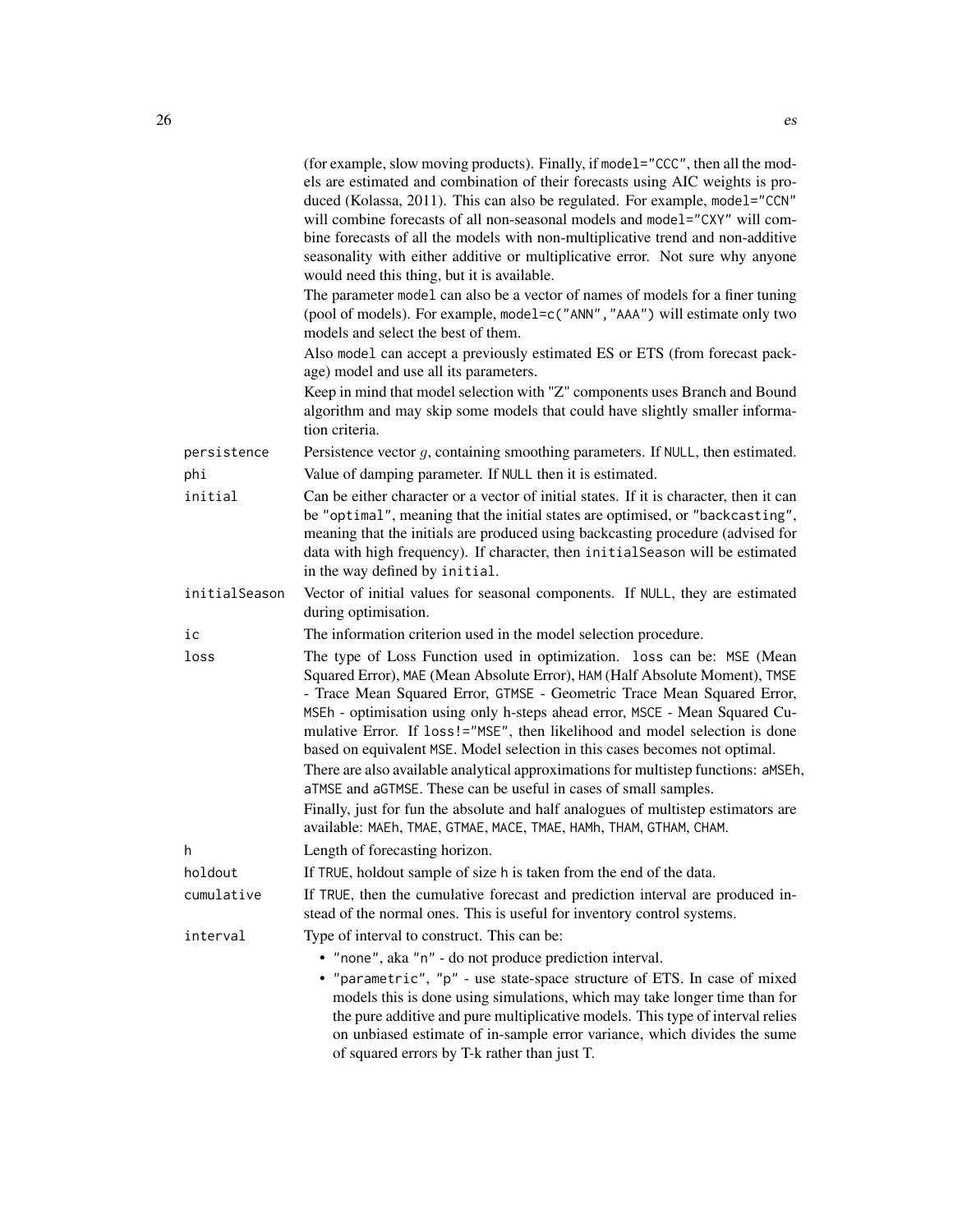(for example, slow moving products). Finally, if `model="CCC"`, then all the models are estimated and combination of their forecasts using AIC weights is produced (Kolassa, 2011). This can also be regulated. For example, `model="CCN"` will combine forecasts of all non-seasonal models and `model="CXY"` will combine forecasts of all the models with non-multiplicative trend and non-additive seasonality with either additive or multiplicative error. Not sure why anyone would need this thing, but it is available.

The parameter `model` can also be a vector of names of models for a finer tuning (pool of models). For example, `model=c("ANN","AAA")` will estimate only two models and select the best of them.

Also `model` can accept a previously estimated ES or ETS (from forecast package) model and use all its parameters.

Keep in mind that model selection with "Z" components uses Branch and Bound algorithm and may skip some models that could have slightly smaller information criteria.

`persistence`
: Persistence vector $g$, containing smoothing parameters. If `NULL`, then estimated.

`phi`
: Value of damping parameter. If `NULL` then it is estimated.

`initial`
: Can be either character or a vector of initial states. If it is character, then it can be `"optimal"`, meaning that the initial states are optimised, or `"backcasting"`, meaning that the initials are produced using backcasting procedure (advised for data with high frequency). If character, then `initialSeason` will be estimated in the way defined by `initial`.

`initialSeason`
: Vector of initial values for seasonal components. If `NULL`, they are estimated during optimisation.

`ic`
: The information criterion used in the model selection procedure.

`loss`
: The type of Loss Function used in optimization. `loss` can be: `MSE` (Mean Squared Error), `MAE` (Mean Absolute Error), `HAM` (Half Absolute Moment), `TMSE` - Trace Mean Squared Error, `GTMSE` - Geometric Trace Mean Squared Error, `MSEh` - optimisation using only h-steps ahead error, `MSCE` - Mean Squared Cumulative Error. If `loss!="MSE"`, then likelihood and model selection is done based on equivalent `MSE`. Model selection in this cases becomes not optimal.

  There are also available analytical approximations for multistep functions: `aMSEh`, `aTMSE` and `aGTMSE`. These can be useful in cases of small samples.

  Finally, just for fun the absolute and half analogues of multistep estimators are available: `MAEh`, `TMAE`, `GTMAE`, `MACE`, `TMAE`, `HAMh`, `THAM`, `GTHAM`, `CHAM`.

`h`
: Length of forecasting horizon.

`holdout`
: If `TRUE`, holdout sample of size `h` is taken from the end of the data.

`cumulative`
: If `TRUE`, then the cumulative forecast and prediction interval are produced instead of the normal ones. This is useful for inventory control systems.

`interval`
: Type of interval to construct. This can be:

  - `"none"`, aka `"n"` - do not produce prediction interval.
  - `"parametric"`, `"p"` - use state-space structure of ETS. In case of mixed models this is done using simulations, which may take longer time than for the pure additive and pure multiplicative models. This type of interval relies on unbiased estimate of in-sample error variance, which divides the sume of squared errors by T-k rather than just T.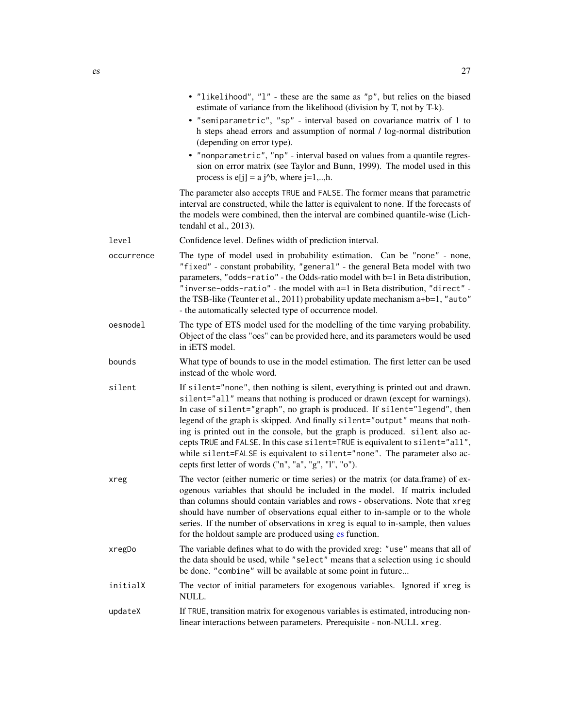- `"likelihood"`, `"l"` - these are the same as `"p"`, but relies on the biased estimate of variance from the likelihood (division by T, not by T-k).
- `"semiparametric"`, `"sp"` - interval based on covariance matrix of 1 to h steps ahead errors and assumption of normal / log-normal distribution (depending on error type).
- `"nonparametric"`, `"np"` - interval based on values from a quantile regression on error matrix (see Taylor and Bunn, 1999). The model used in this process is e[j] = a j^b, where j=1,..,h.

The parameter also accepts `TRUE` and `FALSE`. The former means that parametric interval are constructed, while the latter is equivalent to `none`. If the forecasts of the models were combined, then the interval are combined quantile-wise (Lichtendahl et al., 2013).

`level` Confidence level. Defines width of prediction interval.

`occurrence` The type of model used in probability estimation. Can be `"none"` - none, `"fixed"` - constant probability, `"general"` - the general Beta model with two parameters, `"odds-ratio"` - the Odds-ratio model with b=1 in Beta distribution, `"inverse-odds-ratio"` - the model with a=1 in Beta distribution, `"direct"` - the TSB-like (Teunter et al., 2011) probability update mechanism a+b=1, `"auto"` - the automatically selected type of occurrence model.

`oesmodel` The type of ETS model used for the modelling of the time varying probability. Object of the class "oes" can be provided here, and its parameters would be used in iETS model.

`bounds` What type of bounds to use in the model estimation. The first letter can be used instead of the whole word.

`silent` If `silent="none"`, then nothing is silent, everything is printed out and drawn. `silent="all"` means that nothing is produced or drawn (except for warnings). In case of `silent="graph"`, no graph is produced. If `silent="legend"`, then legend of the graph is skipped. And finally `silent="output"` means that nothing is printed out in the console, but the graph is produced. `silent` also accepts `TRUE` and `FALSE`. In this case `silent=TRUE` is equivalent to `silent="all"`, while `silent=FALSE` is equivalent to `silent="none"`. The parameter also accepts first letter of words ("n", "a", "g", "l", "o").

`xreg` The vector (either numeric or time series) or the matrix (or data.frame) of exogenous variables that should be included in the model. If matrix included than columns should contain variables and rows - observations. Note that `xreg` should have number of observations equal either to in-sample or to the whole series. If the number of observations in `xreg` is equal to in-sample, then values for the holdout sample are produced using es function.

`xregDo` The variable defines what to do with the provided xreg: `"use"` means that all of the data should be used, while `"select"` means that a selection using `ic` should be done. `"combine"` will be available at some point in future...

`initialX` The vector of initial parameters for exogenous variables. Ignored if `xreg` is NULL.

`updateX` If `TRUE`, transition matrix for exogenous variables is estimated, introducing non-linear interactions between parameters. Prerequisite - non-NULL `xreg`.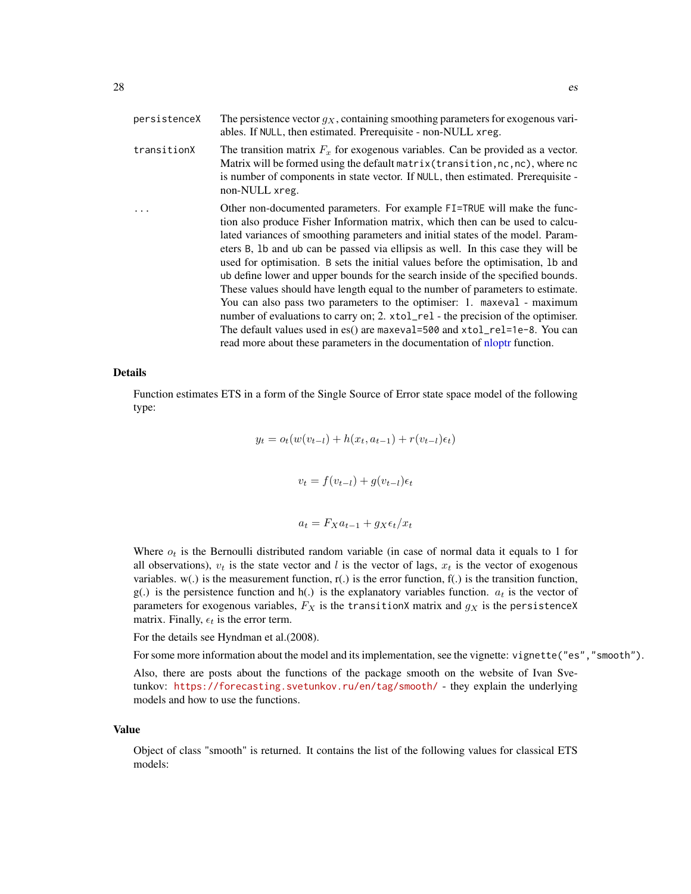persistenceX
: The persistence vector $g_X$, containing smoothing parameters for exogenous variables. If NULL, then estimated. Prerequisite - non-NULL xreg.

transitionX
: The transition matrix $F_x$ for exogenous variables. Can be provided as a vector. Matrix will be formed using the default `matrix(transition,nc,nc)`, where `nc` is number of components in state vector. If NULL, then estimated. Prerequisite - non-NULL xreg.

...
: Other non-documented parameters. For example `FI=TRUE` will make the function also produce Fisher Information matrix, which then can be used to calculated variances of smoothing parameters and initial states of the model. Parameters `B`, `lb` and `ub` can be passed via ellipsis as well. In this case they will be used for optimisation. `B` sets the initial values before the optimisation, `lb` and `ub` define lower and upper bounds for the search inside of the specified `bounds`. These values should have length equal to the number of parameters to estimate. You can also pass two parameters to the optimiser: 1. `maxeval` - maximum number of evaluations to carry on; 2. `xtol_rel` - the precision of the optimiser. The default values used in es() are `maxeval=500` and `xtol_rel=1e-8`. You can read more about these parameters in the documentation of nloptr function.

## Details

Function estimates ETS in a form of the Single Source of Error state space model of the following type:

$$y_t = o_t(w(v_{t-l}) + h(x_t, a_{t-1}) + r(v_{t-l})\epsilon_t)$$

$$v_t = f(v_{t-l}) + g(v_{t-l})\epsilon_t$$

$$a_t = F_X a_{t-1} + g_X \epsilon_t / x_t$$

Where $o_t$ is the Bernoulli distributed random variable (in case of normal data it equals to 1 for all observations), $v_t$ is the state vector and $l$ is the vector of lags, $x_t$ is the vector of exogenous variables. w(.) is the measurement function, r(.) is the error function, f(.) is the transition function, g(.) is the persistence function and h(.) is the explanatory variables function. $a_t$ is the vector of parameters for exogenous variables, $F_X$ is the `transitionX` matrix and $g_X$ is the `persistenceX` matrix. Finally, $\epsilon_t$ is the error term.

For the details see Hyndman et al.(2008).

For some more information about the model and its implementation, see the vignette: `vignette("es","smooth")`.

Also, there are posts about the functions of the package smooth on the website of Ivan Svetunkov: https://forecasting.svetunkov.ru/en/tag/smooth/ - they explain the underlying models and how to use the functions.

## Value

Object of class "smooth" is returned. It contains the list of the following values for classical ETS models: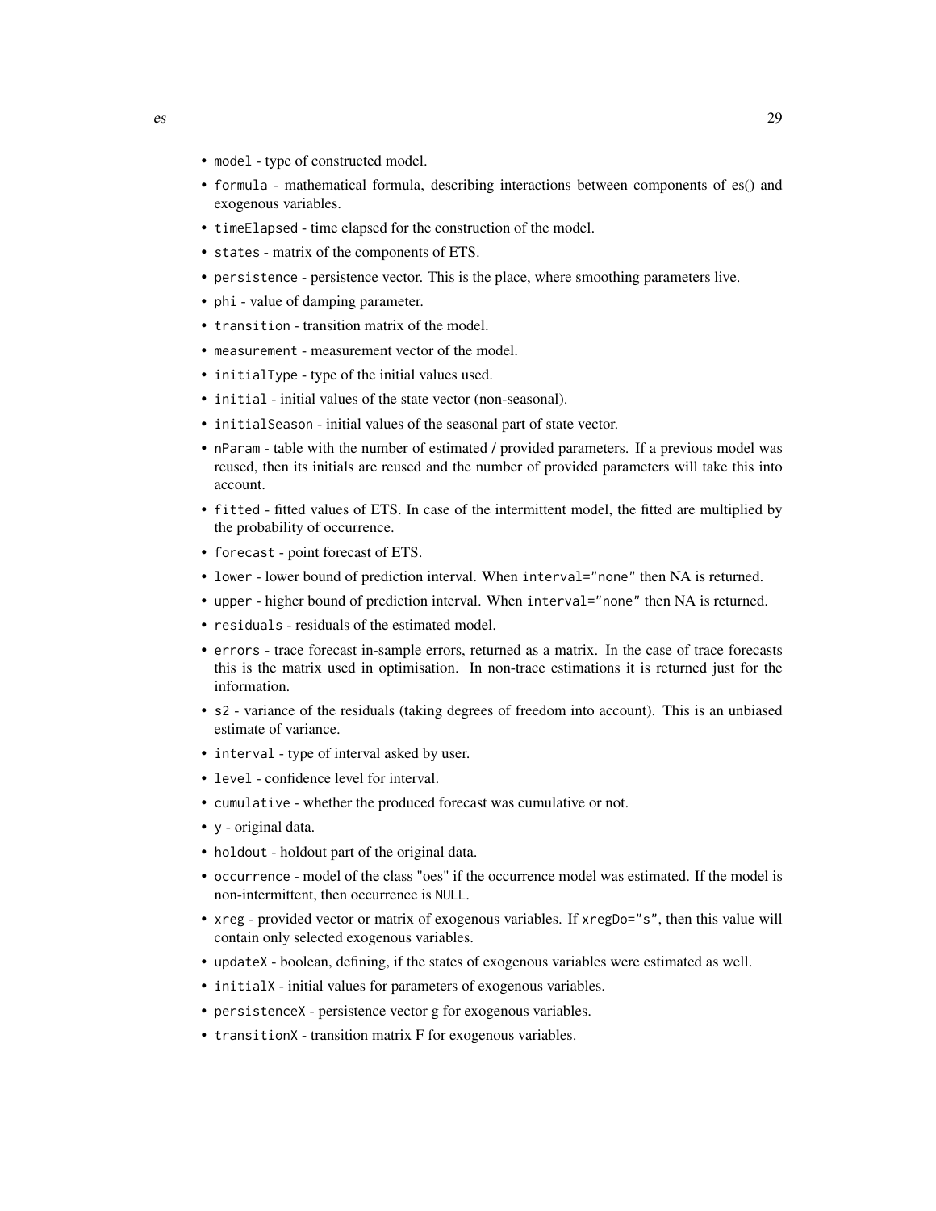- `model` - type of constructed model.
- `formula` - mathematical formula, describing interactions between components of es() and exogenous variables.
- `timeElapsed` - time elapsed for the construction of the model.
- `states` - matrix of the components of ETS.
- `persistence` - persistence vector. This is the place, where smoothing parameters live.
- `phi` - value of damping parameter.
- `transition` - transition matrix of the model.
- `measurement` - measurement vector of the model.
- `initialType` - type of the initial values used.
- `initial` - initial values of the state vector (non-seasonal).
- `initialSeason` - initial values of the seasonal part of state vector.
- `nParam` - table with the number of estimated / provided parameters. If a previous model was reused, then its initials are reused and the number of provided parameters will take this into account.
- `fitted` - fitted values of ETS. In case of the intermittent model, the fitted are multiplied by the probability of occurrence.
- `forecast` - point forecast of ETS.
- `lower` - lower bound of prediction interval. When `interval="none"` then NA is returned.
- `upper` - higher bound of prediction interval. When `interval="none"` then NA is returned.
- `residuals` - residuals of the estimated model.
- `errors` - trace forecast in-sample errors, returned as a matrix. In the case of trace forecasts this is the matrix used in optimisation. In non-trace estimations it is returned just for the information.
- `s2` - variance of the residuals (taking degrees of freedom into account). This is an unbiased estimate of variance.
- `interval` - type of interval asked by user.
- `level` - confidence level for interval.
- `cumulative` - whether the produced forecast was cumulative or not.
- `y` - original data.
- `holdout` - holdout part of the original data.
- `occurrence` - model of the class "oes" if the occurrence model was estimated. If the model is non-intermittent, then occurrence is `NULL`.
- `xreg` - provided vector or matrix of exogenous variables. If `xregDo="s"`, then this value will contain only selected exogenous variables.
- `updateX` - boolean, defining, if the states of exogenous variables were estimated as well.
- `initialX` - initial values for parameters of exogenous variables.
- `persistenceX` - persistence vector g for exogenous variables.
- `transitionX` - transition matrix F for exogenous variables.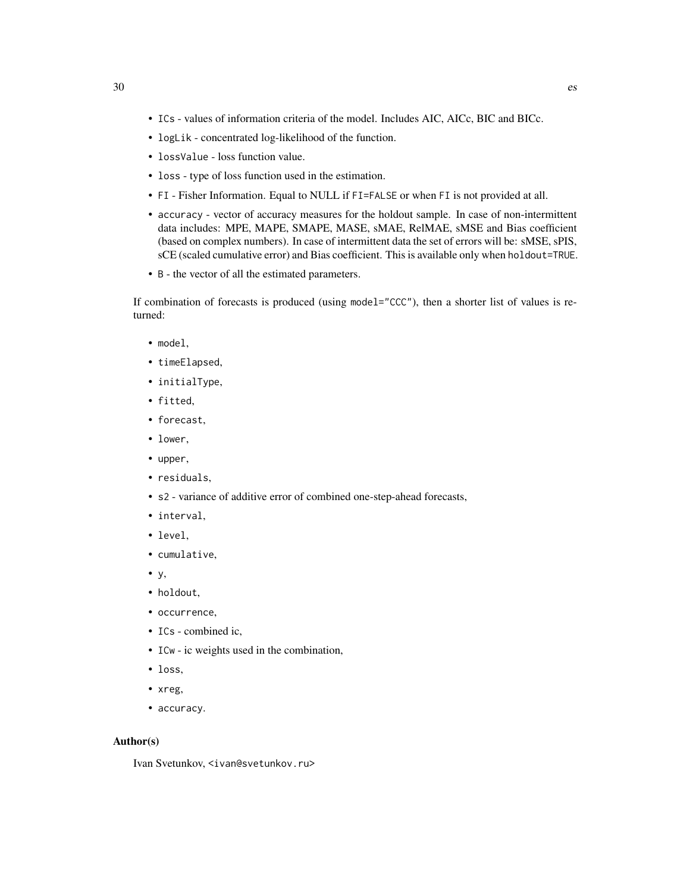- `ICs` - values of information criteria of the model. Includes AIC, AICc, BIC and BICc.
- `logLik` - concentrated log-likelihood of the function.
- `lossValue` - loss function value.
- `loss` - type of loss function used in the estimation.
- `FI` - Fisher Information. Equal to NULL if `FI=FALSE` or when `FI` is not provided at all.
- `accuracy` - vector of accuracy measures for the holdout sample. In case of non-intermittent data includes: MPE, MAPE, SMAPE, MASE, sMAE, RelMAE, sMSE and Bias coefficient (based on complex numbers). In case of intermittent data the set of errors will be: sMSE, sPIS, sCE (scaled cumulative error) and Bias coefficient. This is available only when `holdout=TRUE`.
- `B` - the vector of all the estimated parameters.

If combination of forecasts is produced (using `model="CCC"`), then a shorter list of values is returned:

- `model`,
- `timeElapsed`,
- `initialType`,
- `fitted`,
- `forecast`,
- `lower`,
- `upper`,
- `residuals`,
- `s2` - variance of additive error of combined one-step-ahead forecasts,
- `interval`,
- `level`,
- `cumulative`,
- `y`,
- `holdout`,
- `occurrence`,
- `ICs` - combined ic,
- `ICw` - ic weights used in the combination,
- `loss`,
- `xreg`,
- `accuracy`.

## Author(s)

Ivan Svetunkov, <ivan@svetunkov.ru>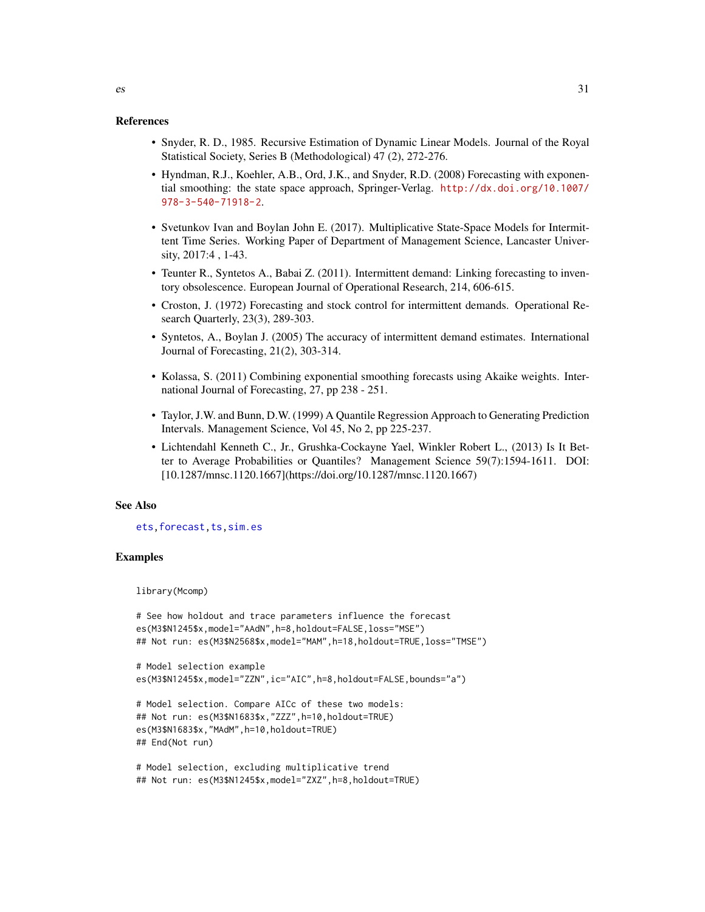## References

- Snyder, R. D., 1985. Recursive Estimation of Dynamic Linear Models. Journal of the Royal Statistical Society, Series B (Methodological) 47 (2), 272-276.
- Hyndman, R.J., Koehler, A.B., Ord, J.K., and Snyder, R.D. (2008) Forecasting with exponential smoothing: the state space approach, Springer-Verlag. http://dx.doi.org/10.1007/978-3-540-71918-2.
- Svetunkov Ivan and Boylan John E. (2017). Multiplicative State-Space Models for Intermittent Time Series. Working Paper of Department of Management Science, Lancaster University, 2017:4 , 1-43.
- Teunter R., Syntetos A., Babai Z. (2011). Intermittent demand: Linking forecasting to inventory obsolescence. European Journal of Operational Research, 214, 606-615.
- Croston, J. (1972) Forecasting and stock control for intermittent demands. Operational Research Quarterly, 23(3), 289-303.
- Syntetos, A., Boylan J. (2005) The accuracy of intermittent demand estimates. International Journal of Forecasting, 21(2), 303-314.
- Kolassa, S. (2011) Combining exponential smoothing forecasts using Akaike weights. International Journal of Forecasting, 27, pp 238 - 251.
- Taylor, J.W. and Bunn, D.W. (1999) A Quantile Regression Approach to Generating Prediction Intervals. Management Science, Vol 45, No 2, pp 225-237.
- Lichtendahl Kenneth C., Jr., Grushka-Cockayne Yael, Winkler Robert L., (2013) Is It Better to Average Probabilities or Quantiles? Management Science 59(7):1594-1611. DOI: [10.1287/mnsc.1120.1667](https://doi.org/10.1287/mnsc.1120.1667)

## See Also

ets, forecast, ts, sim.es

## Examples

```
library(Mcomp)

# See how holdout and trace parameters influence the forecast
es(M3$N1245$x,model="AAdN",h=8,holdout=FALSE,loss="MSE")
## Not run: es(M3$N2568$x,model="MAM",h=18,holdout=TRUE,loss="TMSE")

# Model selection example
es(M3$N1245$x,model="ZZN",ic="AIC",h=8,holdout=FALSE,bounds="a")

# Model selection. Compare AICc of these two models:
## Not run: es(M3$N1683$x,"ZZZ",h=10,holdout=TRUE)
es(M3$N1683$x,"MAdM",h=10,holdout=TRUE)
## End(Not run)

# Model selection, excluding multiplicative trend
## Not run: es(M3$N1245$x,model="ZXZ",h=8,holdout=TRUE)
```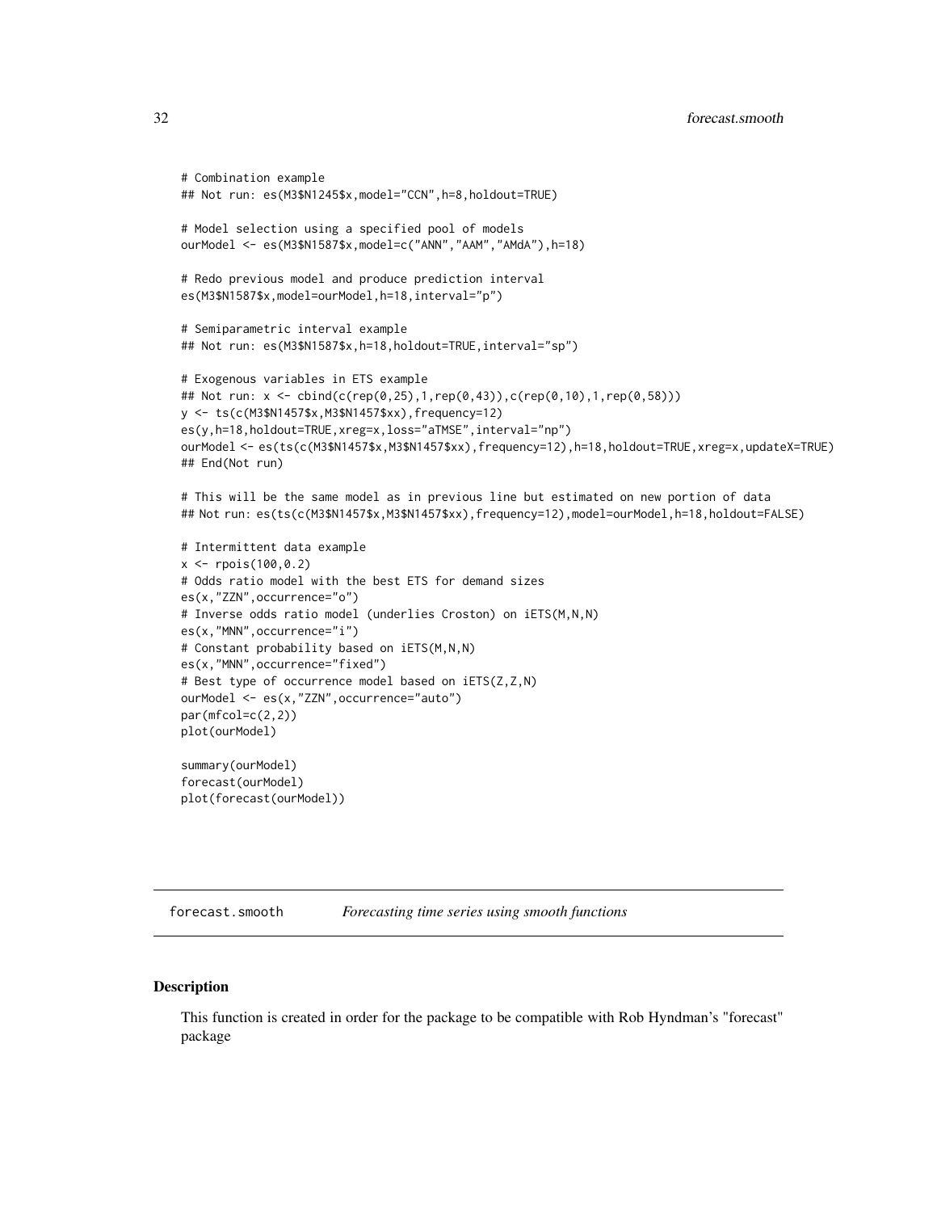```
# Combination example
## Not run: es(M3$N1245$x,model="CCN",h=8,holdout=TRUE)

# Model selection using a specified pool of models
ourModel <- es(M3$N1587$x,model=c("ANN","AAM","AMdA"),h=18)

# Redo previous model and produce prediction interval
es(M3$N1587$x,model=ourModel,h=18,interval="p")

# Semiparametric interval example
## Not run: es(M3$N1587$x,h=18,holdout=TRUE,interval="sp")

# Exogenous variables in ETS example
## Not run: x <- cbind(c(rep(0,25),1,rep(0,43)),c(rep(0,10),1,rep(0,58)))
y <- ts(c(M3$N1457$x,M3$N1457$xx),frequency=12)
es(y,h=18,holdout=TRUE,xreg=x,loss="aTMSE",interval="np")
ourModel <- es(ts(c(M3$N1457$x,M3$N1457$xx),frequency=12),h=18,holdout=TRUE,xreg=x,updateX=TRUE)
## End(Not run)

# This will be the same model as in previous line but estimated on new portion of data
## Not run: es(ts(c(M3$N1457$x,M3$N1457$xx),frequency=12),model=ourModel,h=18,holdout=FALSE)

# Intermittent data example
x <- rpois(100,0.2)
# Odds ratio model with the best ETS for demand sizes
es(x,"ZZN",occurrence="o")
# Inverse odds ratio model (underlies Croston) on iETS(M,N,N)
es(x,"MNN",occurrence="i")
# Constant probability based on iETS(M,N,N)
es(x,"MNN",occurrence="fixed")
# Best type of occurrence model based on iETS(Z,Z,N)
ourModel <- es(x,"ZZN",occurrence="auto")
par(mfcol=c(2,2))
plot(ourModel)

summary(ourModel)
forecast(ourModel)
plot(forecast(ourModel))
```

---

forecast.smooth *Forecasting time series using smooth functions*

---

## Description

This function is created in order for the package to be compatible with Rob Hyndman's "forecast" package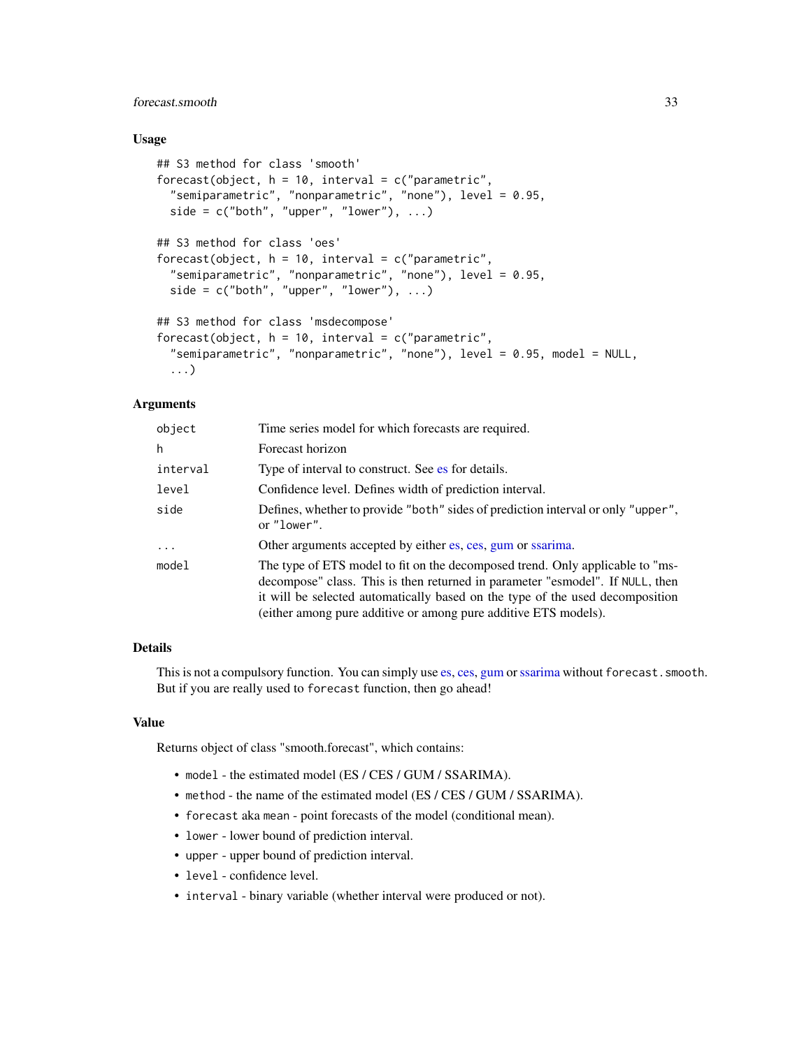## Usage

```
## S3 method for class 'smooth'
forecast(object, h = 10, interval = c("parametric",
  "semiparametric", "nonparametric", "none"), level = 0.95,
  side = c("both", "upper", "lower"), ...)

## S3 method for class 'oes'
forecast(object, h = 10, interval = c("parametric",
  "semiparametric", "nonparametric", "none"), level = 0.95,
  side = c("both", "upper", "lower"), ...)

## S3 method for class 'msdecompose'
forecast(object, h = 10, interval = c("parametric",
  "semiparametric", "nonparametric", "none"), level = 0.95, model = NULL,
  ...)
```

## Arguments

| | |
|---|---|
| `object` | Time series model for which forecasts are required. |
| `h` | Forecast horizon |
| `interval` | Type of interval to construct. See es for details. |
| `level` | Confidence level. Defines width of prediction interval. |
| `side` | Defines, whether to provide "both" sides of prediction interval or only "upper", or "lower". |
| `...` | Other arguments accepted by either es, ces, gum or ssarima. |
| `model` | The type of ETS model to fit on the decomposed trend. Only applicable to "msdecompose" class. This is then returned in parameter "esmodel". If NULL, then it will be selected automatically based on the type of the used decomposition (either among pure additive or among pure additive ETS models). |

## Details

This is not a compulsory function. You can simply use es, ces, gum or ssarima without `forecast.smooth`. But if you are really used to `forecast` function, then go ahead!

## Value

Returns object of class "smooth.forecast", which contains:

- `model` - the estimated model (ES / CES / GUM / SSARIMA).
- `method` - the name of the estimated model (ES / CES / GUM / SSARIMA).
- `forecast` aka `mean` - point forecasts of the model (conditional mean).
- `lower` - lower bound of prediction interval.
- `upper` - upper bound of prediction interval.
- `level` - confidence level.
- `interval` - binary variable (whether interval were produced or not).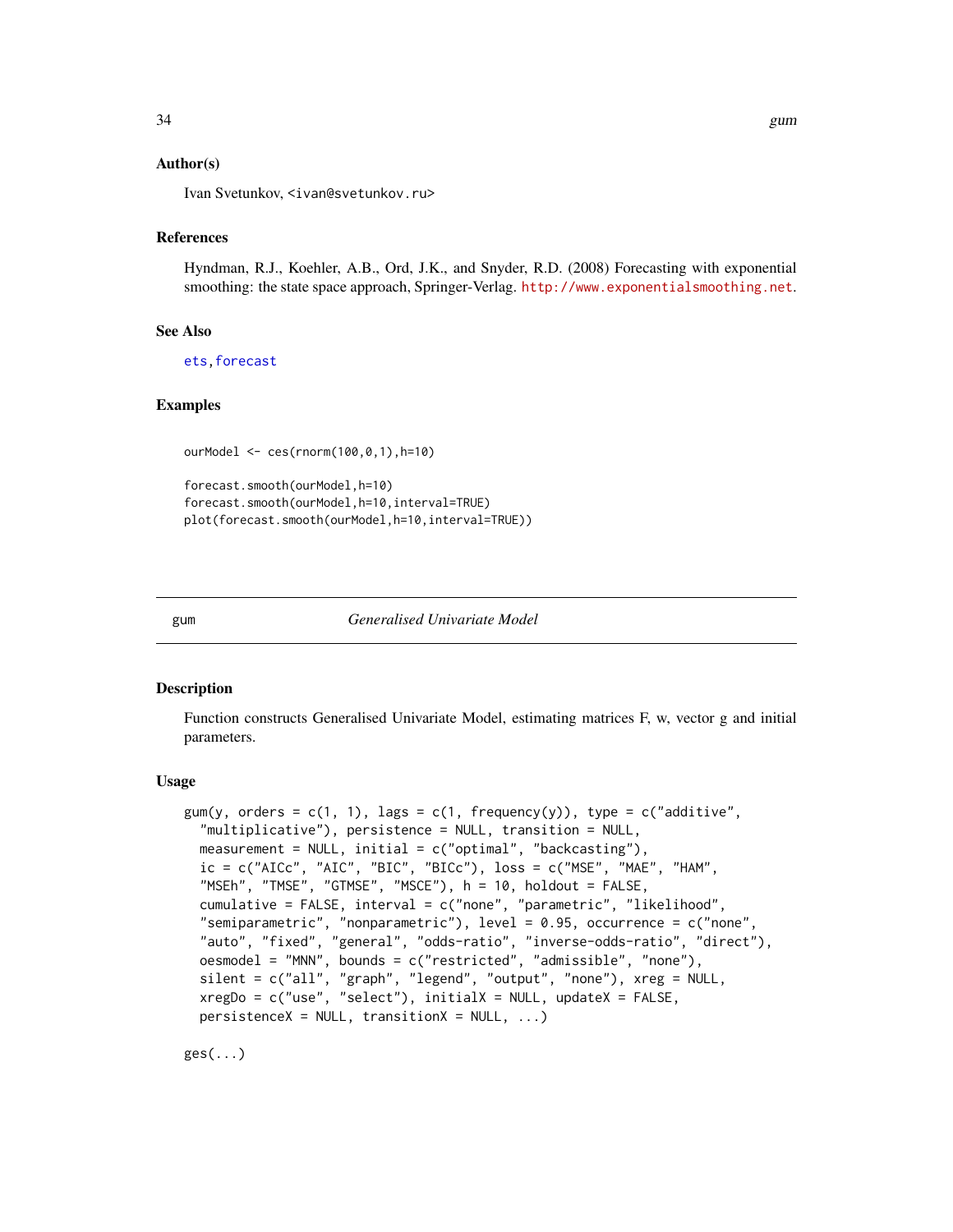### Author(s)

Ivan Svetunkov, <ivan@svetunkov.ru>

### References

Hyndman, R.J., Koehler, A.B., Ord, J.K., and Snyder, R.D. (2008) Forecasting with exponential smoothing: the state space approach, Springer-Verlag. http://www.exponentialsmoothing.net.

### See Also

ets, forecast

### Examples

```
ourModel <- ces(rnorm(100,0,1),h=10)

forecast.smooth(ourModel,h=10)
forecast.smooth(ourModel,h=10,interval=TRUE)
plot(forecast.smooth(ourModel,h=10,interval=TRUE))
```

---

## gum — *Generalised Univariate Model*

### Description

Function constructs Generalised Univariate Model, estimating matrices F, w, vector g and initial parameters.

### Usage

```
gum(y, orders = c(1, 1), lags = c(1, frequency(y)), type = c("additive",
  "multiplicative"), persistence = NULL, transition = NULL,
  measurement = NULL, initial = c("optimal", "backcasting"),
  ic = c("AICc", "AIC", "BIC", "BICc"), loss = c("MSE", "MAE", "HAM",
  "MSEh", "TMSE", "GTMSE", "MSCE"), h = 10, holdout = FALSE,
  cumulative = FALSE, interval = c("none", "parametric", "likelihood",
  "semiparametric", "nonparametric"), level = 0.95, occurrence = c("none",
  "auto", "fixed", "general", "odds-ratio", "inverse-odds-ratio", "direct"),
  oesmodel = "MNN", bounds = c("restricted", "admissible", "none"),
  silent = c("all", "graph", "legend", "output", "none"), xreg = NULL,
  xregDo = c("use", "select"), initialX = NULL, updateX = FALSE,
  persistenceX = NULL, transitionX = NULL, ...)

ges(...)
```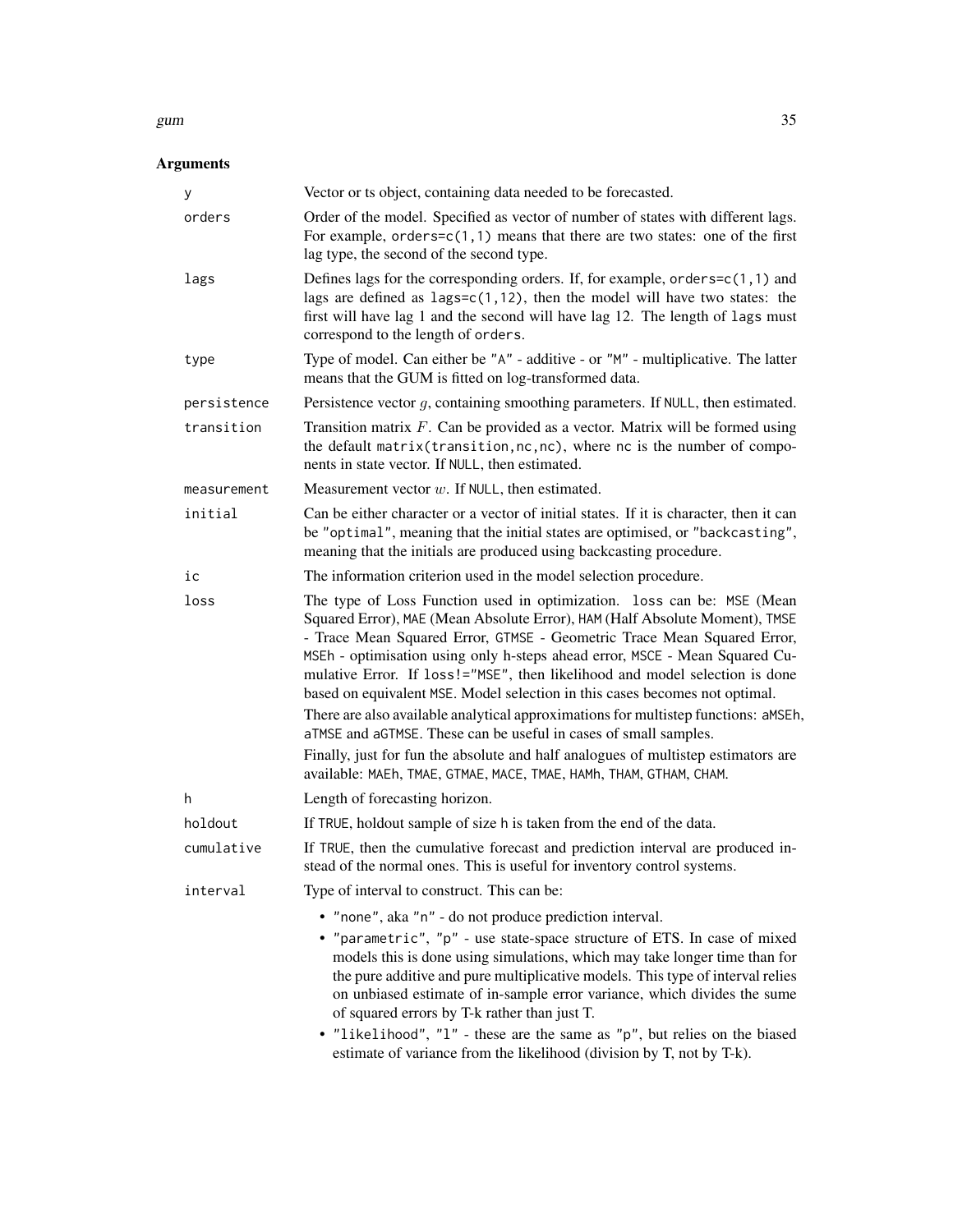### Arguments

| | |
|---|---|
| `y` | Vector or ts object, containing data needed to be forecasted. |
| `orders` | Order of the model. Specified as vector of number of states with different lags. For example, `orders=c(1,1)` means that there are two states: one of the first lag type, the second of the second type. |
| `lags` | Defines lags for the corresponding orders. If, for example, `orders=c(1,1)` and lags are defined as `lags=c(1,12)`, then the model will have two states: the first will have lag 1 and the second will have lag 12. The length of `lags` must correspond to the length of `orders`. |
| `type` | Type of model. Can either be `"A"` - additive - or `"M"` - multiplicative. The latter means that the GUM is fitted on log-transformed data. |
| `persistence` | Persistence vector $g$, containing smoothing parameters. If `NULL`, then estimated. |
| `transition` | Transition matrix $F$. Can be provided as a vector. Matrix will be formed using the default `matrix(transition,nc,nc)`, where `nc` is the number of components in state vector. If `NULL`, then estimated. |
| `measurement` | Measurement vector $w$. If `NULL`, then estimated. |
| `initial` | Can be either character or a vector of initial states. If it is character, then it can be `"optimal"`, meaning that the initial states are optimised, or `"backcasting"`, meaning that the initials are produced using backcasting procedure. |
| `ic` | The information criterion used in the model selection procedure. |
| `loss` | The type of Loss Function used in optimization. `loss` can be: `MSE` (Mean Squared Error), `MAE` (Mean Absolute Error), `HAM` (Half Absolute Moment), `TMSE` - Trace Mean Squared Error, `GTMSE` - Geometric Trace Mean Squared Error, `MSEh` - optimisation using only h-steps ahead error, `MSCE` - Mean Squared Cumulative Error. If `loss!="MSE"`, then likelihood and model selection is done based on equivalent `MSE`. Model selection in this cases becomes not optimal.<br><br>There are also available analytical approximations for multistep functions: `aMSEh`, `aTMSE` and `aGTMSE`. These can be useful in cases of small samples.<br><br>Finally, just for fun the absolute and half analogues of multistep estimators are available: `MAEh`, `TMAE`, `GTMAE`, `MACE`, `TMAE`, `HAMh`, `THAM`, `GTHAM`, `CHAM`. |
| `h` | Length of forecasting horizon. |
| `holdout` | If `TRUE`, holdout sample of size `h` is taken from the end of the data. |
| `cumulative` | If `TRUE`, then the cumulative forecast and prediction interval are produced instead of the normal ones. This is useful for inventory control systems. |
| `interval` | Type of interval to construct. This can be:<br><br>• `"none"`, aka `"n"` - do not produce prediction interval.<br>• `"parametric"`, `"p"` - use state-space structure of ETS. In case of mixed models this is done using simulations, which may take longer time than for the pure additive and pure multiplicative models. This type of interval relies on unbiased estimate of in-sample error variance, which divides the sume of squared errors by T-k rather than just T.<br>• `"likelihood"`, `"l"` - these are the same as `"p"`, but relies on the biased estimate of variance from the likelihood (division by T, not by T-k). |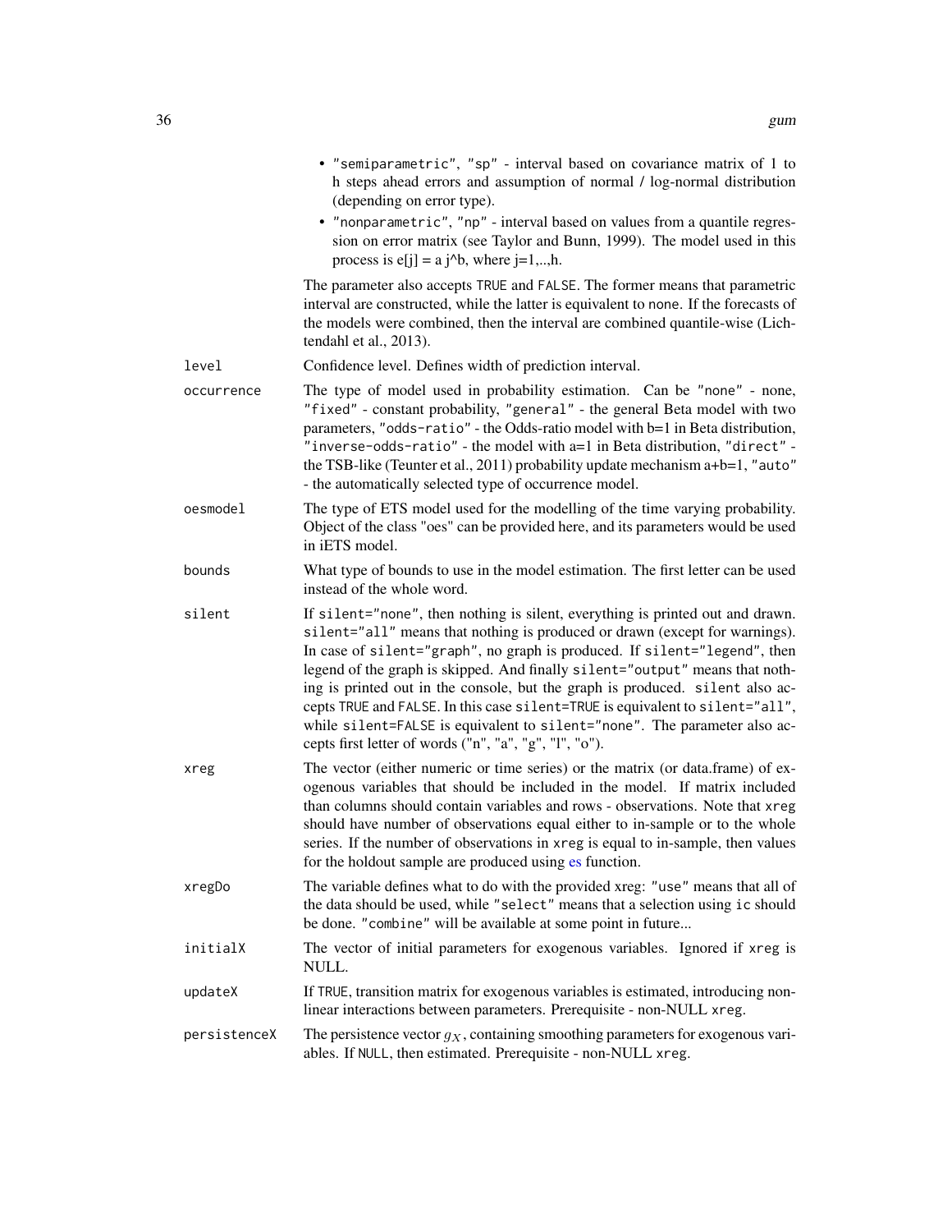- "semiparametric", "sp" - interval based on covariance matrix of 1 to h steps ahead errors and assumption of normal / log-normal distribution (depending on error type).
- "nonparametric", "np" - interval based on values from a quantile regression on error matrix (see Taylor and Bunn, 1999). The model used in this process is e[j] = a j^b, where j=1,..,h.

The parameter also accepts TRUE and FALSE. The former means that parametric interval are constructed, while the latter is equivalent to none. If the forecasts of the models were combined, then the interval are combined quantile-wise (Lichtendahl et al., 2013).

**level** Confidence level. Defines width of prediction interval.

**occurrence** The type of model used in probability estimation. Can be "none" - none, "fixed" - constant probability, "general" - the general Beta model with two parameters, "odds-ratio" - the Odds-ratio model with b=1 in Beta distribution, "inverse-odds-ratio" - the model with a=1 in Beta distribution, "direct" - the TSB-like (Teunter et al., 2011) probability update mechanism a+b=1, "auto" - the automatically selected type of occurrence model.

**oesmodel** The type of ETS model used for the modelling of the time varying probability. Object of the class "oes" can be provided here, and its parameters would be used in iETS model.

**bounds** What type of bounds to use in the model estimation. The first letter can be used instead of the whole word.

**silent** If silent="none", then nothing is silent, everything is printed out and drawn. silent="all" means that nothing is produced or drawn (except for warnings). In case of silent="graph", no graph is produced. If silent="legend", then legend of the graph is skipped. And finally silent="output" means that nothing is printed out in the console, but the graph is produced. silent also accepts TRUE and FALSE. In this case silent=TRUE is equivalent to silent="all", while silent=FALSE is equivalent to silent="none". The parameter also accepts first letter of words ("n", "a", "g", "l", "o").

**xreg** The vector (either numeric or time series) or the matrix (or data.frame) of exogenous variables that should be included in the model. If matrix included than columns should contain variables and rows - observations. Note that xreg should have number of observations equal either to in-sample or to the whole series. If the number of observations in xreg is equal to in-sample, then values for the holdout sample are produced using es function.

**xregDo** The variable defines what to do with the provided xreg: "use" means that all of the data should be used, while "select" means that a selection using ic should be done. "combine" will be available at some point in future...

**initialX** The vector of initial parameters for exogenous variables. Ignored if xreg is NULL.

**updateX** If TRUE, transition matrix for exogenous variables is estimated, introducing non-linear interactions between parameters. Prerequisite - non-NULL xreg.

**persistenceX** The persistence vector $g_X$, containing smoothing parameters for exogenous variables. If NULL, then estimated. Prerequisite - non-NULL xreg.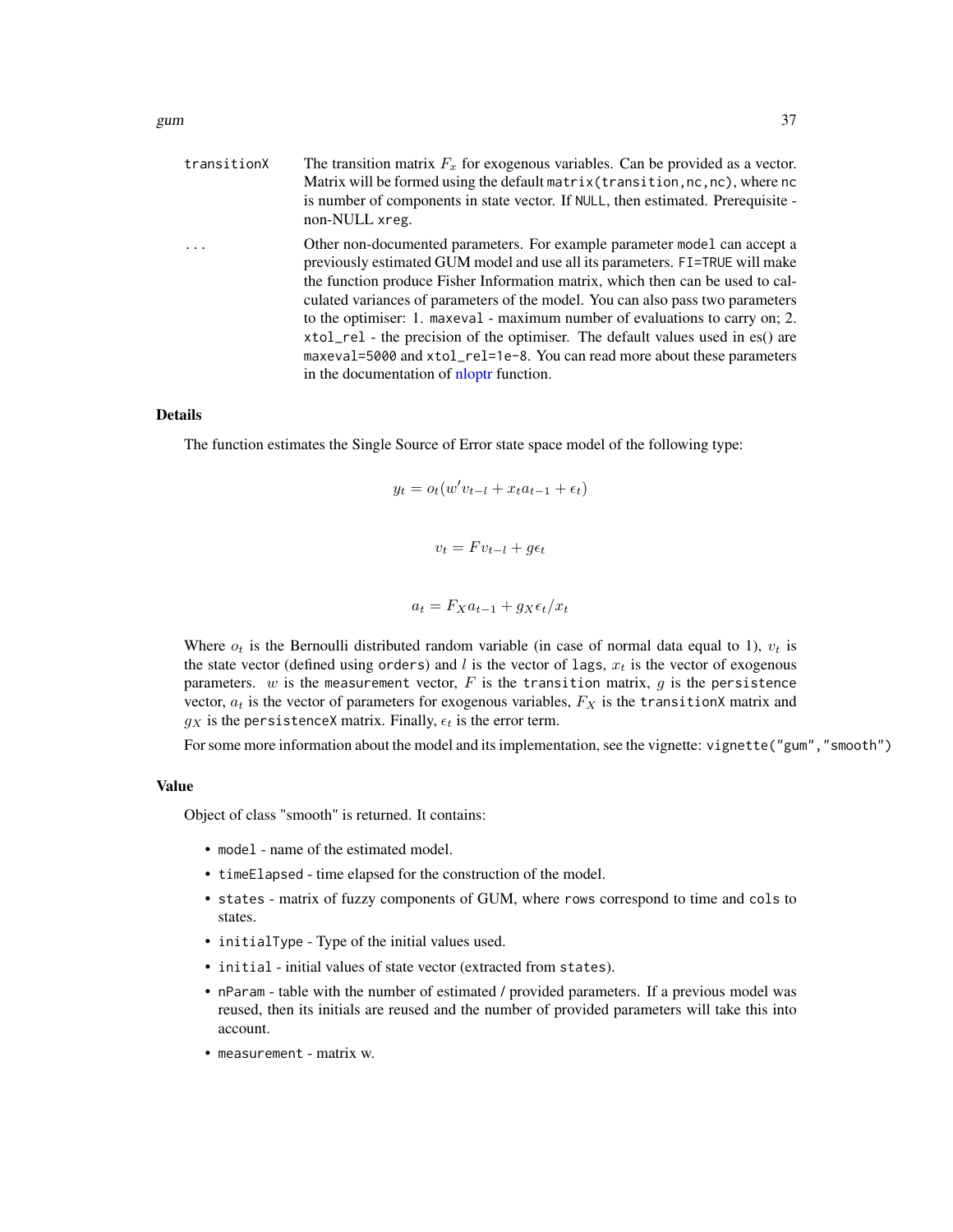transitionX
: The transition matrix $F_x$ for exogenous variables. Can be provided as a vector. Matrix will be formed using the default `matrix(transition,nc,nc)`, where `nc` is number of components in state vector. If `NULL`, then estimated. Prerequisite - non-NULL `xreg`.

...
: Other non-documented parameters. For example parameter `model` can accept a previously estimated GUM model and use all its parameters. `FI=TRUE` will make the function produce Fisher Information matrix, which then can be used to calculated variances of parameters of the model. You can also pass two parameters to the optimiser: 1. `maxeval` - maximum number of evaluations to carry on; 2. `xtol_rel` - the precision of the optimiser. The default values used in es() are `maxeval=5000` and `xtol_rel=1e-8`. You can read more about these parameters in the documentation of nloptr function.

## Details

The function estimates the Single Source of Error state space model of the following type:

$$y_t = o_t(w'v_{t-l} + x_t a_{t-1} + \epsilon_t)$$

$$v_t = F v_{t-l} + g\epsilon_t$$

$$a_t = F_X a_{t-1} + g_X \epsilon_t / x_t$$

Where $o_t$ is the Bernoulli distributed random variable (in case of normal data equal to 1), $v_t$ is the state vector (defined using `orders`) and $l$ is the vector of `lags`, $x_t$ is the vector of exogenous parameters. $w$ is the `measurement` vector, $F$ is the `transition` matrix, $g$ is the `persistence` vector, $a_t$ is the vector of parameters for exogenous variables, $F_X$ is the `transitionX` matrix and $g_X$ is the `persistenceX` matrix. Finally, $\epsilon_t$ is the error term.

For some more information about the model and its implementation, see the vignette: `vignette("gum","smooth")`

## Value

Object of class "smooth" is returned. It contains:

- `model` - name of the estimated model.
- `timeElapsed` - time elapsed for the construction of the model.
- `states` - matrix of fuzzy components of GUM, where `rows` correspond to time and `cols` to states.
- `initialType` - Type of the initial values used.
- `initial` - initial values of state vector (extracted from `states`).
- `nParam` - table with the number of estimated / provided parameters. If a previous model was reused, then its initials are reused and the number of provided parameters will take this into account.
- `measurement` - matrix w.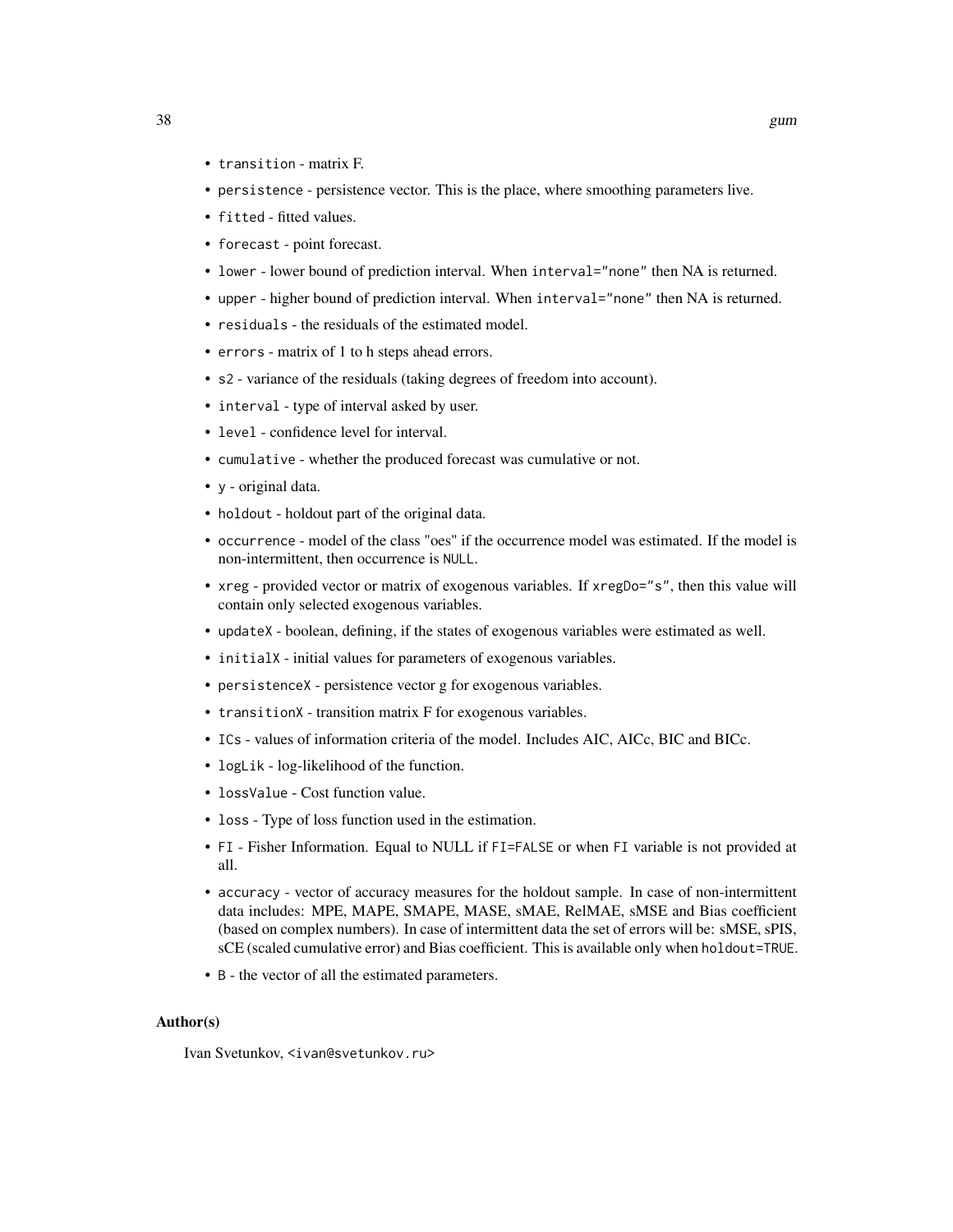- `transition` - matrix F.
- `persistence` - persistence vector. This is the place, where smoothing parameters live.
- `fitted` - fitted values.
- `forecast` - point forecast.
- `lower` - lower bound of prediction interval. When `interval="none"` then NA is returned.
- `upper` - higher bound of prediction interval. When `interval="none"` then NA is returned.
- `residuals` - the residuals of the estimated model.
- `errors` - matrix of 1 to h steps ahead errors.
- `s2` - variance of the residuals (taking degrees of freedom into account).
- `interval` - type of interval asked by user.
- `level` - confidence level for interval.
- `cumulative` - whether the produced forecast was cumulative or not.
- `y` - original data.
- `holdout` - holdout part of the original data.
- `occurrence` - model of the class "oes" if the occurrence model was estimated. If the model is non-intermittent, then occurrence is `NULL`.
- `xreg` - provided vector or matrix of exogenous variables. If `xregDo="s"`, then this value will contain only selected exogenous variables.
- `updateX` - boolean, defining, if the states of exogenous variables were estimated as well.
- `initialX` - initial values for parameters of exogenous variables.
- `persistenceX` - persistence vector g for exogenous variables.
- `transitionX` - transition matrix F for exogenous variables.
- `ICs` - values of information criteria of the model. Includes AIC, AICc, BIC and BICc.
- `logLik` - log-likelihood of the function.
- `lossValue` - Cost function value.
- `loss` - Type of loss function used in the estimation.
- `FI` - Fisher Information. Equal to NULL if `FI=FALSE` or when `FI` variable is not provided at all.
- `accuracy` - vector of accuracy measures for the holdout sample. In case of non-intermittent data includes: MPE, MAPE, SMAPE, MASE, sMAE, RelMAE, sMSE and Bias coefficient (based on complex numbers). In case of intermittent data the set of errors will be: sMSE, sPIS, sCE (scaled cumulative error) and Bias coefficient. This is available only when `holdout=TRUE`.
- `B` - the vector of all the estimated parameters.

## Author(s)

Ivan Svetunkov, <ivan@svetunkov.ru>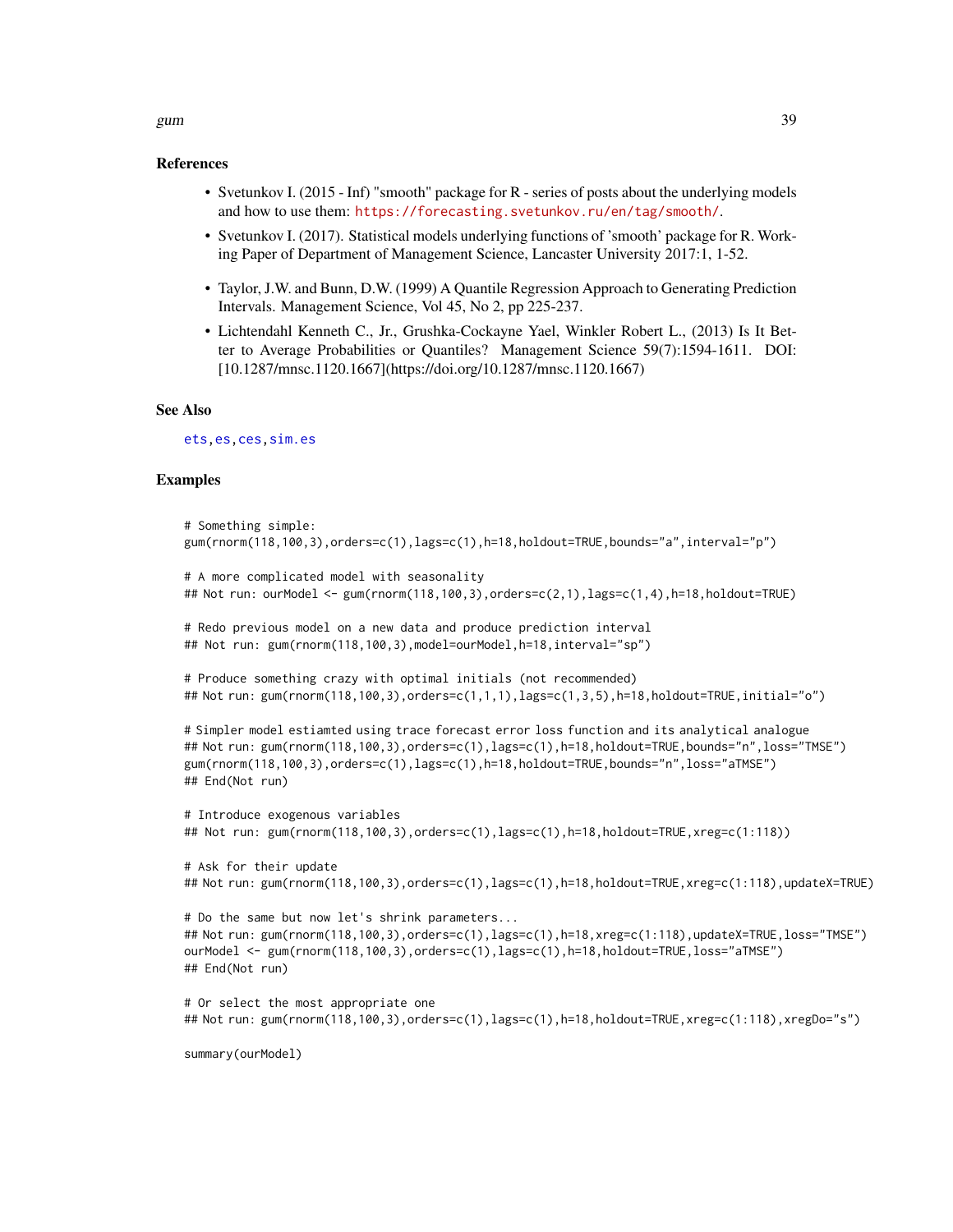### References

- Svetunkov I. (2015 - Inf) "smooth" package for R - series of posts about the underlying models and how to use them: https://forecasting.svetunkov.ru/en/tag/smooth/.
- Svetunkov I. (2017). Statistical models underlying functions of 'smooth' package for R. Working Paper of Department of Management Science, Lancaster University 2017:1, 1-52.
- Taylor, J.W. and Bunn, D.W. (1999) A Quantile Regression Approach to Generating Prediction Intervals. Management Science, Vol 45, No 2, pp 225-237.
- Lichtendahl Kenneth C., Jr., Grushka-Cockayne Yael, Winkler Robert L., (2013) Is It Better to Average Probabilities or Quantiles? Management Science 59(7):1594-1611. DOI: [10.1287/mnsc.1120.1667](https://doi.org/10.1287/mnsc.1120.1667)

### See Also

ets, es, ces, sim.es

### Examples

```
# Something simple:
gum(rnorm(118,100,3),orders=c(1),lags=c(1),h=18,holdout=TRUE,bounds="a",interval="p")

# A more complicated model with seasonality
## Not run: ourModel <- gum(rnorm(118,100,3),orders=c(2,1),lags=c(1,4),h=18,holdout=TRUE)

# Redo previous model on a new data and produce prediction interval
## Not run: gum(rnorm(118,100,3),model=ourModel,h=18,interval="sp")

# Produce something crazy with optimal initials (not recommended)
## Not run: gum(rnorm(118,100,3),orders=c(1,1,1),lags=c(1,3,5),h=18,holdout=TRUE,initial="o")

# Simpler model estiamted using trace forecast error loss function and its analytical analogue
## Not run: gum(rnorm(118,100,3),orders=c(1),lags=c(1),h=18,holdout=TRUE,bounds="n",loss="TMSE")
gum(rnorm(118,100,3),orders=c(1),lags=c(1),h=18,holdout=TRUE,bounds="n",loss="aTMSE")
## End(Not run)

# Introduce exogenous variables
## Not run: gum(rnorm(118,100,3),orders=c(1),lags=c(1),h=18,holdout=TRUE,xreg=c(1:118))

# Ask for their update
## Not run: gum(rnorm(118,100,3),orders=c(1),lags=c(1),h=18,holdout=TRUE,xreg=c(1:118),updateX=TRUE)

# Do the same but now let's shrink parameters...
## Not run: gum(rnorm(118,100,3),orders=c(1),lags=c(1),h=18,xreg=c(1:118),updateX=TRUE,loss="TMSE")
ourModel <- gum(rnorm(118,100,3),orders=c(1),lags=c(1),h=18,holdout=TRUE,loss="aTMSE")
## End(Not run)

# Or select the most appropriate one
## Not run: gum(rnorm(118,100,3),orders=c(1),lags=c(1),h=18,holdout=TRUE,xreg=c(1:118),xregDo="s")

summary(ourModel)
```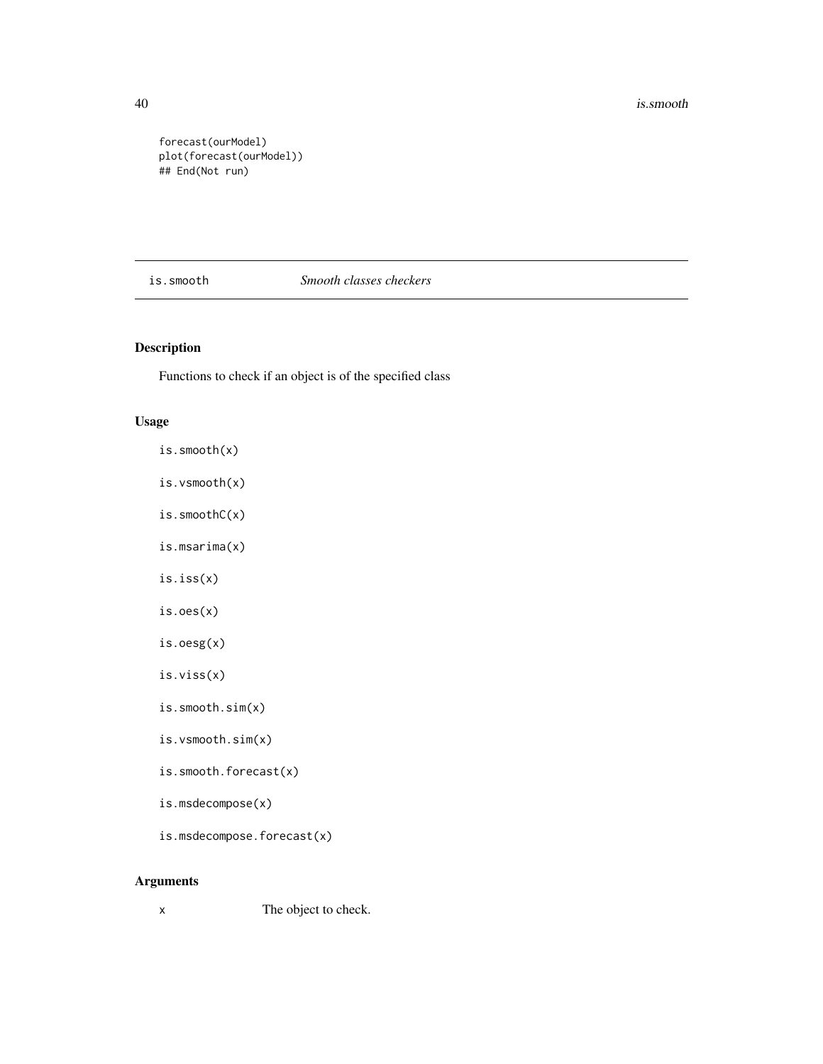```
forecast(ourModel)
plot(forecast(ourModel))
## End(Not run)
```

---

## is.smooth — *Smooth classes checkers*

### Description

Functions to check if an object is of the specified class

### Usage

```
is.smooth(x)

is.vsmooth(x)

is.smoothC(x)

is.msarima(x)

is.iss(x)

is.oes(x)

is.oesg(x)

is.viss(x)

is.smooth.sim(x)

is.vsmooth.sim(x)

is.smooth.forecast(x)

is.msdecompose(x)

is.msdecompose.forecast(x)
```

### Arguments

| | |
|---|---|
| x | The object to check. |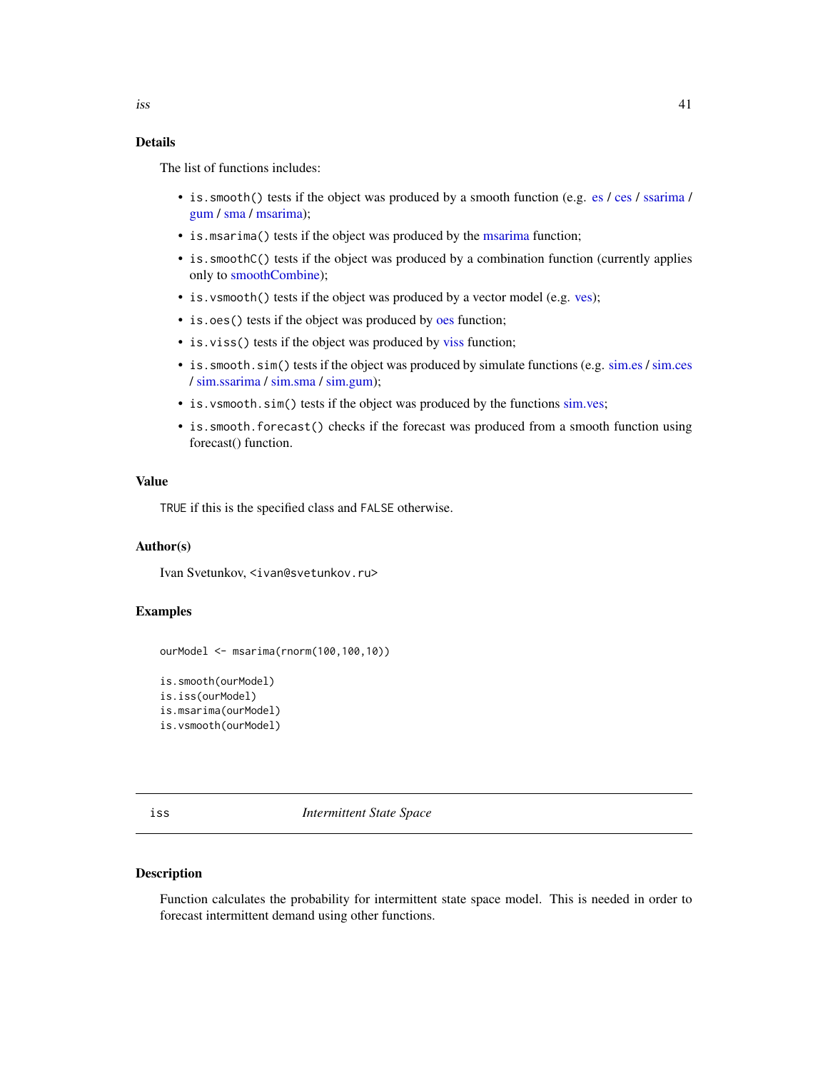### Details

The list of functions includes:

- `is.smooth()` tests if the object was produced by a smooth function (e.g. es / ces / ssarima / gum / sma / msarima);
- `is.msarima()` tests if the object was produced by the msarima function;
- `is.smoothC()` tests if the object was produced by a combination function (currently applies only to smoothCombine);
- `is.vsmooth()` tests if the object was produced by a vector model (e.g. ves);
- `is.oes()` tests if the object was produced by oes function;
- `is.viss()` tests if the object was produced by viss function;
- `is.smooth.sim()` tests if the object was produced by simulate functions (e.g. sim.es / sim.ces / sim.ssarima / sim.sma / sim.gum);
- `is.vsmooth.sim()` tests if the object was produced by the functions sim.ves;
- `is.smooth.forecast()` checks if the forecast was produced from a smooth function using forecast() function.

### Value

`TRUE` if this is the specified class and `FALSE` otherwise.

### Author(s)

Ivan Svetunkov, `<ivan@svetunkov.ru>`

### Examples

```
ourModel <- msarima(rnorm(100,100,10))

is.smooth(ourModel)
is.iss(ourModel)
is.msarima(ourModel)
is.vsmooth(ourModel)
```

---

## iss *Intermittent State Space*

### Description

Function calculates the probability for intermittent state space model. This is needed in order to forecast intermittent demand using other functions.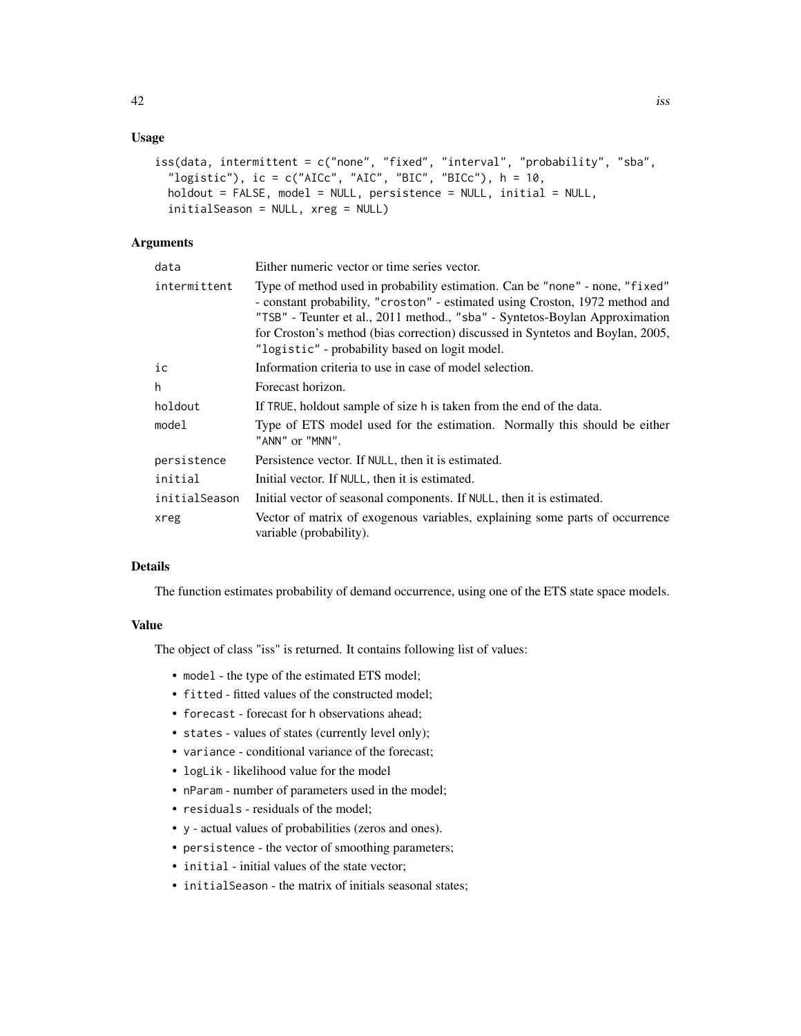## Usage

```
iss(data, intermittent = c("none", "fixed", "interval", "probability", "sba",
  "logistic"), ic = c("AICc", "AIC", "BIC", "BICc"), h = 10,
  holdout = FALSE, model = NULL, persistence = NULL, initial = NULL,
  initialSeason = NULL, xreg = NULL)
```

## Arguments

| | |
|---|---|
| data | Either numeric vector or time series vector. |
| intermittent | Type of method used in probability estimation. Can be "none" - none, "fixed" - constant probability, "croston" - estimated using Croston, 1972 method and "TSB" - Teunter et al., 2011 method., "sba" - Syntetos-Boylan Approximation for Croston's method (bias correction) discussed in Syntetos and Boylan, 2005, "logistic" - probability based on logit model. |
| ic | Information criteria to use in case of model selection. |
| h | Forecast horizon. |
| holdout | If TRUE, holdout sample of size h is taken from the end of the data. |
| model | Type of ETS model used for the estimation. Normally this should be either "ANN" or "MNN". |
| persistence | Persistence vector. If NULL, then it is estimated. |
| initial | Initial vector. If NULL, then it is estimated. |
| initialSeason | Initial vector of seasonal components. If NULL, then it is estimated. |
| xreg | Vector of matrix of exogenous variables, explaining some parts of occurrence variable (probability). |

## Details

The function estimates probability of demand occurrence, using one of the ETS state space models.

## Value

The object of class "iss" is returned. It contains following list of values:

- model - the type of the estimated ETS model;
- fitted - fitted values of the constructed model;
- forecast - forecast for h observations ahead;
- states - values of states (currently level only);
- variance - conditional variance of the forecast;
- logLik - likelihood value for the model
- nParam - number of parameters used in the model;
- residuals - residuals of the model;
- y - actual values of probabilities (zeros and ones).
- persistence - the vector of smoothing parameters;
- initial - initial values of the state vector;
- initialSeason - the matrix of initials seasonal states;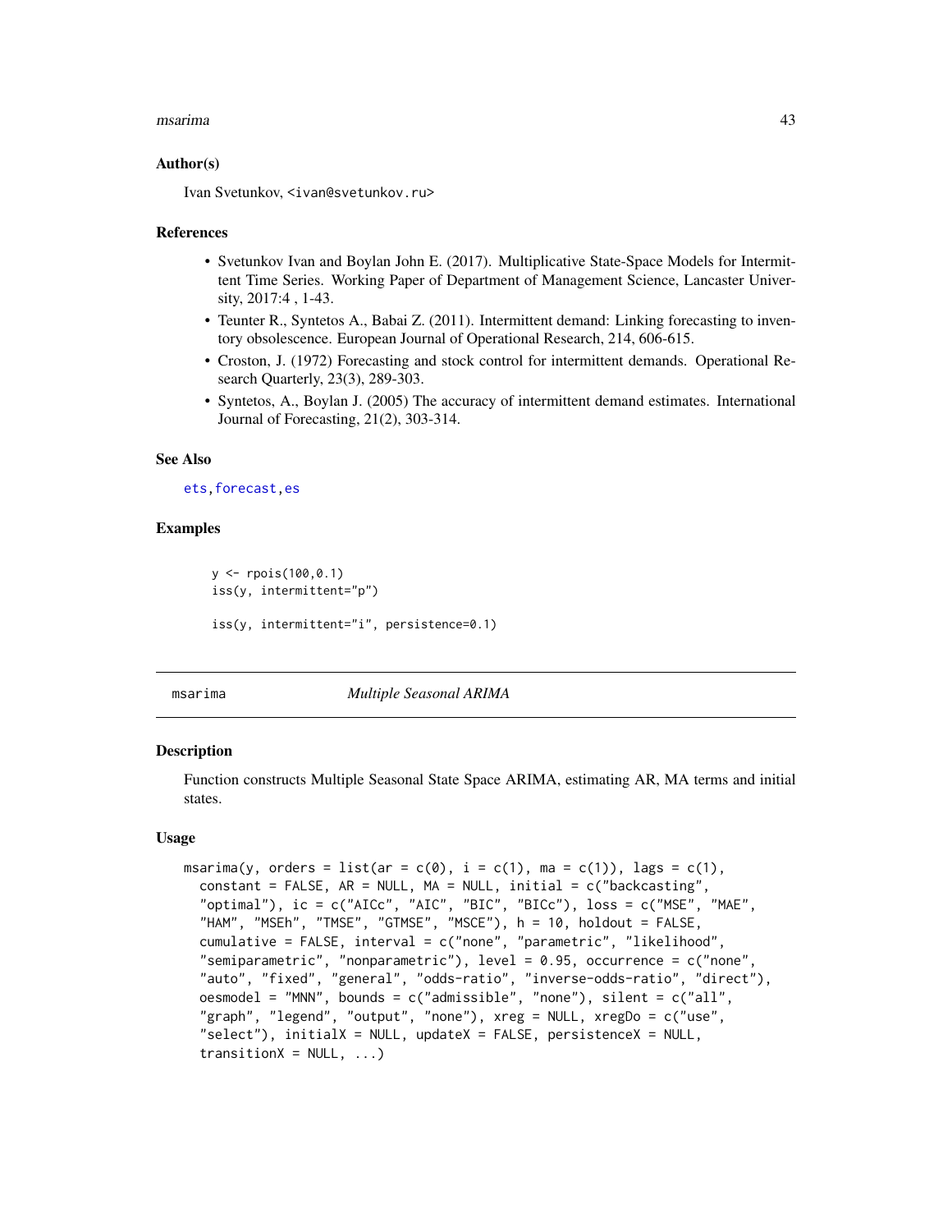### Author(s)

Ivan Svetunkov, <ivan@svetunkov.ru>

### References

- Svetunkov Ivan and Boylan John E. (2017). Multiplicative State-Space Models for Intermittent Time Series. Working Paper of Department of Management Science, Lancaster University, 2017:4 , 1-43.
- Teunter R., Syntetos A., Babai Z. (2011). Intermittent demand: Linking forecasting to inventory obsolescence. European Journal of Operational Research, 214, 606-615.
- Croston, J. (1972) Forecasting and stock control for intermittent demands. Operational Research Quarterly, 23(3), 289-303.
- Syntetos, A., Boylan J. (2005) The accuracy of intermittent demand estimates. International Journal of Forecasting, 21(2), 303-314.

### See Also

ets, forecast, es

### Examples

```
y <- rpois(100,0.1)
iss(y, intermittent="p")

iss(y, intermittent="i", persistence=0.1)
```

---

## msarima — *Multiple Seasonal ARIMA*

### Description

Function constructs Multiple Seasonal State Space ARIMA, estimating AR, MA terms and initial states.

### Usage

```
msarima(y, orders = list(ar = c(0), i = c(1), ma = c(1)), lags = c(1),
  constant = FALSE, AR = NULL, MA = NULL, initial = c("backcasting",
  "optimal"), ic = c("AICc", "AIC", "BIC", "BICc"), loss = c("MSE", "MAE",
  "HAM", "MSEh", "TMSE", "GTMSE", "MSCE"), h = 10, holdout = FALSE,
  cumulative = FALSE, interval = c("none", "parametric", "likelihood",
  "semiparametric", "nonparametric"), level = 0.95, occurrence = c("none",
  "auto", "fixed", "general", "odds-ratio", "inverse-odds-ratio", "direct"),
  oesmodel = "MNN", bounds = c("admissible", "none"), silent = c("all",
  "graph", "legend", "output", "none"), xreg = NULL, xregDo = c("use",
  "select"), initialX = NULL, updateX = FALSE, persistenceX = NULL,
  transitionX = NULL, ...)
```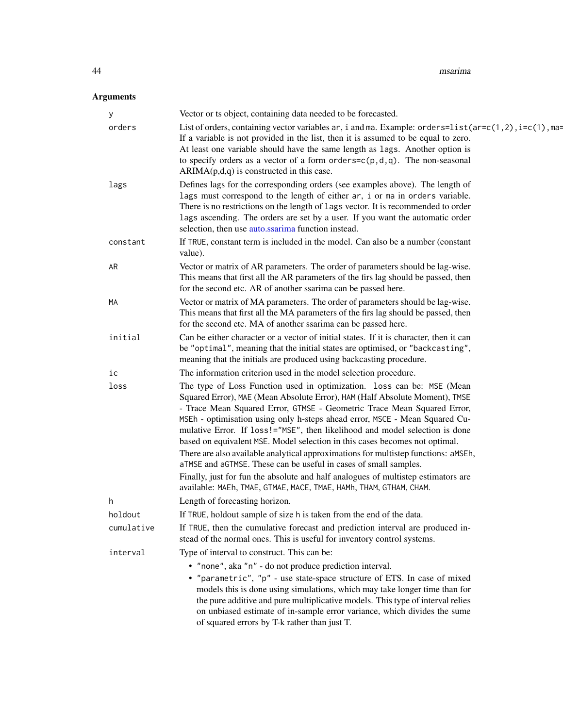## Arguments

- **y** — Vector or ts object, containing data needed to be forecasted.
- **orders** — List of orders, containing vector variables ar, i and ma. Example: `orders=list(ar=c(1,2),i=c(1),ma=` If a variable is not provided in the list, then it is assumed to be equal to zero. At least one variable should have the same length as `lags`. Another option is to specify orders as a vector of a form `orders=c(p,d,q)`. The non-seasonal ARIMA(p,d,q) is constructed in this case.
- **lags** — Defines lags for the corresponding orders (see examples above). The length of `lags` must correspond to the length of either `ar`, `i` or `ma` in `orders` variable. There is no restrictions on the length of `lags` vector. It is recommended to order `lags` ascending. The orders are set by a user. If you want the automatic order selection, then use auto.ssarima function instead.
- **constant** — If `TRUE`, constant term is included in the model. Can also be a number (constant value).
- **AR** — Vector or matrix of AR parameters. The order of parameters should be lag-wise. This means that first all the AR parameters of the firs lag should be passed, then for the second etc. AR of another ssarima can be passed here.
- **MA** — Vector or matrix of MA parameters. The order of parameters should be lag-wise. This means that first all the MA parameters of the firs lag should be passed, then for the second etc. MA of another ssarima can be passed here.
- **initial** — Can be either character or a vector of initial states. If it is character, then it can be `"optimal"`, meaning that the initial states are optimised, or `"backcasting"`, meaning that the initials are produced using backcasting procedure.
- **ic** — The information criterion used in the model selection procedure.
- **loss** — The type of Loss Function used in optimization. `loss` can be: `MSE` (Mean Squared Error), `MAE` (Mean Absolute Error), `HAM` (Half Absolute Moment), `TMSE` - Trace Mean Squared Error, `GTMSE` - Geometric Trace Mean Squared Error, `MSEh` - optimisation using only h-steps ahead error, `MSCE` - Mean Squared Cumulative Error. If `loss!="MSE"`, then likelihood and model selection is done based on equivalent `MSE`. Model selection in this cases becomes not optimal.

  There are also available analytical approximations for multistep functions: `aMSEh`, `aTMSE` and `aGTMSE`. These can be useful in cases of small samples.

  Finally, just for fun the absolute and half analogues of multistep estimators are available: `MAEh`, `TMAE`, `GTMAE`, `MACE`, `TMAE`, `HAMh`, `THAM`, `GTHAM`, `CHAM`.
- **h** — Length of forecasting horizon.
- **holdout** — If `TRUE`, holdout sample of size `h` is taken from the end of the data.
- **cumulative** — If `TRUE`, then the cumulative forecast and prediction interval are produced instead of the normal ones. This is useful for inventory control systems.
- **interval** — Type of interval to construct. This can be:
  - `"none"`, aka `"n"` - do not produce prediction interval.
  - `"parametric"`, `"p"` - use state-space structure of ETS. In case of mixed models this is done using simulations, which may take longer time than for the pure additive and pure multiplicative models. This type of interval relies on unbiased estimate of in-sample error variance, which divides the sume of squared errors by T-k rather than just T.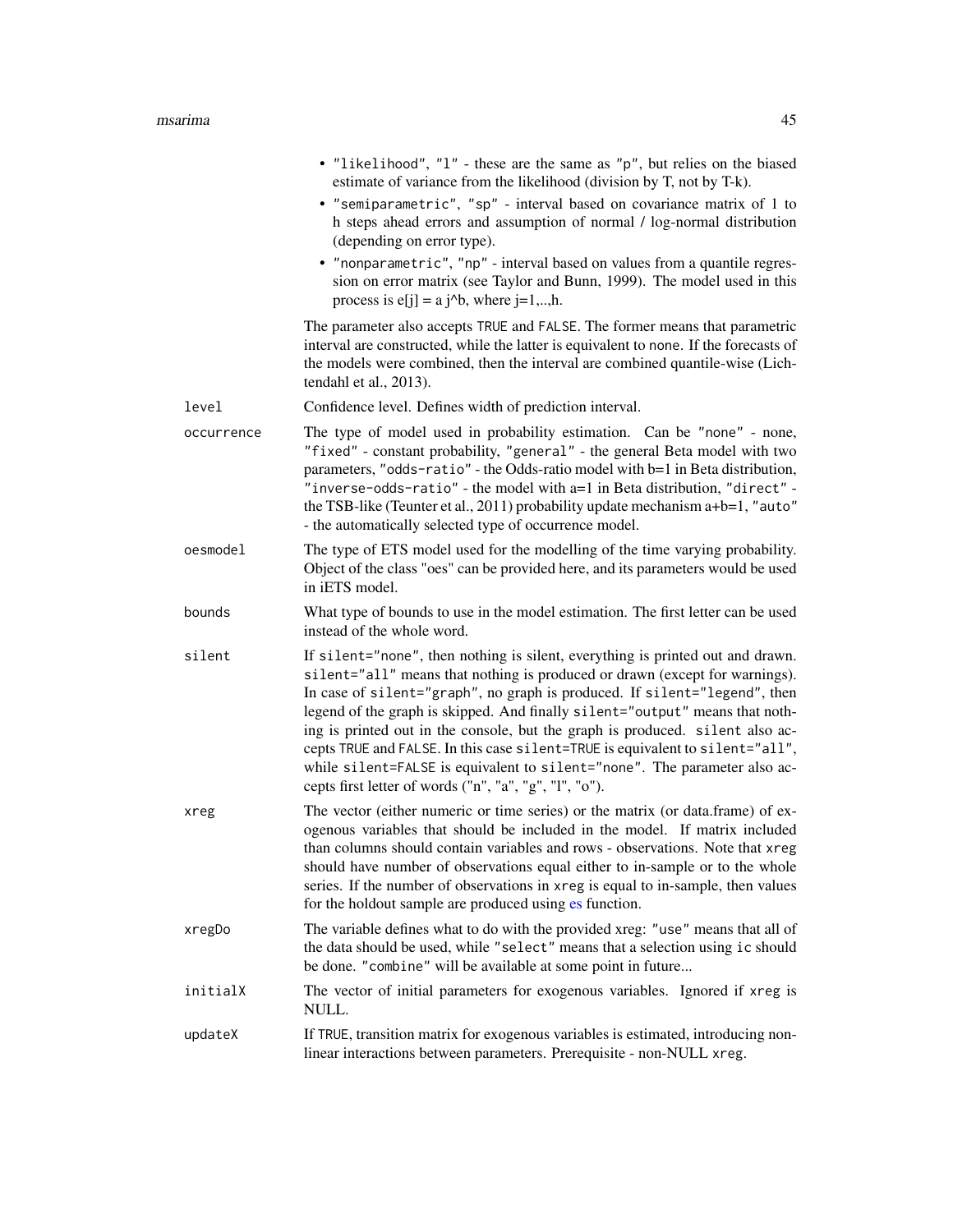- "likelihood", "l" - these are the same as "p", but relies on the biased estimate of variance from the likelihood (division by T, not by T-k).
- "semiparametric", "sp" - interval based on covariance matrix of 1 to h steps ahead errors and assumption of normal / log-normal distribution (depending on error type).
- "nonparametric", "np" - interval based on values from a quantile regression on error matrix (see Taylor and Bunn, 1999). The model used in this process is e[j] = a j^b, where j=1,..,h.

The parameter also accepts TRUE and FALSE. The former means that parametric interval are constructed, while the latter is equivalent to none. If the forecasts of the models were combined, then the interval are combined quantile-wise (Lichtendahl et al., 2013).

**level** Confidence level. Defines width of prediction interval.

**occurrence** The type of model used in probability estimation. Can be "none" - none, "fixed" - constant probability, "general" - the general Beta model with two parameters, "odds-ratio" - the Odds-ratio model with b=1 in Beta distribution, "inverse-odds-ratio" - the model with a=1 in Beta distribution, "direct" - the TSB-like (Teunter et al., 2011) probability update mechanism a+b=1, "auto" - the automatically selected type of occurrence model.

**oesmodel** The type of ETS model used for the modelling of the time varying probability. Object of the class "oes" can be provided here, and its parameters would be used in iETS model.

**bounds** What type of bounds to use in the model estimation. The first letter can be used instead of the whole word.

**silent** If silent="none", then nothing is silent, everything is printed out and drawn. silent="all" means that nothing is produced or drawn (except for warnings). In case of silent="graph", no graph is produced. If silent="legend", then legend of the graph is skipped. And finally silent="output" means that nothing is printed out in the console, but the graph is produced. silent also accepts TRUE and FALSE. In this case silent=TRUE is equivalent to silent="all", while silent=FALSE is equivalent to silent="none". The parameter also accepts first letter of words ("n", "a", "g", "l", "o").

**xreg** The vector (either numeric or time series) or the matrix (or data.frame) of exogenous variables that should be included in the model. If matrix included than columns should contain variables and rows - observations. Note that xreg should have number of observations equal either to in-sample or to the whole series. If the number of observations in xreg is equal to in-sample, then values for the holdout sample are produced using es function.

**xregDo** The variable defines what to do with the provided xreg: "use" means that all of the data should be used, while "select" means that a selection using ic should be done. "combine" will be available at some point in future...

**initialX** The vector of initial parameters for exogenous variables. Ignored if xreg is NULL.

**updateX** If TRUE, transition matrix for exogenous variables is estimated, introducing non-linear interactions between parameters. Prerequisite - non-NULL xreg.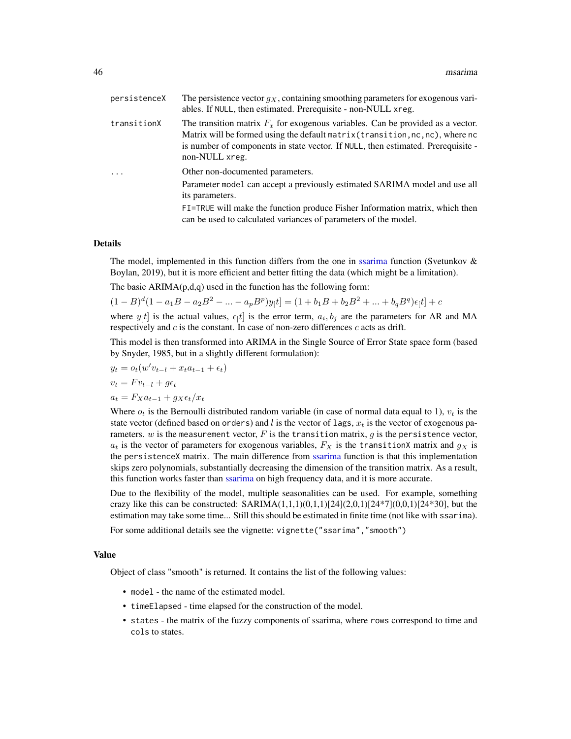persistenceX
: The persistence vector $g_X$, containing smoothing parameters for exogenous variables. If NULL, then estimated. Prerequisite - non-NULL xreg.

transitionX
: The transition matrix $F_x$ for exogenous variables. Can be provided as a vector. Matrix will be formed using the default matrix(transition,nc,nc), where nc is number of components in state vector. If NULL, then estimated. Prerequisite - non-NULL xreg.

...
: Other non-documented parameters.

  Parameter model can accept a previously estimated SARIMA model and use all its parameters.

  FI=TRUE will make the function produce Fisher Information matrix, which then can be used to calculated variances of parameters of the model.

## Details

The model, implemented in this function differs from the one in ssarima function (Svetunkov & Boylan, 2019), but it is more efficient and better fitting the data (which might be a limitation).

The basic ARIMA(p,d,q) used in the function has the following form:

$(1 - B)^d (1 - a_1 B - a_2 B^2 - ... - a_p B^p) y_[t] = (1 + b_1 B + b_2 B^2 + ... + b_q B^q) \epsilon_[t] + c$

where $y_[t]$ is the actual values, $\epsilon_[t]$ is the error term, $a_i, b_j$ are the parameters for AR and MA respectively and $c$ is the constant. In case of non-zero differences $c$ acts as drift.

This model is then transformed into ARIMA in the Single Source of Error State space form (based by Snyder, 1985, but in a slightly different formulation):

$y_t = o_t(w' v_{t-l} + x_t a_{t-1} + \epsilon_t)$

$v_t = F v_{t-l} + g \epsilon_t$

$a_t = F_X a_{t-1} + g_X \epsilon_t / x_t$

Where $o_t$ is the Bernoulli distributed random variable (in case of normal data equal to 1), $v_t$ is the state vector (defined based on orders) and $l$ is the vector of lags, $x_t$ is the vector of exogenous parameters. $w$ is the measurement vector, $F$ is the transition matrix, $g$ is the persistence vector, $a_t$ is the vector of parameters for exogenous variables, $F_X$ is the transitionX matrix and $g_X$ is the persistenceX matrix. The main difference from ssarima function is that this implementation skips zero polynomials, substantially decreasing the dimension of the transition matrix. As a result, this function works faster than ssarima on high frequency data, and it is more accurate.

Due to the flexibility of the model, multiple seasonalities can be used. For example, something crazy like this can be constructed: SARIMA(1,1,1)(0,1,1)[24](2,0,1)[24*7](0,0,1)[24*30], but the estimation may take some time... Still this should be estimated in finite time (not like with ssarima).

For some additional details see the vignette: vignette("ssarima","smooth")

## Value

Object of class "smooth" is returned. It contains the list of the following values:

- model - the name of the estimated model.
- timeElapsed - time elapsed for the construction of the model.
- states - the matrix of the fuzzy components of ssarima, where rows correspond to time and cols to states.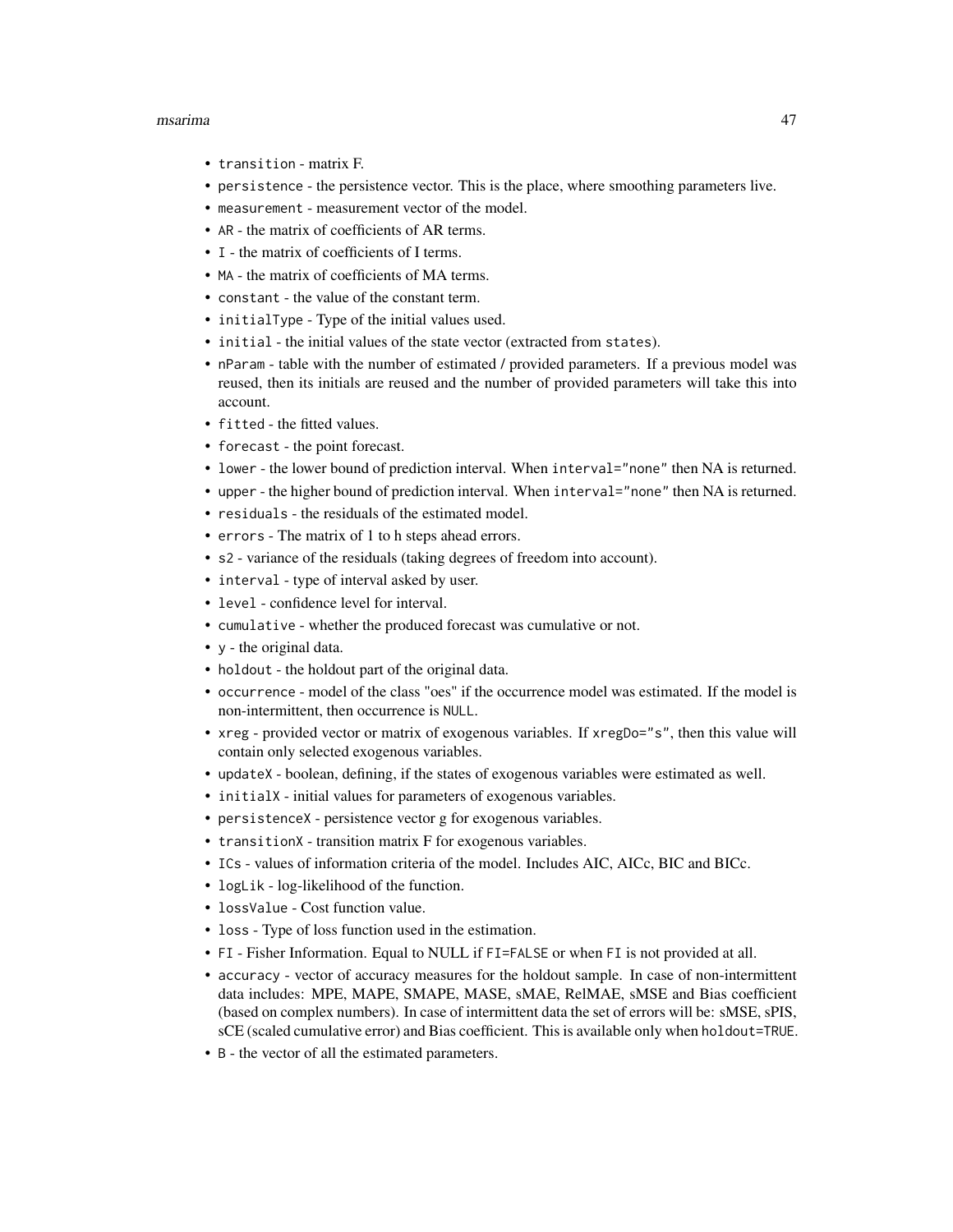- `transition` - matrix F.
- `persistence` - the persistence vector. This is the place, where smoothing parameters live.
- `measurement` - measurement vector of the model.
- `AR` - the matrix of coefficients of AR terms.
- `I` - the matrix of coefficients of I terms.
- `MA` - the matrix of coefficients of MA terms.
- `constant` - the value of the constant term.
- `initialType` - Type of the initial values used.
- `initial` - the initial values of the state vector (extracted from `states`).
- `nParam` - table with the number of estimated / provided parameters. If a previous model was reused, then its initials are reused and the number of provided parameters will take this into account.
- `fitted` - the fitted values.
- `forecast` - the point forecast.
- `lower` - the lower bound of prediction interval. When `interval="none"` then NA is returned.
- `upper` - the higher bound of prediction interval. When `interval="none"` then NA is returned.
- `residuals` - the residuals of the estimated model.
- `errors` - The matrix of 1 to h steps ahead errors.
- `s2` - variance of the residuals (taking degrees of freedom into account).
- `interval` - type of interval asked by user.
- `level` - confidence level for interval.
- `cumulative` - whether the produced forecast was cumulative or not.
- `y` - the original data.
- `holdout` - the holdout part of the original data.
- `occurrence` - model of the class "oes" if the occurrence model was estimated. If the model is non-intermittent, then occurrence is `NULL`.
- `xreg` - provided vector or matrix of exogenous variables. If `xregDo="s"`, then this value will contain only selected exogenous variables.
- `updateX` - boolean, defining, if the states of exogenous variables were estimated as well.
- `initialX` - initial values for parameters of exogenous variables.
- `persistenceX` - persistence vector g for exogenous variables.
- `transitionX` - transition matrix F for exogenous variables.
- `ICs` - values of information criteria of the model. Includes AIC, AICc, BIC and BICc.
- `logLik` - log-likelihood of the function.
- `lossValue` - Cost function value.
- `loss` - Type of loss function used in the estimation.
- `FI` - Fisher Information. Equal to NULL if `FI=FALSE` or when `FI` is not provided at all.
- `accuracy` - vector of accuracy measures for the holdout sample. In case of non-intermittent data includes: MPE, MAPE, SMAPE, MASE, sMAE, RelMAE, sMSE and Bias coefficient (based on complex numbers). In case of intermittent data the set of errors will be: sMSE, sPIS, sCE (scaled cumulative error) and Bias coefficient. This is available only when `holdout=TRUE`.
- `B` - the vector of all the estimated parameters.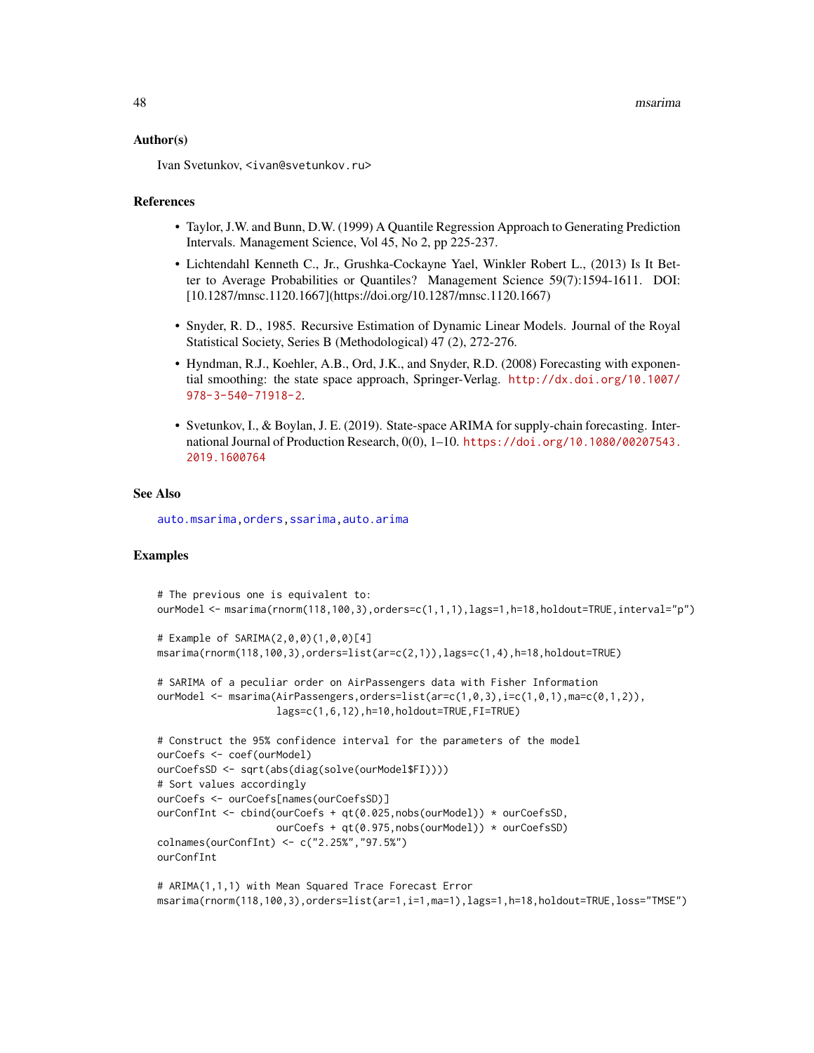## Author(s)

Ivan Svetunkov, <ivan@svetunkov.ru>

## References

- Taylor, J.W. and Bunn, D.W. (1999) A Quantile Regression Approach to Generating Prediction Intervals. Management Science, Vol 45, No 2, pp 225-237.
- Lichtendahl Kenneth C., Jr., Grushka-Cockayne Yael, Winkler Robert L., (2013) Is It Better to Average Probabilities or Quantiles? Management Science 59(7):1594-1611. DOI: [10.1287/mnsc.1120.1667](https://doi.org/10.1287/mnsc.1120.1667)
- Snyder, R. D., 1985. Recursive Estimation of Dynamic Linear Models. Journal of the Royal Statistical Society, Series B (Methodological) 47 (2), 272-276.
- Hyndman, R.J., Koehler, A.B., Ord, J.K., and Snyder, R.D. (2008) Forecasting with exponential smoothing: the state space approach, Springer-Verlag. http://dx.doi.org/10.1007/978-3-540-71918-2.
- Svetunkov, I., & Boylan, J. E. (2019). State-space ARIMA for supply-chain forecasting. International Journal of Production Research, 0(0), 1–10. https://doi.org/10.1080/00207543.2019.1600764

## See Also

auto.msarima, orders, ssarima, auto.arima

## Examples

```
# The previous one is equivalent to:
ourModel <- msarima(rnorm(118,100,3),orders=c(1,1,1),lags=1,h=18,holdout=TRUE,interval="p")

# Example of SARIMA(2,0,0)(1,0,0)[4]
msarima(rnorm(118,100,3),orders=list(ar=c(2,1)),lags=c(1,4),h=18,holdout=TRUE)

# SARIMA of a peculiar order on AirPassengers data with Fisher Information
ourModel <- msarima(AirPassengers,orders=list(ar=c(1,0,3),i=c(1,0,1),ma=c(0,1,2)),
                    lags=c(1,6,12),h=10,holdout=TRUE,FI=TRUE)

# Construct the 95% confidence interval for the parameters of the model
ourCoefs <- coef(ourModel)
ourCoefsSD <- sqrt(abs(diag(solve(ourModel$FI))))
# Sort values accordingly
ourCoefs <- ourCoefs[names(ourCoefsSD)]
ourConfInt <- cbind(ourCoefs + qt(0.025,nobs(ourModel)) * ourCoefsSD,
                    ourCoefs + qt(0.975,nobs(ourModel)) * ourCoefsSD)
colnames(ourConfInt) <- c("2.25%","97.5%")
ourConfInt

# ARIMA(1,1,1) with Mean Squared Trace Forecast Error
msarima(rnorm(118,100,3),orders=list(ar=1,i=1,ma=1),lags=1,h=18,holdout=TRUE,loss="TMSE")
```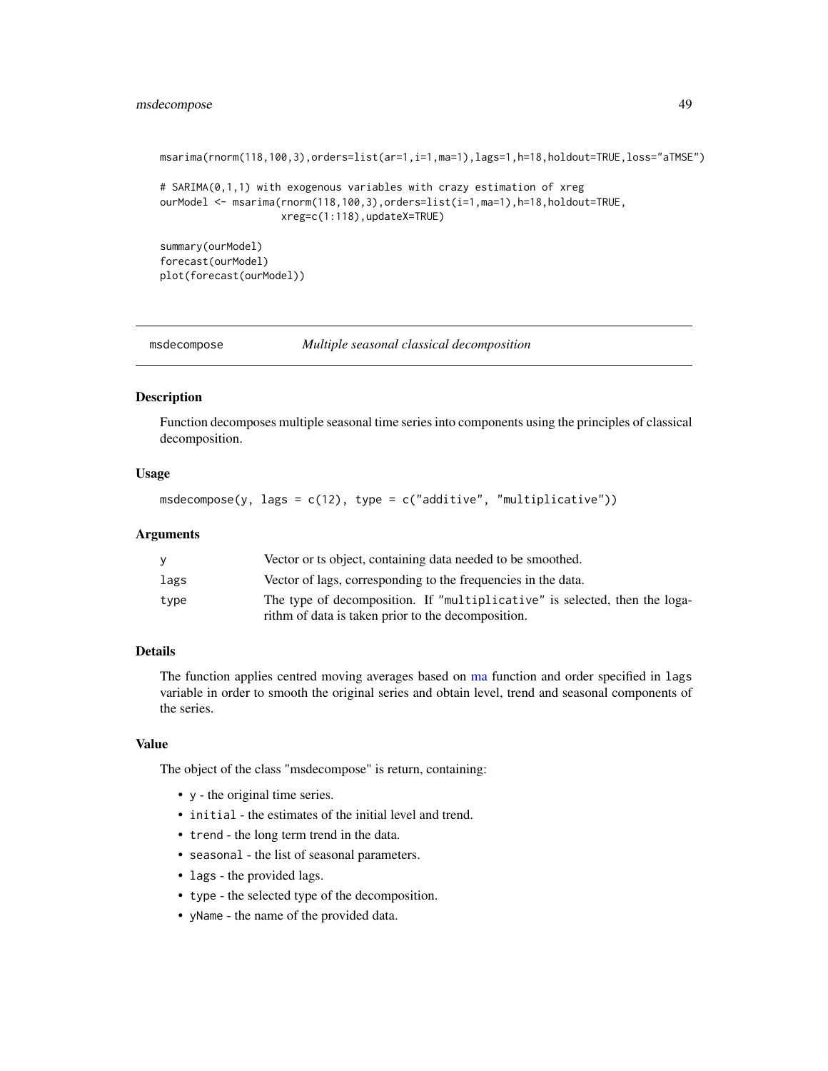```
msarima(rnorm(118,100,3),orders=list(ar=1,i=1,ma=1),lags=1,h=18,holdout=TRUE,loss="aTMSE")

# SARIMA(0,1,1) with exogenous variables with crazy estimation of xreg
ourModel <- msarima(rnorm(118,100,3),orders=list(i=1,ma=1),h=18,holdout=TRUE,
                    xreg=c(1:118),updateX=TRUE)

summary(ourModel)
forecast(ourModel)
plot(forecast(ourModel))
```

---

## msdecompose — *Multiple seasonal classical decomposition*

### Description

Function decomposes multiple seasonal time series into components using the principles of classical decomposition.

### Usage

```
msdecompose(y, lags = c(12), type = c("additive", "multiplicative"))
```

### Arguments

| | |
|---|---|
| `y` | Vector or ts object, containing data needed to be smoothed. |
| `lags` | Vector of lags, corresponding to the frequencies in the data. |
| `type` | The type of decomposition. If `"multiplicative"` is selected, then the logarithm of data is taken prior to the decomposition. |

### Details

The function applies centred moving averages based on ma function and order specified in `lags` variable in order to smooth the original series and obtain level, trend and seasonal components of the series.

### Value

The object of the class "msdecompose" is return, containing:

- `y` - the original time series.
- `initial` - the estimates of the initial level and trend.
- `trend` - the long term trend in the data.
- `seasonal` - the list of seasonal parameters.
- `lags` - the provided lags.
- `type` - the selected type of the decomposition.
- `yName` - the name of the provided data.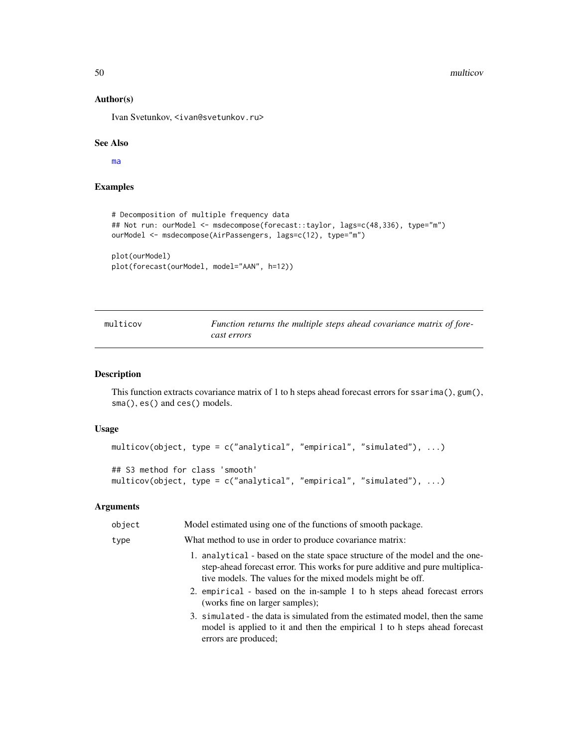### Author(s)

Ivan Svetunkov, <ivan@svetunkov.ru>

### See Also

ma

### Examples

```
# Decomposition of multiple frequency data
## Not run: ourModel <- msdecompose(forecast::taylor, lags=c(48,336), type="m")
ourModel <- msdecompose(AirPassengers, lags=c(12), type="m")

plot(ourModel)
plot(forecast(ourModel, model="AAN", h=12))
```

---

## multicov — *Function returns the multiple steps ahead covariance matrix of forecast errors*

### Description

This function extracts covariance matrix of 1 to h steps ahead forecast errors for ssarima(), gum(), sma(), es() and ces() models.

### Usage

```
multicov(object, type = c("analytical", "empirical", "simulated"), ...)

## S3 method for class 'smooth'
multicov(object, type = c("analytical", "empirical", "simulated"), ...)
```

### Arguments

| | |
|---|---|
| object | Model estimated using one of the functions of smooth package. |
| type | What method to use in order to produce covariance matrix:<br>1. analytical - based on the state space structure of the model and the one-step-ahead forecast error. This works for pure additive and pure multiplicative models. The values for the mixed models might be off.<br>2. empirical - based on the in-sample 1 to h steps ahead forecast errors (works fine on larger samples);<br>3. simulated - the data is simulated from the estimated model, then the same model is applied to it and then the empirical 1 to h steps ahead forecast errors are produced; |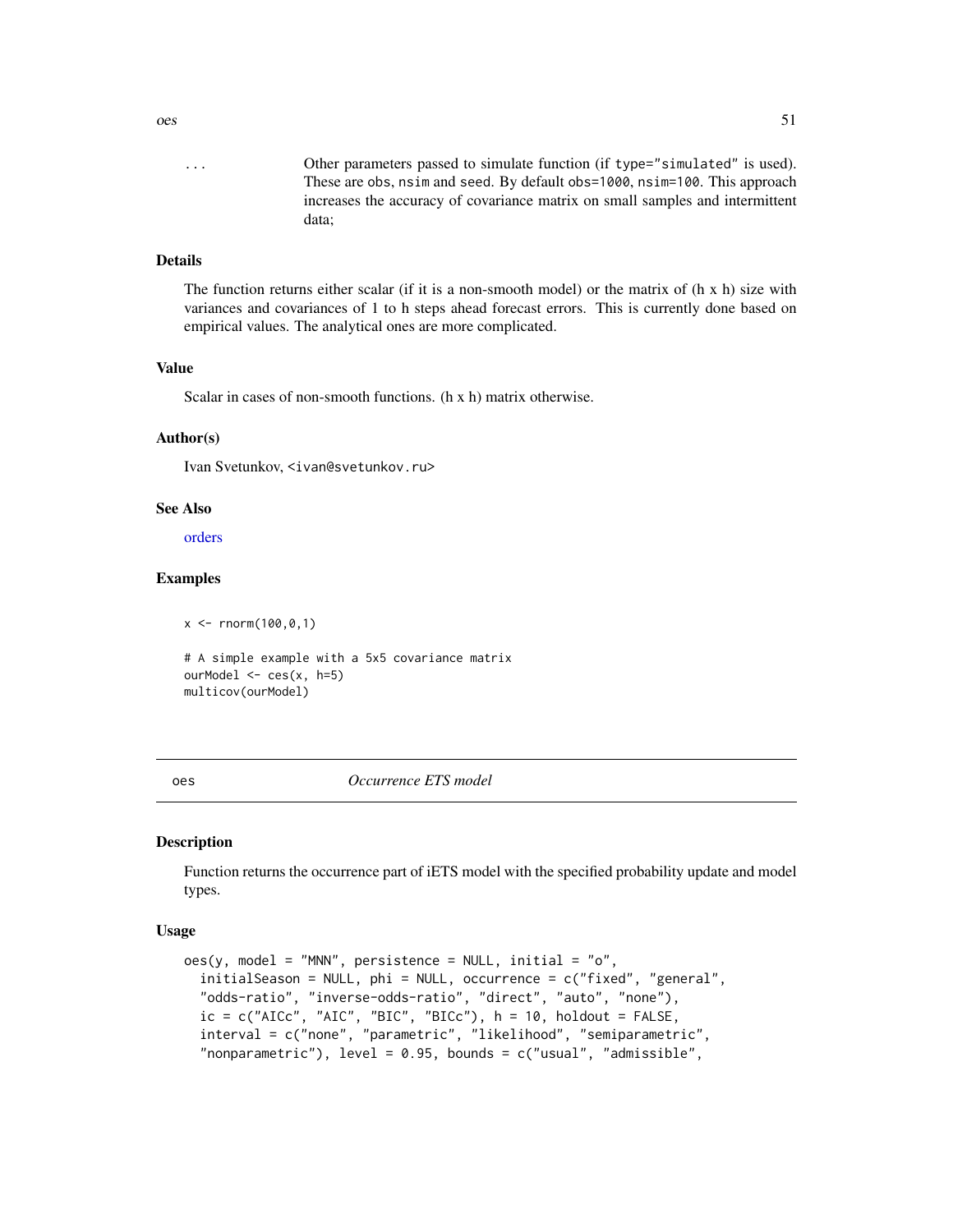... Other parameters passed to simulate function (if type="simulated" is used). These are obs, nsim and seed. By default obs=1000, nsim=100. This approach increases the accuracy of covariance matrix on small samples and intermittent data;

### Details

The function returns either scalar (if it is a non-smooth model) or the matrix of (h x h) size with variances and covariances of 1 to h steps ahead forecast errors. This is currently done based on empirical values. The analytical ones are more complicated.

### Value

Scalar in cases of non-smooth functions. (h x h) matrix otherwise.

### Author(s)

Ivan Svetunkov, <ivan@svetunkov.ru>

### See Also

orders

### Examples

```
x <- rnorm(100,0,1)

# A simple example with a 5x5 covariance matrix
ourModel <- ces(x, h=5)
multicov(ourModel)
```

---

## oes — *Occurrence ETS model*

### Description

Function returns the occurrence part of iETS model with the specified probability update and model types.

### Usage

```
oes(y, model = "MNN", persistence = NULL, initial = "o",
  initialSeason = NULL, phi = NULL, occurrence = c("fixed", "general",
  "odds-ratio", "inverse-odds-ratio", "direct", "auto", "none"),
  ic = c("AICc", "AIC", "BIC", "BICc"), h = 10, holdout = FALSE,
  interval = c("none", "parametric", "likelihood", "semiparametric",
  "nonparametric"), level = 0.95, bounds = c("usual", "admissible",
```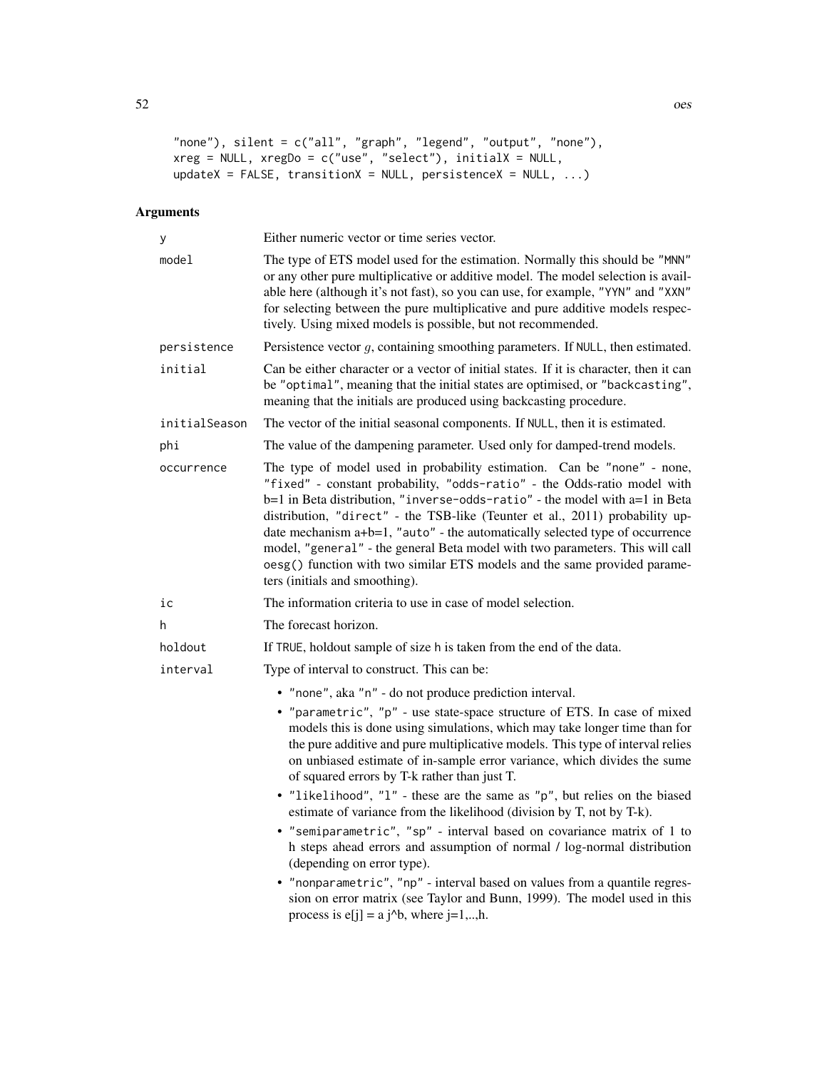```
"none"), silent = c("all", "graph", "legend", "output", "none"),
xreg = NULL, xregDo = c("use", "select"), initialX = NULL,
updateX = FALSE, transitionX = NULL, persistenceX = NULL, ...)
```

## Arguments

| | |
|---|---|
| `y` | Either numeric vector or time series vector. |
| `model` | The type of ETS model used for the estimation. Normally this should be "MNN" or any other pure multiplicative or additive model. The model selection is available here (although it's not fast), so you can use, for example, "YYN" and "XXN" for selecting between the pure multiplicative and pure additive models respectively. Using mixed models is possible, but not recommended. |
| `persistence` | Persistence vector $g$, containing smoothing parameters. If NULL, then estimated. |
| `initial` | Can be either character or a vector of initial states. If it is character, then it can be "optimal", meaning that the initial states are optimised, or "backcasting", meaning that the initials are produced using backcasting procedure. |
| `initialSeason` | The vector of the initial seasonal components. If NULL, then it is estimated. |
| `phi` | The value of the dampening parameter. Used only for damped-trend models. |
| `occurrence` | The type of model used in probability estimation. Can be "none" - none, "fixed" - constant probability, "odds-ratio" - the Odds-ratio model with b=1 in Beta distribution, "inverse-odds-ratio" - the model with a=1 in Beta distribution, "direct" - the TSB-like (Teunter et al., 2011) probability update mechanism a+b=1, "auto" - the automatically selected type of occurrence model, "general" - the general Beta model with two parameters. This will call oesg() function with two similar ETS models and the same provided parameters (initials and smoothing). |
| `ic` | The information criteria to use in case of model selection. |
| `h` | The forecast horizon. |
| `holdout` | If TRUE, holdout sample of size h is taken from the end of the data. |
| `interval` | Type of interval to construct. This can be: |

- "none", aka "n" - do not produce prediction interval.
- "parametric", "p" - use state-space structure of ETS. In case of mixed models this is done using simulations, which may take longer time than for the pure additive and pure multiplicative models. This type of interval relies on unbiased estimate of in-sample error variance, which divides the sume of squared errors by T-k rather than just T.
- "likelihood", "l" - these are the same as "p", but relies on the biased estimate of variance from the likelihood (division by T, not by T-k).
- "semiparametric", "sp" - interval based on covariance matrix of 1 to h steps ahead errors and assumption of normal / log-normal distribution (depending on error type).
- "nonparametric", "np" - interval based on values from a quantile regression on error matrix (see Taylor and Bunn, 1999). The model used in this process is e[j] = a j^b, where j=1,..,h.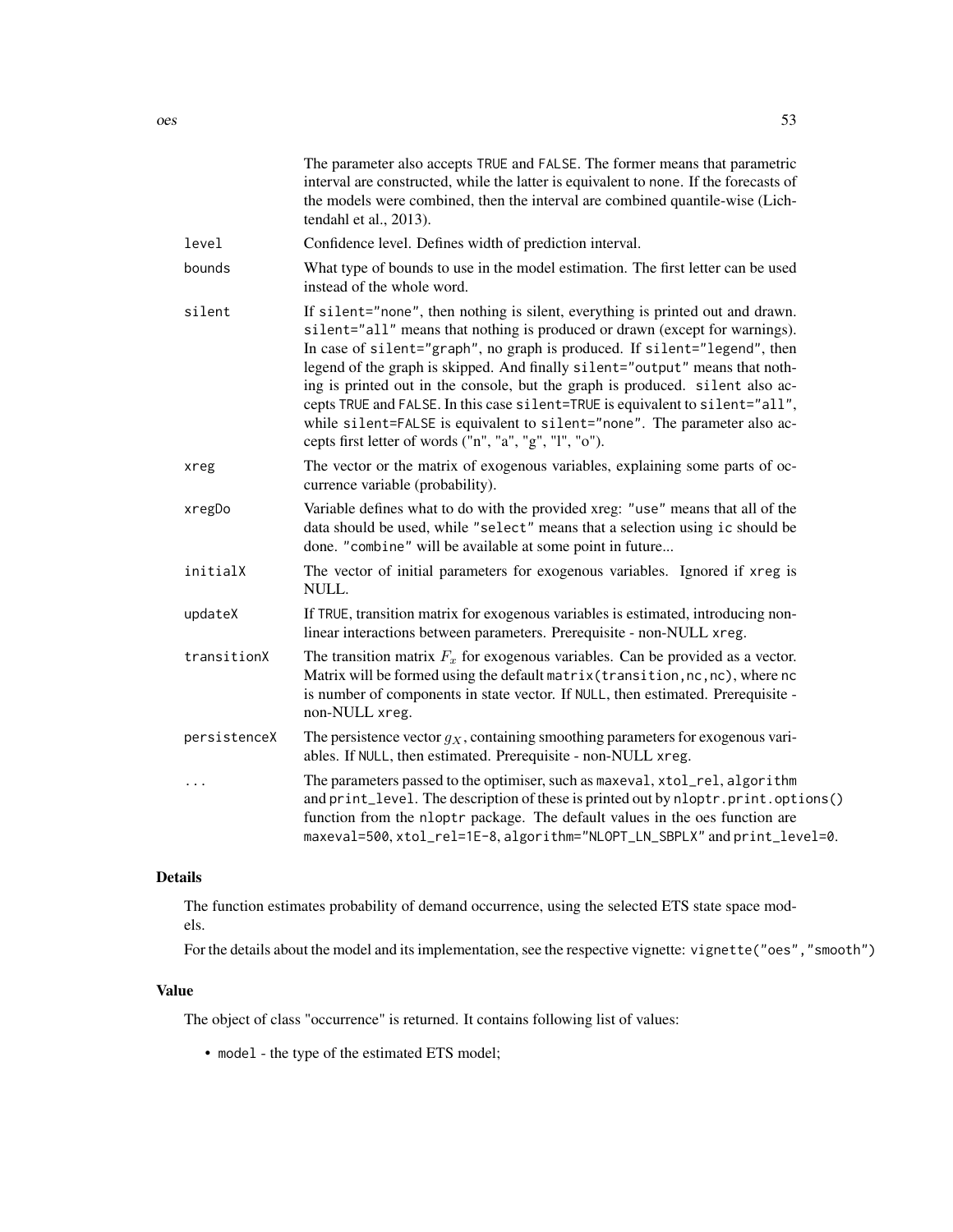The parameter also accepts TRUE and FALSE. The former means that parametric interval are constructed, while the latter is equivalent to none. If the forecasts of the models were combined, then the interval are combined quantile-wise (Lichtendahl et al., 2013).

**level** Confidence level. Defines width of prediction interval.

**bounds** What type of bounds to use in the model estimation. The first letter can be used instead of the whole word.

**silent** If silent="none", then nothing is silent, everything is printed out and drawn. silent="all" means that nothing is produced or drawn (except for warnings). In case of silent="graph", no graph is produced. If silent="legend", then legend of the graph is skipped. And finally silent="output" means that nothing is printed out in the console, but the graph is produced. silent also accepts TRUE and FALSE. In this case silent=TRUE is equivalent to silent="all", while silent=FALSE is equivalent to silent="none". The parameter also accepts first letter of words ("n", "a", "g", "l", "o").

**xreg** The vector or the matrix of exogenous variables, explaining some parts of occurrence variable (probability).

**xregDo** Variable defines what to do with the provided xreg: "use" means that all of the data should be used, while "select" means that a selection using ic should be done. "combine" will be available at some point in future...

**initialX** The vector of initial parameters for exogenous variables. Ignored if xreg is NULL.

**updateX** If TRUE, transition matrix for exogenous variables is estimated, introducing non-linear interactions between parameters. Prerequisite - non-NULL xreg.

**transitionX** The transition matrix $F_x$ for exogenous variables. Can be provided as a vector. Matrix will be formed using the default matrix(transition,nc,nc), where nc is number of components in state vector. If NULL, then estimated. Prerequisite - non-NULL xreg.

**persistenceX** The persistence vector $g_X$, containing smoothing parameters for exogenous variables. If NULL, then estimated. Prerequisite - non-NULL xreg.

**...** The parameters passed to the optimiser, such as maxeval, xtol_rel, algorithm and print_level. The description of these is printed out by nloptr.print.options() function from the nloptr package. The default values in the oes function are maxeval=500, xtol_rel=1E-8, algorithm="NLOPT_LN_SBPLX" and print_level=0.

## Details

The function estimates probability of demand occurrence, using the selected ETS state space models.

For the details about the model and its implementation, see the respective vignette: vignette("oes","smooth")

## Value

The object of class "occurrence" is returned. It contains following list of values:

- model - the type of the estimated ETS model;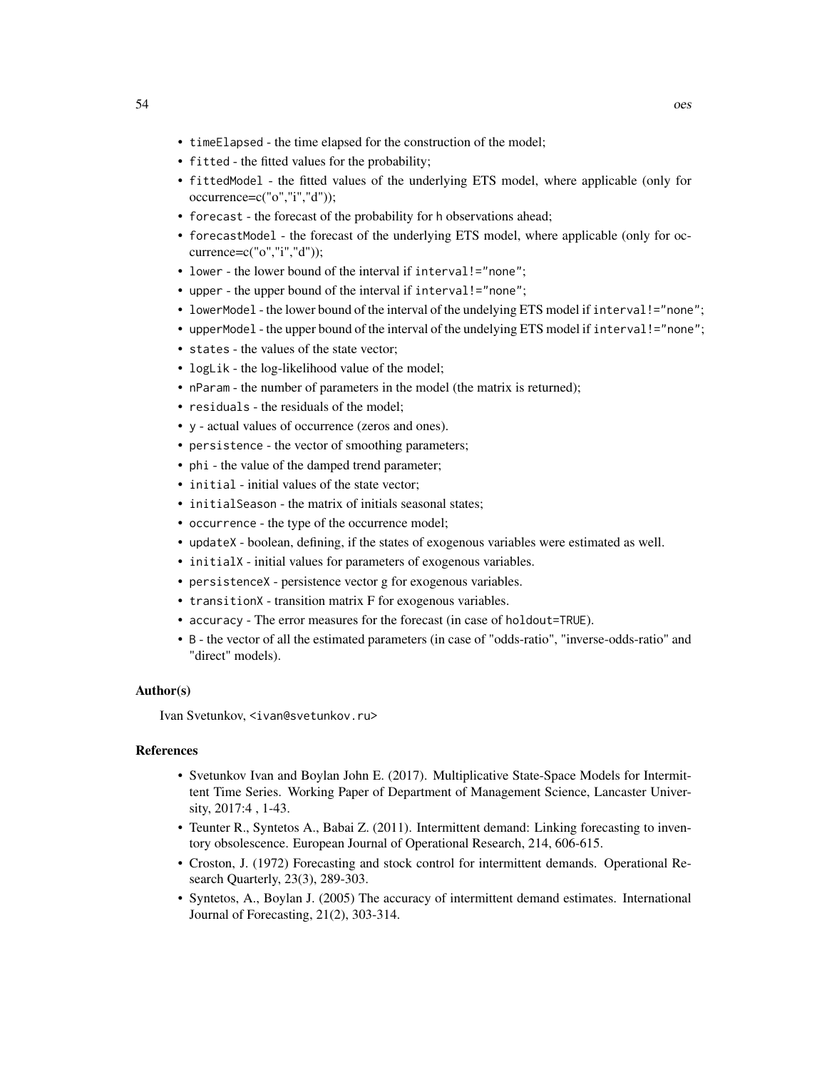- `timeElapsed` - the time elapsed for the construction of the model;
- `fitted` - the fitted values for the probability;
- `fittedModel` - the fitted values of the underlying ETS model, where applicable (only for occurrence=c("o","i","d"));
- `forecast` - the forecast of the probability for `h` observations ahead;
- `forecastModel` - the forecast of the underlying ETS model, where applicable (only for occurrence=c("o","i","d"));
- `lower` - the lower bound of the interval if `interval!="none"`;
- `upper` - the upper bound of the interval if `interval!="none"`;
- `lowerModel` - the lower bound of the interval of the undelying ETS model if `interval!="none"`;
- `upperModel` - the upper bound of the interval of the undelying ETS model if `interval!="none"`;
- `states` - the values of the state vector;
- `logLik` - the log-likelihood value of the model;
- `nParam` - the number of parameters in the model (the matrix is returned);
- `residuals` - the residuals of the model;
- `y` - actual values of occurrence (zeros and ones).
- `persistence` - the vector of smoothing parameters;
- `phi` - the value of the damped trend parameter;
- `initial` - initial values of the state vector;
- `initialSeason` - the matrix of initials seasonal states;
- `occurrence` - the type of the occurrence model;
- `updateX` - boolean, defining, if the states of exogenous variables were estimated as well.
- `initialX` - initial values for parameters of exogenous variables.
- `persistenceX` - persistence vector g for exogenous variables.
- `transitionX` - transition matrix F for exogenous variables.
- `accuracy` - The error measures for the forecast (in case of `holdout=TRUE`).
- `B` - the vector of all the estimated parameters (in case of "odds-ratio", "inverse-odds-ratio" and "direct" models).

### Author(s)

Ivan Svetunkov, <ivan@svetunkov.ru>

### References

- Svetunkov Ivan and Boylan John E. (2017). Multiplicative State-Space Models for Intermittent Time Series. Working Paper of Department of Management Science, Lancaster University, 2017:4 , 1-43.
- Teunter R., Syntetos A., Babai Z. (2011). Intermittent demand: Linking forecasting to inventory obsolescence. European Journal of Operational Research, 214, 606-615.
- Croston, J. (1972) Forecasting and stock control for intermittent demands. Operational Research Quarterly, 23(3), 289-303.
- Syntetos, A., Boylan J. (2005) The accuracy of intermittent demand estimates. International Journal of Forecasting, 21(2), 303-314.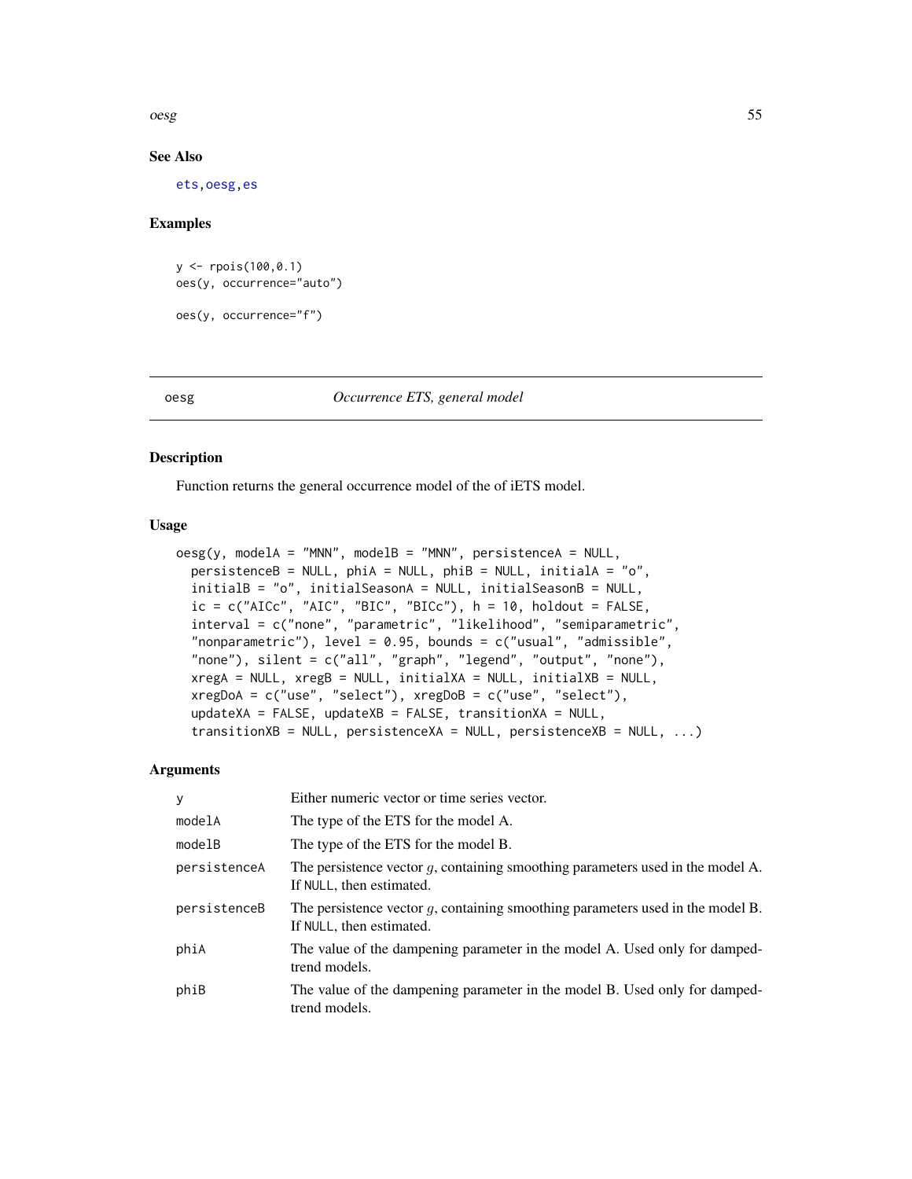## See Also

ets, oesg, es

## Examples

```
y <- rpois(100,0.1)
oes(y, occurrence="auto")

oes(y, occurrence="f")
```

---

# oesg *Occurrence ETS, general model*

## Description

Function returns the general occurrence model of the of iETS model.

## Usage

```
oesg(y, modelA = "MNN", modelB = "MNN", persistenceA = NULL,
  persistenceB = NULL, phiA = NULL, phiB = NULL, initialA = "o",
  initialB = "o", initialSeasonA = NULL, initialSeasonB = NULL,
  ic = c("AICc", "AIC", "BIC", "BICc"), h = 10, holdout = FALSE,
  interval = c("none", "parametric", "likelihood", "semiparametric",
  "nonparametric"), level = 0.95, bounds = c("usual", "admissible",
  "none"), silent = c("all", "graph", "legend", "output", "none"),
  xregA = NULL, xregB = NULL, initialXA = NULL, initialXB = NULL,
  xregDoA = c("use", "select"), xregDoB = c("use", "select"),
  updateXA = FALSE, updateXB = FALSE, transitionXA = NULL,
  transitionXB = NULL, persistenceXA = NULL, persistenceXB = NULL, ...)
```

## Arguments

| | |
|---|---|
| y | Either numeric vector or time series vector. |
| modelA | The type of the ETS for the model A. |
| modelB | The type of the ETS for the model B. |
| persistenceA | The persistence vector $g$, containing smoothing parameters used in the model A. If NULL, then estimated. |
| persistenceB | The persistence vector $g$, containing smoothing parameters used in the model B. If NULL, then estimated. |
| phiA | The value of the dampening parameter in the model A. Used only for damped-trend models. |
| phiB | The value of the dampening parameter in the model B. Used only for damped-trend models. |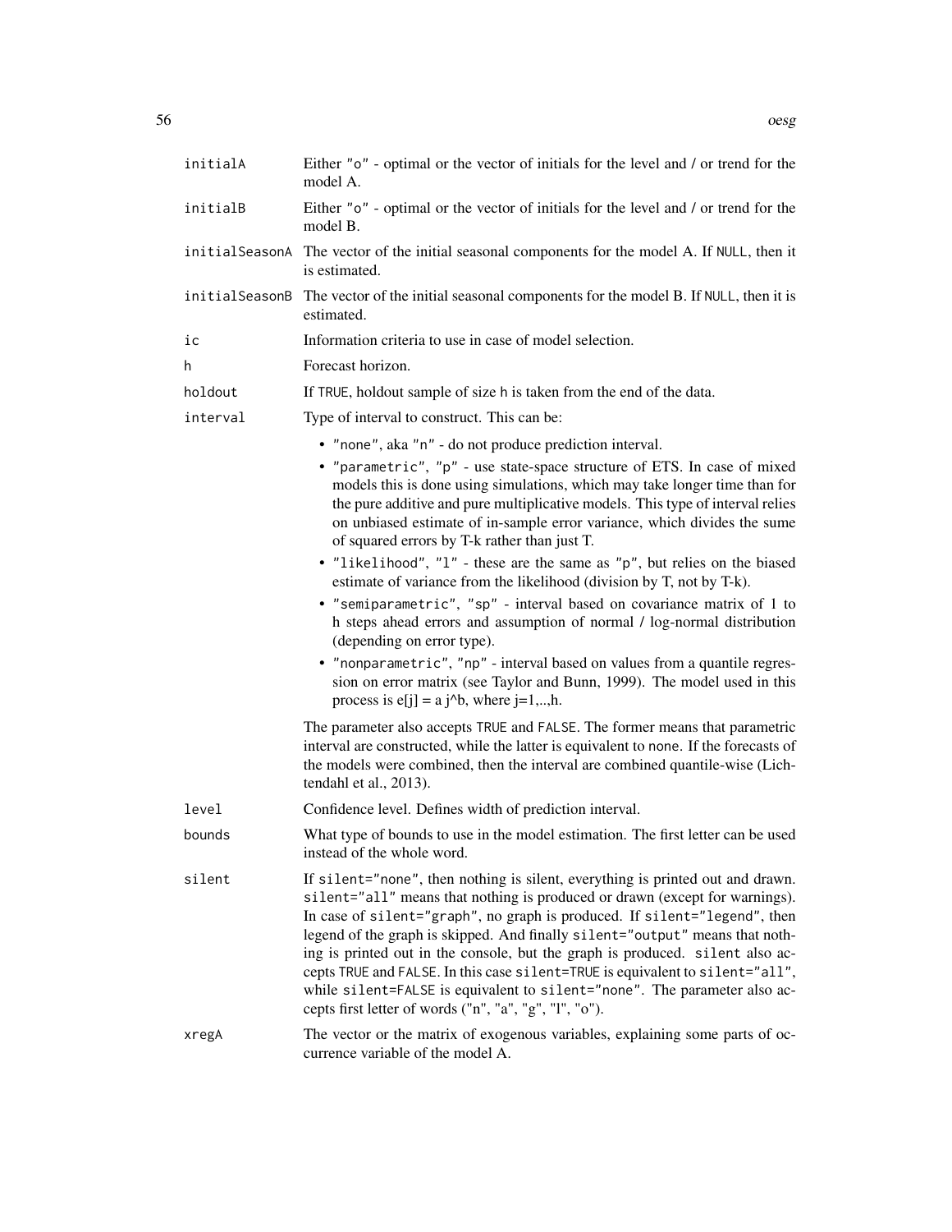`initialA` Either "o" - optimal or the vector of initials for the level and / or trend for the model A.

`initialB` Either "o" - optimal or the vector of initials for the level and / or trend for the model B.

`initialSeasonA` The vector of the initial seasonal components for the model A. If `NULL`, then it is estimated.

`initialSeasonB` The vector of the initial seasonal components for the model B. If `NULL`, then it is estimated.

`ic` Information criteria to use in case of model selection.

`h` Forecast horizon.

`holdout` If `TRUE`, holdout sample of size `h` is taken from the end of the data.

`interval` Type of interval to construct. This can be:

- "none", aka "n" - do not produce prediction interval.
- "parametric", "p" - use state-space structure of ETS. In case of mixed models this is done using simulations, which may take longer time than for the pure additive and pure multiplicative models. This type of interval relies on unbiased estimate of in-sample error variance, which divides the sume of squared errors by T-k rather than just T.
- "likelihood", "l" - these are the same as "p", but relies on the biased estimate of variance from the likelihood (division by T, not by T-k).
- "semiparametric", "sp" - interval based on covariance matrix of 1 to h steps ahead errors and assumption of normal / log-normal distribution (depending on error type).
- "nonparametric", "np" - interval based on values from a quantile regression on error matrix (see Taylor and Bunn, 1999). The model used in this process is e[j] = a j^b, where j=1,..,h.

The parameter also accepts `TRUE` and `FALSE`. The former means that parametric interval are constructed, while the latter is equivalent to `none`. If the forecasts of the models were combined, then the interval are combined quantile-wise (Lichtendahl et al., 2013).

`level` Confidence level. Defines width of prediction interval.

`bounds` What type of bounds to use in the model estimation. The first letter can be used instead of the whole word.

`silent` If `silent="none"`, then nothing is silent, everything is printed out and drawn. `silent="all"` means that nothing is produced or drawn (except for warnings). In case of `silent="graph"`, no graph is produced. If `silent="legend"`, then legend of the graph is skipped. And finally `silent="output"` means that nothing is printed out in the console, but the graph is produced. `silent` also accepts `TRUE` and `FALSE`. In this case `silent=TRUE` is equivalent to `silent="all"`, while `silent=FALSE` is equivalent to `silent="none"`. The parameter also accepts first letter of words ("n", "a", "g", "l", "o").

`xregA` The vector or the matrix of exogenous variables, explaining some parts of occurrence variable of the model A.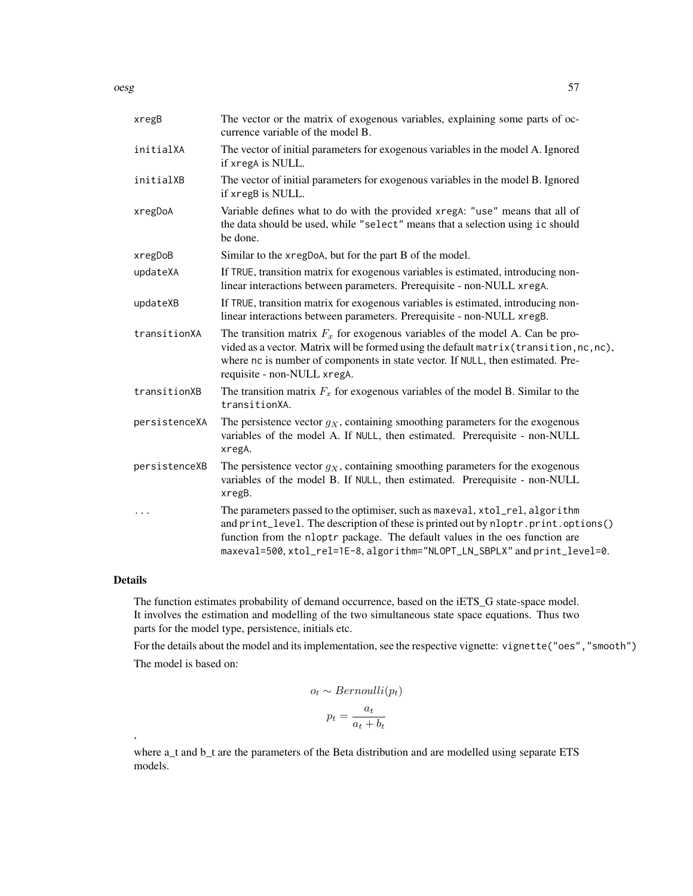| | |
|---|---|
| xregB | The vector or the matrix of exogenous variables, explaining some parts of occurrence variable of the model B. |
| initialXA | The vector of initial parameters for exogenous variables in the model A. Ignored if xregA is NULL. |
| initialXB | The vector of initial parameters for exogenous variables in the model B. Ignored if xregB is NULL. |
| xregDoA | Variable defines what to do with the provided xregA: "use" means that all of the data should be used, while "select" means that a selection using ic should be done. |
| xregDoB | Similar to the xregDoA, but for the part B of the model. |
| updateXA | If TRUE, transition matrix for exogenous variables is estimated, introducing non-linear interactions between parameters. Prerequisite - non-NULL xregA. |
| updateXB | If TRUE, transition matrix for exogenous variables is estimated, introducing non-linear interactions between parameters. Prerequisite - non-NULL xregB. |
| transitionXA | The transition matrix $F_x$ for exogenous variables of the model A. Can be provided as a vector. Matrix will be formed using the default matrix(transition,nc,nc), where nc is number of components in state vector. If NULL, then estimated. Prerequisite - non-NULL xregA. |
| transitionXB | The transition matrix $F_x$ for exogenous variables of the model B. Similar to the transitionXA. |
| persistenceXA | The persistence vector $g_X$, containing smoothing parameters for the exogenous variables of the model A. If NULL, then estimated. Prerequisite - non-NULL xregA. |
| persistenceXB | The persistence vector $g_X$, containing smoothing parameters for the exogenous variables of the model B. If NULL, then estimated. Prerequisite - non-NULL xregB. |
| ... | The parameters passed to the optimiser, such as maxeval, xtol_rel, algorithm and print_level. The description of these is printed out by nloptr.print.options() function from the nloptr package. The default values in the oes function are maxeval=500, xtol_rel=1E-8, algorithm="NLOPT_LN_SBPLX" and print_level=0. |

## Details

The function estimates probability of demand occurrence, based on the iETS_G state-space model. It involves the estimation and modelling of the two simultaneous state space equations. Thus two parts for the model type, persistence, initials etc.

For the details about the model and its implementation, see the respective vignette: vignette("oes","smooth")

The model is based on:

$$o_t \sim Bernoulli(p_t)$$

$$p_t = \frac{a_t}{a_t + b_t}$$

,

where a_t and b_t are the parameters of the Beta distribution and are modelled using separate ETS models.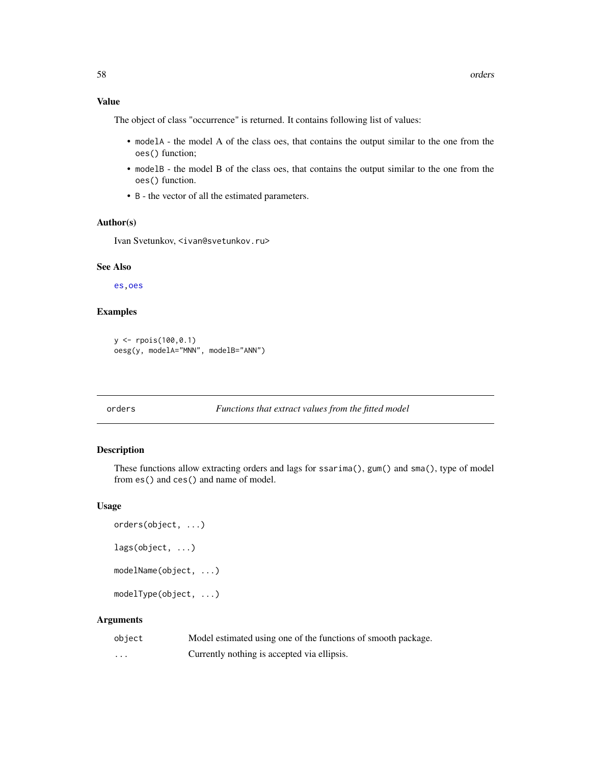### Value

The object of class "occurrence" is returned. It contains following list of values:

- `modelA` - the model A of the class oes, that contains the output similar to the one from the `oes()` function;
- `modelB` - the model B of the class oes, that contains the output similar to the one from the `oes()` function.
- `B` - the vector of all the estimated parameters.

### Author(s)

Ivan Svetunkov, <ivan@svetunkov.ru>

### See Also

es, oes

### Examples

```
y <- rpois(100,0.1)
oesg(y, modelA="MNN", modelB="ANN")
```

---

## orders    *Functions that extract values from the fitted model*

### Description

These functions allow extracting orders and lags for `ssarima()`, `gum()` and `sma()`, type of model from `es()` and `ces()` and name of model.

### Usage

```
orders(object, ...)

lags(object, ...)

modelName(object, ...)

modelType(object, ...)
```

### Arguments

| | |
|---|---|
| object | Model estimated using one of the functions of smooth package. |
| ... | Currently nothing is accepted via ellipsis. |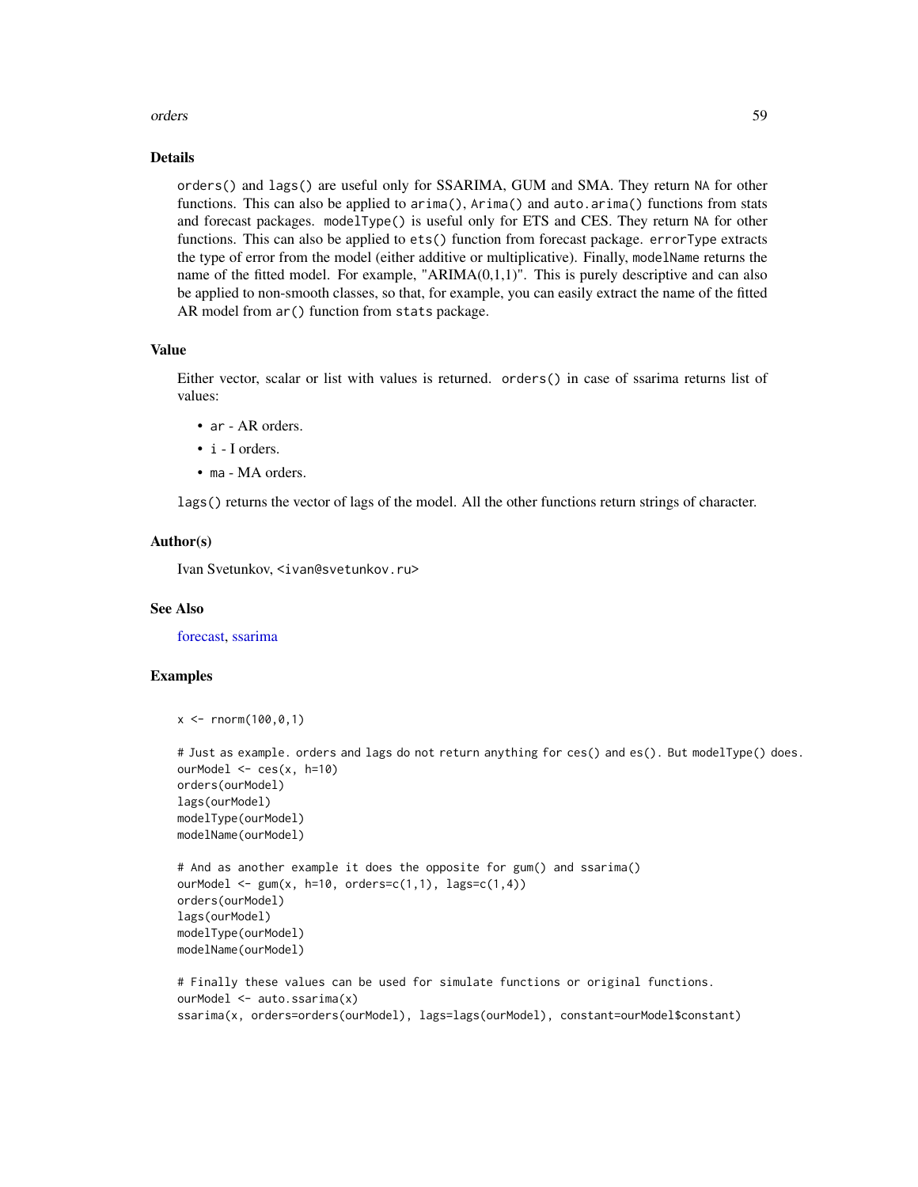## Details

`orders()` and `lags()` are useful only for SSARIMA, GUM and SMA. They return `NA` for other functions. This can also be applied to `arima()`, `Arima()` and `auto.arima()` functions from stats and forecast packages. `modelType()` is useful only for ETS and CES. They return `NA` for other functions. This can also be applied to `ets()` function from forecast package. `errorType` extracts the type of error from the model (either additive or multiplicative). Finally, `modelName` returns the name of the fitted model. For example, "ARIMA(0,1,1)". This is purely descriptive and can also be applied to non-smooth classes, so that, for example, you can easily extract the name of the fitted AR model from `ar()` function from `stats` package.

## Value

Either vector, scalar or list with values is returned. `orders()` in case of ssarima returns list of values:

- `ar` - AR orders.
- `i` - I orders.
- `ma` - MA orders.

`lags()` returns the vector of lags of the model. All the other functions return strings of character.

## Author(s)

Ivan Svetunkov, <ivan@svetunkov.ru>

## See Also

forecast, ssarima

## Examples

```
x <- rnorm(100,0,1)

# Just as example. orders and lags do not return anything for ces() and es(). But modelType() does.
ourModel <- ces(x, h=10)
orders(ourModel)
lags(ourModel)
modelType(ourModel)
modelName(ourModel)

# And as another example it does the opposite for gum() and ssarima()
ourModel <- gum(x, h=10, orders=c(1,1), lags=c(1,4))
orders(ourModel)
lags(ourModel)
modelType(ourModel)
modelName(ourModel)

# Finally these values can be used for simulate functions or original functions.
ourModel <- auto.ssarima(x)
ssarima(x, orders=orders(ourModel), lags=lags(ourModel), constant=ourModel$constant)
```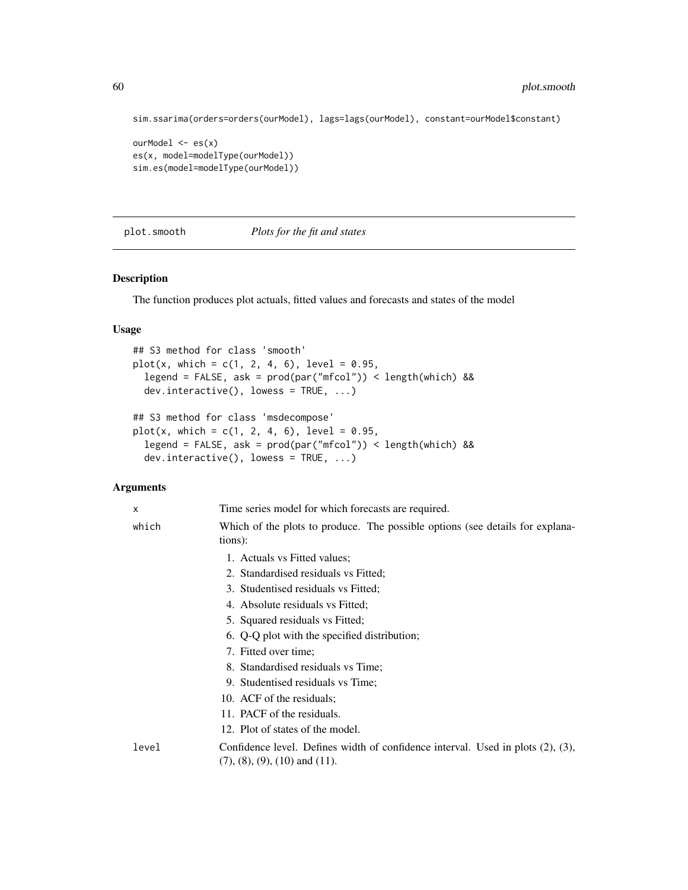```
sim.ssarima(orders=orders(ourModel), lags=lags(ourModel), constant=ourModel$constant)

ourModel <- es(x)
es(x, model=modelType(ourModel))
sim.es(model=modelType(ourModel))
```

## plot.smooth — *Plots for the fit and states*

### Description

The function produces plot actuals, fitted values and forecasts and states of the model

### Usage

```
## S3 method for class 'smooth'
plot(x, which = c(1, 2, 4, 6), level = 0.95,
  legend = FALSE, ask = prod(par("mfcol")) < length(which) &&
  dev.interactive(), lowess = TRUE, ...)

## S3 method for class 'msdecompose'
plot(x, which = c(1, 2, 4, 6), level = 0.95,
  legend = FALSE, ask = prod(par("mfcol")) < length(which) &&
  dev.interactive(), lowess = TRUE, ...)
```

### Arguments

| | |
|---|---|
| x | Time series model for which forecasts are required. |
| which | Which of the plots to produce. The possible options (see details for explanations): 1. Actuals vs Fitted values; 2. Standardised residuals vs Fitted; 3. Studentised residuals vs Fitted; 4. Absolute residuals vs Fitted; 5. Squared residuals vs Fitted; 6. Q-Q plot with the specified distribution; 7. Fitted over time; 8. Standardised residuals vs Time; 9. Studentised residuals vs Time; 10. ACF of the residuals; 11. PACF of the residuals. 12. Plot of states of the model. |
| level | Confidence level. Defines width of confidence interval. Used in plots (2), (3), (7), (8), (9), (10) and (11). |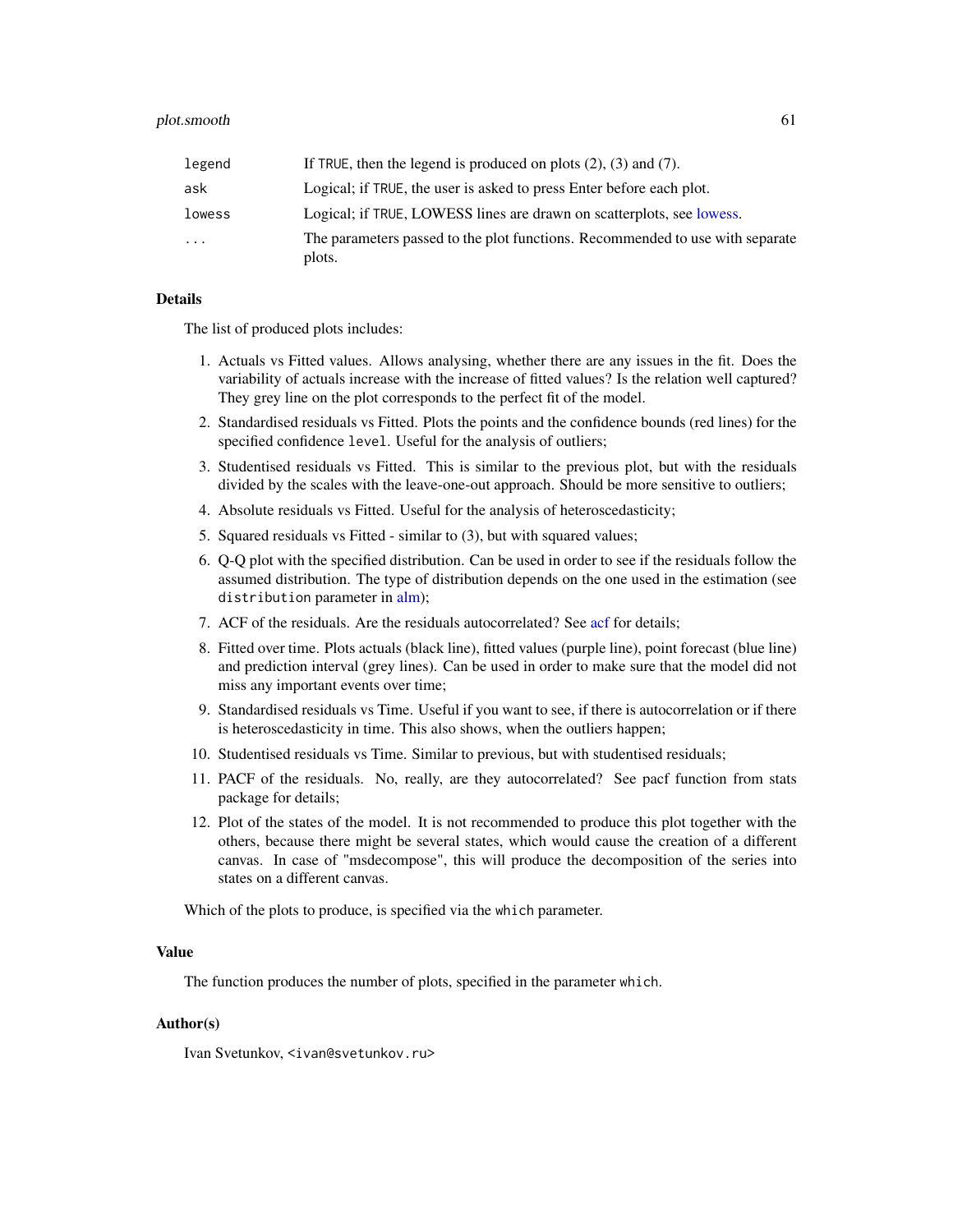| | |
|---|---|
| legend | If TRUE, then the legend is produced on plots (2), (3) and (7). |
| ask | Logical; if TRUE, the user is asked to press Enter before each plot. |
| lowess | Logical; if TRUE, LOWESS lines are drawn on scatterplots, see lowess. |
| ... | The parameters passed to the plot functions. Recommended to use with separate plots. |

### Details

The list of produced plots includes:

1. Actuals vs Fitted values. Allows analysing, whether there are any issues in the fit. Does the variability of actuals increase with the increase of fitted values? Is the relation well captured? They grey line on the plot corresponds to the perfect fit of the model.
2. Standardised residuals vs Fitted. Plots the points and the confidence bounds (red lines) for the specified confidence `level`. Useful for the analysis of outliers;
3. Studentised residuals vs Fitted. This is similar to the previous plot, but with the residuals divided by the scales with the leave-one-out approach. Should be more sensitive to outliers;
4. Absolute residuals vs Fitted. Useful for the analysis of heteroscedasticity;
5. Squared residuals vs Fitted - similar to (3), but with squared values;
6. Q-Q plot with the specified distribution. Can be used in order to see if the residuals follow the assumed distribution. The type of distribution depends on the one used in the estimation (see `distribution` parameter in alm);
7. ACF of the residuals. Are the residuals autocorrelated? See acf for details;
8. Fitted over time. Plots actuals (black line), fitted values (purple line), point forecast (blue line) and prediction interval (grey lines). Can be used in order to make sure that the model did not miss any important events over time;
9. Standardised residuals vs Time. Useful if you want to see, if there is autocorrelation or if there is heteroscedasticity in time. This also shows, when the outliers happen;
10. Studentised residuals vs Time. Similar to previous, but with studentised residuals;
11. PACF of the residuals. No, really, are they autocorrelated? See pacf function from stats package for details;
12. Plot of the states of the model. It is not recommended to produce this plot together with the others, because there might be several states, which would cause the creation of a different canvas. In case of "msdecompose", this will produce the decomposition of the series into states on a different canvas.

Which of the plots to produce, is specified via the `which` parameter.

### Value

The function produces the number of plots, specified in the parameter `which`.

### Author(s)

Ivan Svetunkov, <ivan@svetunkov.ru>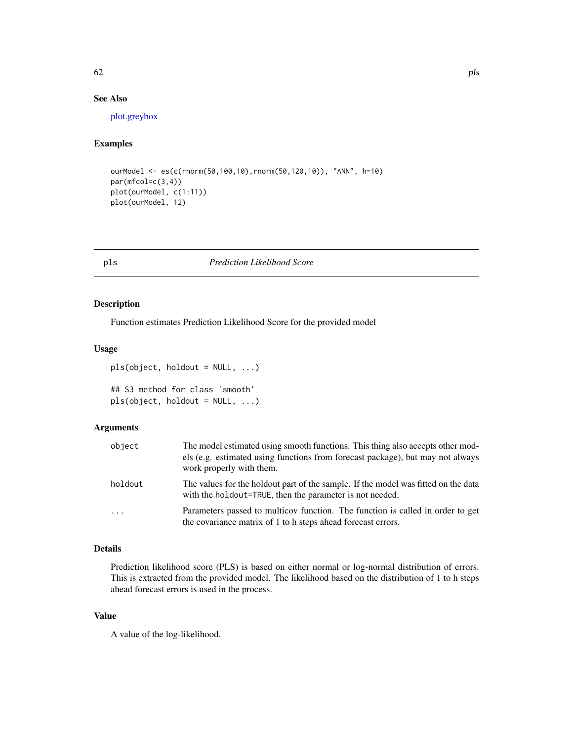### See Also

plot.greybox

### Examples

```
ourModel <- es(c(rnorm(50,100,10),rnorm(50,120,10)), "ANN", h=10)
par(mfcol=c(3,4))
plot(ourModel, c(1:11))
plot(ourModel, 12)
```

---

## pls — *Prediction Likelihood Score*

### Description

Function estimates Prediction Likelihood Score for the provided model

### Usage

```
pls(object, holdout = NULL, ...)

## S3 method for class 'smooth'
pls(object, holdout = NULL, ...)
```

### Arguments

| | |
|---|---|
| object | The model estimated using smooth functions. This thing also accepts other models (e.g. estimated using functions from forecast package), but may not always work properly with them. |
| holdout | The values for the holdout part of the sample. If the model was fitted on the data with the `holdout=TRUE`, then the parameter is not needed. |
| ... | Parameters passed to multicov function. The function is called in order to get the covariance matrix of 1 to h steps ahead forecast errors. |

### Details

Prediction likelihood score (PLS) is based on either normal or log-normal distribution of errors. This is extracted from the provided model. The likelihood based on the distribution of 1 to h steps ahead forecast errors is used in the process.

### Value

A value of the log-likelihood.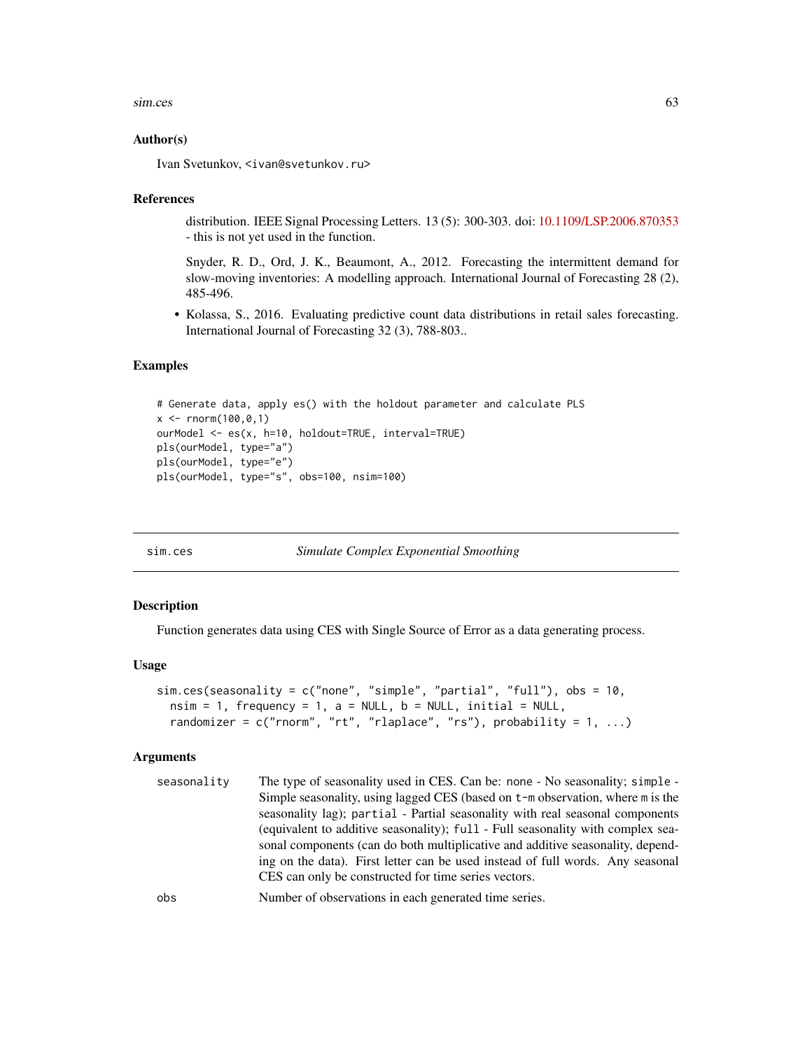### Author(s)

Ivan Svetunkov, <ivan@svetunkov.ru>

### References

distribution. IEEE Signal Processing Letters. 13 (5): 300-303. doi: 10.1109/LSP.2006.870353 - this is not yet used in the function.

Snyder, R. D., Ord, J. K., Beaumont, A., 2012. Forecasting the intermittent demand for slow-moving inventories: A modelling approach. International Journal of Forecasting 28 (2), 485-496.

- Kolassa, S., 2016. Evaluating predictive count data distributions in retail sales forecasting. International Journal of Forecasting 32 (3), 788-803..

### Examples

```
# Generate data, apply es() with the holdout parameter and calculate PLS
x <- rnorm(100,0,1)
ourModel <- es(x, h=10, holdout=TRUE, interval=TRUE)
pls(ourModel, type="a")
pls(ourModel, type="e")
pls(ourModel, type="s", obs=100, nsim=100)
```

---

## sim.ces — *Simulate Complex Exponential Smoothing*

### Description

Function generates data using CES with Single Source of Error as a data generating process.

### Usage

```
sim.ces(seasonality = c("none", "simple", "partial", "full"), obs = 10,
  nsim = 1, frequency = 1, a = NULL, b = NULL, initial = NULL,
  randomizer = c("rnorm", "rt", "rlaplace", "rs"), probability = 1, ...)
```

### Arguments

| | |
|---|---|
| `seasonality` | The type of seasonality used in CES. Can be: `none` - No seasonality; `simple` - Simple seasonality, using lagged CES (based on `t-m` observation, where `m` is the seasonality lag); `partial` - Partial seasonality with real seasonal components (equivalent to additive seasonality); `full` - Full seasonality with complex seasonal components (can do both multiplicative and additive seasonality, depending on the data). First letter can be used instead of full words. Any seasonal CES can only be constructed for time series vectors. |
| `obs` | Number of observations in each generated time series. |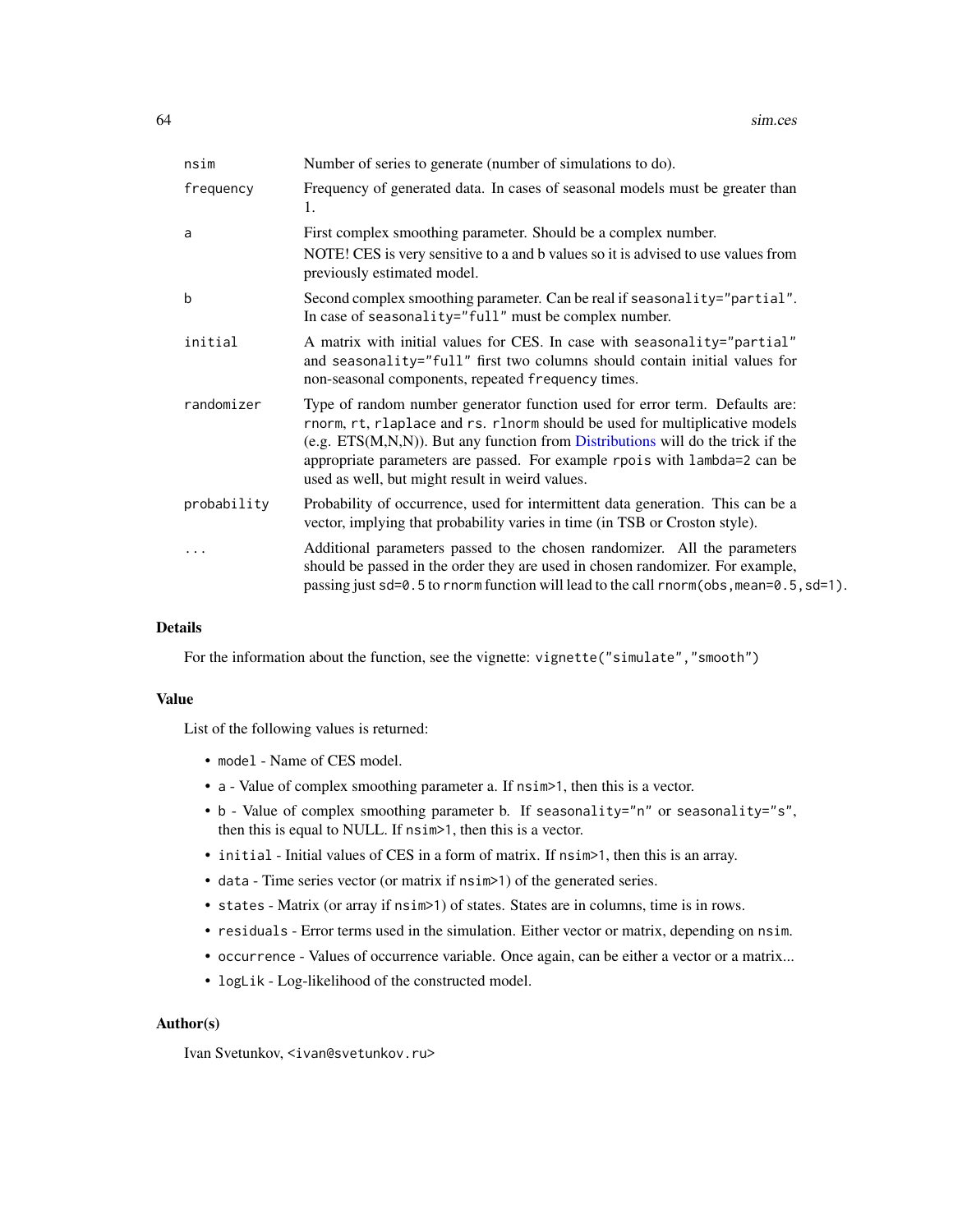| | |
|---|---|
| nsim | Number of series to generate (number of simulations to do). |
| frequency | Frequency of generated data. In cases of seasonal models must be greater than 1. |
| a | First complex smoothing parameter. Should be a complex number.<br>NOTE! CES is very sensitive to a and b values so it is advised to use values from previously estimated model. |
| b | Second complex smoothing parameter. Can be real if `seasonality="partial"`. In case of `seasonality="full"` must be complex number. |
| initial | A matrix with initial values for CES. In case with `seasonality="partial"` and `seasonality="full"` first two columns should contain initial values for non-seasonal components, repeated `frequency` times. |
| randomizer | Type of random number generator function used for error term. Defaults are: `rnorm`, `rt`, `rlaplace` and `rs`. `rlnorm` should be used for multiplicative models (e.g. ETS(M,N,N)). But any function from Distributions will do the trick if the appropriate parameters are passed. For example `rpois` with `lambda=2` can be used as well, but might result in weird values. |
| probability | Probability of occurrence, used for intermittent data generation. This can be a vector, implying that probability varies in time (in TSB or Croston style). |
| ... | Additional parameters passed to the chosen randomizer. All the parameters should be passed in the order they are used in chosen randomizer. For example, passing just `sd=0.5` to `rnorm` function will lead to the call `rnorm(obs,mean=0.5,sd=1)`. |

## Details

For the information about the function, see the vignette: `vignette("simulate","smooth")`

## Value

List of the following values is returned:

- `model` - Name of CES model.
- `a` - Value of complex smoothing parameter a. If `nsim>1`, then this is a vector.
- `b` - Value of complex smoothing parameter b. If `seasonality="n"` or `seasonality="s"`, then this is equal to NULL. If `nsim>1`, then this is a vector.
- `initial` - Initial values of CES in a form of matrix. If `nsim>1`, then this is an array.
- `data` - Time series vector (or matrix if `nsim>1`) of the generated series.
- `states` - Matrix (or array if `nsim>1`) of states. States are in columns, time is in rows.
- `residuals` - Error terms used in the simulation. Either vector or matrix, depending on `nsim`.
- `occurrence` - Values of occurrence variable. Once again, can be either a vector or a matrix...
- `logLik` - Log-likelihood of the constructed model.

## Author(s)

Ivan Svetunkov, <ivan@svetunkov.ru>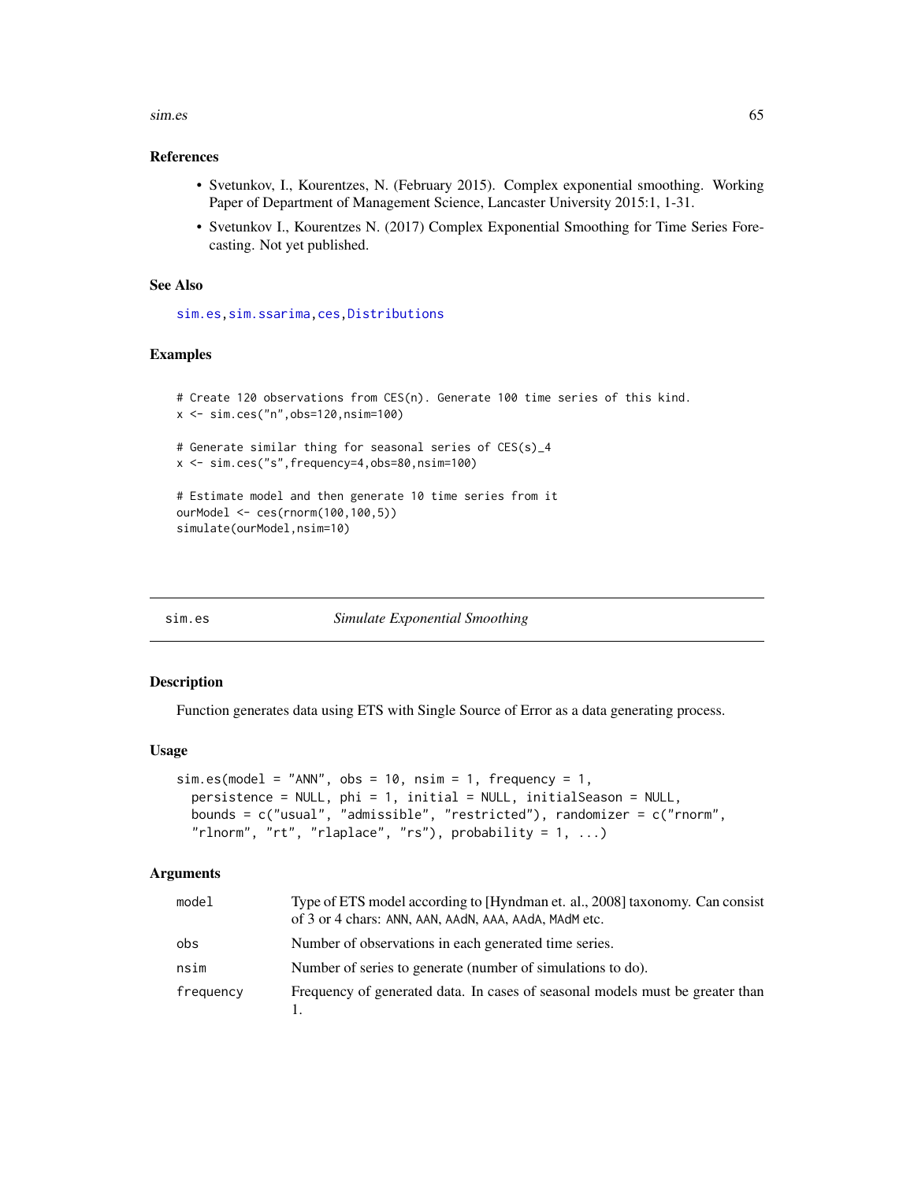### References

- Svetunkov, I., Kourentzes, N. (February 2015). Complex exponential smoothing. Working Paper of Department of Management Science, Lancaster University 2015:1, 1-31.
- Svetunkov I., Kourentzes N. (2017) Complex Exponential Smoothing for Time Series Forecasting. Not yet published.

### See Also

sim.es, sim.ssarima, ces, Distributions

### Examples

```
# Create 120 observations from CES(n). Generate 100 time series of this kind.
x <- sim.ces("n",obs=120,nsim=100)

# Generate similar thing for seasonal series of CES(s)_4
x <- sim.ces("s",frequency=4,obs=80,nsim=100)

# Estimate model and then generate 10 time series from it
ourModel <- ces(rnorm(100,100,5))
simulate(ourModel,nsim=10)
```

---

## sim.es — *Simulate Exponential Smoothing*

### Description

Function generates data using ETS with Single Source of Error as a data generating process.

### Usage

```
sim.es(model = "ANN", obs = 10, nsim = 1, frequency = 1,
  persistence = NULL, phi = 1, initial = NULL, initialSeason = NULL,
  bounds = c("usual", "admissible", "restricted"), randomizer = c("rnorm",
  "rlnorm", "rt", "rlaplace", "rs"), probability = 1, ...)
```

### Arguments

| | |
|---|---|
| model | Type of ETS model according to [Hyndman et. al., 2008] taxonomy. Can consist of 3 or 4 chars: ANN, AAN, AAdN, AAA, AAdA, MAdM etc. |
| obs | Number of observations in each generated time series. |
| nsim | Number of series to generate (number of simulations to do). |
| frequency | Frequency of generated data. In cases of seasonal models must be greater than 1. |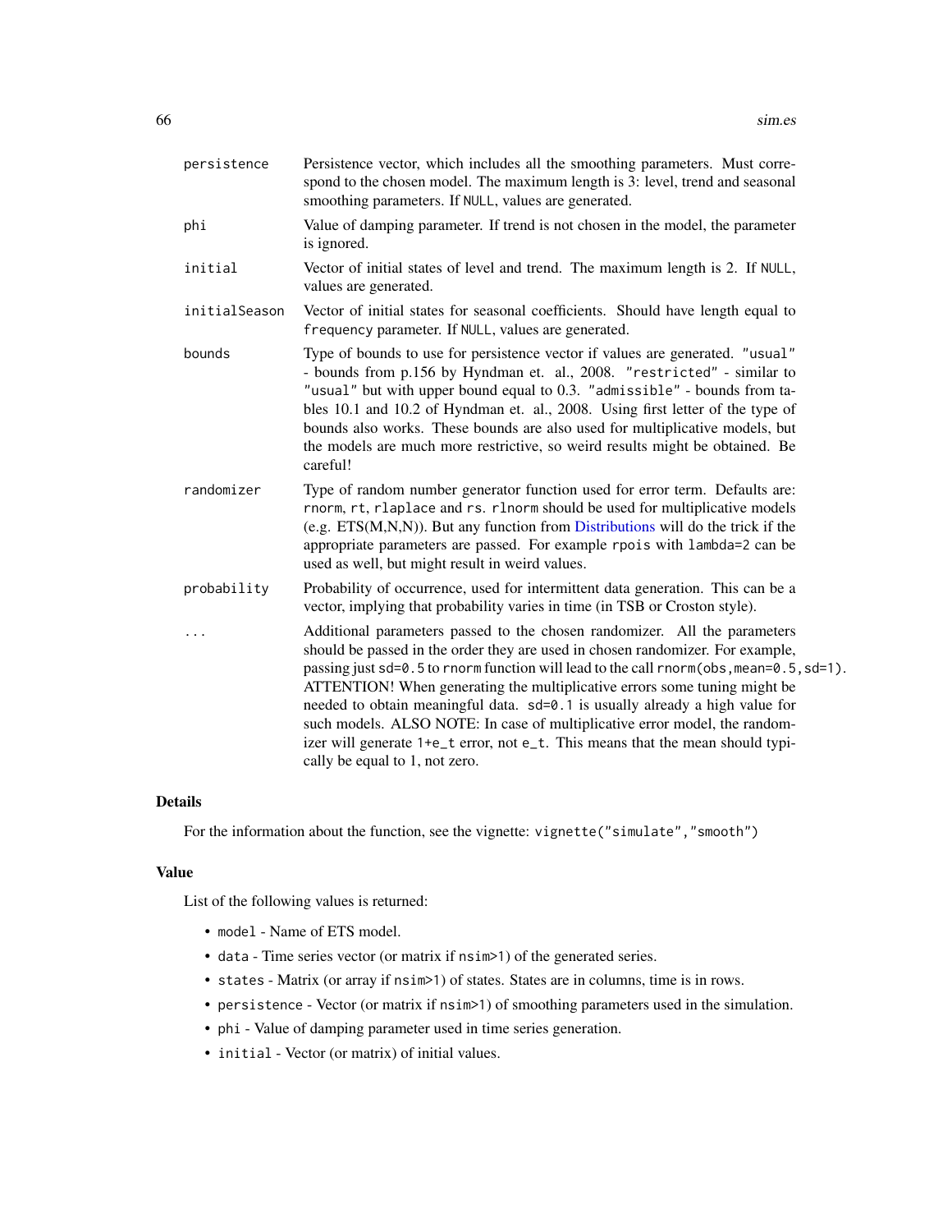| | |
|---|---|
| persistence | Persistence vector, which includes all the smoothing parameters. Must correspond to the chosen model. The maximum length is 3: level, trend and seasonal smoothing parameters. If NULL, values are generated. |
| phi | Value of damping parameter. If trend is not chosen in the model, the parameter is ignored. |
| initial | Vector of initial states of level and trend. The maximum length is 2. If NULL, values are generated. |
| initialSeason | Vector of initial states for seasonal coefficients. Should have length equal to frequency parameter. If NULL, values are generated. |
| bounds | Type of bounds to use for persistence vector if values are generated. "usual" - bounds from p.156 by Hyndman et. al., 2008. "restricted" - similar to "usual" but with upper bound equal to 0.3. "admissible" - bounds from tables 10.1 and 10.2 of Hyndman et. al., 2008. Using first letter of the type of bounds also works. These bounds are also used for multiplicative models, but the models are much more restrictive, so weird results might be obtained. Be careful! |
| randomizer | Type of random number generator function used for error term. Defaults are: rnorm, rt, rlaplace and rs. rlnorm should be used for multiplicative models (e.g. ETS(M,N,N)). But any function from Distributions will do the trick if the appropriate parameters are passed. For example rpois with lambda=2 can be used as well, but might result in weird values. |
| probability | Probability of occurrence, used for intermittent data generation. This can be a vector, implying that probability varies in time (in TSB or Croston style). |
| ... | Additional parameters passed to the chosen randomizer. All the parameters should be passed in the order they are used in chosen randomizer. For example, passing just sd=0.5 to rnorm function will lead to the call rnorm(obs,mean=0.5,sd=1). ATTENTION! When generating the multiplicative errors some tuning might be needed to obtain meaningful data. sd=0.1 is usually already a high value for such models. ALSO NOTE: In case of multiplicative error model, the randomizer will generate 1+e_t error, not e_t. This means that the mean should typically be equal to 1, not zero. |

## Details

For the information about the function, see the vignette: vignette("simulate","smooth")

## Value

List of the following values is returned:

- model - Name of ETS model.
- data - Time series vector (or matrix if nsim>1) of the generated series.
- states - Matrix (or array if nsim>1) of states. States are in columns, time is in rows.
- persistence - Vector (or matrix if nsim>1) of smoothing parameters used in the simulation.
- phi - Value of damping parameter used in time series generation.
- initial - Vector (or matrix) of initial values.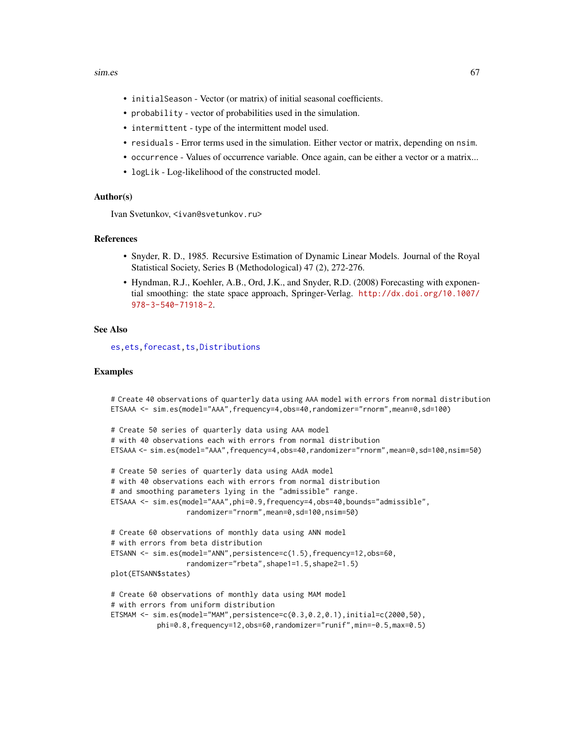- `initialSeason` - Vector (or matrix) of initial seasonal coefficients.
- `probability` - vector of probabilities used in the simulation.
- `intermittent` - type of the intermittent model used.
- `residuals` - Error terms used in the simulation. Either vector or matrix, depending on `nsim`.
- `occurrence` - Values of occurrence variable. Once again, can be either a vector or a matrix...
- `logLik` - Log-likelihood of the constructed model.

## Author(s)

Ivan Svetunkov, <ivan@svetunkov.ru>

## References

- Snyder, R. D., 1985. Recursive Estimation of Dynamic Linear Models. Journal of the Royal Statistical Society, Series B (Methodological) 47 (2), 272-276.
- Hyndman, R.J., Koehler, A.B., Ord, J.K., and Snyder, R.D. (2008) Forecasting with exponential smoothing: the state space approach, Springer-Verlag. http://dx.doi.org/10.1007/978-3-540-71918-2.

## See Also

es, ets, forecast, ts, Distributions

## Examples

```
# Create 40 observations of quarterly data using AAA model with errors from normal distribution
ETSAAA <- sim.es(model="AAA",frequency=4,obs=40,randomizer="rnorm",mean=0,sd=100)

# Create 50 series of quarterly data using AAA model
# with 40 observations each with errors from normal distribution
ETSAAA <- sim.es(model="AAA",frequency=4,obs=40,randomizer="rnorm",mean=0,sd=100,nsim=50)

# Create 50 series of quarterly data using AAdA model
# with 40 observations each with errors from normal distribution
# and smoothing parameters lying in the "admissible" range.
ETSAAA <- sim.es(model="AAA",phi=0.9,frequency=4,obs=40,bounds="admissible",
                  randomizer="rnorm",mean=0,sd=100,nsim=50)

# Create 60 observations of monthly data using ANN model
# with errors from beta distribution
ETSANN <- sim.es(model="ANN",persistence=c(1.5),frequency=12,obs=60,
                  randomizer="rbeta",shape1=1.5,shape2=1.5)
plot(ETSANN$states)

# Create 60 observations of monthly data using MAM model
# with errors from uniform distribution
ETSMAM <- sim.es(model="MAM",persistence=c(0.3,0.2,0.1),initial=c(2000,50),
           phi=0.8,frequency=12,obs=60,randomizer="runif",min=-0.5,max=0.5)
```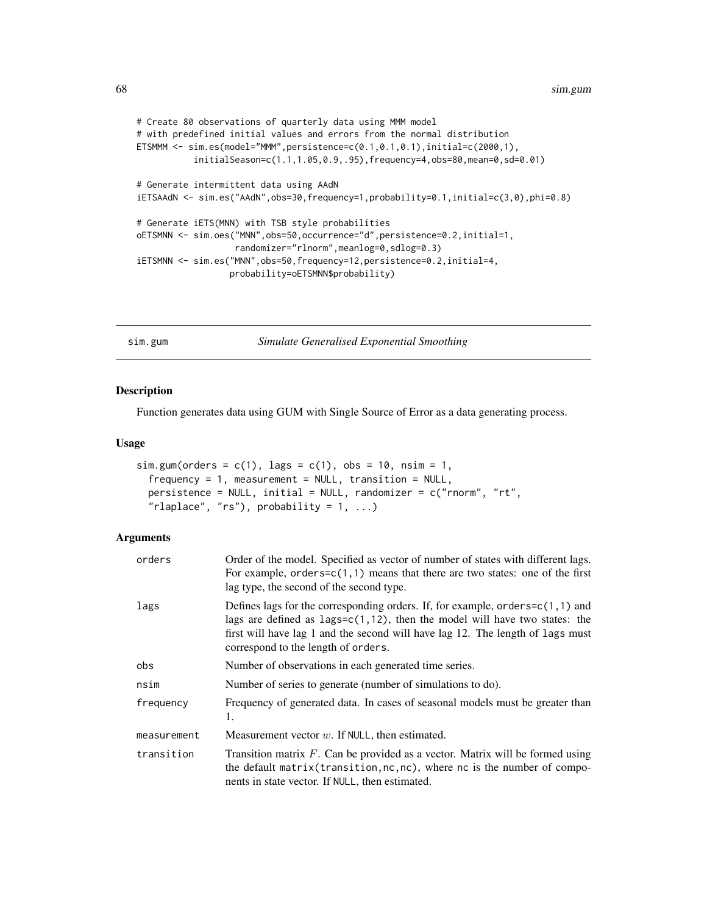```
# Create 80 observations of quarterly data using MMM model
# with predefined initial values and errors from the normal distribution
ETSMMM <- sim.es(model="MMM",persistence=c(0.1,0.1,0.1),initial=c(2000,1),
           initialSeason=c(1.1,1.05,0.9,.95),frequency=4,obs=80,mean=0,sd=0.01)

# Generate intermittent data using AAdN
iETSAAdN <- sim.es("AAdN",obs=30,frequency=1,probability=0.1,initial=c(3,0),phi=0.8)

# Generate iETS(MNN) with TSB style probabilities
oETSMNN <- sim.oes("MNN",obs=50,occurrence="d",persistence=0.2,initial=1,
                   randomizer="rlnorm",meanlog=0,sdlog=0.3)
iETSMNN <- sim.es("MNN",obs=50,frequency=12,persistence=0.2,initial=4,
                  probability=oETSMNN$probability)
```

## sim.gum — *Simulate Generalised Exponential Smoothing*

### Description

Function generates data using GUM with Single Source of Error as a data generating process.

### Usage

```
sim.gum(orders = c(1), lags = c(1), obs = 10, nsim = 1,
  frequency = 1, measurement = NULL, transition = NULL,
  persistence = NULL, initial = NULL, randomizer = c("rnorm", "rt",
  "rlaplace", "rs"), probability = 1, ...)
```

### Arguments

| | |
|---|---|
| orders | Order of the model. Specified as vector of number of states with different lags. For example, orders=c(1,1) means that there are two states: one of the first lag type, the second of the second type. |
| lags | Defines lags for the corresponding orders. If, for example, orders=c(1,1) and lags are defined as lags=c(1,12), then the model will have two states: the first will have lag 1 and the second will have lag 12. The length of lags must correspond to the length of orders. |
| obs | Number of observations in each generated time series. |
| nsim | Number of series to generate (number of simulations to do). |
| frequency | Frequency of generated data. In cases of seasonal models must be greater than 1. |
| measurement | Measurement vector $w$. If NULL, then estimated. |
| transition | Transition matrix $F$. Can be provided as a vector. Matrix will be formed using the default matrix(transition,nc,nc), where nc is the number of components in state vector. If NULL, then estimated. |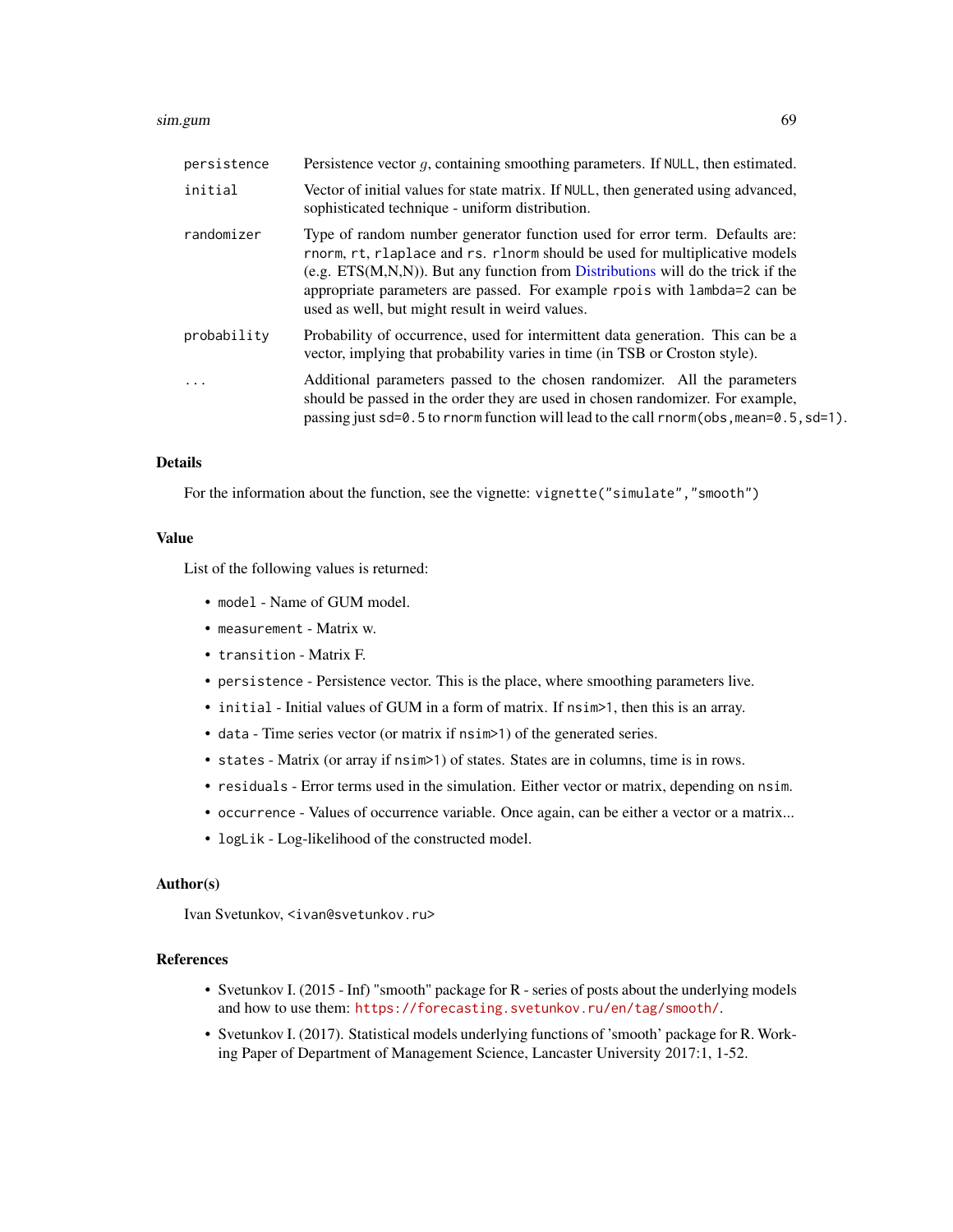| | |
|---|---|
| `persistence` | Persistence vector $g$, containing smoothing parameters. If `NULL`, then estimated. |
| `initial` | Vector of initial values for state matrix. If `NULL`, then generated using advanced, sophisticated technique - uniform distribution. |
| `randomizer` | Type of random number generator function used for error term. Defaults are: `rnorm`, `rt`, `rlaplace` and `rs`. `rlnorm` should be used for multiplicative models (e.g. ETS(M,N,N)). But any function from Distributions will do the trick if the appropriate parameters are passed. For example `rpois` with `lambda=2` can be used as well, but might result in weird values. |
| `probability` | Probability of occurrence, used for intermittent data generation. This can be a vector, implying that probability varies in time (in TSB or Croston style). |
| `...` | Additional parameters passed to the chosen randomizer. All the parameters should be passed in the order they are used in chosen randomizer. For example, passing just `sd=0.5` to `rnorm` function will lead to the call `rnorm(obs,mean=0.5,sd=1)`. |

### Details

For the information about the function, see the vignette: `vignette("simulate","smooth")`

### Value

List of the following values is returned:

- `model` - Name of GUM model.
- `measurement` - Matrix w.
- `transition` - Matrix F.
- `persistence` - Persistence vector. This is the place, where smoothing parameters live.
- `initial` - Initial values of GUM in a form of matrix. If `nsim>1`, then this is an array.
- `data` - Time series vector (or matrix if `nsim>1`) of the generated series.
- `states` - Matrix (or array if `nsim>1`) of states. States are in columns, time is in rows.
- `residuals` - Error terms used in the simulation. Either vector or matrix, depending on `nsim`.
- `occurrence` - Values of occurrence variable. Once again, can be either a vector or a matrix...
- `logLik` - Log-likelihood of the constructed model.

### Author(s)

Ivan Svetunkov, `<ivan@svetunkov.ru>`

### References

- Svetunkov I. (2015 - Inf) "smooth" package for R - series of posts about the underlying models and how to use them: `https://forecasting.svetunkov.ru/en/tag/smooth/`.
- Svetunkov I. (2017). Statistical models underlying functions of 'smooth' package for R. Working Paper of Department of Management Science, Lancaster University 2017:1, 1-52.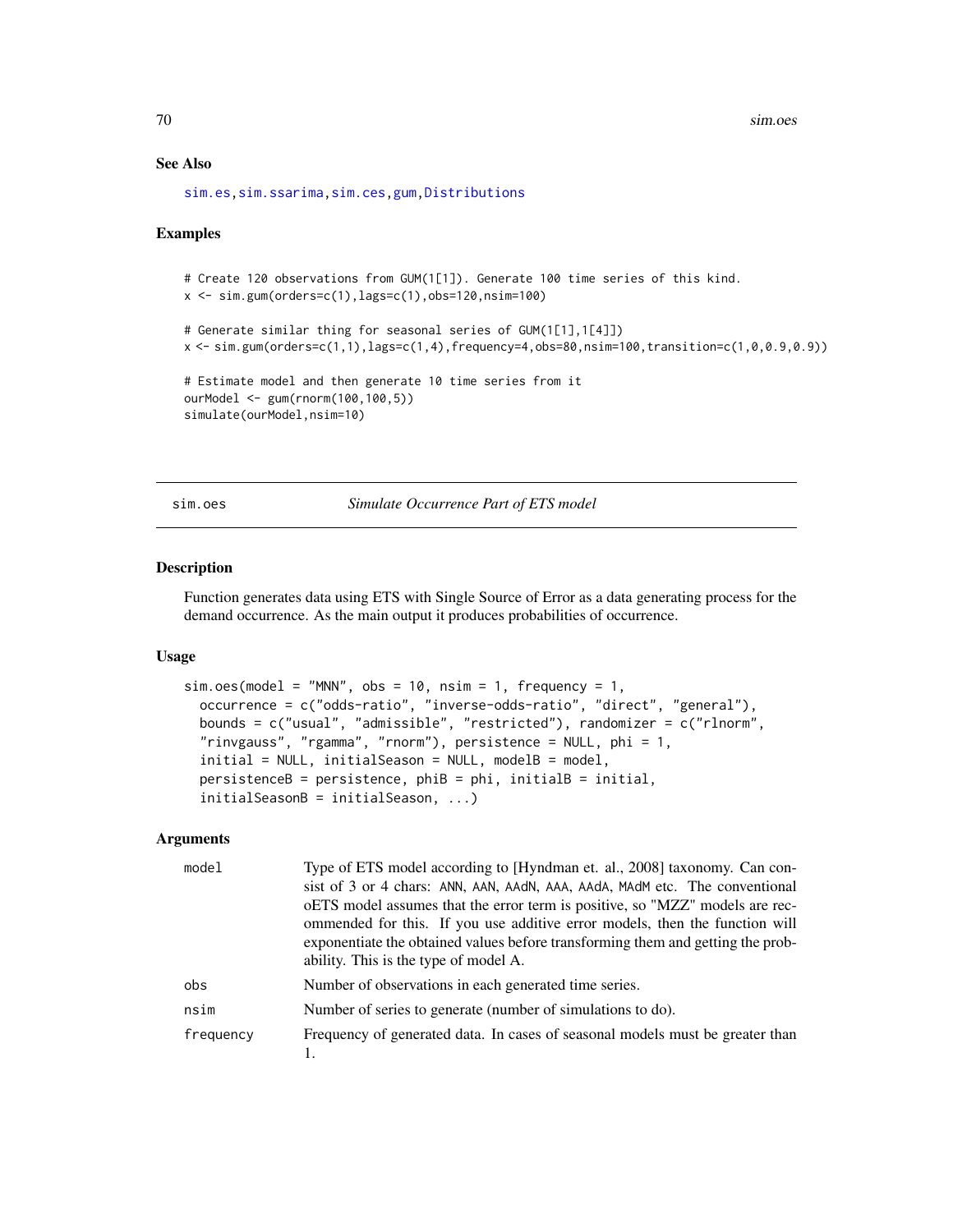## See Also

sim.es, sim.ssarima, sim.ces, gum, Distributions

## Examples

```
# Create 120 observations from GUM(1[1]). Generate 100 time series of this kind.
x <- sim.gum(orders=c(1),lags=c(1),obs=120,nsim=100)

# Generate similar thing for seasonal series of GUM(1[1],1[4]])
x <- sim.gum(orders=c(1,1),lags=c(1,4),frequency=4,obs=80,nsim=100,transition=c(1,0,0.9,0.9))

# Estimate model and then generate 10 time series from it
ourModel <- gum(rnorm(100,100,5))
simulate(ourModel,nsim=10)
```

---

sim.oes — *Simulate Occurrence Part of ETS model*

## Description

Function generates data using ETS with Single Source of Error as a data generating process for the demand occurrence. As the main output it produces probabilities of occurrence.

## Usage

```
sim.oes(model = "MNN", obs = 10, nsim = 1, frequency = 1,
  occurrence = c("odds-ratio", "inverse-odds-ratio", "direct", "general"),
  bounds = c("usual", "admissible", "restricted"), randomizer = c("rlnorm",
  "rinvgauss", "rgamma", "rnorm"), persistence = NULL, phi = 1,
  initial = NULL, initialSeason = NULL, modelB = model,
  persistenceB = persistence, phiB = phi, initialB = initial,
  initialSeasonB = initialSeason, ...)
```

## Arguments

| | |
|---|---|
| model | Type of ETS model according to [Hyndman et. al., 2008] taxonomy. Can consist of 3 or 4 chars: ANN, AAN, AAdN, AAA, AAdA, MAdM etc. The conventional oETS model assumes that the error term is positive, so "MZZ" models are recommended for this. If you use additive error models, then the function will exponentiate the obtained values before transforming them and getting the probability. This is the type of model A. |
| obs | Number of observations in each generated time series. |
| nsim | Number of series to generate (number of simulations to do). |
| frequency | Frequency of generated data. In cases of seasonal models must be greater than 1. |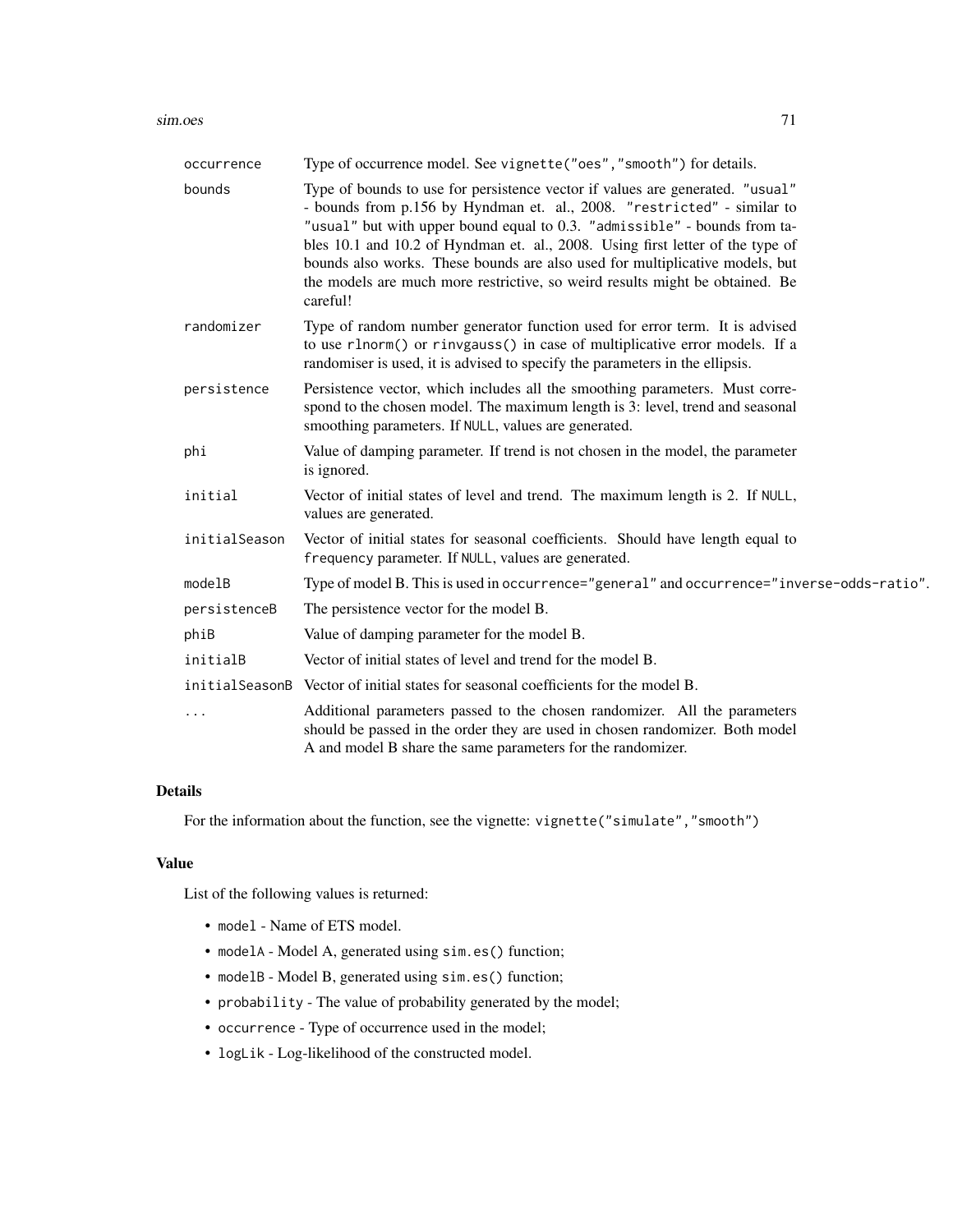| | |
|---|---|
| `occurrence` | Type of occurrence model. See `vignette("oes","smooth")` for details. |
| `bounds` | Type of bounds to use for persistence vector if values are generated. `"usual"` - bounds from p.156 by Hyndman et. al., 2008. `"restricted"` - similar to `"usual"` but with upper bound equal to 0.3. `"admissible"` - bounds from tables 10.1 and 10.2 of Hyndman et. al., 2008. Using first letter of the type of bounds also works. These bounds are also used for multiplicative models, but the models are much more restrictive, so weird results might be obtained. Be careful! |
| `randomizer` | Type of random number generator function used for error term. It is advised to use `rlnorm()` or `rinvgauss()` in case of multiplicative error models. If a randomiser is used, it is advised to specify the parameters in the ellipsis. |
| `persistence` | Persistence vector, which includes all the smoothing parameters. Must correspond to the chosen model. The maximum length is 3: level, trend and seasonal smoothing parameters. If `NULL`, values are generated. |
| `phi` | Value of damping parameter. If trend is not chosen in the model, the parameter is ignored. |
| `initial` | Vector of initial states of level and trend. The maximum length is 2. If `NULL`, values are generated. |
| `initialSeason` | Vector of initial states for seasonal coefficients. Should have length equal to `frequency` parameter. If `NULL`, values are generated. |
| `modelB` | Type of model B. This is used in `occurrence="general"` and `occurrence="inverse-odds-ratio"`. |
| `persistenceB` | The persistence vector for the model B. |
| `phiB` | Value of damping parameter for the model B. |
| `initialB` | Vector of initial states of level and trend for the model B. |
| `initialSeasonB` | Vector of initial states for seasonal coefficients for the model B. |
| `...` | Additional parameters passed to the chosen randomizer. All the parameters should be passed in the order they are used in chosen randomizer. Both model A and model B share the same parameters for the randomizer. |

## Details

For the information about the function, see the vignette: `vignette("simulate","smooth")`

## Value

List of the following values is returned:

- `model` - Name of ETS model.
- `modelA` - Model A, generated using `sim.es()` function;
- `modelB` - Model B, generated using `sim.es()` function;
- `probability` - The value of probability generated by the model;
- `occurrence` - Type of occurrence used in the model;
- `logLik` - Log-likelihood of the constructed model.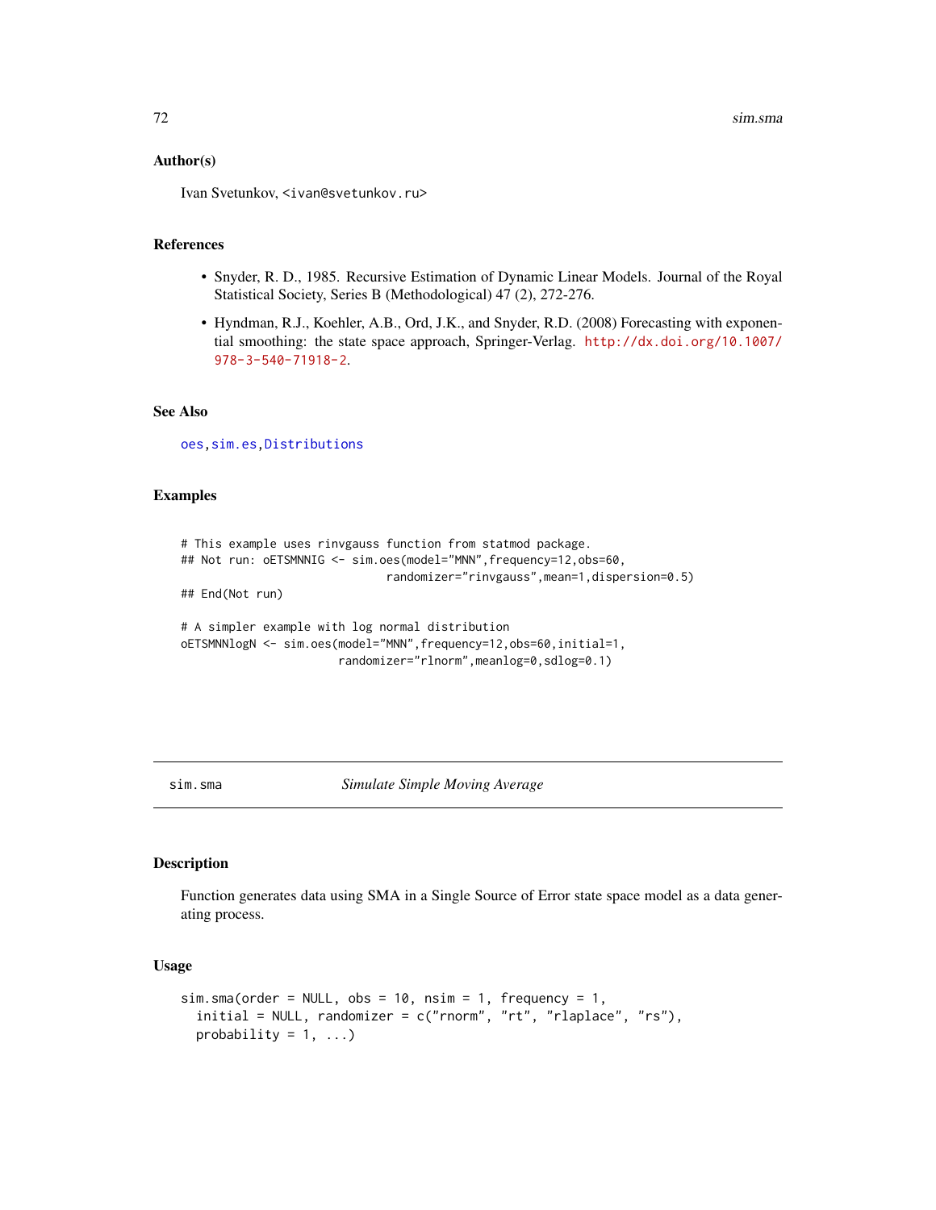### Author(s)

Ivan Svetunkov, <ivan@svetunkov.ru>

### References

- Snyder, R. D., 1985. Recursive Estimation of Dynamic Linear Models. Journal of the Royal Statistical Society, Series B (Methodological) 47 (2), 272-276.
- Hyndman, R.J., Koehler, A.B., Ord, J.K., and Snyder, R.D. (2008) Forecasting with exponential smoothing: the state space approach, Springer-Verlag. http://dx.doi.org/10.1007/978-3-540-71918-2.

### See Also

oes, sim.es, Distributions

### Examples

```
# This example uses rinvgauss function from statmod package.
## Not run: oETSMNNIG <- sim.oes(model="MNN",frequency=12,obs=60,
                              randomizer="rinvgauss",mean=1,dispersion=0.5)
## End(Not run)

# A simpler example with log normal distribution
oETSMNNlogN <- sim.oes(model="MNN",frequency=12,obs=60,initial=1,
                       randomizer="rlnorm",meanlog=0,sdlog=0.1)
```

---

## sim.sma — *Simulate Simple Moving Average*

### Description

Function generates data using SMA in a Single Source of Error state space model as a data generating process.

### Usage

```
sim.sma(order = NULL, obs = 10, nsim = 1, frequency = 1,
  initial = NULL, randomizer = c("rnorm", "rt", "rlaplace", "rs"),
  probability = 1, ...)
```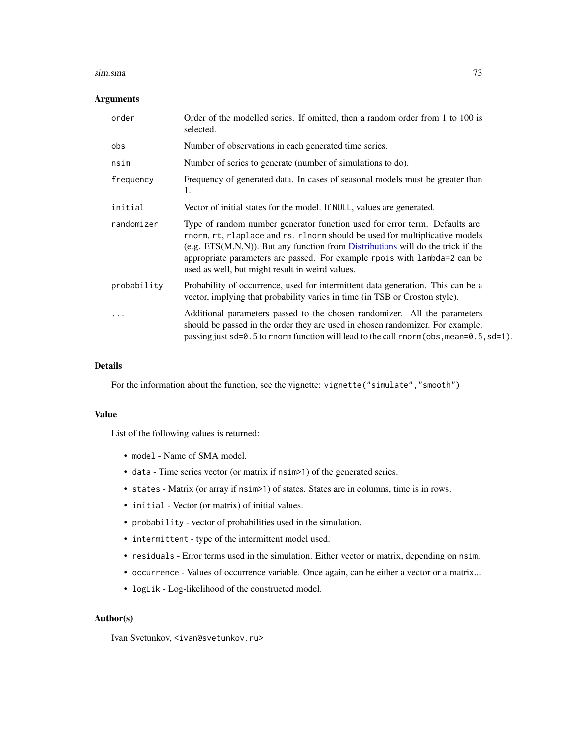### Arguments

| | |
|---|---|
| `order` | Order of the modelled series. If omitted, then a random order from 1 to 100 is selected. |
| `obs` | Number of observations in each generated time series. |
| `nsim` | Number of series to generate (number of simulations to do). |
| `frequency` | Frequency of generated data. In cases of seasonal models must be greater than 1. |
| `initial` | Vector of initial states for the model. If `NULL`, values are generated. |
| `randomizer` | Type of random number generator function used for error term. Defaults are: `rnorm`, `rt`, `rlaplace` and `rs`. `rlnorm` should be used for multiplicative models (e.g. ETS(M,N,N)). But any function from Distributions will do the trick if the appropriate parameters are passed. For example `rpois` with `lambda=2` can be used as well, but might result in weird values. |
| `probability` | Probability of occurrence, used for intermittent data generation. This can be a vector, implying that probability varies in time (in TSB or Croston style). |
| `...` | Additional parameters passed to the chosen randomizer. All the parameters should be passed in the order they are used in chosen randomizer. For example, passing just `sd=0.5` to `rnorm` function will lead to the call `rnorm(obs,mean=0.5,sd=1)`. |

### Details

For the information about the function, see the vignette: `vignette("simulate","smooth")`

### Value

List of the following values is returned:

- `model` - Name of SMA model.
- `data` - Time series vector (or matrix if `nsim>1`) of the generated series.
- `states` - Matrix (or array if `nsim>1`) of states. States are in columns, time is in rows.
- `initial` - Vector (or matrix) of initial values.
- `probability` - vector of probabilities used in the simulation.
- `intermittent` - type of the intermittent model used.
- `residuals` - Error terms used in the simulation. Either vector or matrix, depending on `nsim`.
- `occurrence` - Values of occurrence variable. Once again, can be either a vector or a matrix...
- `logLik` - Log-likelihood of the constructed model.

### Author(s)

Ivan Svetunkov, `<ivan@svetunkov.ru>`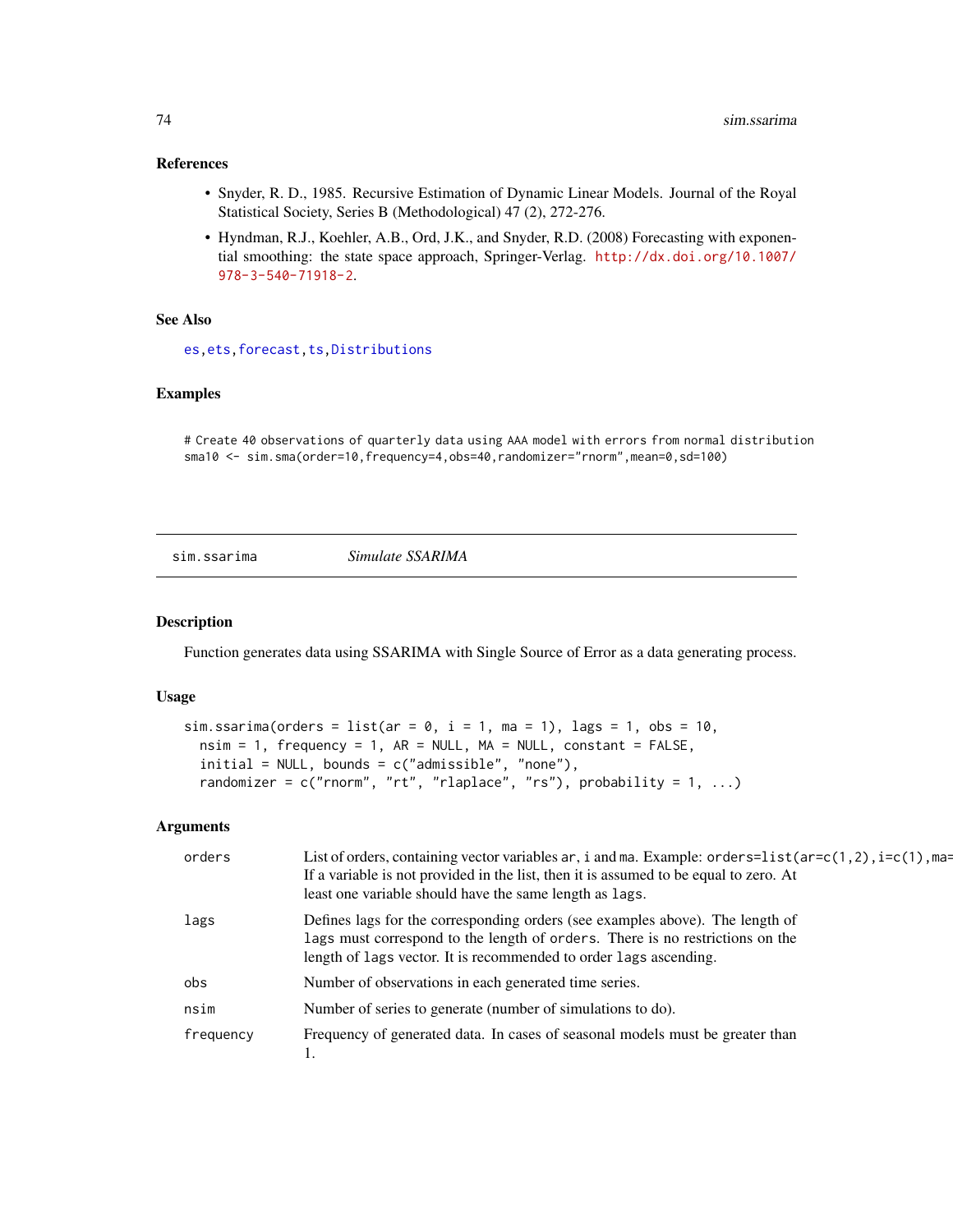## References

- Snyder, R. D., 1985. Recursive Estimation of Dynamic Linear Models. Journal of the Royal Statistical Society, Series B (Methodological) 47 (2), 272-276.
- Hyndman, R.J., Koehler, A.B., Ord, J.K., and Snyder, R.D. (2008) Forecasting with exponential smoothing: the state space approach, Springer-Verlag. http://dx.doi.org/10.1007/978-3-540-71918-2.

## See Also

es, ets, forecast, ts, Distributions

## Examples

```
# Create 40 observations of quarterly data using AAA model with errors from normal distribution
sma10 <- sim.sma(order=10,frequency=4,obs=40,randomizer="rnorm",mean=0,sd=100)
```

---

# sim.ssarima — *Simulate SSARIMA*

## Description

Function generates data using SSARIMA with Single Source of Error as a data generating process.

## Usage

```
sim.ssarima(orders = list(ar = 0, i = 1, ma = 1), lags = 1, obs = 10,
  nsim = 1, frequency = 1, AR = NULL, MA = NULL, constant = FALSE,
  initial = NULL, bounds = c("admissible", "none"),
  randomizer = c("rnorm", "rt", "rlaplace", "rs"), probability = 1, ...)
```

## Arguments

| | |
|---|---|
| orders | List of orders, containing vector variables ar, i and ma. Example: orders=list(ar=c(1,2),i=c(1),ma= If a variable is not provided in the list, then it is assumed to be equal to zero. At least one variable should have the same length as lags. |
| lags | Defines lags for the corresponding orders (see examples above). The length of lags must correspond to the length of orders. There is no restrictions on the length of lags vector. It is recommended to order lags ascending. |
| obs | Number of observations in each generated time series. |
| nsim | Number of series to generate (number of simulations to do). |
| frequency | Frequency of generated data. In cases of seasonal models must be greater than 1. |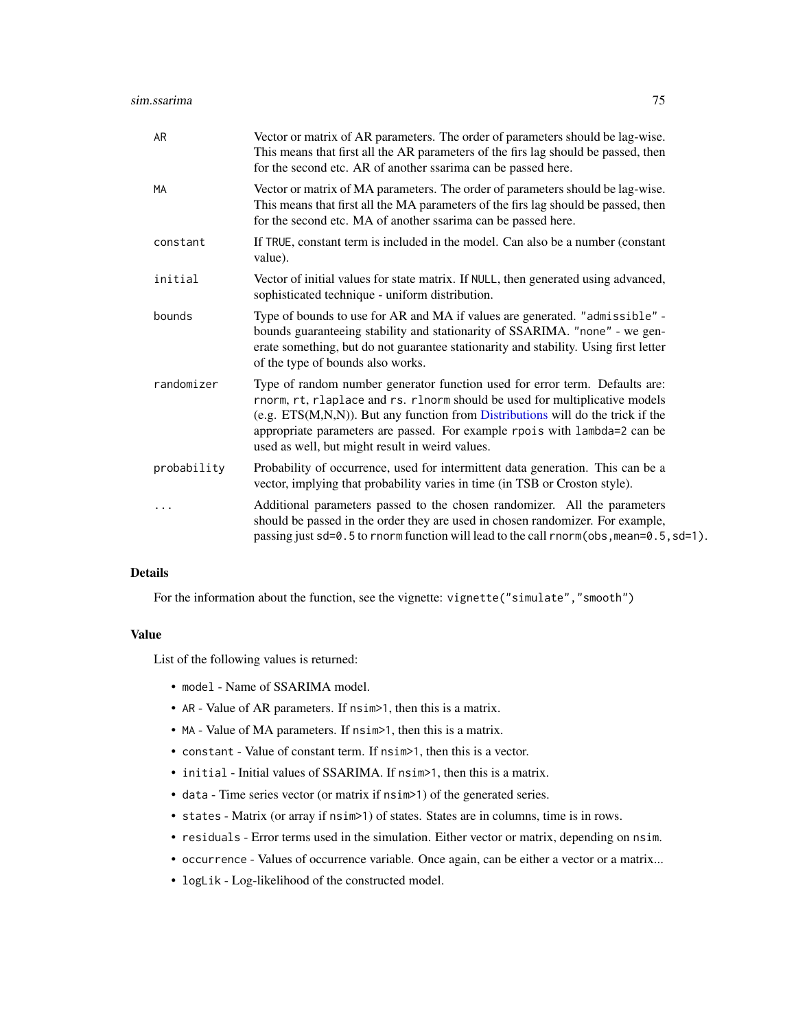| | |
|---|---|
| AR | Vector or matrix of AR parameters. The order of parameters should be lag-wise. This means that first all the AR parameters of the firs lag should be passed, then for the second etc. AR of another ssarima can be passed here. |
| MA | Vector or matrix of MA parameters. The order of parameters should be lag-wise. This means that first all the MA parameters of the firs lag should be passed, then for the second etc. MA of another ssarima can be passed here. |
| constant | If TRUE, constant term is included in the model. Can also be a number (constant value). |
| initial | Vector of initial values for state matrix. If NULL, then generated using advanced, sophisticated technique - uniform distribution. |
| bounds | Type of bounds to use for AR and MA if values are generated. "admissible" - bounds guaranteeing stability and stationarity of SSARIMA. "none" - we generate something, but do not guarantee stationarity and stability. Using first letter of the type of bounds also works. |
| randomizer | Type of random number generator function used for error term. Defaults are: rnorm, rt, rlaplace and rs. rlnorm should be used for multiplicative models (e.g. ETS(M,N,N)). But any function from Distributions will do the trick if the appropriate parameters are passed. For example rpois with lambda=2 can be used as well, but might result in weird values. |
| probability | Probability of occurrence, used for intermittent data generation. This can be a vector, implying that probability varies in time (in TSB or Croston style). |
| ... | Additional parameters passed to the chosen randomizer. All the parameters should be passed in the order they are used in chosen randomizer. For example, passing just sd=0.5 to rnorm function will lead to the call rnorm(obs,mean=0.5,sd=1). |

## Details

For the information about the function, see the vignette: `vignette("simulate","smooth")`

## Value

List of the following values is returned:

- `model` - Name of SSARIMA model.
- `AR` - Value of AR parameters. If `nsim>1`, then this is a matrix.
- `MA` - Value of MA parameters. If `nsim>1`, then this is a matrix.
- `constant` - Value of constant term. If `nsim>1`, then this is a vector.
- `initial` - Initial values of SSARIMA. If `nsim>1`, then this is a matrix.
- `data` - Time series vector (or matrix if `nsim>1`) of the generated series.
- `states` - Matrix (or array if `nsim>1`) of states. States are in columns, time is in rows.
- `residuals` - Error terms used in the simulation. Either vector or matrix, depending on `nsim`.
- `occurrence` - Values of occurrence variable. Once again, can be either a vector or a matrix...
- `logLik` - Log-likelihood of the constructed model.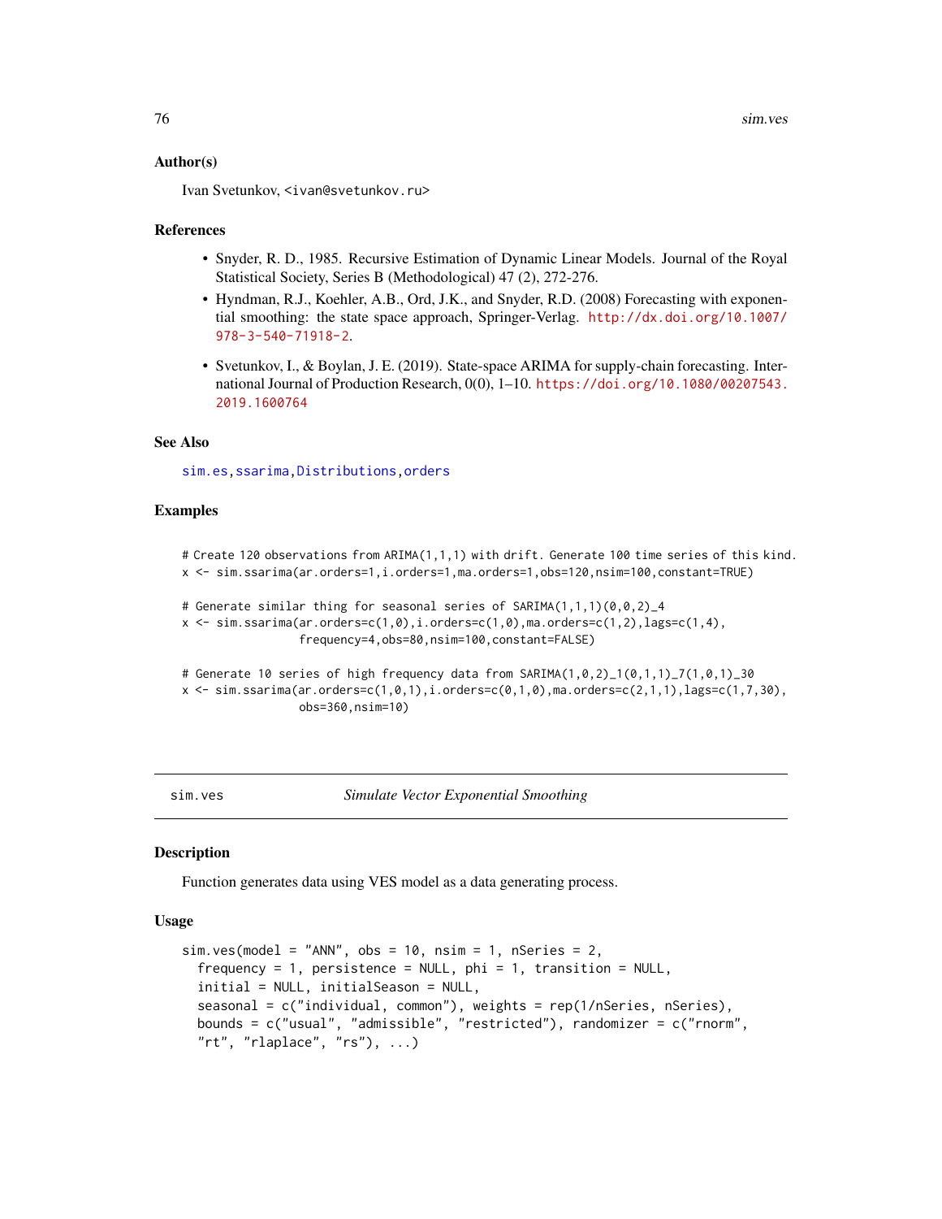### Author(s)

Ivan Svetunkov, <ivan@svetunkov.ru>

### References

- Snyder, R. D., 1985. Recursive Estimation of Dynamic Linear Models. Journal of the Royal Statistical Society, Series B (Methodological) 47 (2), 272-276.
- Hyndman, R.J., Koehler, A.B., Ord, J.K., and Snyder, R.D. (2008) Forecasting with exponential smoothing: the state space approach, Springer-Verlag. http://dx.doi.org/10.1007/978-3-540-71918-2.
- Svetunkov, I., & Boylan, J. E. (2019). State-space ARIMA for supply-chain forecasting. International Journal of Production Research, 0(0), 1–10. https://doi.org/10.1080/00207543.2019.1600764

### See Also

sim.es, ssarima, Distributions, orders

### Examples

```
# Create 120 observations from ARIMA(1,1,1) with drift. Generate 100 time series of this kind.
x <- sim.ssarima(ar.orders=1,i.orders=1,ma.orders=1,obs=120,nsim=100,constant=TRUE)

# Generate similar thing for seasonal series of SARIMA(1,1,1)(0,0,2)_4
x <- sim.ssarima(ar.orders=c(1,0),i.orders=c(1,0),ma.orders=c(1,2),lags=c(1,4),
                 frequency=4,obs=80,nsim=100,constant=FALSE)

# Generate 10 series of high frequency data from SARIMA(1,0,2)_1(0,1,1)_7(1,0,1)_30
x <- sim.ssarima(ar.orders=c(1,0,1),i.orders=c(0,1,0),ma.orders=c(2,1,1),lags=c(1,7,30),
                 obs=360,nsim=10)
```

---

## sim.ves    *Simulate Vector Exponential Smoothing*

### Description

Function generates data using VES model as a data generating process.

### Usage

```
sim.ves(model = "ANN", obs = 10, nsim = 1, nSeries = 2,
  frequency = 1, persistence = NULL, phi = 1, transition = NULL,
  initial = NULL, initialSeason = NULL,
  seasonal = c("individual, common"), weights = rep(1/nSeries, nSeries),
  bounds = c("usual", "admissible", "restricted"), randomizer = c("rnorm",
  "rt", "rlaplace", "rs"), ...)
```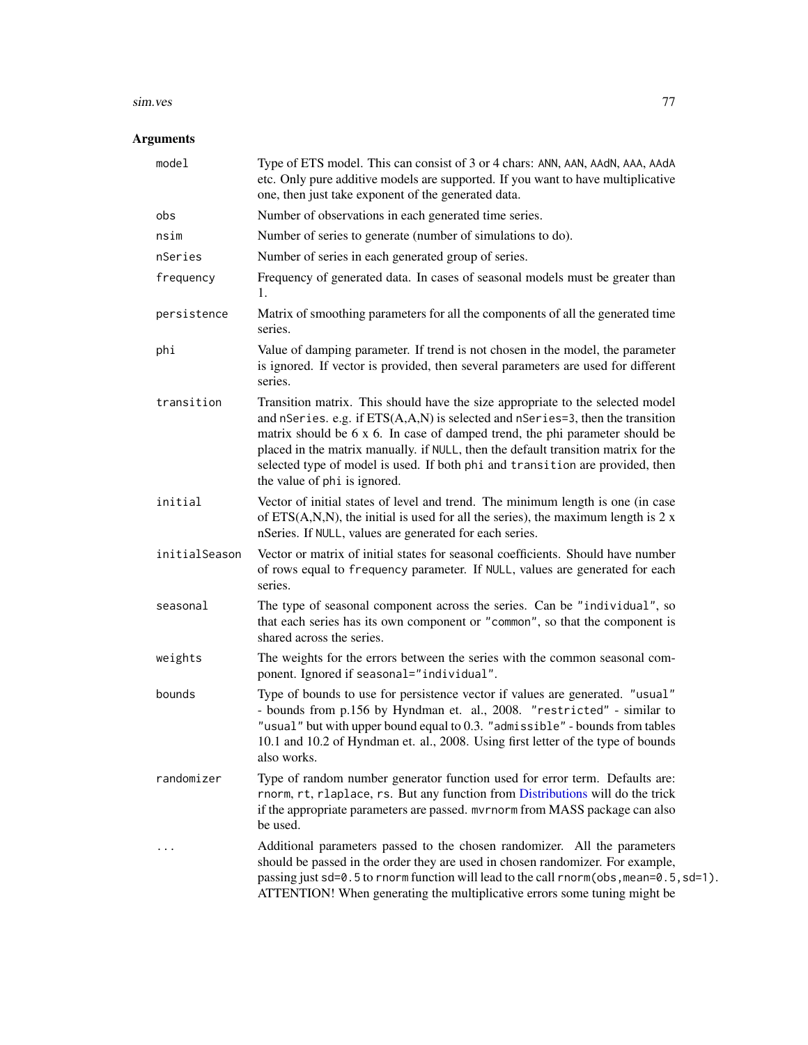## Arguments

| | |
|---|---|
| `model` | Type of ETS model. This can consist of 3 or 4 chars: `ANN`, `AAN`, `AAdN`, `AAA`, `AAdA` etc. Only pure additive models are supported. If you want to have multiplicative one, then just take exponent of the generated data. |
| `obs` | Number of observations in each generated time series. |
| `nsim` | Number of series to generate (number of simulations to do). |
| `nSeries` | Number of series in each generated group of series. |
| `frequency` | Frequency of generated data. In cases of seasonal models must be greater than 1. |
| `persistence` | Matrix of smoothing parameters for all the components of all the generated time series. |
| `phi` | Value of damping parameter. If trend is not chosen in the model, the parameter is ignored. If vector is provided, then several parameters are used for different series. |
| `transition` | Transition matrix. This should have the size appropriate to the selected model and `nSeries`. e.g. if ETS(A,A,N) is selected and `nSeries=3`, then the transition matrix should be 6 x 6. In case of damped trend, the phi parameter should be placed in the matrix manually. if `NULL`, then the default transition matrix for the selected type of model is used. If both `phi` and `transition` are provided, then the value of `phi` is ignored. |
| `initial` | Vector of initial states of level and trend. The minimum length is one (in case of ETS(A,N,N), the initial is used for all the series), the maximum length is 2 x nSeries. If `NULL`, values are generated for each series. |
| `initialSeason` | Vector or matrix of initial states for seasonal coefficients. Should have number of rows equal to `frequency` parameter. If `NULL`, values are generated for each series. |
| `seasonal` | The type of seasonal component across the series. Can be `"individual"`, so that each series has its own component or `"common"`, so that the component is shared across the series. |
| `weights` | The weights for the errors between the series with the common seasonal component. Ignored if `seasonal="individual"`. |
| `bounds` | Type of bounds to use for persistence vector if values are generated. `"usual"` - bounds from p.156 by Hyndman et. al., 2008. `"restricted"` - similar to `"usual"` but with upper bound equal to 0.3. `"admissible"` - bounds from tables 10.1 and 10.2 of Hyndman et. al., 2008. Using first letter of the type of bounds also works. |
| `randomizer` | Type of random number generator function used for error term. Defaults are: `rnorm`, `rt`, `rlaplace`, `rs`. But any function from Distributions will do the trick if the appropriate parameters are passed. `mvrnorm` from MASS package can also be used. |
| `...` | Additional parameters passed to the chosen randomizer. All the parameters should be passed in the order they are used in chosen randomizer. For example, passing just `sd=0.5` to `rnorm` function will lead to the call `rnorm(obs, mean=0.5, sd=1)`. ATTENTION! When generating the multiplicative errors some tuning might be |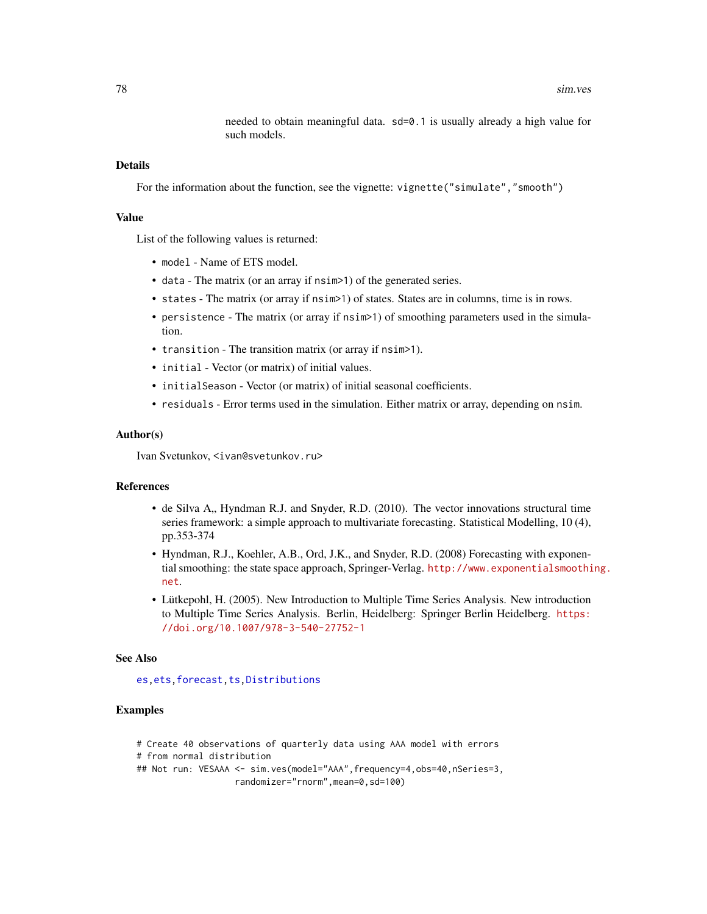needed to obtain meaningful data. `sd=0.1` is usually already a high value for such models.

## Details

For the information about the function, see the vignette: `vignette("simulate","smooth")`

## Value

List of the following values is returned:

- `model` - Name of ETS model.
- `data` - The matrix (or an array if `nsim>1`) of the generated series.
- `states` - The matrix (or array if `nsim>1`) of states. States are in columns, time is in rows.
- `persistence` - The matrix (or array if `nsim>1`) of smoothing parameters used in the simulation.
- `transition` - The transition matrix (or array if `nsim>1`).
- `initial` - Vector (or matrix) of initial values.
- `initialSeason` - Vector (or matrix) of initial seasonal coefficients.
- `residuals` - Error terms used in the simulation. Either matrix or array, depending on `nsim`.

## Author(s)

Ivan Svetunkov, <ivan@svetunkov.ru>

## References

- de Silva A,, Hyndman R.J. and Snyder, R.D. (2010). The vector innovations structural time series framework: a simple approach to multivariate forecasting. Statistical Modelling, 10 (4), pp.353-374
- Hyndman, R.J., Koehler, A.B., Ord, J.K., and Snyder, R.D. (2008) Forecasting with exponential smoothing: the state space approach, Springer-Verlag. http://www.exponentialsmoothing.net.
- Lütkepohl, H. (2005). New Introduction to Multiple Time Series Analysis. New introduction to Multiple Time Series Analysis. Berlin, Heidelberg: Springer Berlin Heidelberg. https://doi.org/10.1007/978-3-540-27752-1

## See Also

es, ets, forecast, ts, Distributions

## Examples

```
# Create 40 observations of quarterly data using AAA model with errors
# from normal distribution
## Not run: VESAAA <- sim.ves(model="AAA",frequency=4,obs=40,nSeries=3,
                   randomizer="rnorm",mean=0,sd=100)
```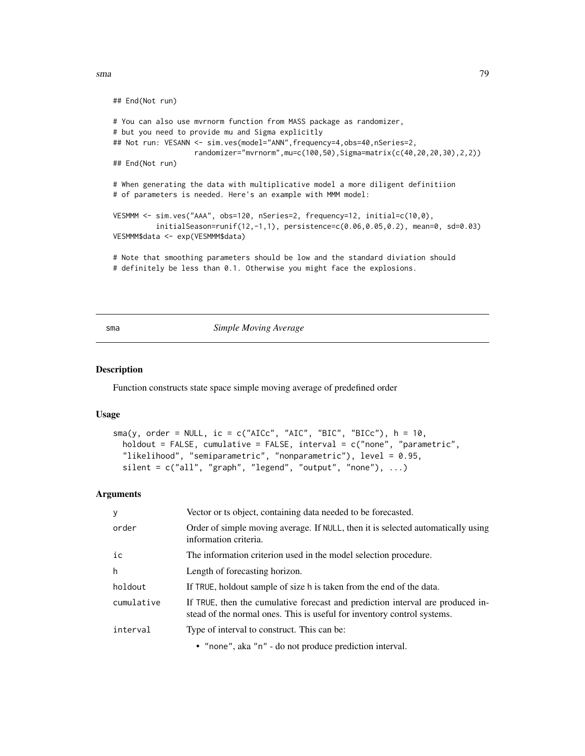```
## End(Not run)

# You can also use mvrnorm function from MASS package as randomizer,
# but you need to provide mu and Sigma explicitly
## Not run: VESANN <- sim.ves(model="ANN",frequency=4,obs=40,nSeries=2,
                  randomizer="mvrnorm",mu=c(100,50),Sigma=matrix(c(40,20,20,30),2,2))
## End(Not run)

# When generating the data with multiplicative model a more diligent definitiion
# of parameters is needed. Here's an example with MMM model:

VESMMM <- sim.ves("AAA", obs=120, nSeries=2, frequency=12, initial=c(10,0),
          initialSeason=runif(12,-1,1), persistence=c(0.06,0.05,0.2), mean=0, sd=0.03)
VESMMM$data <- exp(VESMMM$data)

# Note that smoothing parameters should be low and the standard diviation should
# definitely be less than 0.1. Otherwise you might face the explosions.
```

---

## sma — *Simple Moving Average*

### Description

Function constructs state space simple moving average of predefined order

### Usage

```
sma(y, order = NULL, ic = c("AICc", "AIC", "BIC", "BICc"), h = 10,
  holdout = FALSE, cumulative = FALSE, interval = c("none", "parametric",
  "likelihood", "semiparametric", "nonparametric"), level = 0.95,
  silent = c("all", "graph", "legend", "output", "none"), ...)
```

### Arguments

| | |
|---|---|
| `y` | Vector or ts object, containing data needed to be forecasted. |
| `order` | Order of simple moving average. If `NULL`, then it is selected automatically using information criteria. |
| `ic` | The information criterion used in the model selection procedure. |
| `h` | Length of forecasting horizon. |
| `holdout` | If `TRUE`, holdout sample of size `h` is taken from the end of the data. |
| `cumulative` | If `TRUE`, then the cumulative forecast and prediction interval are produced instead of the normal ones. This is useful for inventory control systems. |
| `interval` | Type of interval to construct. This can be: |

- `"none"`, aka `"n"` - do not produce prediction interval.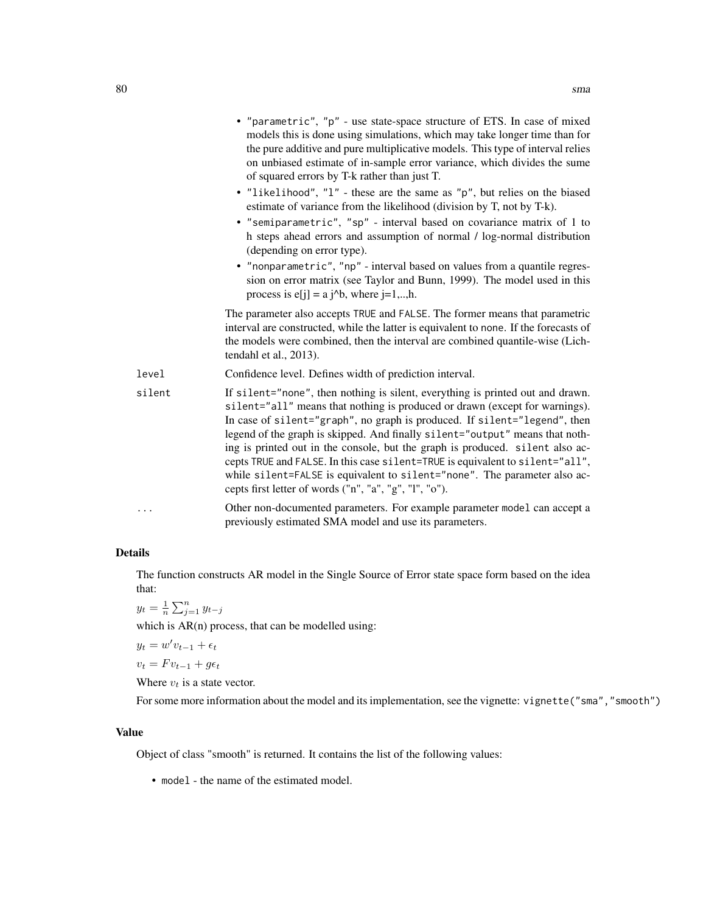- "parametric", "p" - use state-space structure of ETS. In case of mixed models this is done using simulations, which may take longer time than for the pure additive and pure multiplicative models. This type of interval relies on unbiased estimate of in-sample error variance, which divides the sume of squared errors by T-k rather than just T.
- "likelihood", "l" - these are the same as "p", but relies on the biased estimate of variance from the likelihood (division by T, not by T-k).
- "semiparametric", "sp" - interval based on covariance matrix of 1 to h steps ahead errors and assumption of normal / log-normal distribution (depending on error type).
- "nonparametric", "np" - interval based on values from a quantile regression on error matrix (see Taylor and Bunn, 1999). The model used in this process is e[j] = a j^b, where j=1,..,h.

The parameter also accepts TRUE and FALSE. The former means that parametric interval are constructed, while the latter is equivalent to none. If the forecasts of the models were combined, then the interval are combined quantile-wise (Lichtendahl et al., 2013).

`level` Confidence level. Defines width of prediction interval.

`silent` If silent="none", then nothing is silent, everything is printed out and drawn. silent="all" means that nothing is produced or drawn (except for warnings). In case of silent="graph", no graph is produced. If silent="legend", then legend of the graph is skipped. And finally silent="output" means that nothing is printed out in the console, but the graph is produced. silent also accepts TRUE and FALSE. In this case silent=TRUE is equivalent to silent="all", while silent=FALSE is equivalent to silent="none". The parameter also accepts first letter of words ("n", "a", "g", "l", "o").

`...` Other non-documented parameters. For example parameter model can accept a previously estimated SMA model and use its parameters.

## Details

The function constructs AR model in the Single Source of Error state space form based on the idea that:

$y_t = \frac{1}{n} \sum_{j=1}^{n} y_{t-j}$

which is AR(n) process, that can be modelled using:

$y_t = w' v_{t-1} + \epsilon_t$

$v_t = F v_{t-1} + g \epsilon_t$

Where $v_t$ is a state vector.

For some more information about the model and its implementation, see the vignette: vignette("sma","smooth")

## Value

Object of class "smooth" is returned. It contains the list of the following values:

- model - the name of the estimated model.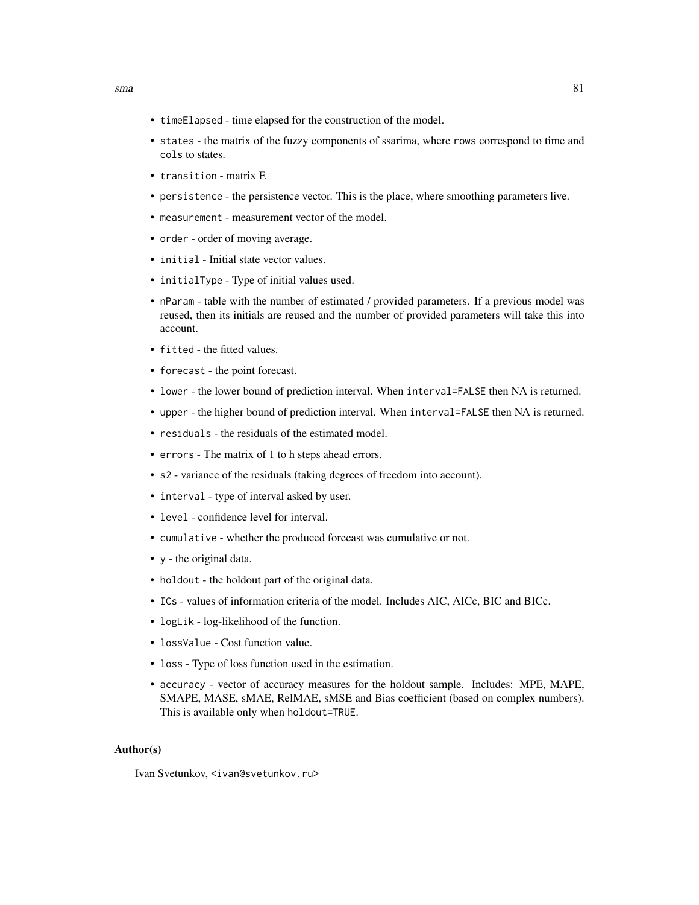- `timeElapsed` - time elapsed for the construction of the model.
- `states` - the matrix of the fuzzy components of ssarima, where `rows` correspond to time and `cols` to states.
- `transition` - matrix F.
- `persistence` - the persistence vector. This is the place, where smoothing parameters live.
- `measurement` - measurement vector of the model.
- `order` - order of moving average.
- `initial` - Initial state vector values.
- `initialType` - Type of initial values used.
- `nParam` - table with the number of estimated / provided parameters. If a previous model was reused, then its initials are reused and the number of provided parameters will take this into account.
- `fitted` - the fitted values.
- `forecast` - the point forecast.
- `lower` - the lower bound of prediction interval. When `interval=FALSE` then NA is returned.
- `upper` - the higher bound of prediction interval. When `interval=FALSE` then NA is returned.
- `residuals` - the residuals of the estimated model.
- `errors` - The matrix of 1 to h steps ahead errors.
- `s2` - variance of the residuals (taking degrees of freedom into account).
- `interval` - type of interval asked by user.
- `level` - confidence level for interval.
- `cumulative` - whether the produced forecast was cumulative or not.
- `y` - the original data.
- `holdout` - the holdout part of the original data.
- `ICs` - values of information criteria of the model. Includes AIC, AICc, BIC and BICc.
- `logLik` - log-likelihood of the function.
- `lossValue` - Cost function value.
- `loss` - Type of loss function used in the estimation.
- `accuracy` - vector of accuracy measures for the holdout sample. Includes: MPE, MAPE, SMAPE, MASE, sMAE, RelMAE, sMSE and Bias coefficient (based on complex numbers). This is available only when `holdout=TRUE`.

## Author(s)

Ivan Svetunkov, `<ivan@svetunkov.ru>`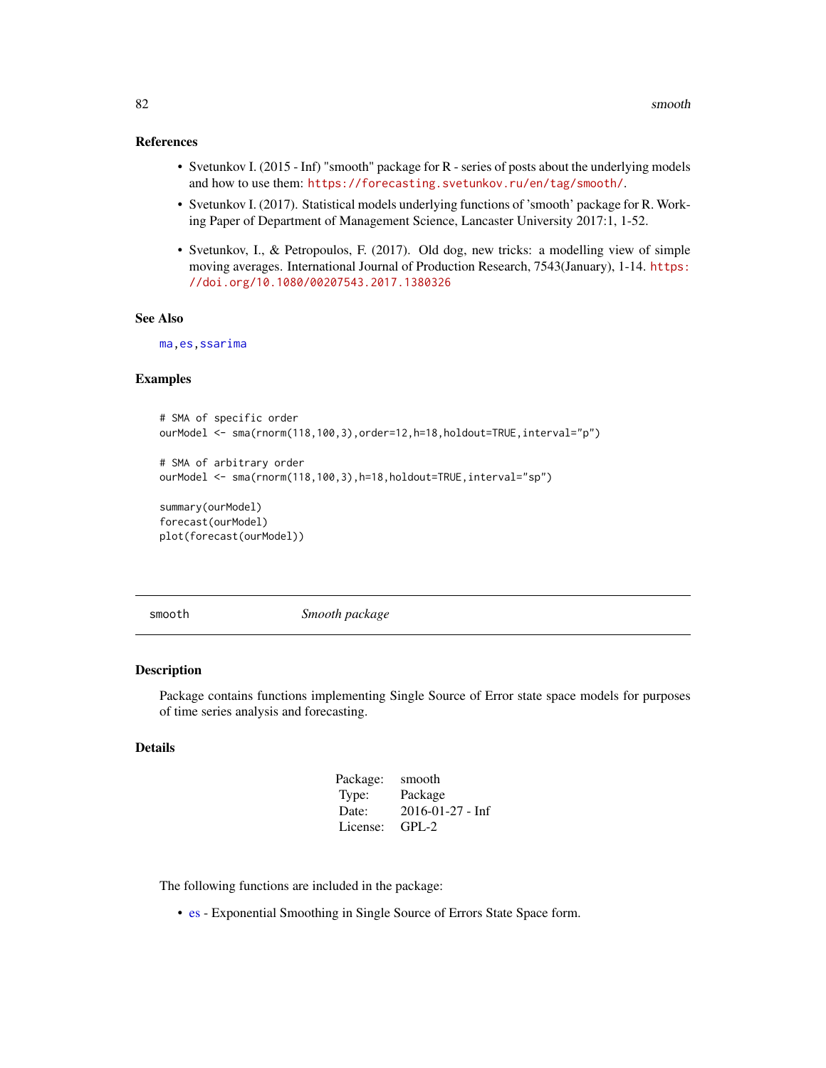### References

- Svetunkov I. (2015 - Inf) "smooth" package for R - series of posts about the underlying models and how to use them: https://forecasting.svetunkov.ru/en/tag/smooth/.
- Svetunkov I. (2017). Statistical models underlying functions of 'smooth' package for R. Working Paper of Department of Management Science, Lancaster University 2017:1, 1-52.
- Svetunkov, I., & Petropoulos, F. (2017). Old dog, new tricks: a modelling view of simple moving averages. International Journal of Production Research, 7543(January), 1-14. https://doi.org/10.1080/00207543.2017.1380326

### See Also

ma, es, ssarima

### Examples

```
# SMA of specific order
ourModel <- sma(rnorm(118,100,3),order=12,h=18,holdout=TRUE,interval="p")

# SMA of arbitrary order
ourModel <- sma(rnorm(118,100,3),h=18,holdout=TRUE,interval="sp")

summary(ourModel)
forecast(ourModel)
plot(forecast(ourModel))
```

---

## smooth — *Smooth package*

### Description

Package contains functions implementing Single Source of Error state space models for purposes of time series analysis and forecasting.

### Details

| | |
|---|---|
| Package: | smooth |
| Type: | Package |
| Date: | 2016-01-27 - Inf |
| License: | GPL-2 |

The following functions are included in the package:

- es - Exponential Smoothing in Single Source of Errors State Space form.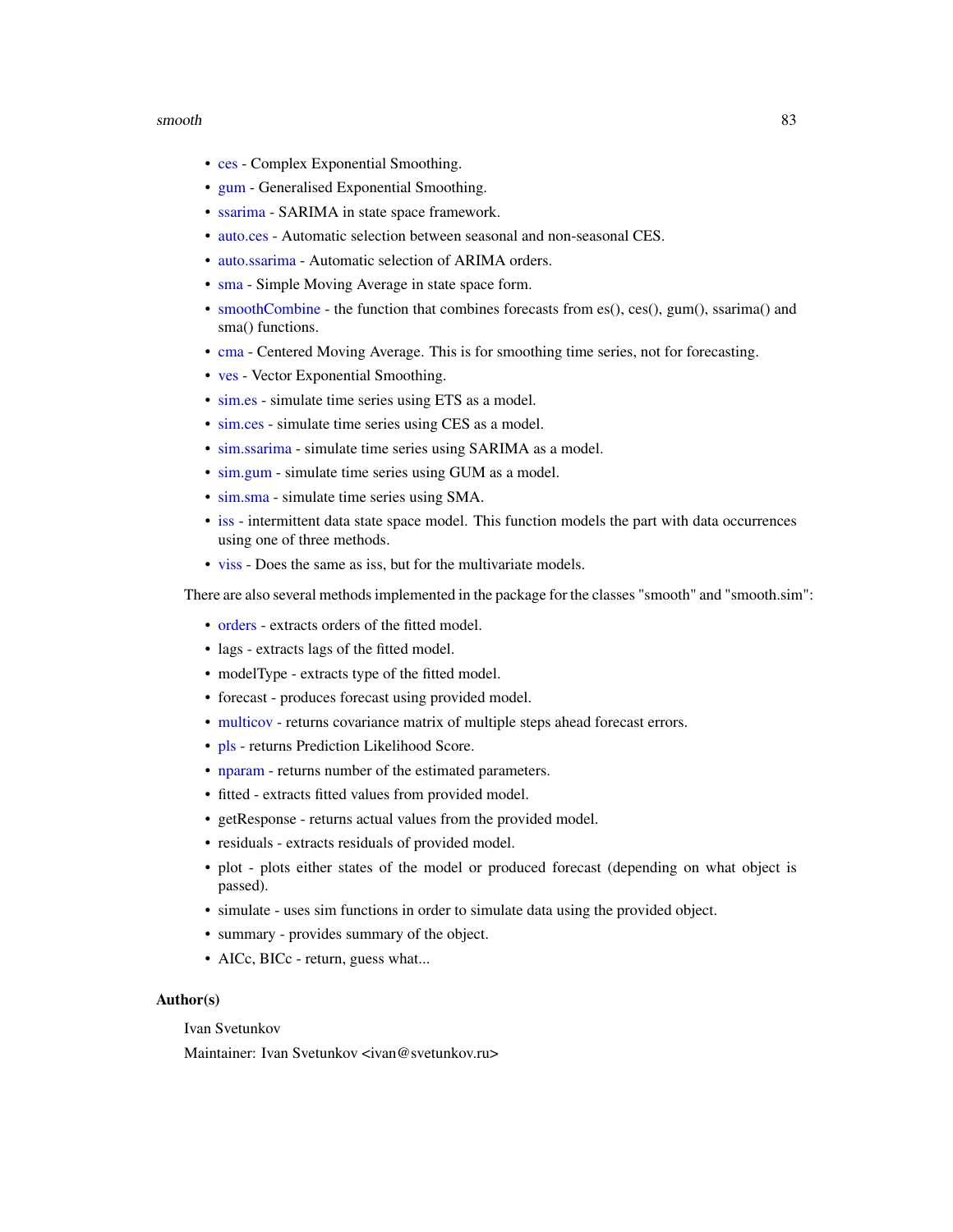- ces - Complex Exponential Smoothing.
- gum - Generalised Exponential Smoothing.
- ssarima - SARIMA in state space framework.
- auto.ces - Automatic selection between seasonal and non-seasonal CES.
- auto.ssarima - Automatic selection of ARIMA orders.
- sma - Simple Moving Average in state space form.
- smoothCombine - the function that combines forecasts from es(), ces(), gum(), ssarima() and sma() functions.
- cma - Centered Moving Average. This is for smoothing time series, not for forecasting.
- ves - Vector Exponential Smoothing.
- sim.es - simulate time series using ETS as a model.
- sim.ces - simulate time series using CES as a model.
- sim.ssarima - simulate time series using SARIMA as a model.
- sim.gum - simulate time series using GUM as a model.
- sim.sma - simulate time series using SMA.
- iss - intermittent data state space model. This function models the part with data occurrences using one of three methods.
- viss - Does the same as iss, but for the multivariate models.

There are also several methods implemented in the package for the classes "smooth" and "smooth.sim":

- orders - extracts orders of the fitted model.
- lags - extracts lags of the fitted model.
- modelType - extracts type of the fitted model.
- forecast - produces forecast using provided model.
- multicov - returns covariance matrix of multiple steps ahead forecast errors.
- pls - returns Prediction Likelihood Score.
- nparam - returns number of the estimated parameters.
- fitted - extracts fitted values from provided model.
- getResponse - returns actual values from the provided model.
- residuals - extracts residuals of provided model.
- plot - plots either states of the model or produced forecast (depending on what object is passed).
- simulate - uses sim functions in order to simulate data using the provided object.
- summary - provides summary of the object.
- AICc, BICc - return, guess what...

## Author(s)

Ivan Svetunkov

Maintainer: Ivan Svetunkov <ivan@svetunkov.ru>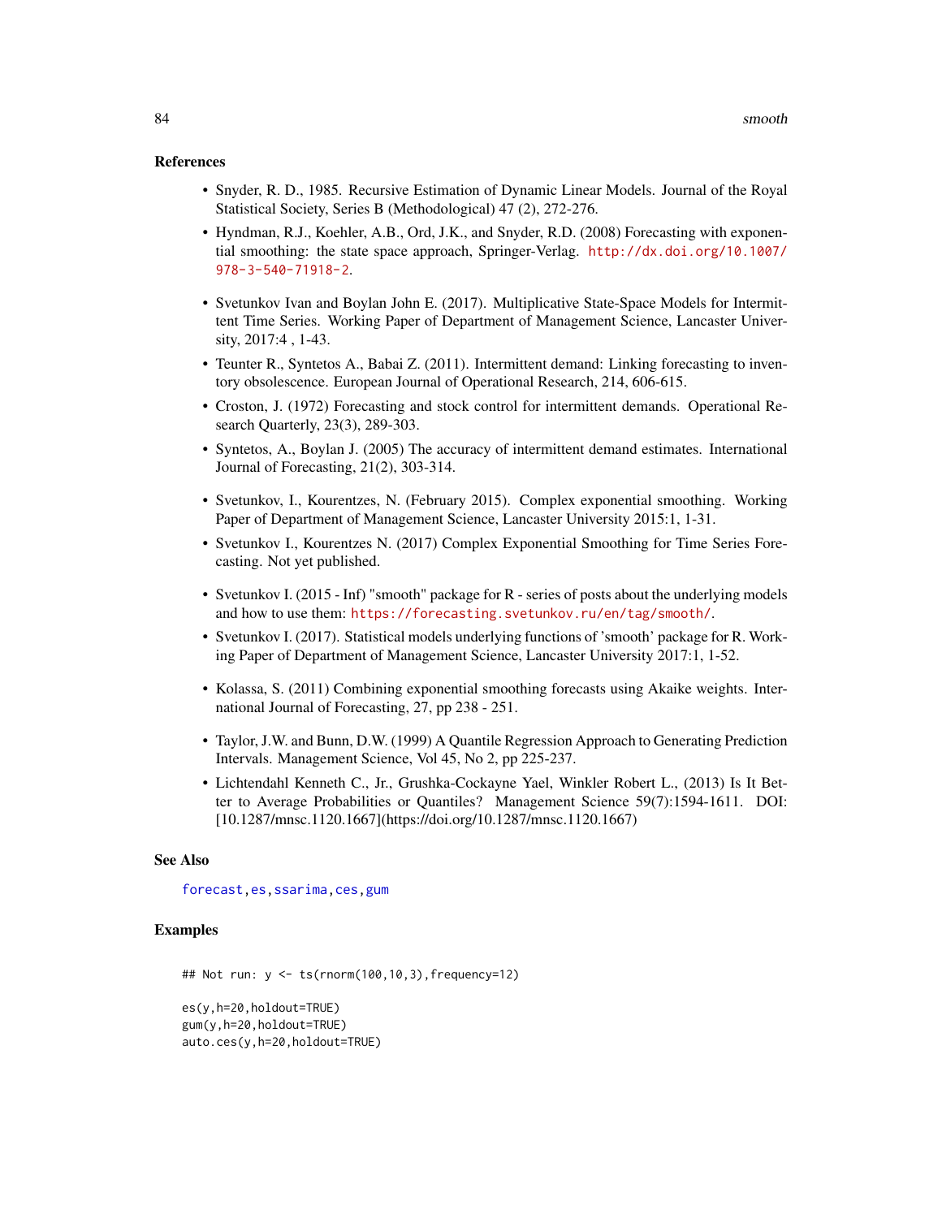### References

- Snyder, R. D., 1985. Recursive Estimation of Dynamic Linear Models. Journal of the Royal Statistical Society, Series B (Methodological) 47 (2), 272-276.
- Hyndman, R.J., Koehler, A.B., Ord, J.K., and Snyder, R.D. (2008) Forecasting with exponential smoothing: the state space approach, Springer-Verlag. http://dx.doi.org/10.1007/978-3-540-71918-2.
- Svetunkov Ivan and Boylan John E. (2017). Multiplicative State-Space Models for Intermittent Time Series. Working Paper of Department of Management Science, Lancaster University, 2017:4 , 1-43.
- Teunter R., Syntetos A., Babai Z. (2011). Intermittent demand: Linking forecasting to inventory obsolescence. European Journal of Operational Research, 214, 606-615.
- Croston, J. (1972) Forecasting and stock control for intermittent demands. Operational Research Quarterly, 23(3), 289-303.
- Syntetos, A., Boylan J. (2005) The accuracy of intermittent demand estimates. International Journal of Forecasting, 21(2), 303-314.
- Svetunkov, I., Kourentzes, N. (February 2015). Complex exponential smoothing. Working Paper of Department of Management Science, Lancaster University 2015:1, 1-31.
- Svetunkov I., Kourentzes N. (2017) Complex Exponential Smoothing for Time Series Forecasting. Not yet published.
- Svetunkov I. (2015 - Inf) "smooth" package for R - series of posts about the underlying models and how to use them: https://forecasting.svetunkov.ru/en/tag/smooth/.
- Svetunkov I. (2017). Statistical models underlying functions of 'smooth' package for R. Working Paper of Department of Management Science, Lancaster University 2017:1, 1-52.
- Kolassa, S. (2011) Combining exponential smoothing forecasts using Akaike weights. International Journal of Forecasting, 27, pp 238 - 251.
- Taylor, J.W. and Bunn, D.W. (1999) A Quantile Regression Approach to Generating Prediction Intervals. Management Science, Vol 45, No 2, pp 225-237.
- Lichtendahl Kenneth C., Jr., Grushka-Cockayne Yael, Winkler Robert L., (2013) Is It Better to Average Probabilities or Quantiles? Management Science 59(7):1594-1611. DOI: [10.1287/mnsc.1120.1667](https://doi.org/10.1287/mnsc.1120.1667)

### See Also

forecast, es, ssarima, ces, gum

### Examples

```
## Not run: y <- ts(rnorm(100,10,3),frequency=12)

es(y,h=20,holdout=TRUE)
gum(y,h=20,holdout=TRUE)
auto.ces(y,h=20,holdout=TRUE)
```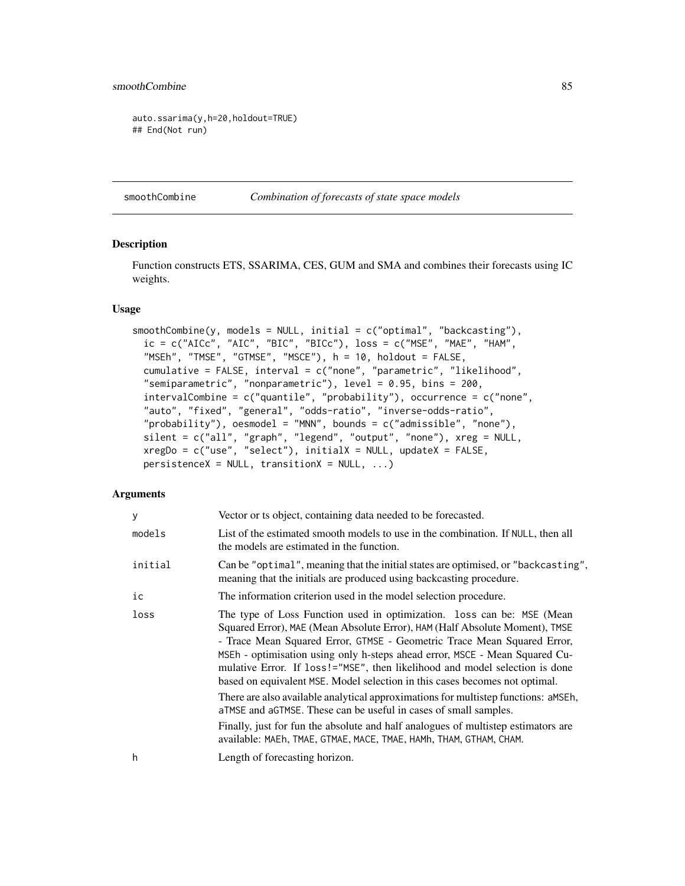```
auto.ssarima(y,h=20,holdout=TRUE)
## End(Not run)
```

---

## smoothCombine — *Combination of forecasts of state space models*

### Description

Function constructs ETS, SSARIMA, CES, GUM and SMA and combines their forecasts using IC weights.

### Usage

```
smoothCombine(y, models = NULL, initial = c("optimal", "backcasting"),
  ic = c("AICc", "AIC", "BIC", "BICc"), loss = c("MSE", "MAE", "HAM",
  "MSEh", "TMSE", "GTMSE", "MSCE"), h = 10, holdout = FALSE,
  cumulative = FALSE, interval = c("none", "parametric", "likelihood",
  "semiparametric", "nonparametric"), level = 0.95, bins = 200,
  intervalCombine = c("quantile", "probability"), occurrence = c("none",
  "auto", "fixed", "general", "odds-ratio", "inverse-odds-ratio",
  "probability"), oesmodel = "MNN", bounds = c("admissible", "none"),
  silent = c("all", "graph", "legend", "output", "none"), xreg = NULL,
  xregDo = c("use", "select"), initialX = NULL, updateX = FALSE,
  persistenceX = NULL, transitionX = NULL, ...)
```

### Arguments

| | |
|---|---|
| `y` | Vector or ts object, containing data needed to be forecasted. |
| `models` | List of the estimated smooth models to use in the combination. If `NULL`, then all the models are estimated in the function. |
| `initial` | Can be `"optimal"`, meaning that the initial states are optimised, or `"backcasting"`, meaning that the initials are produced using backcasting procedure. |
| `ic` | The information criterion used in the model selection procedure. |
| `loss` | The type of Loss Function used in optimization. `loss` can be: `MSE` (Mean Squared Error), `MAE` (Mean Absolute Error), `HAM` (Half Absolute Moment), `TMSE` - Trace Mean Squared Error, `GTMSE` - Geometric Trace Mean Squared Error, `MSEh` - optimisation using only h-steps ahead error, `MSCE` - Mean Squared Cumulative Error. If `loss!="MSE"`, then likelihood and model selection is done based on equivalent `MSE`. Model selection in this cases becomes not optimal. <br><br> There are also available analytical approximations for multistep functions: `aMSEh`, `aTMSE` and `aGTMSE`. These can be useful in cases of small samples. <br><br> Finally, just for fun the absolute and half analogues of multistep estimators are available: `MAEh`, `TMAE`, `GTMAE`, `MACE`, `TMAE`, `HAMh`, `THAM`, `GTHAM`, `CHAM`. |
| `h` | Length of forecasting horizon. |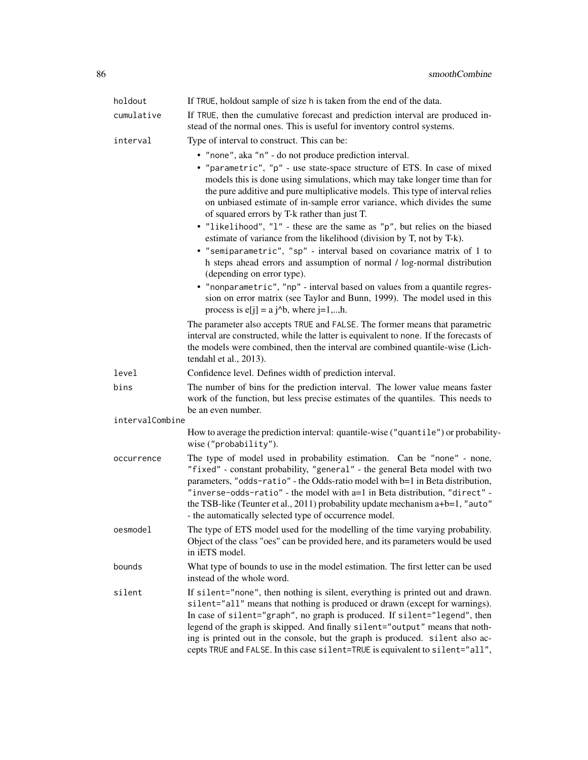`holdout`
: If TRUE, holdout sample of size h is taken from the end of the data.

`cumulative`
: If TRUE, then the cumulative forecast and prediction interval are produced instead of the normal ones. This is useful for inventory control systems.

`interval`
: Type of interval to construct. This can be:

- "none", aka "n" - do not produce prediction interval.
- "parametric", "p" - use state-space structure of ETS. In case of mixed models this is done using simulations, which may take longer time than for the pure additive and pure multiplicative models. This type of interval relies on unbiased estimate of in-sample error variance, which divides the sume of squared errors by T-k rather than just T.
- "likelihood", "l" - these are the same as "p", but relies on the biased estimate of variance from the likelihood (division by T, not by T-k).
- "semiparametric", "sp" - interval based on covariance matrix of 1 to h steps ahead errors and assumption of normal / log-normal distribution (depending on error type).
- "nonparametric", "np" - interval based on values from a quantile regression on error matrix (see Taylor and Bunn, 1999). The model used in this process is e[j] = a j^b, where j=1,..,h.

The parameter also accepts TRUE and FALSE. The former means that parametric interval are constructed, while the latter is equivalent to none. If the forecasts of the models were combined, then the interval are combined quantile-wise (Lichtendahl et al., 2013).

`level`
: Confidence level. Defines width of prediction interval.

`bins`
: The number of bins for the prediction interval. The lower value means faster work of the function, but less precise estimates of the quantiles. This needs to be an even number.

`intervalCombine`
: How to average the prediction interval: quantile-wise ("quantile") or probability-wise ("probability").

`occurrence`
: The type of model used in probability estimation. Can be "none" - none, "fixed" - constant probability, "general" - the general Beta model with two parameters, "odds-ratio" - the Odds-ratio model with b=1 in Beta distribution, "inverse-odds-ratio" - the model with a=1 in Beta distribution, "direct" - the TSB-like (Teunter et al., 2011) probability update mechanism a+b=1, "auto" - the automatically selected type of occurrence model.

`oesmodel`
: The type of ETS model used for the modelling of the time varying probability. Object of the class "oes" can be provided here, and its parameters would be used in iETS model.

`bounds`
: What type of bounds to use in the model estimation. The first letter can be used instead of the whole word.

`silent`
: If silent="none", then nothing is silent, everything is printed out and drawn. silent="all" means that nothing is produced or drawn (except for warnings). In case of silent="graph", no graph is produced. If silent="legend", then legend of the graph is skipped. And finally silent="output" means that nothing is printed out in the console, but the graph is produced. silent also accepts TRUE and FALSE. In this case silent=TRUE is equivalent to silent="all",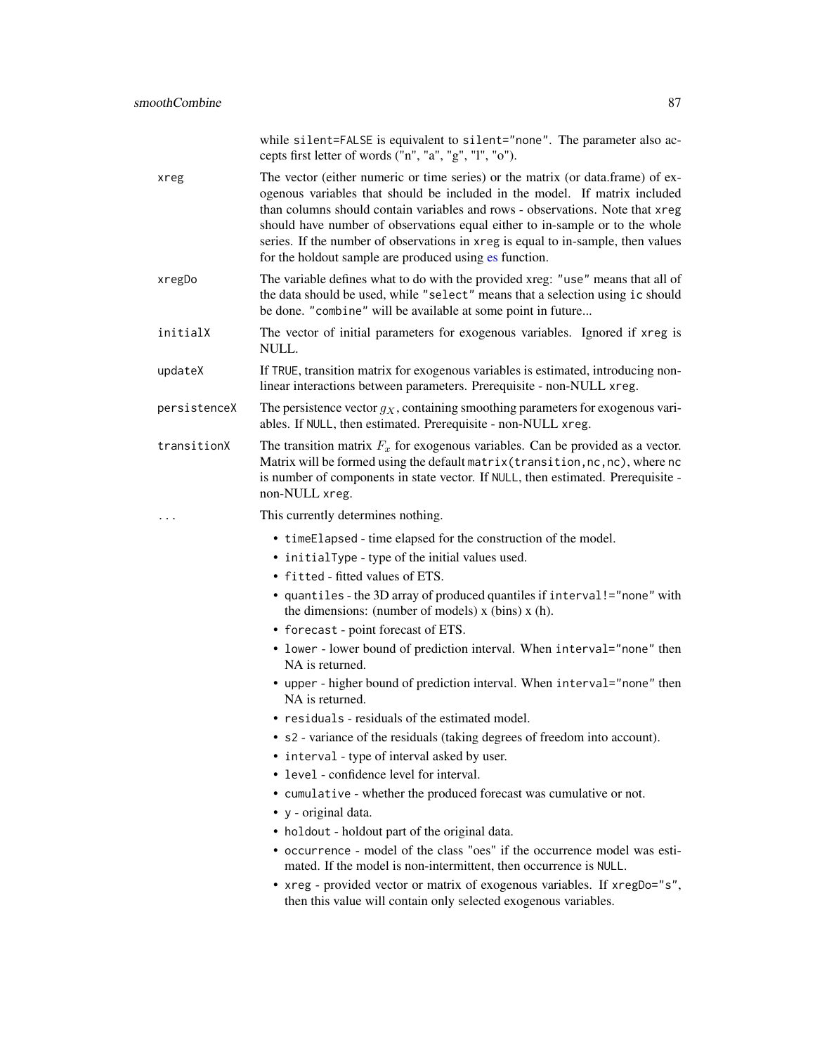while silent=FALSE is equivalent to silent="none". The parameter also accepts first letter of words ("n", "a", "g", "l", "o").

xreg
: The vector (either numeric or time series) or the matrix (or data.frame) of exogenous variables that should be included in the model. If matrix included than columns should contain variables and rows - observations. Note that xreg should have number of observations equal either to in-sample or to the whole series. If the number of observations in xreg is equal to in-sample, then values for the holdout sample are produced using es function.

xregDo
: The variable defines what to do with the provided xreg: "use" means that all of the data should be used, while "select" means that a selection using ic should be done. "combine" will be available at some point in future...

initialX
: The vector of initial parameters for exogenous variables. Ignored if xreg is NULL.

updateX
: If TRUE, transition matrix for exogenous variables is estimated, introducing non-linear interactions between parameters. Prerequisite - non-NULL xreg.

persistenceX
: The persistence vector $g_X$, containing smoothing parameters for exogenous variables. If NULL, then estimated. Prerequisite - non-NULL xreg.

transitionX
: The transition matrix $F_x$ for exogenous variables. Can be provided as a vector. Matrix will be formed using the default matrix(transition,nc,nc), where nc is number of components in state vector. If NULL, then estimated. Prerequisite - non-NULL xreg.

...
: This currently determines nothing.

- timeElapsed - time elapsed for the construction of the model.
- initialType - type of the initial values used.
- fitted - fitted values of ETS.
- quantiles - the 3D array of produced quantiles if interval!="none" with the dimensions: (number of models) x (bins) x (h).
- forecast - point forecast of ETS.
- lower - lower bound of prediction interval. When interval="none" then NA is returned.
- upper - higher bound of prediction interval. When interval="none" then NA is returned.
- residuals - residuals of the estimated model.
- s2 - variance of the residuals (taking degrees of freedom into account).
- interval - type of interval asked by user.
- level - confidence level for interval.
- cumulative - whether the produced forecast was cumulative or not.
- y - original data.
- holdout - holdout part of the original data.
- occurrence - model of the class "oes" if the occurrence model was estimated. If the model is non-intermittent, then occurrence is NULL.
- xreg - provided vector or matrix of exogenous variables. If xregDo="s", then this value will contain only selected exogenous variables.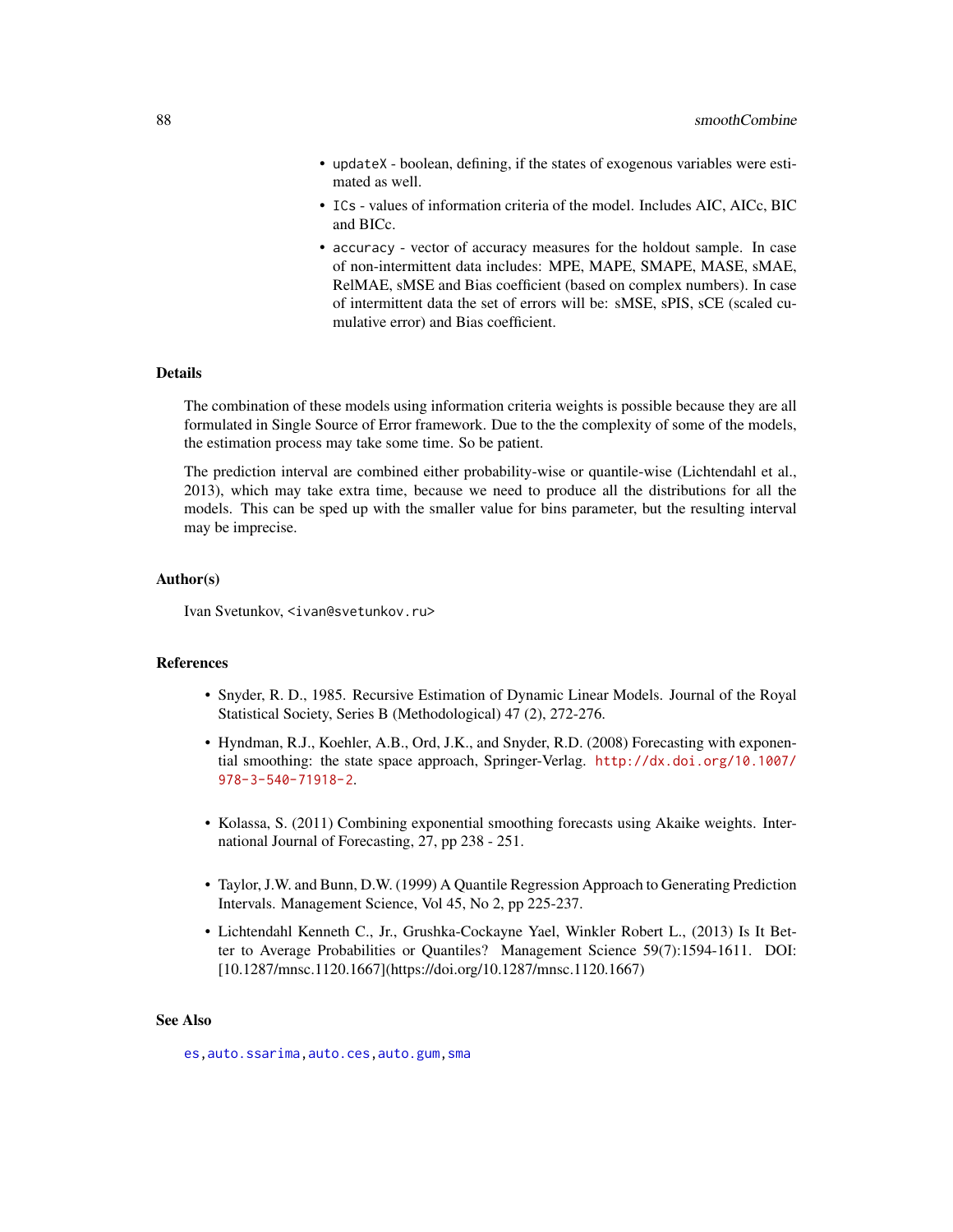- `updateX` - boolean, defining, if the states of exogenous variables were estimated as well.
- `ICs` - values of information criteria of the model. Includes AIC, AICc, BIC and BICc.
- `accuracy` - vector of accuracy measures for the holdout sample. In case of non-intermittent data includes: MPE, MAPE, SMAPE, MASE, sMAE, RelMAE, sMSE and Bias coefficient (based on complex numbers). In case of intermittent data the set of errors will be: sMSE, sPIS, sCE (scaled cumulative error) and Bias coefficient.

## Details

The combination of these models using information criteria weights is possible because they are all formulated in Single Source of Error framework. Due to the the complexity of some of the models, the estimation process may take some time. So be patient.

The prediction interval are combined either probability-wise or quantile-wise (Lichtendahl et al., 2013), which may take extra time, because we need to produce all the distributions for all the models. This can be sped up with the smaller value for bins parameter, but the resulting interval may be imprecise.

## Author(s)

Ivan Svetunkov, <ivan@svetunkov.ru>

## References

- Snyder, R. D., 1985. Recursive Estimation of Dynamic Linear Models. Journal of the Royal Statistical Society, Series B (Methodological) 47 (2), 272-276.
- Hyndman, R.J., Koehler, A.B., Ord, J.K., and Snyder, R.D. (2008) Forecasting with exponential smoothing: the state space approach, Springer-Verlag. http://dx.doi.org/10.1007/978-3-540-71918-2.
- Kolassa, S. (2011) Combining exponential smoothing forecasts using Akaike weights. International Journal of Forecasting, 27, pp 238 - 251.
- Taylor, J.W. and Bunn, D.W. (1999) A Quantile Regression Approach to Generating Prediction Intervals. Management Science, Vol 45, No 2, pp 225-237.
- Lichtendahl Kenneth C., Jr., Grushka-Cockayne Yael, Winkler Robert L., (2013) Is It Better to Average Probabilities or Quantiles? Management Science 59(7):1594-1611. DOI: [10.1287/mnsc.1120.1667](https://doi.org/10.1287/mnsc.1120.1667)

## See Also

es, auto.ssarima, auto.ces, auto.gum, sma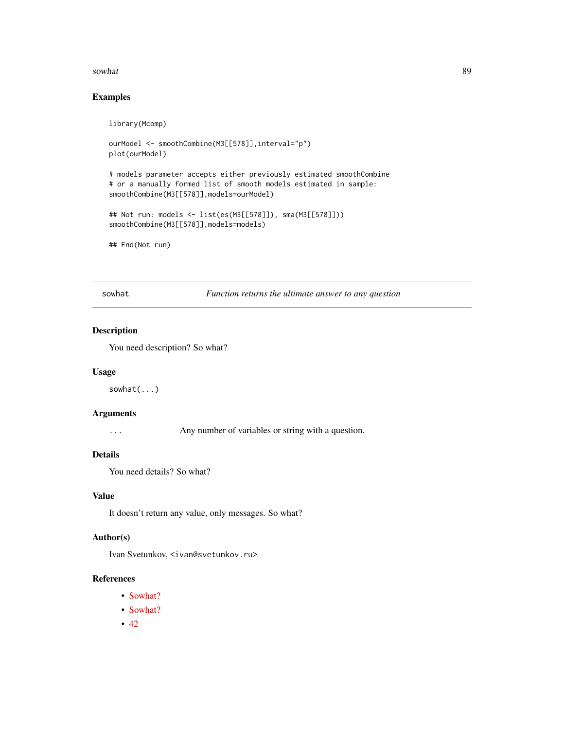## Examples

```
library(Mcomp)

ourModel <- smoothCombine(M3[[578]],interval="p")
plot(ourModel)

# models parameter accepts either previously estimated smoothCombine
# or a manually formed list of smooth models estimated in sample:
smoothCombine(M3[[578]],models=ourModel)

## Not run: models <- list(es(M3[[578]]), sma(M3[[578]]))
smoothCombine(M3[[578]],models=models)

## End(Not run)
```

---

`sowhat` *Function returns the ultimate answer to any question*

---

## Description

You need description? So what?

## Usage

```
sowhat(...)
```

## Arguments

| | |
|---|---|
| `...` | Any number of variables or string with a question. |

## Details

You need details? So what?

## Value

It doesn't return any value, only messages. So what?

## Author(s)

Ivan Svetunkov, `<ivan@svetunkov.ru>`

## References

- Sowhat?
- Sowhat?
- 42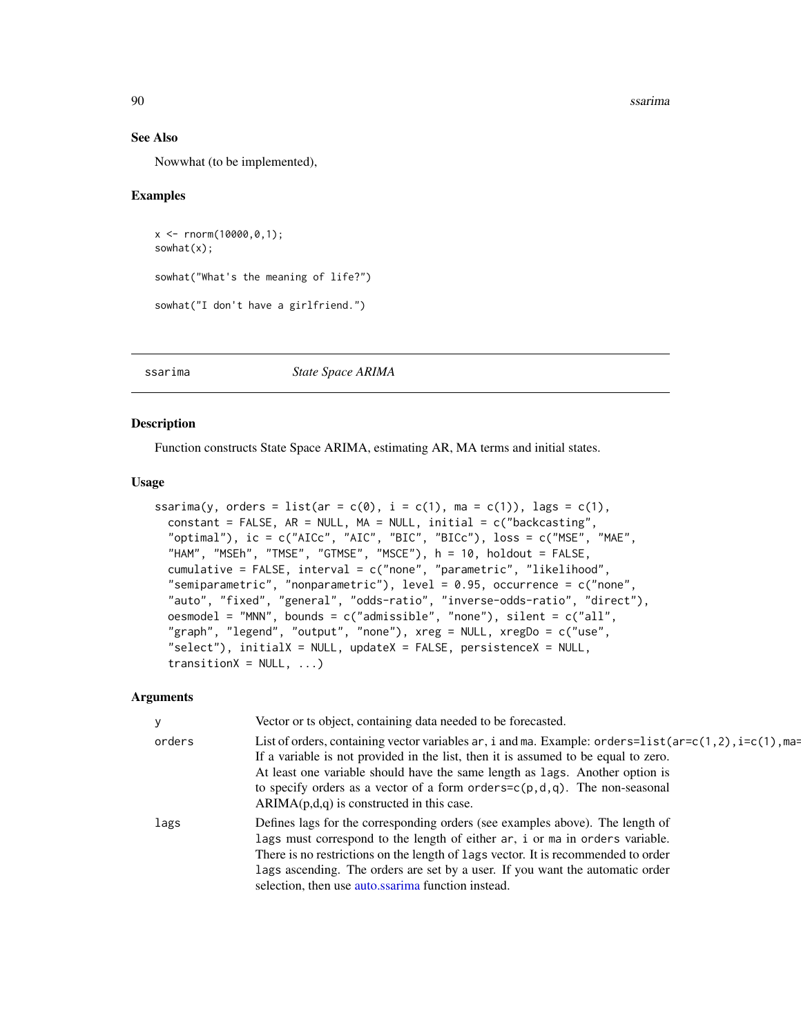### See Also

Nowwhat (to be implemented),

### Examples

```
x <- rnorm(10000,0,1);
sowhat(x);

sowhat("What's the meaning of life?")

sowhat("I don't have a girlfriend.")
```

---

## ssarima *State Space ARIMA*

---

### Description

Function constructs State Space ARIMA, estimating AR, MA terms and initial states.

### Usage

```
ssarima(y, orders = list(ar = c(0), i = c(1), ma = c(1)), lags = c(1),
  constant = FALSE, AR = NULL, MA = NULL, initial = c("backcasting",
  "optimal"), ic = c("AICc", "AIC", "BIC", "BICc"), loss = c("MSE", "MAE",
  "HAM", "MSEh", "TMSE", "GTMSE", "MSCE"), h = 10, holdout = FALSE,
  cumulative = FALSE, interval = c("none", "parametric", "likelihood",
  "semiparametric", "nonparametric"), level = 0.95, occurrence = c("none",
  "auto", "fixed", "general", "odds-ratio", "inverse-odds-ratio", "direct"),
  oesmodel = "MNN", bounds = c("admissible", "none"), silent = c("all",
  "graph", "legend", "output", "none"), xreg = NULL, xregDo = c("use",
  "select"), initialX = NULL, updateX = FALSE, persistenceX = NULL,
  transitionX = NULL, ...)
```

### Arguments

| | |
|---|---|
| `y` | Vector or ts object, containing data needed to be forecasted. |
| `orders` | List of orders, containing vector variables `ar`, `i` and `ma`. Example: `orders=list(ar=c(1,2),i=c(1),ma=` If a variable is not provided in the list, then it is assumed to be equal to zero. At least one variable should have the same length as `lags`. Another option is to specify orders as a vector of a form `orders=c(p,d,q)`. The non-seasonal ARIMA(p,d,q) is constructed in this case. |
| `lags` | Defines lags for the corresponding orders (see examples above). The length of `lags` must correspond to the length of either `ar`, `i` or `ma` in `orders` variable. There is no restrictions on the length of `lags` vector. It is recommended to order `lags` ascending. The orders are set by a user. If you want the automatic order selection, then use auto.ssarima function instead. |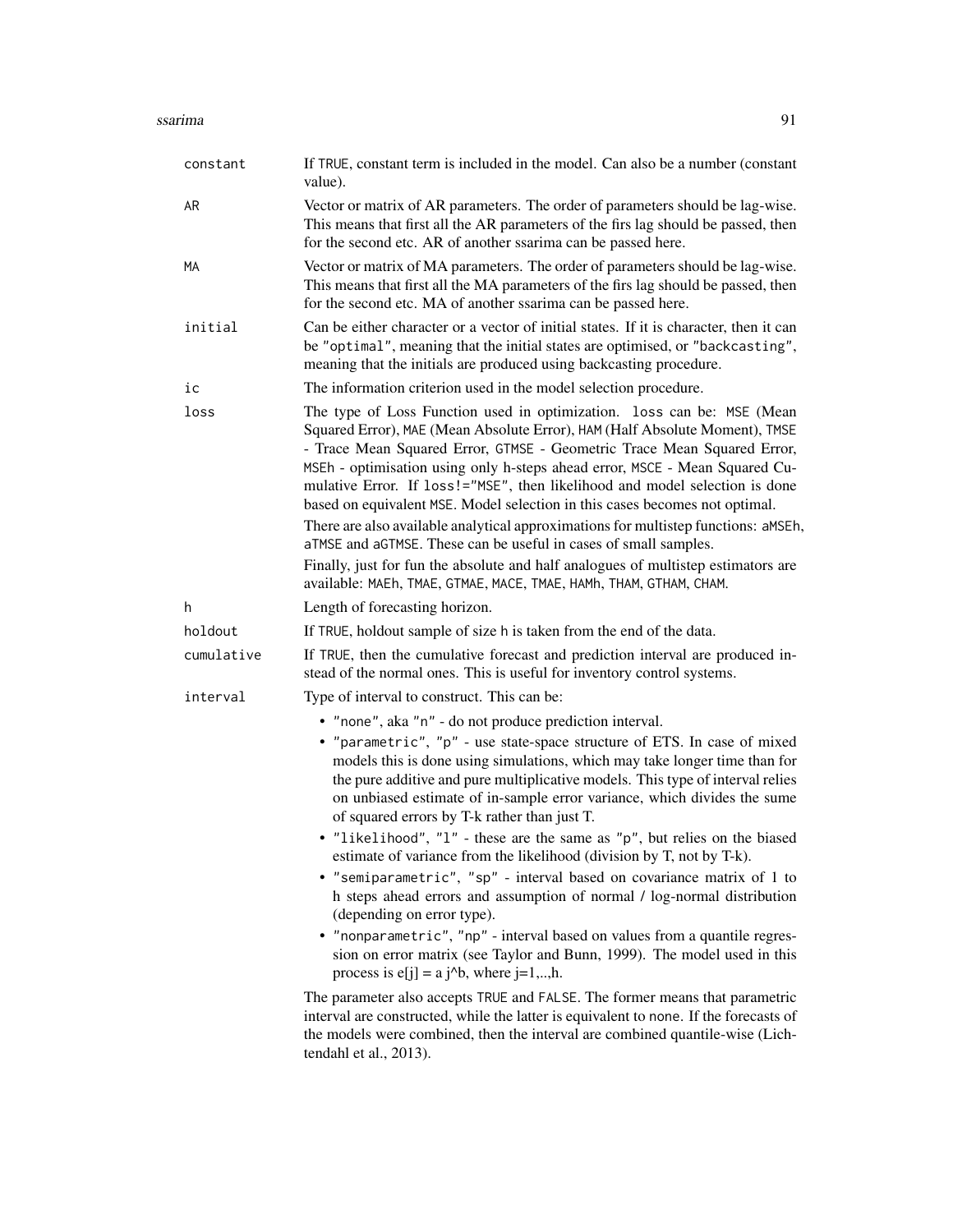| | |
|---|---|
| `constant` | If `TRUE`, constant term is included in the model. Can also be a number (constant value). |
| `AR` | Vector or matrix of AR parameters. The order of parameters should be lag-wise. This means that first all the AR parameters of the firs lag should be passed, then for the second etc. AR of another ssarima can be passed here. |
| `MA` | Vector or matrix of MA parameters. The order of parameters should be lag-wise. This means that first all the MA parameters of the firs lag should be passed, then for the second etc. MA of another ssarima can be passed here. |
| `initial` | Can be either character or a vector of initial states. If it is character, then it can be `"optimal"`, meaning that the initial states are optimised, or `"backcasting"`, meaning that the initials are produced using backcasting procedure. |
| `ic` | The information criterion used in the model selection procedure. |
| `loss` | The type of Loss Function used in optimization. `loss` can be: `MSE` (Mean Squared Error), `MAE` (Mean Absolute Error), `HAM` (Half Absolute Moment), `TMSE` - Trace Mean Squared Error, `GTMSE` - Geometric Trace Mean Squared Error, `MSEh` - optimisation using only h-steps ahead error, `MSCE` - Mean Squared Cumulative Error. If `loss!="MSE"`, then likelihood and model selection is done based on equivalent `MSE`. Model selection in this cases becomes not optimal. <br><br> There are also available analytical approximations for multistep functions: `aMSEh`, `aTMSE` and `aGTMSE`. These can be useful in cases of small samples. <br><br> Finally, just for fun the absolute and half analogues of multistep estimators are available: `MAEh`, `TMAE`, `GTMAE`, `MACE`, `TMAE`, `HAMh`, `THAM`, `GTHAM`, `CHAM`. |
| `h` | Length of forecasting horizon. |
| `holdout` | If `TRUE`, holdout sample of size `h` is taken from the end of the data. |
| `cumulative` | If `TRUE`, then the cumulative forecast and prediction interval are produced instead of the normal ones. This is useful for inventory control systems. |
| `interval` | Type of interval to construct. This can be: <br><br> • `"none"`, aka `"n"` - do not produce prediction interval. <br> • `"parametric"`, `"p"` - use state-space structure of ETS. In case of mixed models this is done using simulations, which may take longer time than for the pure additive and pure multiplicative models. This type of interval relies on unbiased estimate of in-sample error variance, which divides the sume of squared errors by T-k rather than just T. <br> • `"likelihood"`, `"l"` - these are the same as `"p"`, but relies on the biased estimate of variance from the likelihood (division by T, not by T-k). <br> • `"semiparametric"`, `"sp"` - interval based on covariance matrix of 1 to h steps ahead errors and assumption of normal / log-normal distribution (depending on error type). <br> • `"nonparametric"`, `"np"` - interval based on values from a quantile regression on error matrix (see Taylor and Bunn, 1999). The model used in this process is e[j] = a j^b, where j=1,..,h. <br><br> The parameter also accepts `TRUE` and `FALSE`. The former means that parametric interval are constructed, while the latter is equivalent to `none`. If the forecasts of the models were combined, then the interval are combined quantile-wise (Lichtendahl et al., 2013). |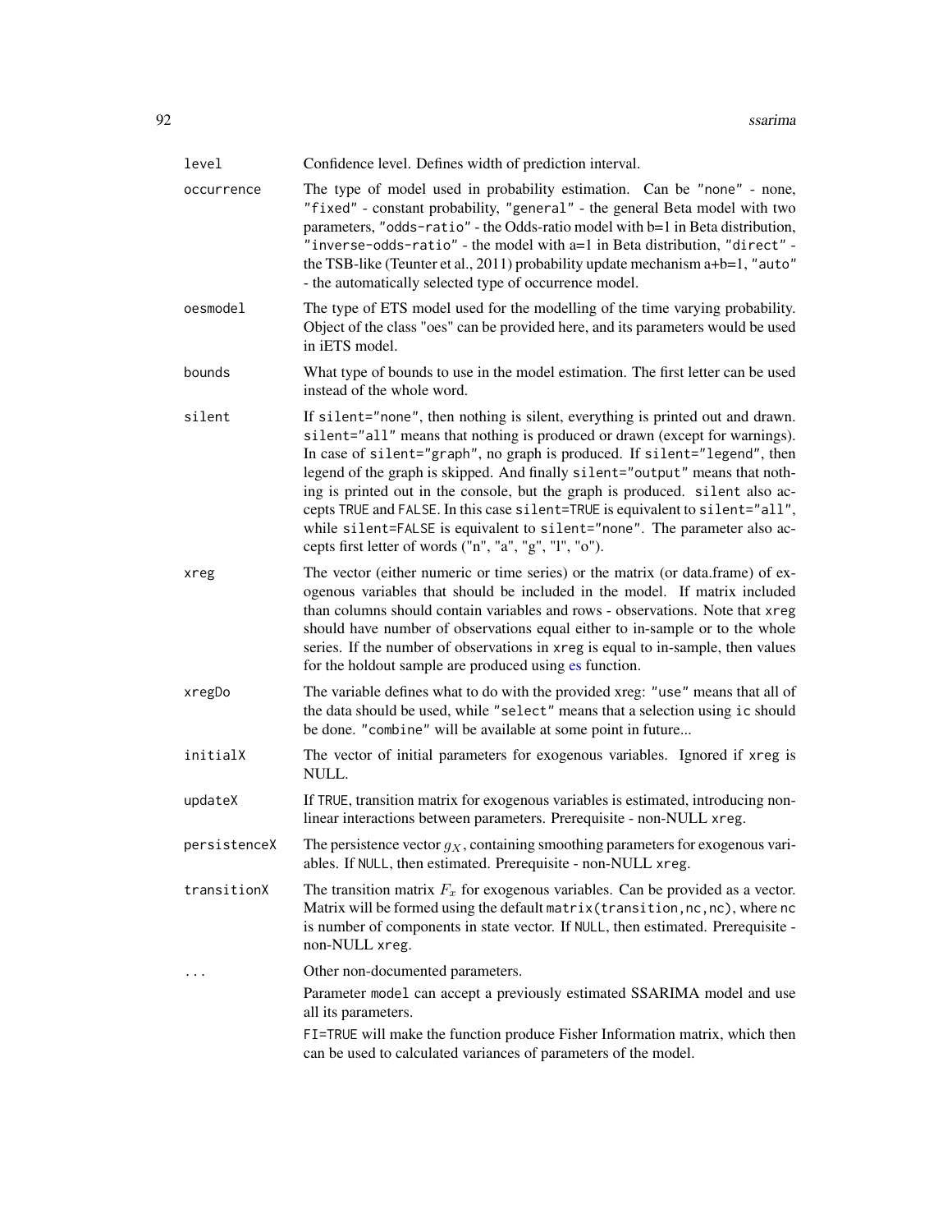| | |
|---|---|
| `level` | Confidence level. Defines width of prediction interval. |
| `occurrence` | The type of model used in probability estimation. Can be `"none"` - none, `"fixed"` - constant probability, `"general"` - the general Beta model with two parameters, `"odds-ratio"` - the Odds-ratio model with b=1 in Beta distribution, `"inverse-odds-ratio"` - the model with a=1 in Beta distribution, `"direct"` - the TSB-like (Teunter et al., 2011) probability update mechanism a+b=1, `"auto"` - the automatically selected type of occurrence model. |
| `oesmodel` | The type of ETS model used for the modelling of the time varying probability. Object of the class "oes" can be provided here, and its parameters would be used in iETS model. |
| `bounds` | What type of bounds to use in the model estimation. The first letter can be used instead of the whole word. |
| `silent` | If `silent="none"`, then nothing is silent, everything is printed out and drawn. `silent="all"` means that nothing is produced or drawn (except for warnings). In case of `silent="graph"`, no graph is produced. If `silent="legend"`, then legend of the graph is skipped. And finally `silent="output"` means that nothing is printed out in the console, but the graph is produced. `silent` also accepts `TRUE` and `FALSE`. In this case `silent=TRUE` is equivalent to `silent="all"`, while `silent=FALSE` is equivalent to `silent="none"`. The parameter also accepts first letter of words ("n", "a", "g", "l", "o"). |
| `xreg` | The vector (either numeric or time series) or the matrix (or data.frame) of exogenous variables that should be included in the model. If matrix included than columns should contain variables and rows - observations. Note that `xreg` should have number of observations equal either to in-sample or to the whole series. If the number of observations in `xreg` is equal to in-sample, then values for the holdout sample are produced using es function. |
| `xregDo` | The variable defines what to do with the provided xreg: `"use"` means that all of the data should be used, while `"select"` means that a selection using `ic` should be done. `"combine"` will be available at some point in future... |
| `initialX` | The vector of initial parameters for exogenous variables. Ignored if `xreg` is NULL. |
| `updateX` | If `TRUE`, transition matrix for exogenous variables is estimated, introducing non-linear interactions between parameters. Prerequisite - non-NULL `xreg`. |
| `persistenceX` | The persistence vector $g_X$, containing smoothing parameters for exogenous variables. If `NULL`, then estimated. Prerequisite - non-NULL `xreg`. |
| `transitionX` | The transition matrix $F_x$ for exogenous variables. Can be provided as a vector. Matrix will be formed using the default `matrix(transition,nc,nc)`, where `nc` is number of components in state vector. If `NULL`, then estimated. Prerequisite - non-NULL `xreg`. |
| `...` | Other non-documented parameters. Parameter `model` can accept a previously estimated SSARIMA model and use all its parameters. `FI=TRUE` will make the function produce Fisher Information matrix, which then can be used to calculated variances of parameters of the model. |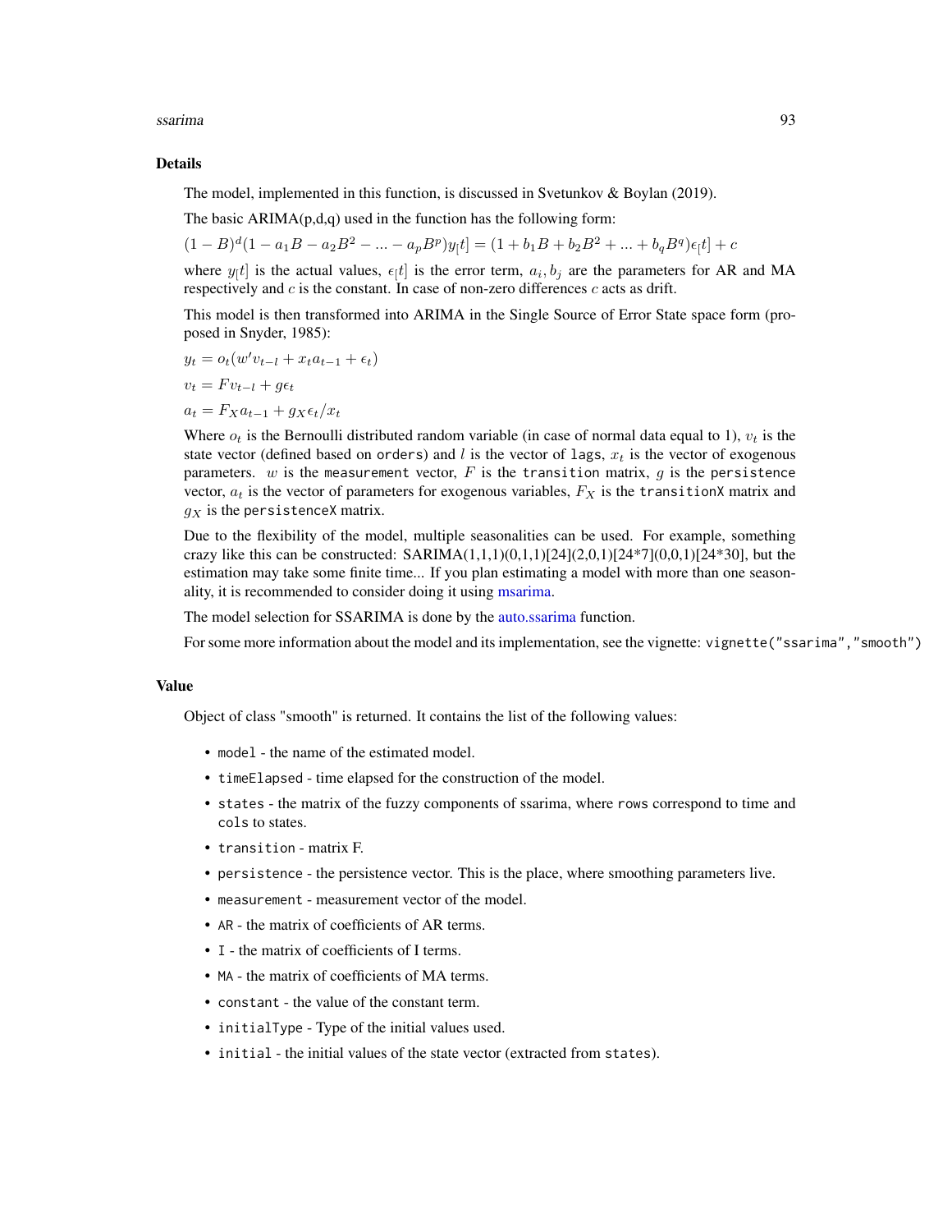## Details

The model, implemented in this function, is discussed in Svetunkov & Boylan (2019).

The basic ARIMA(p,d,q) used in the function has the following form:

$(1-B)^d(1-a_1B-a_2B^2-...-a_pB^p)y_[t] = (1+b_1B+b_2B^2+...+b_qB^q)\epsilon_[t] + c$

where $y_[t]$ is the actual values, $\epsilon_[t]$ is the error term, $a_i, b_j$ are the parameters for AR and MA respectively and $c$ is the constant. In case of non-zero differences $c$ acts as drift.

This model is then transformed into ARIMA in the Single Source of Error State space form (proposed in Snyder, 1985):

$y_t = o_t(w'v_{t-l} + x_t a_{t-1} + \epsilon_t)$

$v_t = Fv_{t-l} + g\epsilon_t$

$a_t = F_X a_{t-1} + g_X \epsilon_t / x_t$

Where $o_t$ is the Bernoulli distributed random variable (in case of normal data equal to 1), $v_t$ is the state vector (defined based on `orders`) and $l$ is the vector of `lags`, $x_t$ is the vector of exogenous parameters. $w$ is the `measurement` vector, $F$ is the `transition` matrix, $g$ is the `persistence` vector, $a_t$ is the vector of parameters for exogenous variables, $F_X$ is the `transitionX` matrix and $g_X$ is the `persistenceX` matrix.

Due to the flexibility of the model, multiple seasonalities can be used. For example, something crazy like this can be constructed: SARIMA(1,1,1)(0,1,1)[24](2,0,1)[24*7](0,0,1)[24*30], but the estimation may take some finite time... If you plan estimating a model with more than one seasonality, it is recommended to consider doing it using msarima.

The model selection for SSARIMA is done by the auto.ssarima function.

For some more information about the model and its implementation, see the vignette: `vignette("ssarima","smooth")`

## Value

Object of class "smooth" is returned. It contains the list of the following values:

- `model` - the name of the estimated model.
- `timeElapsed` - time elapsed for the construction of the model.
- `states` - the matrix of the fuzzy components of ssarima, where `rows` correspond to time and `cols` to states.
- `transition` - matrix F.
- `persistence` - the persistence vector. This is the place, where smoothing parameters live.
- `measurement` - measurement vector of the model.
- `AR` - the matrix of coefficients of AR terms.
- `I` - the matrix of coefficients of I terms.
- `MA` - the matrix of coefficients of MA terms.
- `constant` - the value of the constant term.
- `initialType` - Type of the initial values used.
- `initial` - the initial values of the state vector (extracted from `states`).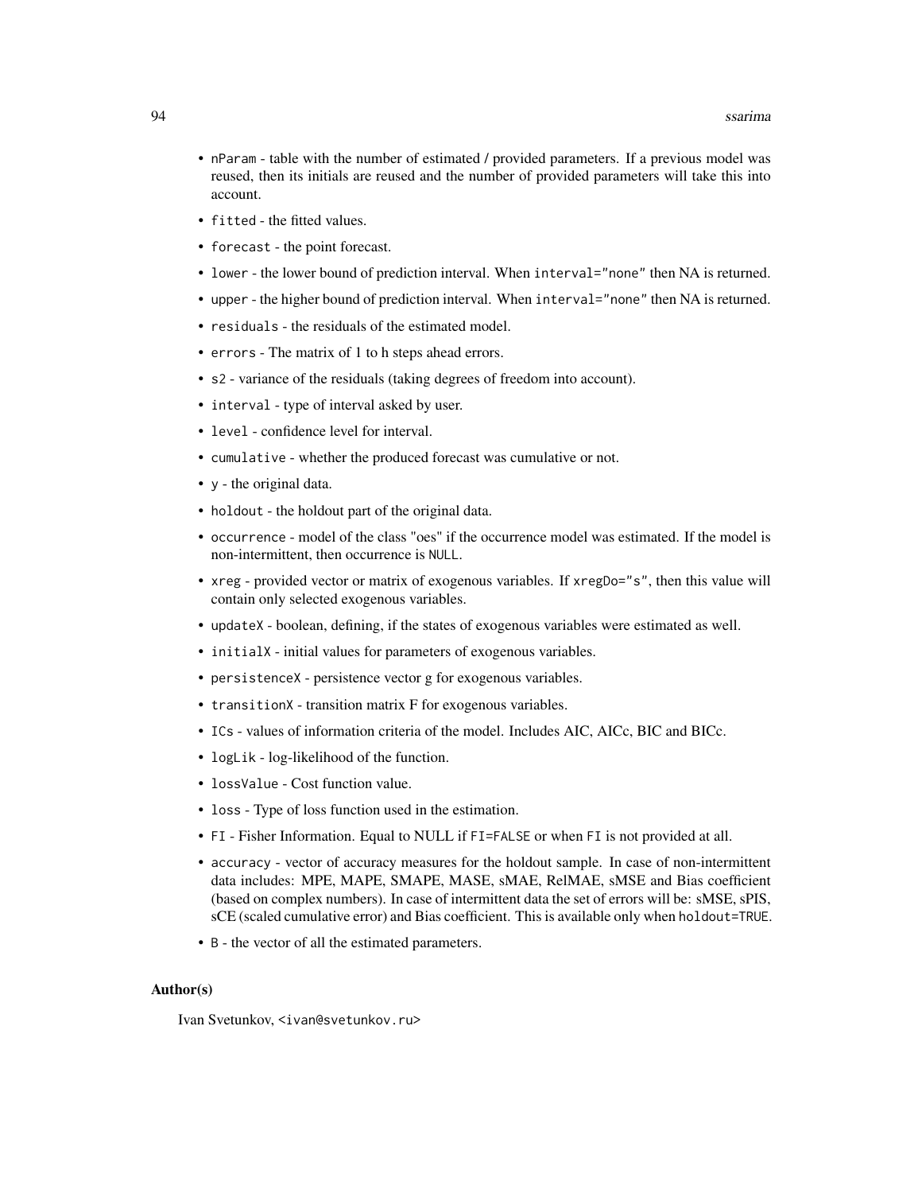- `nParam` - table with the number of estimated / provided parameters. If a previous model was reused, then its initials are reused and the number of provided parameters will take this into account.
- `fitted` - the fitted values.
- `forecast` - the point forecast.
- `lower` - the lower bound of prediction interval. When `interval="none"` then NA is returned.
- `upper` - the higher bound of prediction interval. When `interval="none"` then NA is returned.
- `residuals` - the residuals of the estimated model.
- `errors` - The matrix of 1 to h steps ahead errors.
- `s2` - variance of the residuals (taking degrees of freedom into account).
- `interval` - type of interval asked by user.
- `level` - confidence level for interval.
- `cumulative` - whether the produced forecast was cumulative or not.
- `y` - the original data.
- `holdout` - the holdout part of the original data.
- `occurrence` - model of the class "oes" if the occurrence model was estimated. If the model is non-intermittent, then occurrence is `NULL`.
- `xreg` - provided vector or matrix of exogenous variables. If `xregDo="s"`, then this value will contain only selected exogenous variables.
- `updateX` - boolean, defining, if the states of exogenous variables were estimated as well.
- `initialX` - initial values for parameters of exogenous variables.
- `persistenceX` - persistence vector g for exogenous variables.
- `transitionX` - transition matrix F for exogenous variables.
- `ICs` - values of information criteria of the model. Includes AIC, AICc, BIC and BICc.
- `logLik` - log-likelihood of the function.
- `lossValue` - Cost function value.
- `loss` - Type of loss function used in the estimation.
- `FI` - Fisher Information. Equal to NULL if `FI=FALSE` or when `FI` is not provided at all.
- `accuracy` - vector of accuracy measures for the holdout sample. In case of non-intermittent data includes: MPE, MAPE, SMAPE, MASE, sMAE, RelMAE, sMSE and Bias coefficient (based on complex numbers). In case of intermittent data the set of errors will be: sMSE, sPIS, sCE (scaled cumulative error) and Bias coefficient. This is available only when `holdout=TRUE`.
- `B` - the vector of all the estimated parameters.

## Author(s)

Ivan Svetunkov, `<ivan@svetunkov.ru>`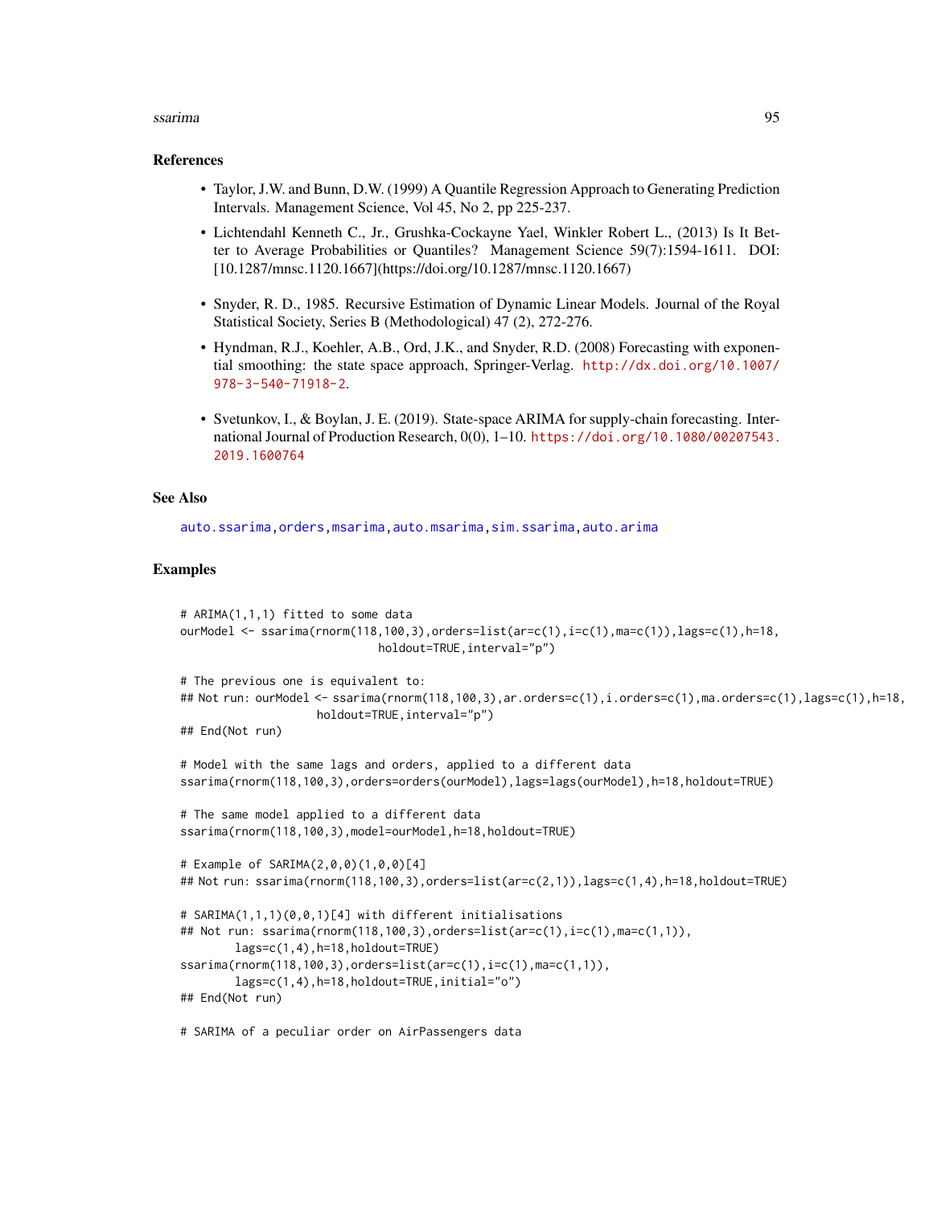### References

- Taylor, J.W. and Bunn, D.W. (1999) A Quantile Regression Approach to Generating Prediction Intervals. Management Science, Vol 45, No 2, pp 225-237.
- Lichtendahl Kenneth C., Jr., Grushka-Cockayne Yael, Winkler Robert L., (2013) Is It Better to Average Probabilities or Quantiles? Management Science 59(7):1594-1611. DOI: [10.1287/mnsc.1120.1667](https://doi.org/10.1287/mnsc.1120.1667)
- Snyder, R. D., 1985. Recursive Estimation of Dynamic Linear Models. Journal of the Royal Statistical Society, Series B (Methodological) 47 (2), 272-276.
- Hyndman, R.J., Koehler, A.B., Ord, J.K., and Snyder, R.D. (2008) Forecasting with exponential smoothing: the state space approach, Springer-Verlag. http://dx.doi.org/10.1007/978-3-540-71918-2.
- Svetunkov, I., & Boylan, J. E. (2019). State-space ARIMA for supply-chain forecasting. International Journal of Production Research, 0(0), 1–10. https://doi.org/10.1080/00207543.2019.1600764

### See Also

auto.ssarima, orders, msarima, auto.msarima, sim.ssarima, auto.arima

### Examples

```
# ARIMA(1,1,1) fitted to some data
ourModel <- ssarima(rnorm(118,100,3),orders=list(ar=c(1),i=c(1),ma=c(1)),lags=c(1),h=18,
                             holdout=TRUE,interval="p")

# The previous one is equivalent to:
## Not run: ourModel <- ssarima(rnorm(118,100,3),ar.orders=c(1),i.orders=c(1),ma.orders=c(1),lags=c(1),h=18,
                    holdout=TRUE,interval="p")
## End(Not run)

# Model with the same lags and orders, applied to a different data
ssarima(rnorm(118,100,3),orders=orders(ourModel),lags=lags(ourModel),h=18,holdout=TRUE)

# The same model applied to a different data
ssarima(rnorm(118,100,3),model=ourModel,h=18,holdout=TRUE)

# Example of SARIMA(2,0,0)(1,0,0)[4]
## Not run: ssarima(rnorm(118,100,3),orders=list(ar=c(2,1)),lags=c(1,4),h=18,holdout=TRUE)

# SARIMA(1,1,1)(0,0,1)[4] with different initialisations
## Not run: ssarima(rnorm(118,100,3),orders=list(ar=c(1),i=c(1),ma=c(1,1)),
        lags=c(1,4),h=18,holdout=TRUE)
ssarima(rnorm(118,100,3),orders=list(ar=c(1),i=c(1),ma=c(1,1)),
        lags=c(1,4),h=18,holdout=TRUE,initial="o")
## End(Not run)

# SARIMA of a peculiar order on AirPassengers data
```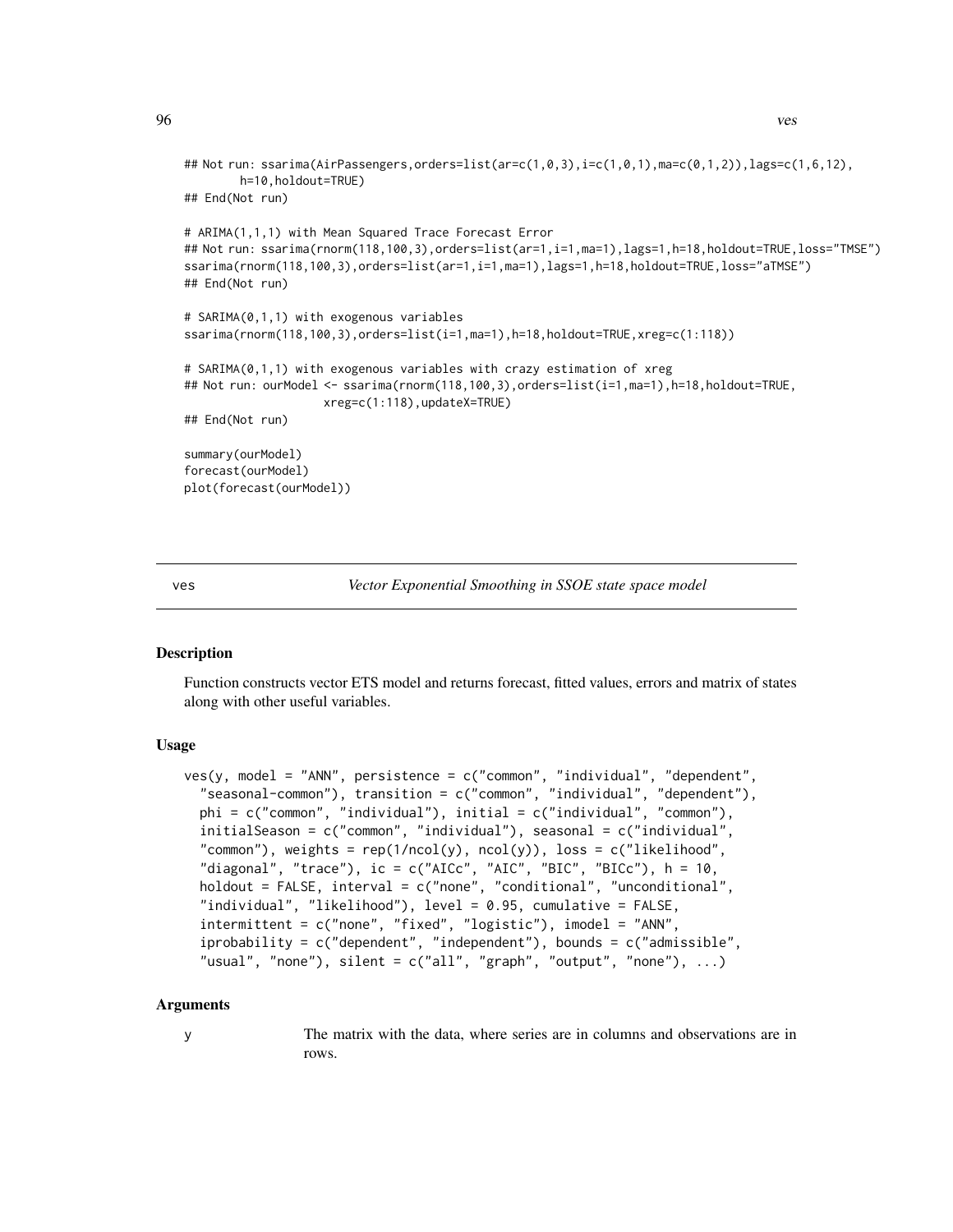```
## Not run: ssarima(AirPassengers,orders=list(ar=c(1,0,3),i=c(1,0,1),ma=c(0,1,2)),lags=c(1,6,12),
        h=10,holdout=TRUE)
## End(Not run)

# ARIMA(1,1,1) with Mean Squared Trace Forecast Error
## Not run: ssarima(rnorm(118,100,3),orders=list(ar=1,i=1,ma=1),lags=1,h=18,holdout=TRUE,loss="TMSE")
ssarima(rnorm(118,100,3),orders=list(ar=1,i=1,ma=1),lags=1,h=18,holdout=TRUE,loss="aTMSE")
## End(Not run)

# SARIMA(0,1,1) with exogenous variables
ssarima(rnorm(118,100,3),orders=list(i=1,ma=1),h=18,holdout=TRUE,xreg=c(1:118))

# SARIMA(0,1,1) with exogenous variables with crazy estimation of xreg
## Not run: ourModel <- ssarima(rnorm(118,100,3),orders=list(i=1,ma=1),h=18,holdout=TRUE,
                    xreg=c(1:118),updateX=TRUE)
## End(Not run)

summary(ourModel)
forecast(ourModel)
plot(forecast(ourModel))
```

---

ves — *Vector Exponential Smoothing in SSOE state space model*

---

## Description

Function constructs vector ETS model and returns forecast, fitted values, errors and matrix of states along with other useful variables.

## Usage

```
ves(y, model = "ANN", persistence = c("common", "individual", "dependent",
  "seasonal-common"), transition = c("common", "individual", "dependent"),
  phi = c("common", "individual"), initial = c("individual", "common"),
  initialSeason = c("common", "individual"), seasonal = c("individual",
  "common"), weights = rep(1/ncol(y), ncol(y)), loss = c("likelihood",
  "diagonal", "trace"), ic = c("AICc", "AIC", "BIC", "BICc"), h = 10,
  holdout = FALSE, interval = c("none", "conditional", "unconditional",
  "individual", "likelihood"), level = 0.95, cumulative = FALSE,
  intermittent = c("none", "fixed", "logistic"), imodel = "ANN",
  iprobability = c("dependent", "independent"), bounds = c("admissible",
  "usual", "none"), silent = c("all", "graph", "output", "none"), ...)
```

## Arguments

| | |
|---|---|
| y | The matrix with the data, where series are in columns and observations are in rows. |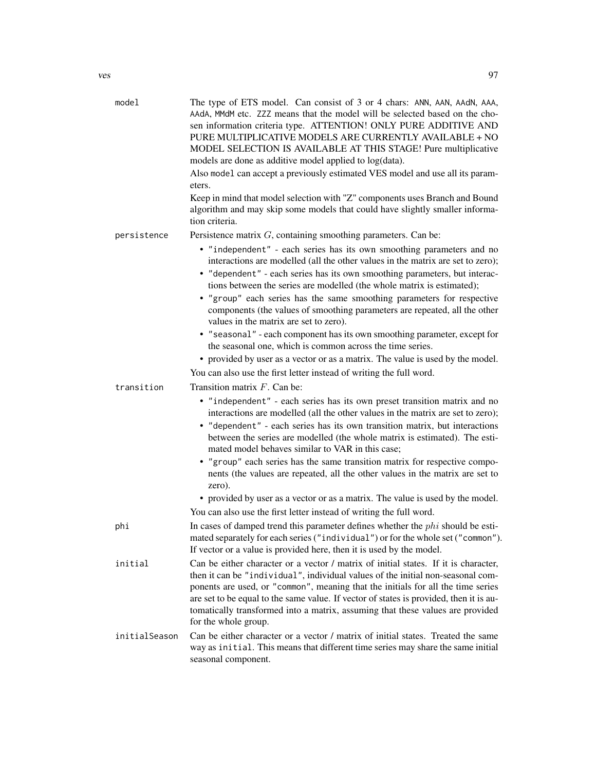**model** The type of ETS model. Can consist of 3 or 4 chars: `ANN`, `AAN`, `AAdN`, `AAA`, `AAdA`, `MMdM` etc. `ZZZ` means that the model will be selected based on the chosen information criteria type. ATTENTION! ONLY PURE ADDITIVE AND PURE MULTIPLICATIVE MODELS ARE CURRENTLY AVAILABLE + NO MODEL SELECTION IS AVAILABLE AT THIS STAGE! Pure multiplicative models are done as additive model applied to log(data).

Also `model` can accept a previously estimated VES model and use all its parameters.

Keep in mind that model selection with "Z" components uses Branch and Bound algorithm and may skip some models that could have slightly smaller information criteria.

**persistence** Persistence matrix $G$, containing smoothing parameters. Can be:

- `"independent"` - each series has its own smoothing parameters and no interactions are modelled (all the other values in the matrix are set to zero);
- `"dependent"` - each series has its own smoothing parameters, but interactions between the series are modelled (the whole matrix is estimated);
- `"group"` each series has the same smoothing parameters for respective components (the values of smoothing parameters are repeated, all the other values in the matrix are set to zero).
- `"seasonal"` - each component has its own smoothing parameter, except for the seasonal one, which is common across the time series.
- provided by user as a vector or as a matrix. The value is used by the model.

You can also use the first letter instead of writing the full word.

**transition** Transition matrix $F$. Can be:

- `"independent"` - each series has its own preset transition matrix and no interactions are modelled (all the other values in the matrix are set to zero);
- `"dependent"` - each series has its own transition matrix, but interactions between the series are modelled (the whole matrix is estimated). The estimated model behaves similar to VAR in this case;
- `"group"` each series has the same transition matrix for respective components (the values are repeated, all the other values in the matrix are set to zero).
- provided by user as a vector or as a matrix. The value is used by the model.

You can also use the first letter instead of writing the full word.

**phi** In cases of damped trend this parameter defines whether the $phi$ should be estimated separately for each series (`"individual"`) or for the whole set (`"common"`). If vector or a value is provided here, then it is used by the model.

**initial** Can be either character or a vector / matrix of initial states. If it is character, then it can be `"individual"`, individual values of the initial non-seasonal components are used, or `"common"`, meaning that the initials for all the time series are set to be equal to the same value. If vector of states is provided, then it is automatically transformed into a matrix, assuming that these values are provided for the whole group.

**initialSeason** Can be either character or a vector / matrix of initial states. Treated the same way as `initial`. This means that different time series may share the same initial seasonal component.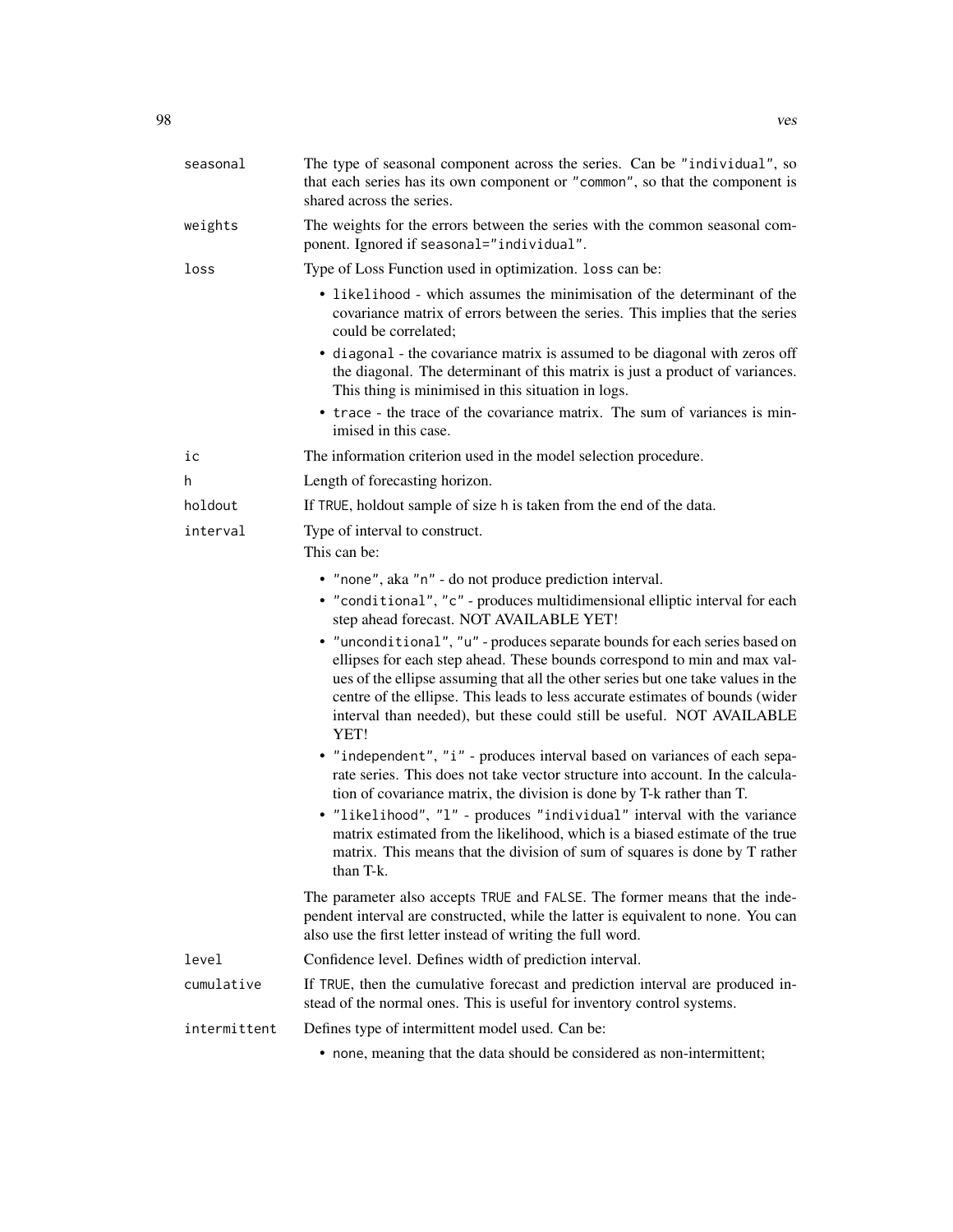**seasonal** The type of seasonal component across the series. Can be "individual", so that each series has its own component or "common", so that the component is shared across the series.

**weights** The weights for the errors between the series with the common seasonal component. Ignored if `seasonal="individual"`.

**loss** Type of Loss Function used in optimization. `loss` can be:

- `likelihood` - which assumes the minimisation of the determinant of the covariance matrix of errors between the series. This implies that the series could be correlated;
- `diagonal` - the covariance matrix is assumed to be diagonal with zeros off the diagonal. The determinant of this matrix is just a product of variances. This thing is minimised in this situation in logs.
- `trace` - the trace of the covariance matrix. The sum of variances is minimised in this case.

**ic** The information criterion used in the model selection procedure.

**h** Length of forecasting horizon.

**holdout** If `TRUE`, holdout sample of size `h` is taken from the end of the data.

**interval** Type of interval to construct.
This can be:

- "none", aka "n" - do not produce prediction interval.
- "conditional", "c" - produces multidimensional elliptic interval for each step ahead forecast. NOT AVAILABLE YET!
- "unconditional", "u" - produces separate bounds for each series based on ellipses for each step ahead. These bounds correspond to min and max values of the ellipse assuming that all the other series but one take values in the centre of the ellipse. This leads to less accurate estimates of bounds (wider interval than needed), but these could still be useful. NOT AVAILABLE YET!
- "independent", "i" - produces interval based on variances of each separate series. This does not take vector structure into account. In the calculation of covariance matrix, the division is done by T-k rather than T.
- "likelihood", "l" - produces "individual" interval with the variance matrix estimated from the likelihood, which is a biased estimate of the true matrix. This means that the division of sum of squares is done by T rather than T-k.

The parameter also accepts `TRUE` and `FALSE`. The former means that the independent interval are constructed, while the latter is equivalent to `none`. You can also use the first letter instead of writing the full word.

**level** Confidence level. Defines width of prediction interval.

**cumulative** If `TRUE`, then the cumulative forecast and prediction interval are produced instead of the normal ones. This is useful for inventory control systems.

**intermittent** Defines type of intermittent model used. Can be:

- `none`, meaning that the data should be considered as non-intermittent;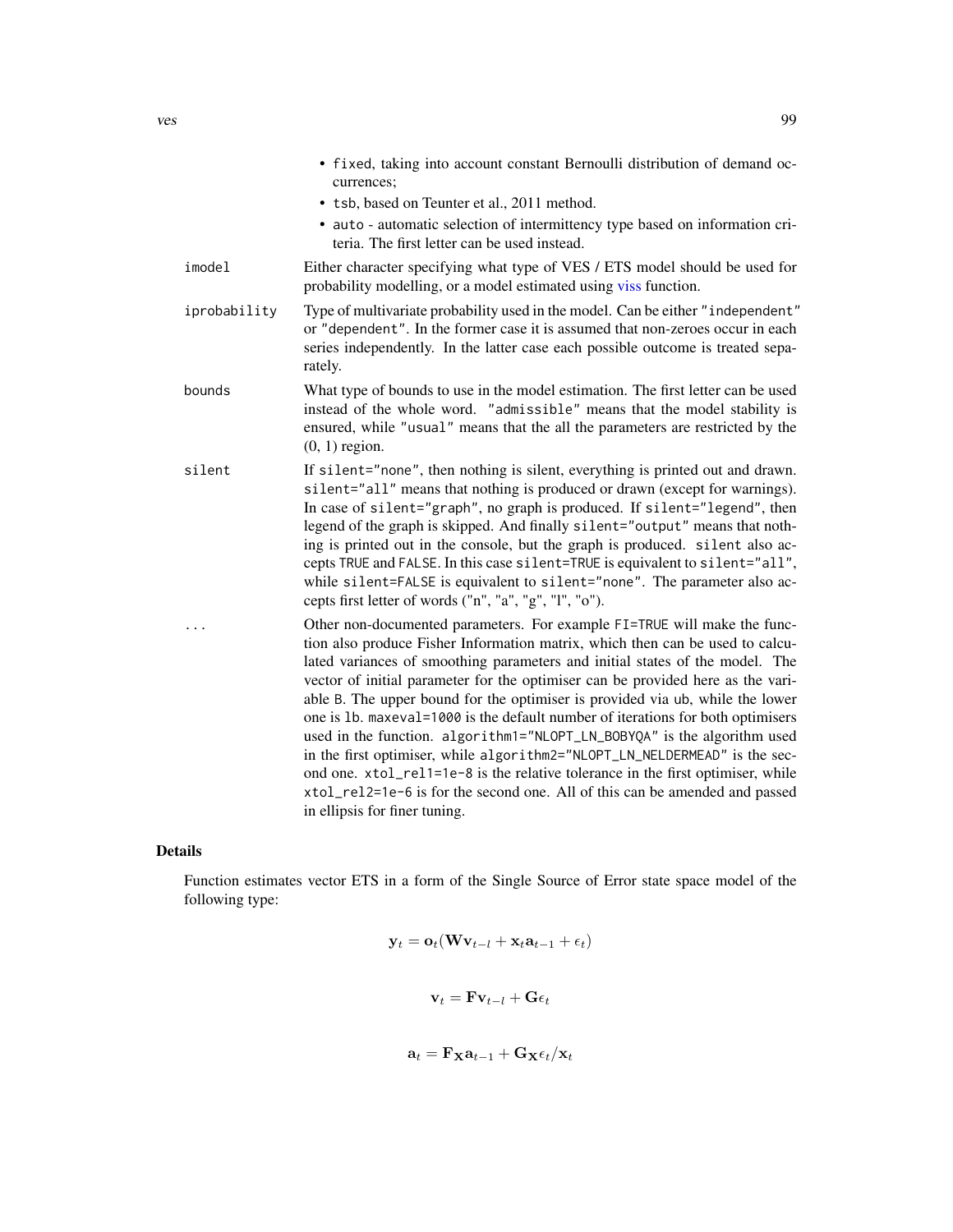- fixed, taking into account constant Bernoulli distribution of demand occurrences;
- tsb, based on Teunter et al., 2011 method.
- auto - automatic selection of intermittency type based on information criteria. The first letter can be used instead.

**imodel** Either character specifying what type of VES / ETS model should be used for probability modelling, or a model estimated using viss function.

**iprobability** Type of multivariate probability used in the model. Can be either "independent" or "dependent". In the former case it is assumed that non-zeroes occur in each series independently. In the latter case each possible outcome is treated separately.

**bounds** What type of bounds to use in the model estimation. The first letter can be used instead of the whole word. "admissible" means that the model stability is ensured, while "usual" means that the all the parameters are restricted by the (0, 1) region.

**silent** If silent="none", then nothing is silent, everything is printed out and drawn. silent="all" means that nothing is produced or drawn (except for warnings). In case of silent="graph", no graph is produced. If silent="legend", then legend of the graph is skipped. And finally silent="output" means that nothing is printed out in the console, but the graph is produced. silent also accepts TRUE and FALSE. In this case silent=TRUE is equivalent to silent="all", while silent=FALSE is equivalent to silent="none". The parameter also accepts first letter of words ("n", "a", "g", "l", "o").

**...** Other non-documented parameters. For example FI=TRUE will make the function also produce Fisher Information matrix, which then can be used to calculated variances of smoothing parameters and initial states of the model. The vector of initial parameter for the optimiser can be provided here as the variable B. The upper bound for the optimiser is provided via ub, while the lower one is lb. maxeval=1000 is the default number of iterations for both optimisers used in the function. algorithm1="NLOPT_LN_BOBYQA" is the algorithm used in the first optimiser, while algorithm2="NLOPT_LN_NELDERMEAD" is the second one. xtol_rel1=1e-8 is the relative tolerance in the first optimiser, while xtol_rel2=1e-6 is for the second one. All of this can be amended and passed in ellipsis for finer tuning.

## Details

Function estimates vector ETS in a form of the Single Source of Error state space model of the following type:

$$\mathbf{y}_t = \mathbf{o}_t(\mathbf{W}\mathbf{v}_{t-l} + \mathbf{x}_t\mathbf{a}_{t-1} + \epsilon_t)$$

$$\mathbf{v}_t = \mathbf{F}\mathbf{v}_{t-l} + \mathbf{G}\epsilon_t$$

$$\mathbf{a}_t = \mathbf{F}_{\mathbf{X}}\mathbf{a}_{t-1} + \mathbf{G}_{\mathbf{X}}\epsilon_t/\mathbf{x}_t$$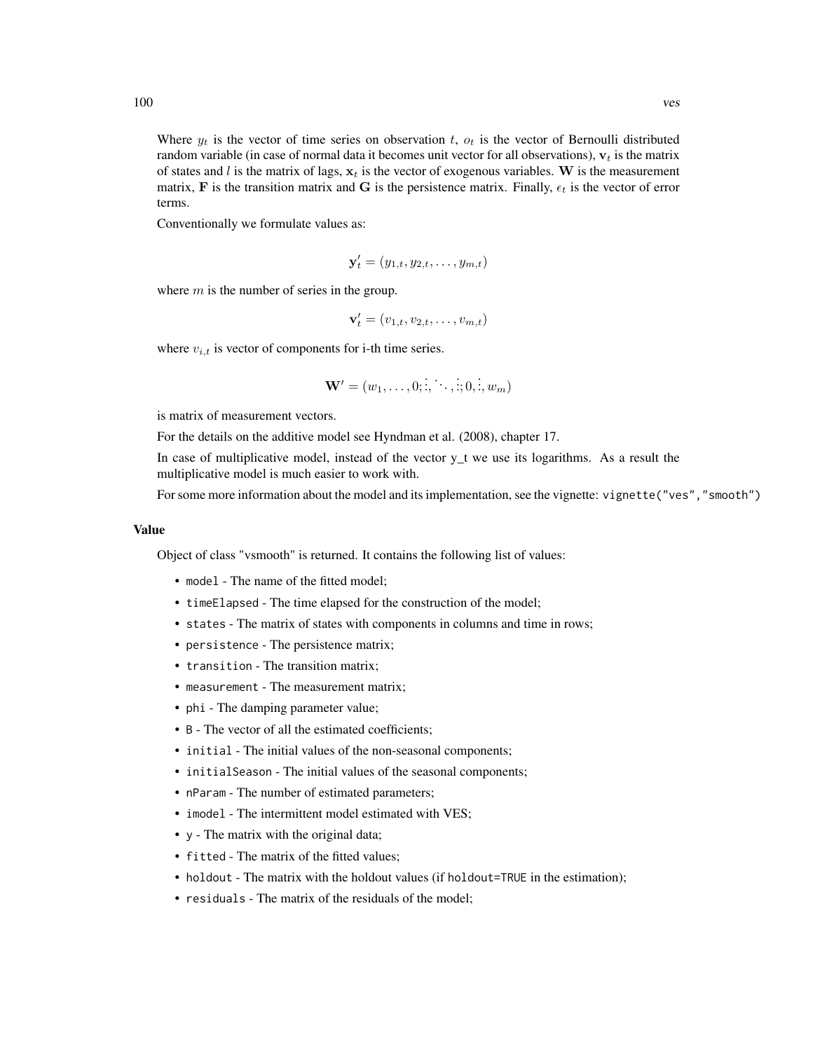Where $y_t$ is the vector of time series on observation $t$, $o_t$ is the vector of Bernoulli distributed random variable (in case of normal data it becomes unit vector for all observations), $\mathbf{v}_t$ is the matrix of states and $l$ is the matrix of lags, $\mathbf{x}_t$ is the vector of exogenous variables. $\mathbf{W}$ is the measurement matrix, $\mathbf{F}$ is the transition matrix and $\mathbf{G}$ is the persistence matrix. Finally, $\epsilon_t$ is the vector of error terms.

Conventionally we formulate values as:

$$\mathbf{y}'_t = (y_{1,t}, y_{2,t}, \dots, y_{m,t})$$

where $m$ is the number of series in the group.

$$\mathbf{v}'_t = (v_{1,t}, v_{2,t}, \dots, v_{m,t})$$

where $v_{i,t}$ is vector of components for i-th time series.

$$\mathbf{W}' = (w_1, \dots, 0; \vdots, \ddots, \vdots; 0, \vdots, w_m)$$

is matrix of measurement vectors.

For the details on the additive model see Hyndman et al. (2008), chapter 17.

In case of multiplicative model, instead of the vector y_t we use its logarithms. As a result the multiplicative model is much easier to work with.

For some more information about the model and its implementation, see the vignette: `vignette("ves","smooth")`

## Value

Object of class "vsmooth" is returned. It contains the following list of values:

- `model` - The name of the fitted model;
- `timeElapsed` - The time elapsed for the construction of the model;
- `states` - The matrix of states with components in columns and time in rows;
- `persistence` - The persistence matrix;
- `transition` - The transition matrix;
- `measurement` - The measurement matrix;
- `phi` - The damping parameter value;
- `B` - The vector of all the estimated coefficients;
- `initial` - The initial values of the non-seasonal components;
- `initialSeason` - The initial values of the seasonal components;
- `nParam` - The number of estimated parameters;
- `imodel` - The intermittent model estimated with VES;
- `y` - The matrix with the original data;
- `fitted` - The matrix of the fitted values;
- `holdout` - The matrix with the holdout values (if `holdout=TRUE` in the estimation);
- `residuals` - The matrix of the residuals of the model;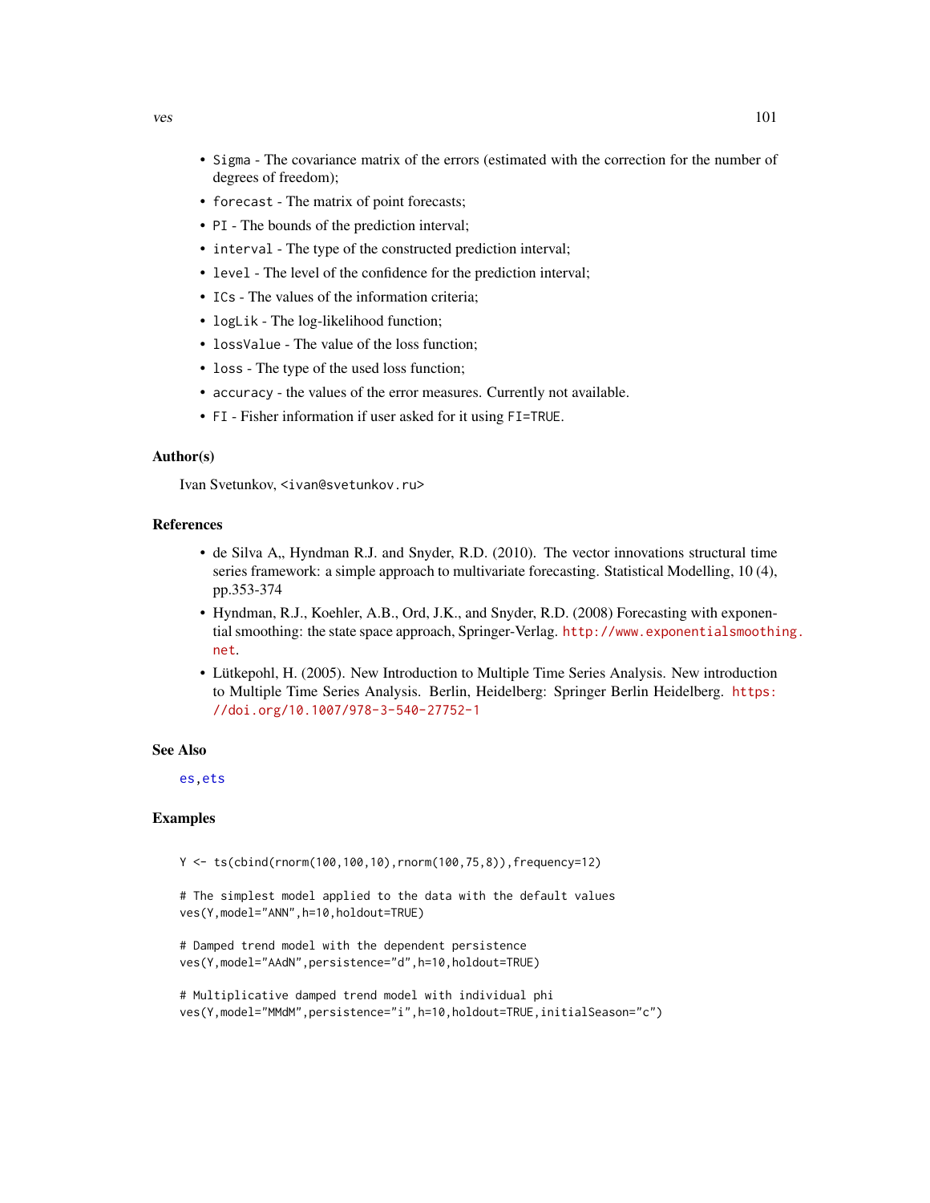- `Sigma` - The covariance matrix of the errors (estimated with the correction for the number of degrees of freedom);
- `forecast` - The matrix of point forecasts;
- `PI` - The bounds of the prediction interval;
- `interval` - The type of the constructed prediction interval;
- `level` - The level of the confidence for the prediction interval;
- `ICs` - The values of the information criteria;
- `logLik` - The log-likelihood function;
- `lossValue` - The value of the loss function;
- `loss` - The type of the used loss function;
- `accuracy` - the values of the error measures. Currently not available.
- `FI` - Fisher information if user asked for it using `FI=TRUE`.

### Author(s)

Ivan Svetunkov, <ivan@svetunkov.ru>

### References

- de Silva A,, Hyndman R.J. and Snyder, R.D. (2010). The vector innovations structural time series framework: a simple approach to multivariate forecasting. Statistical Modelling, 10 (4), pp.353-374
- Hyndman, R.J., Koehler, A.B., Ord, J.K., and Snyder, R.D. (2008) Forecasting with exponential smoothing: the state space approach, Springer-Verlag. http://www.exponentialsmoothing.net.
- Lütkepohl, H. (2005). New Introduction to Multiple Time Series Analysis. New introduction to Multiple Time Series Analysis. Berlin, Heidelberg: Springer Berlin Heidelberg. https://doi.org/10.1007/978-3-540-27752-1

### See Also

es,ets

### Examples

```
Y <- ts(cbind(rnorm(100,100,10),rnorm(100,75,8)),frequency=12)

# The simplest model applied to the data with the default values
ves(Y,model="ANN",h=10,holdout=TRUE)

# Damped trend model with the dependent persistence
ves(Y,model="AAdN",persistence="d",h=10,holdout=TRUE)

# Multiplicative damped trend model with individual phi
ves(Y,model="MMdM",persistence="i",h=10,holdout=TRUE,initialSeason="c")
```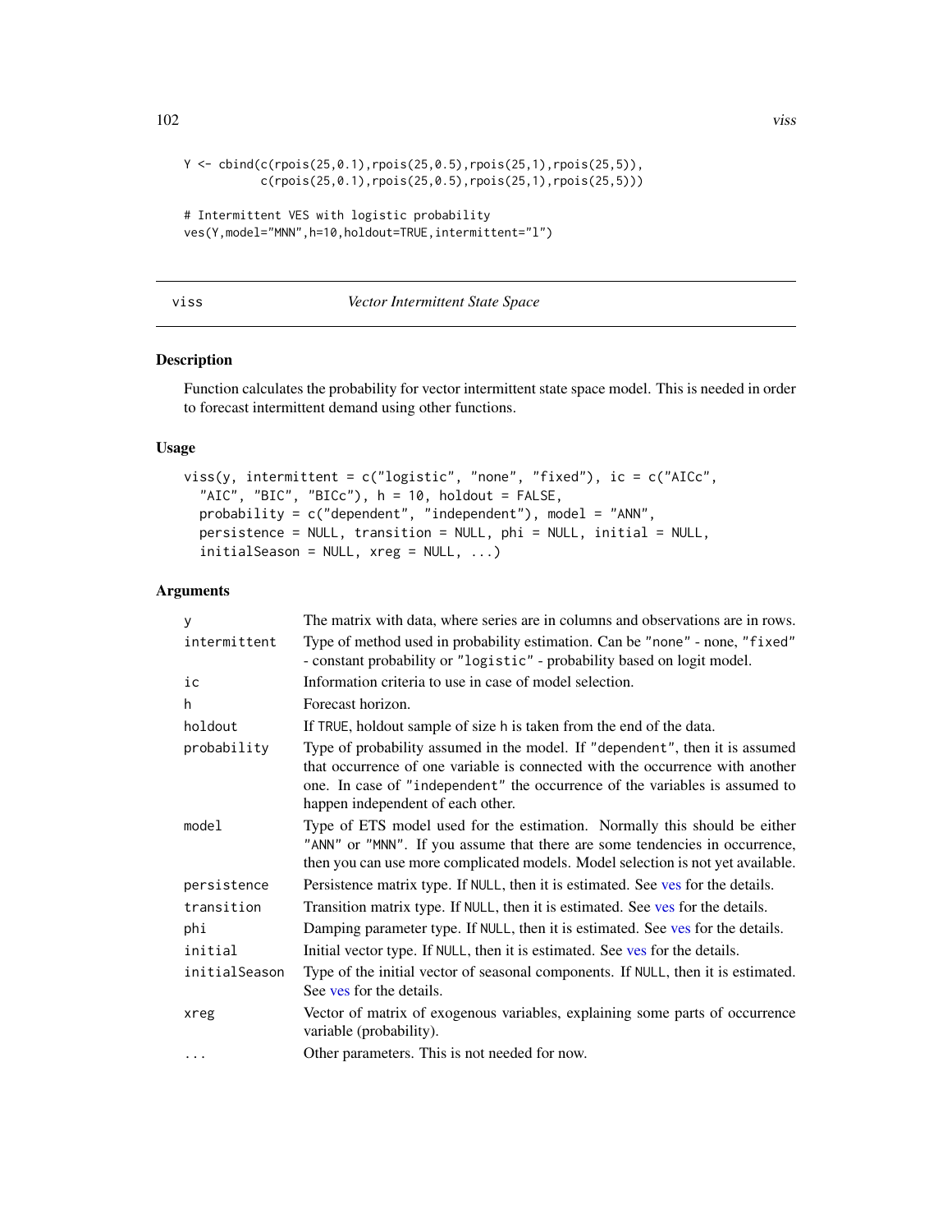```
Y <- cbind(c(rpois(25,0.1),rpois(25,0.5),rpois(25,1),rpois(25,5)),
           c(rpois(25,0.1),rpois(25,0.5),rpois(25,1),rpois(25,5)))

# Intermittent VES with logistic probability
ves(Y,model="MNN",h=10,holdout=TRUE,intermittent="l")
```

---

## viss — *Vector Intermittent State Space*

### Description

Function calculates the probability for vector intermittent state space model. This is needed in order to forecast intermittent demand using other functions.

### Usage

```
viss(y, intermittent = c("logistic", "none", "fixed"), ic = c("AICc",
  "AIC", "BIC", "BICc"), h = 10, holdout = FALSE,
  probability = c("dependent", "independent"), model = "ANN",
  persistence = NULL, transition = NULL, phi = NULL, initial = NULL,
  initialSeason = NULL, xreg = NULL, ...)
```

### Arguments

| Argument | Description |
|---|---|
| `y` | The matrix with data, where series are in columns and observations are in rows. |
| `intermittent` | Type of method used in probability estimation. Can be `"none"` - none, `"fixed"` - constant probability or `"logistic"` - probability based on logit model. |
| `ic` | Information criteria to use in case of model selection. |
| `h` | Forecast horizon. |
| `holdout` | If `TRUE`, holdout sample of size `h` is taken from the end of the data. |
| `probability` | Type of probability assumed in the model. If `"dependent"`, then it is assumed that occurrence of one variable is connected with the occurrence with another one. In case of `"independent"` the occurrence of the variables is assumed to happen independent of each other. |
| `model` | Type of ETS model used for the estimation. Normally this should be either `"ANN"` or `"MNN"`. If you assume that there are some tendencies in occurrence, then you can use more complicated models. Model selection is not yet available. |
| `persistence` | Persistence matrix type. If `NULL`, then it is estimated. See ves for the details. |
| `transition` | Transition matrix type. If `NULL`, then it is estimated. See ves for the details. |
| `phi` | Damping parameter type. If `NULL`, then it is estimated. See ves for the details. |
| `initial` | Initial vector type. If `NULL`, then it is estimated. See ves for the details. |
| `initialSeason` | Type of the initial vector of seasonal components. If `NULL`, then it is estimated. See ves for the details. |
| `xreg` | Vector of matrix of exogenous variables, explaining some parts of occurrence variable (probability). |
| `...` | Other parameters. This is not needed for now. |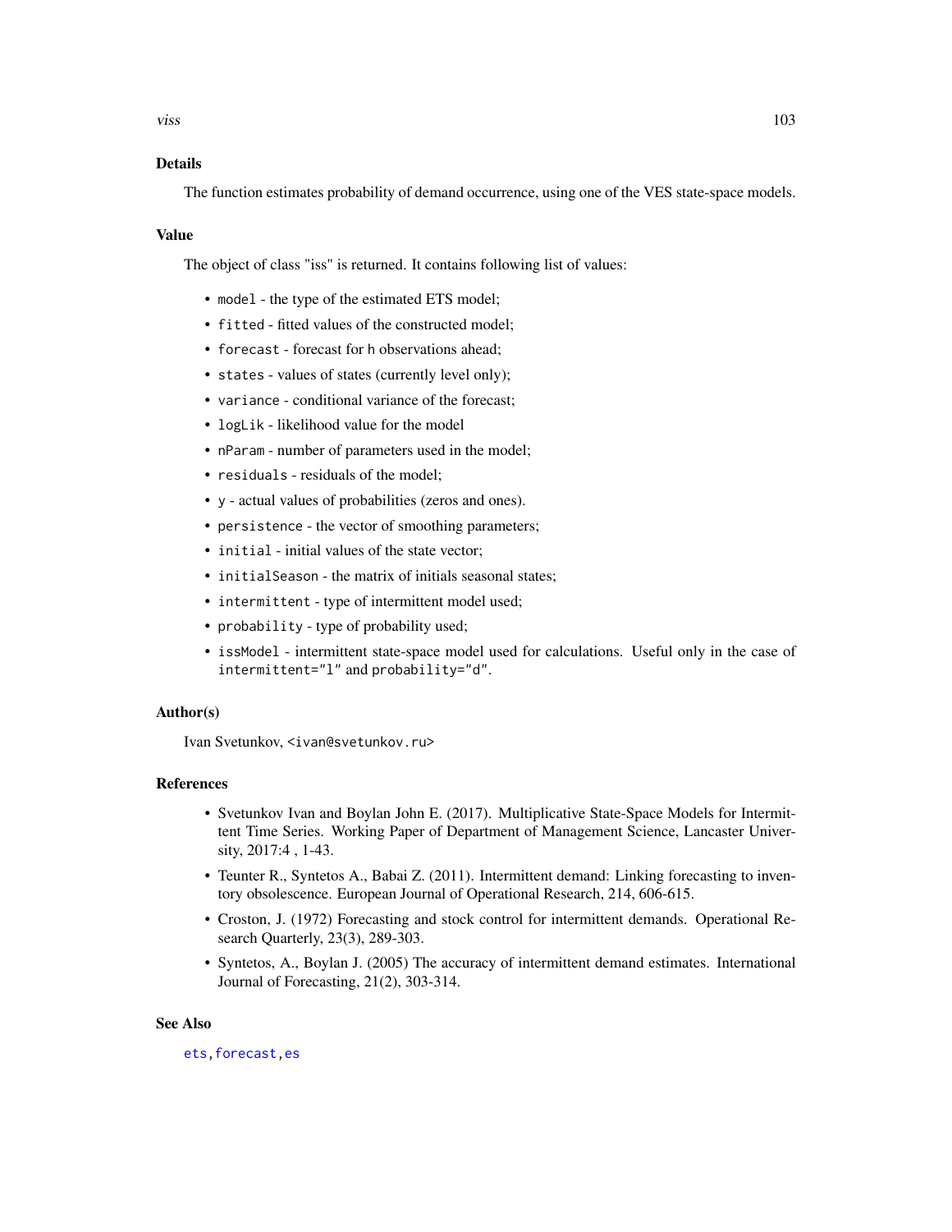## Details

The function estimates probability of demand occurrence, using one of the VES state-space models.

## Value

The object of class "iss" is returned. It contains following list of values:

- `model` - the type of the estimated ETS model;
- `fitted` - fitted values of the constructed model;
- `forecast` - forecast for `h` observations ahead;
- `states` - values of states (currently level only);
- `variance` - conditional variance of the forecast;
- `logLik` - likelihood value for the model
- `nParam` - number of parameters used in the model;
- `residuals` - residuals of the model;
- `y` - actual values of probabilities (zeros and ones).
- `persistence` - the vector of smoothing parameters;
- `initial` - initial values of the state vector;
- `initialSeason` - the matrix of initials seasonal states;
- `intermittent` - type of intermittent model used;
- `probability` - type of probability used;
- `issModel` - intermittent state-space model used for calculations. Useful only in the case of `intermittent="l"` and `probability="d"`.

## Author(s)

Ivan Svetunkov, <ivan@svetunkov.ru>

## References

- Svetunkov Ivan and Boylan John E. (2017). Multiplicative State-Space Models for Intermittent Time Series. Working Paper of Department of Management Science, Lancaster University, 2017:4 , 1-43.
- Teunter R., Syntetos A., Babai Z. (2011). Intermittent demand: Linking forecasting to inventory obsolescence. European Journal of Operational Research, 214, 606-615.
- Croston, J. (1972) Forecasting and stock control for intermittent demands. Operational Research Quarterly, 23(3), 289-303.
- Syntetos, A., Boylan J. (2005) The accuracy of intermittent demand estimates. International Journal of Forecasting, 21(2), 303-314.

## See Also

ets, forecast, es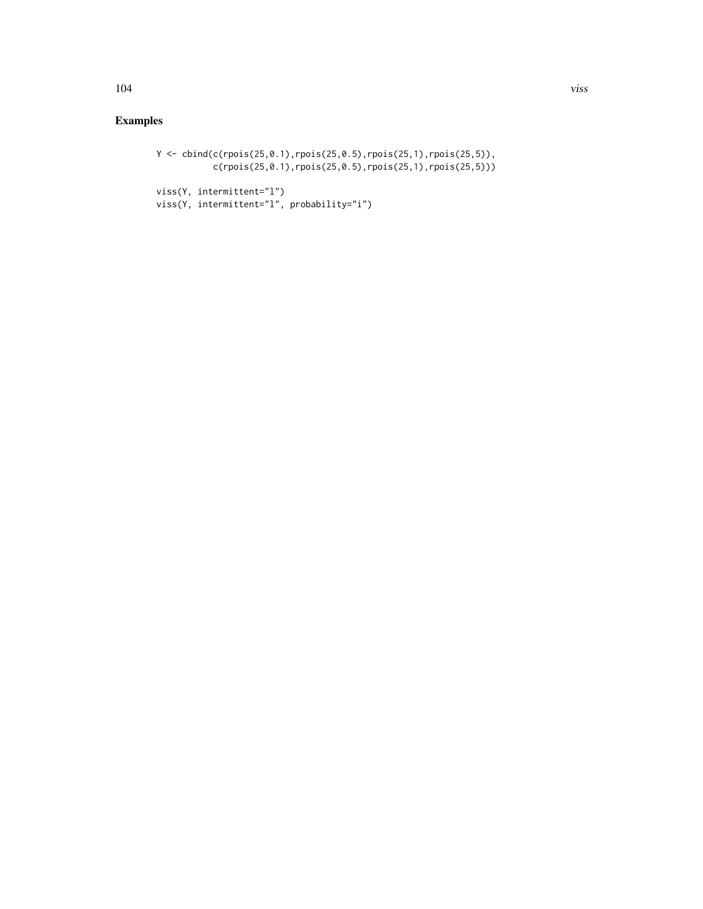## Examples

```
Y <- cbind(c(rpois(25,0.1),rpois(25,0.5),rpois(25,1),rpois(25,5)),
           c(rpois(25,0.1),rpois(25,0.5),rpois(25,1),rpois(25,5)))

viss(Y, intermittent="l")
viss(Y, intermittent="l", probability="i")
```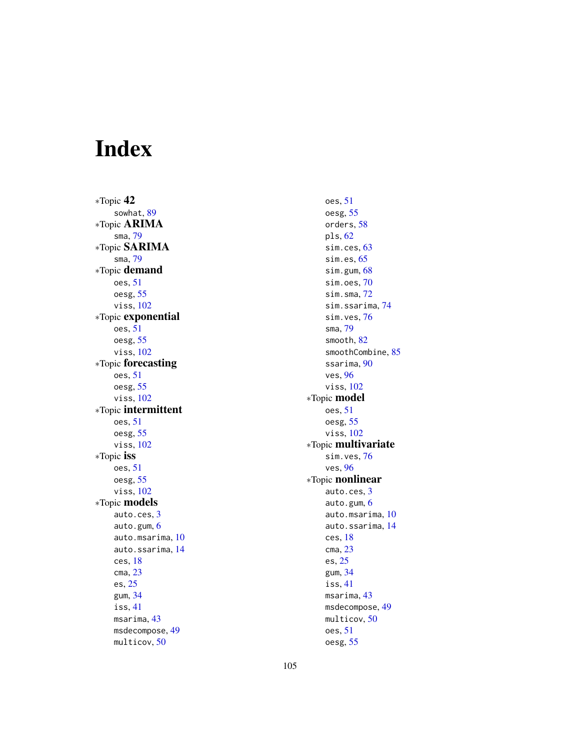# Index

*Topic **42**
- sowhat, 89

*Topic **ARIMA**
- sma, 79

*Topic **SARIMA**
- sma, 79

*Topic **demand**
- oes, 51
- oesg, 55
- viss, 102

*Topic **exponential**
- oes, 51
- oesg, 55
- viss, 102

*Topic **forecasting**
- oes, 51
- oesg, 55
- viss, 102

*Topic **intermittent**
- oes, 51
- oesg, 55
- viss, 102

*Topic **iss**
- oes, 51
- oesg, 55
- viss, 102

*Topic **models**
- auto.ces, 3
- auto.gum, 6
- auto.msarima, 10
- auto.ssarima, 14
- ces, 18
- cma, 23
- es, 25
- gum, 34
- iss, 41
- msarima, 43
- msdecompose, 49
- multicov, 50
- oes, 51
- oesg, 55
- orders, 58
- pls, 62
- sim.ces, 63
- sim.es, 65
- sim.gum, 68
- sim.oes, 70
- sim.sma, 72
- sim.ssarima, 74
- sim.ves, 76
- sma, 79
- smooth, 82
- smoothCombine, 85
- ssarima, 90
- ves, 96
- viss, 102

*Topic **model**
- oes, 51
- oesg, 55
- viss, 102

*Topic **multivariate**
- sim.ves, 76
- ves, 96

*Topic **nonlinear**
- auto.ces, 3
- auto.gum, 6
- auto.msarima, 10
- auto.ssarima, 14
- ces, 18
- cma, 23
- es, 25
- gum, 34
- iss, 41
- msarima, 43
- msdecompose, 49
- multicov, 50
- oes, 51
- oesg, 55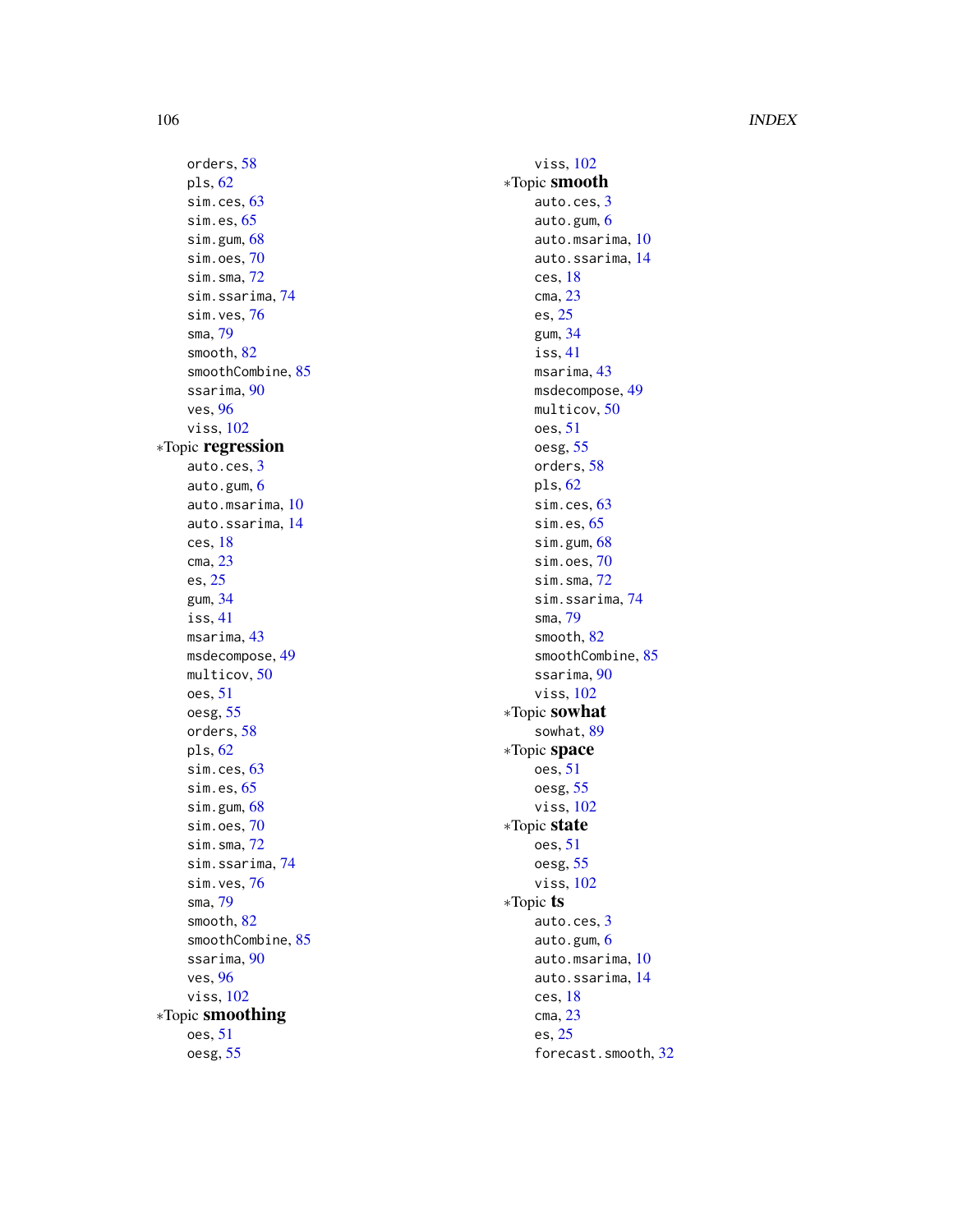orders, 58
pls, 62
sim.ces, 63
sim.es, 65
sim.gum, 68
sim.oes, 70
sim.sma, 72
sim.ssarima, 74
sim.ves, 76
sma, 79
smooth, 82
smoothCombine, 85
ssarima, 90
ves, 96
viss, 102

*Topic **regression**
auto.ces, 3
auto.gum, 6
auto.msarima, 10
auto.ssarima, 14
ces, 18
cma, 23
es, 25
gum, 34
iss, 41
msarima, 43
msdecompose, 49
multicov, 50
oes, 51
oesg, 55
orders, 58
pls, 62
sim.ces, 63
sim.es, 65
sim.gum, 68
sim.oes, 70
sim.sma, 72
sim.ssarima, 74
sim.ves, 76
sma, 79
smooth, 82
smoothCombine, 85
ssarima, 90
ves, 96
viss, 102

*Topic **smoothing**
oes, 51
oesg, 55
viss, 102

*Topic **smooth**
auto.ces, 3
auto.gum, 6
auto.msarima, 10
auto.ssarima, 14
ces, 18
cma, 23
es, 25
gum, 34
iss, 41
msarima, 43
msdecompose, 49
multicov, 50
oes, 51
oesg, 55
orders, 58
pls, 62
sim.ces, 63
sim.es, 65
sim.gum, 68
sim.oes, 70
sim.sma, 72
sim.ssarima, 74
sma, 79
smooth, 82
smoothCombine, 85
ssarima, 90
viss, 102

*Topic **sowhat**
sowhat, 89

*Topic **space**
oes, 51
oesg, 55
viss, 102

*Topic **state**
oes, 51
oesg, 55
viss, 102

*Topic **ts**
auto.ces, 3
auto.gum, 6
auto.msarima, 10
auto.ssarima, 14
ces, 18
cma, 23
es, 25
forecast.smooth, 32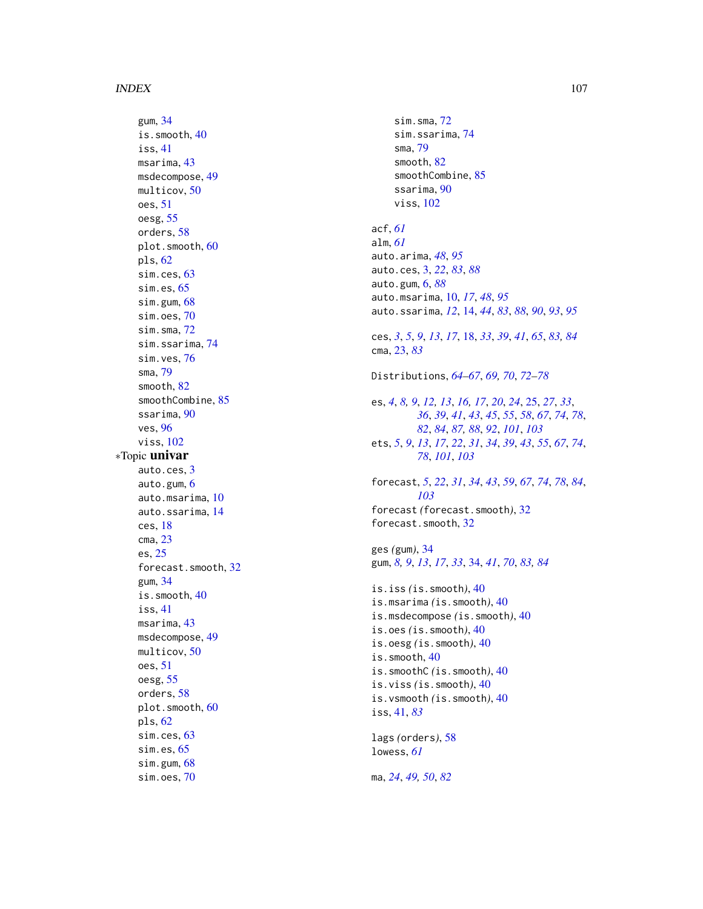gum, 34
is.smooth, 40
iss, 41
msarima, 43
msdecompose, 49
multicov, 50
oes, 51
oesg, 55
orders, 58
plot.smooth, 60
pls, 62
sim.ces, 63
sim.es, 65
sim.gum, 68
sim.oes, 70
sim.sma, 72
sim.ssarima, 74
sim.ves, 76
sma, 79
smooth, 82
smoothCombine, 85
ssarima, 90
ves, 96
viss, 102

∗Topic **univar**

auto.ces, 3
auto.gum, 6
auto.msarima, 10
auto.ssarima, 14
ces, 18
cma, 23
es, 25
forecast.smooth, 32
gum, 34
is.smooth, 40
iss, 41
msarima, 43
msdecompose, 49
multicov, 50
oes, 51
oesg, 55
orders, 58
plot.smooth, 60
pls, 62
sim.ces, 63
sim.es, 65
sim.gum, 68
sim.oes, 70
sim.sma, 72
sim.ssarima, 74
sma, 79
smooth, 82
smoothCombine, 85
ssarima, 90
viss, 102

acf, *61*
alm, *61*
auto.arima, *48*, *95*
auto.ces, 3, *22*, *83*, *88*
auto.gum, 6, *88*
auto.msarima, 10, *17*, *48*, *95*
auto.ssarima, *12*, 14, *44*, *83*, *88*, *90*, *93*, *95*

ces, *3*, *5*, *9*, *13*, *17*, 18, *33*, *39*, *41*, *65*, *83, 84*
cma, 23, *83*

Distributions, *64–67*, *69, 70*, *72–78*

es, *4*, *8, 9*, *12, 13*, *16, 17*, *20*, *24*, 25, *27*, *33*, *36*, *39*, *41*, *43*, *45*, *55*, *58*, *67*, *74*, *78*, *82*, *84*, *87, 88*, *92*, *101*, *103*
ets, *5*, *9*, *13*, *17*, *22*, *31*, *34*, *39*, *43*, *55*, *67*, *74*, *78*, *101*, *103*

forecast, *5*, *22*, *31*, *34*, *43*, *59*, *67*, *74*, *78*, *84*, *103*
forecast *(forecast.smooth)*, 32
forecast.smooth, 32

ges *(gum)*, 34
gum, *8, 9*, *13*, *17*, *33*, 34, *41*, *70*, *83, 84*

is.iss *(is.smooth)*, 40
is.msarima *(is.smooth)*, 40
is.msdecompose *(is.smooth)*, 40
is.oes *(is.smooth)*, 40
is.oesg *(is.smooth)*, 40
is.smooth, 40
is.smoothC *(is.smooth)*, 40
is.viss *(is.smooth)*, 40
is.vsmooth *(is.smooth)*, 40
iss, 41, *83*

lags *(orders)*, 58
lowess, *61*

ma, *24*, *49, 50*, *82*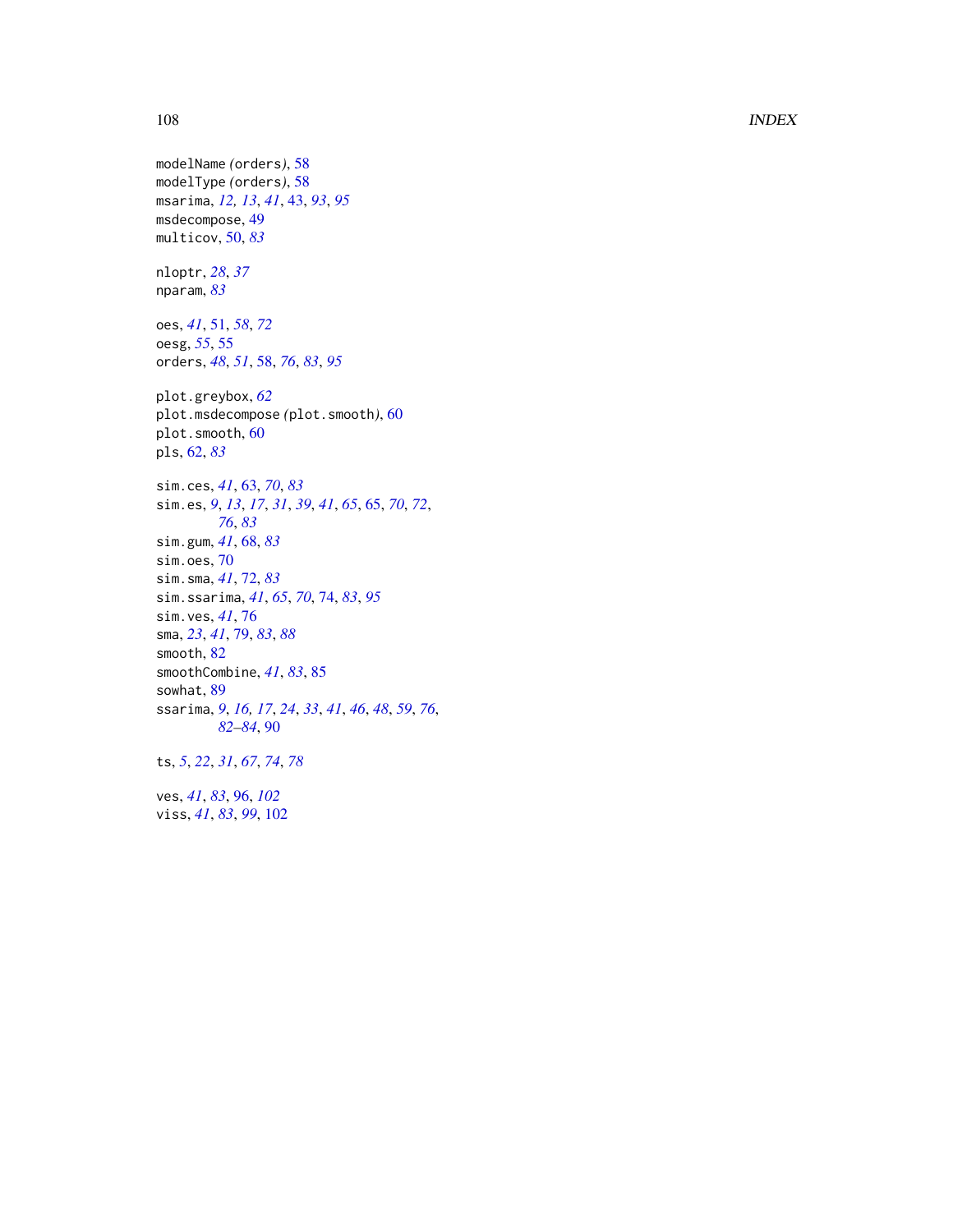modelName *(orders)*, 58
modelType *(orders)*, 58
msarima, *12, 13*, *41*, 43, *93*, *95*
msdecompose, 49
multicov, 50, *83*

nloptr, *28*, *37*
nparam, *83*

oes, *41*, 51, *58*, *72*
oesg, *55*, 55
orders, *48*, *51*, 58, *76*, *83*, *95*

plot.greybox, *62*
plot.msdecompose *(plot.smooth)*, 60
plot.smooth, 60
pls, 62, *83*

sim.ces, *41*, 63, *70*, *83*
sim.es, *9*, *13*, *17*, *31*, *39*, *41*, *65*, 65, *70*, *72*, *76*, *83*
sim.gum, *41*, 68, *83*
sim.oes, 70
sim.sma, *41*, 72, *83*
sim.ssarima, *41*, *65*, *70*, 74, *83*, *95*
sim.ves, *41*, 76
sma, *23*, *41*, 79, *83*, *88*
smooth, 82
smoothCombine, *41*, *83*, 85
sowhat, 89
ssarima, *9*, *16, 17*, *24*, *33*, *41*, *46*, *48*, *59*, *76*, *82–84*, 90

ts, *5*, *22*, *31*, *67*, *74*, *78*

ves, *41*, *83*, 96, *102*
viss, *41*, *83*, *99*, 102